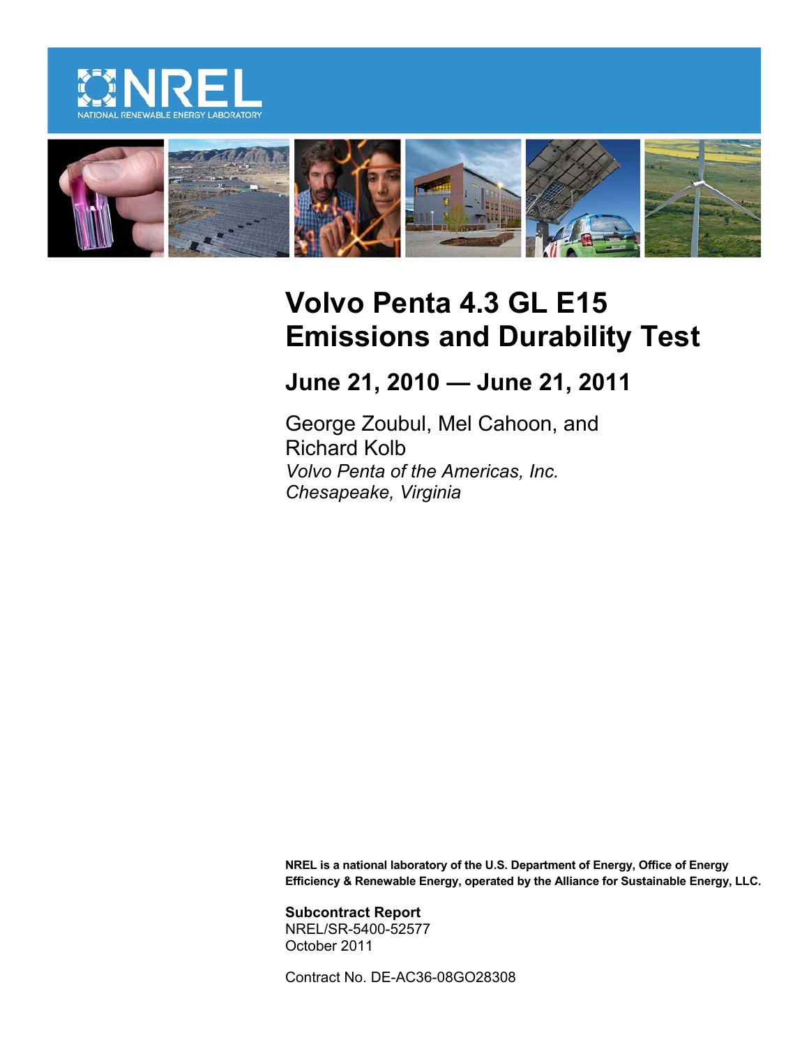NREL

NATIONAL RENEWABLE ENERGY LABORATORY

# Volvo Penta 4.3 GL E15 Emissions and Durability Test

## June 21, 2010 — June 21, 2011

George Zoubul, Mel Cahoon, and Richard Kolb
*Volvo Penta of the Americas, Inc.*
*Chesapeake, Virginia*

**NREL is a national laboratory of the U.S. Department of Energy, Office of Energy Efficiency & Renewable Energy, operated by the Alliance for Sustainable Energy, LLC.**

**Subcontract Report**
NREL/SR-5400-52577
October 2011

Contract No. DE-AC36-08GO28308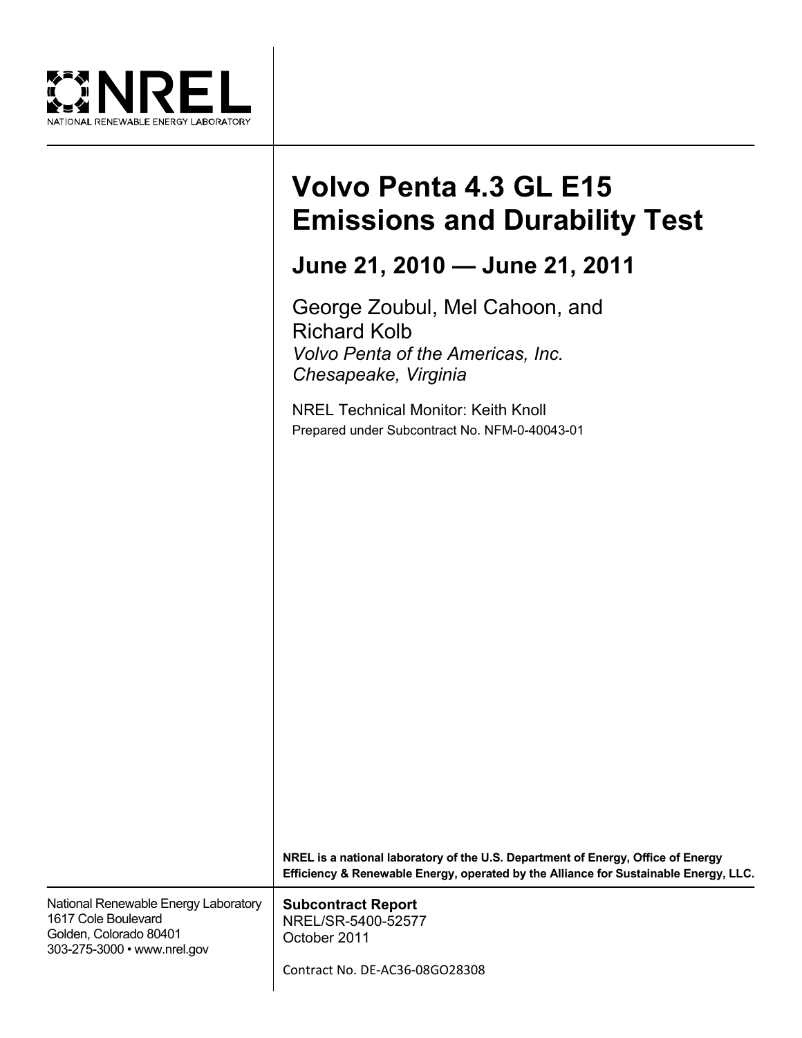NREL
NATIONAL RENEWABLE ENERGY LABORATORY

# Volvo Penta 4.3 GL E15 Emissions and Durability Test

## June 21, 2010 — June 21, 2011

George Zoubul, Mel Cahoon, and Richard Kolb
*Volvo Penta of the Americas, Inc.*
*Chesapeake, Virginia*

NREL Technical Monitor: Keith Knoll
Prepared under Subcontract No. NFM-0-40043-01

**NREL is a national laboratory of the U.S. Department of Energy, Office of Energy Efficiency & Renewable Energy, operated by the Alliance for Sustainable Energy, LLC.**

National Renewable Energy Laboratory
1617 Cole Boulevard
Golden, Colorado 80401
303-275-3000 • www.nrel.gov

**Subcontract Report**
NREL/SR-5400-52577
October 2011

Contract No. DE-AC36-08GO28308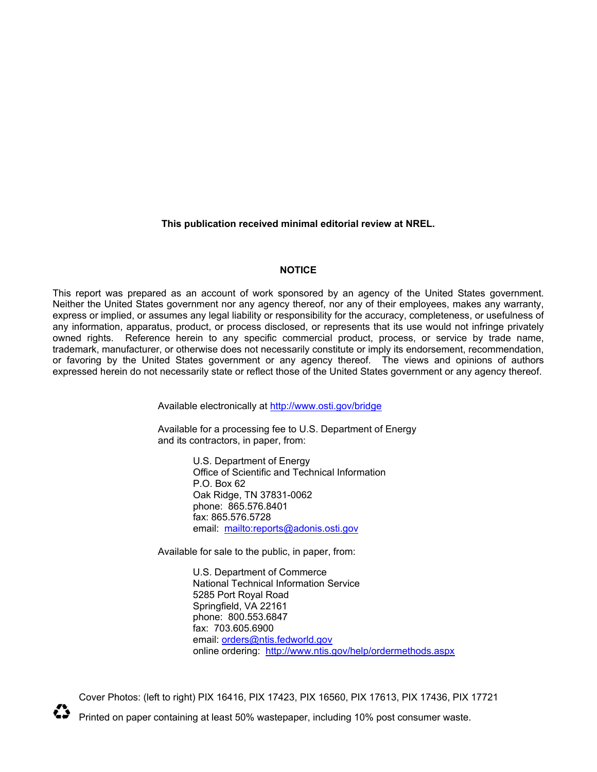**This publication received minimal editorial review at NREL.**

**NOTICE**

This report was prepared as an account of work sponsored by an agency of the United States government. Neither the United States government nor any agency thereof, nor any of their employees, makes any warranty, express or implied, or assumes any legal liability or responsibility for the accuracy, completeness, or usefulness of any information, apparatus, product, or process disclosed, or represents that its use would not infringe privately owned rights. Reference herein to any specific commercial product, process, or service by trade name, trademark, manufacturer, or otherwise does not necessarily constitute or imply its endorsement, recommendation, or favoring by the United States government or any agency thereof. The views and opinions of authors expressed herein do not necessarily state or reflect those of the United States government or any agency thereof.

Available electronically at http://www.osti.gov/bridge

Available for a processing fee to U.S. Department of Energy and its contractors, in paper, from:

U.S. Department of Energy
Office of Scientific and Technical Information
P.O. Box 62
Oak Ridge, TN 37831-0062
phone: 865.576.8401
fax: 865.576.5728
email: mailto:reports@adonis.osti.gov

Available for sale to the public, in paper, from:

U.S. Department of Commerce
National Technical Information Service
5285 Port Royal Road
Springfield, VA 22161
phone: 800.553.6847
fax: 703.605.6900
email: orders@ntis.fedworld.gov
online ordering: http://www.ntis.gov/help/ordermethods.aspx

Cover Photos: (left to right) PIX 16416, PIX 17423, PIX 16560, PIX 17613, PIX 17436, PIX 17721

Printed on paper containing at least 50% wastepaper, including 10% post consumer waste.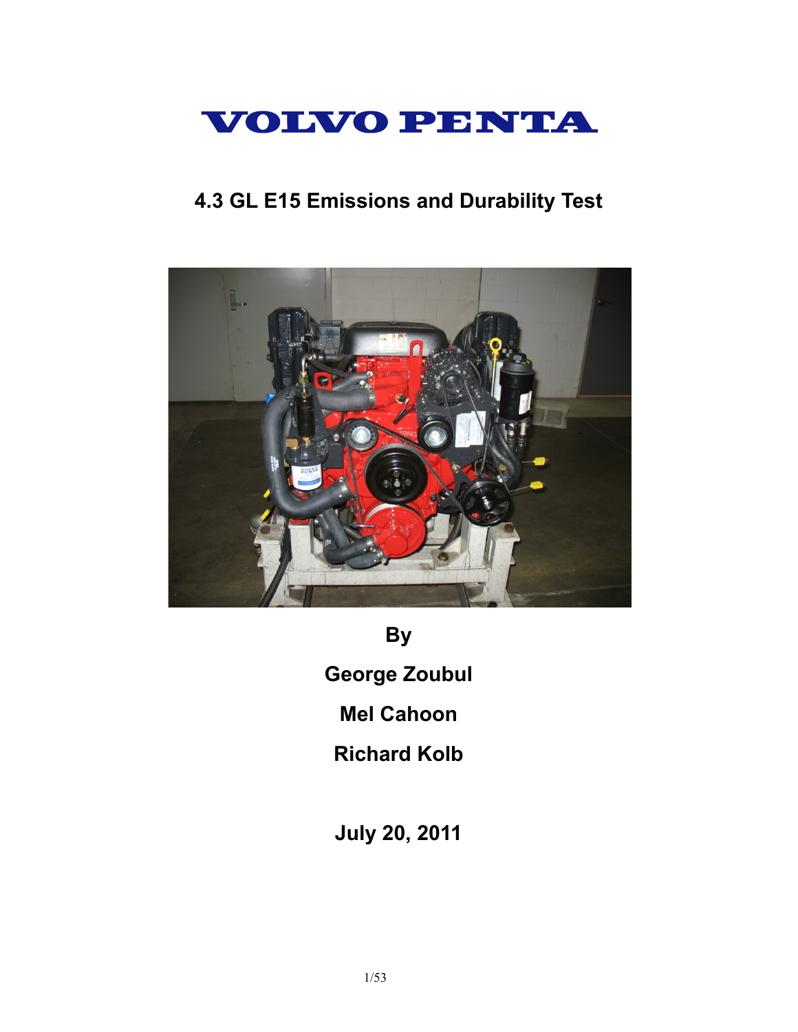# VOLVO PENTA

## 4.3 GL E15 Emissions and Durability Test

**By**

**George Zoubul**

**Mel Cahoon**

**Richard Kolb**

**July 20, 2011**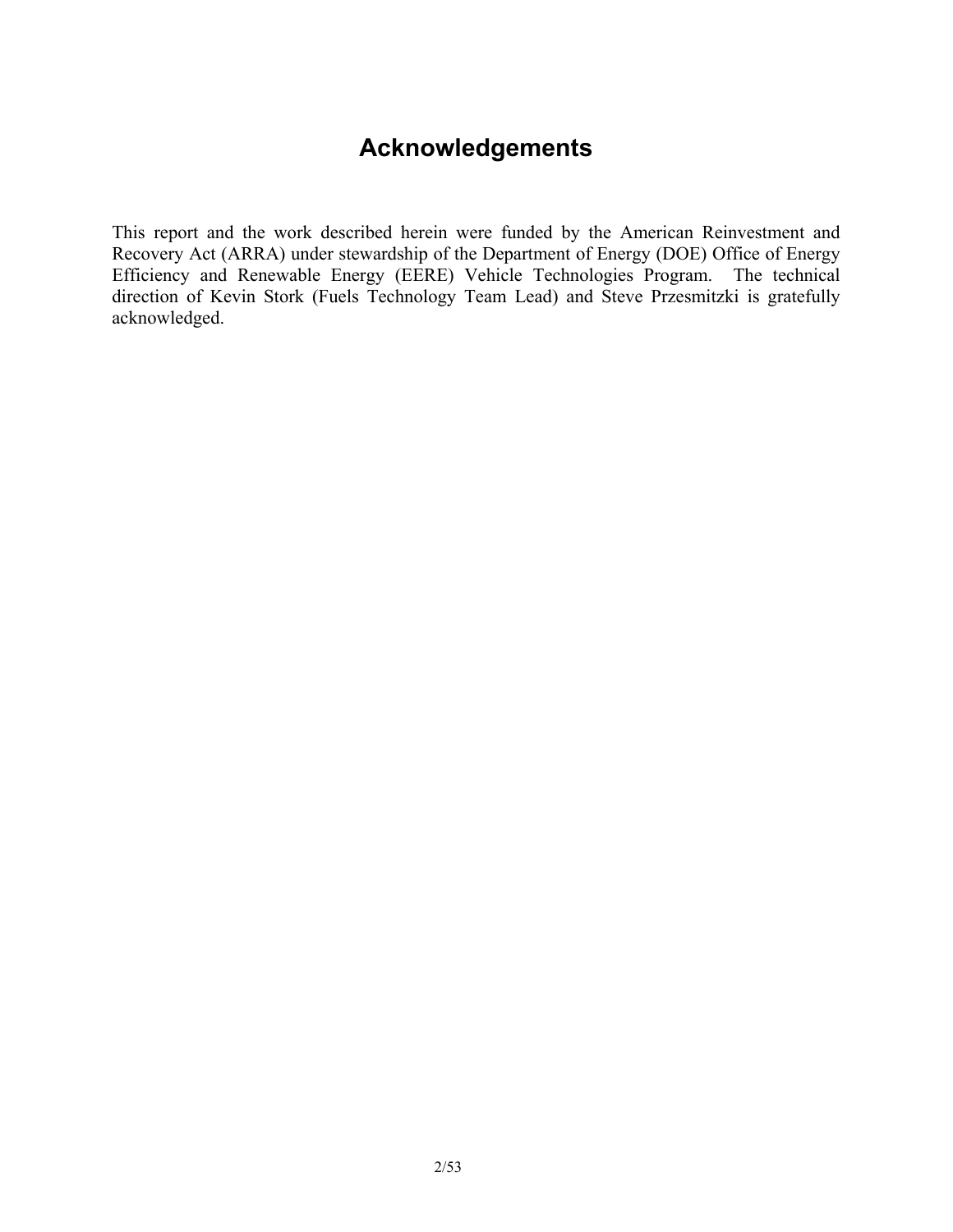# Acknowledgements

This report and the work described herein were funded by the American Reinvestment and Recovery Act (ARRA) under stewardship of the Department of Energy (DOE) Office of Energy Efficiency and Renewable Energy (EERE) Vehicle Technologies Program. The technical direction of Kevin Stork (Fuels Technology Team Lead) and Steve Przesmitzki is gratefully acknowledged.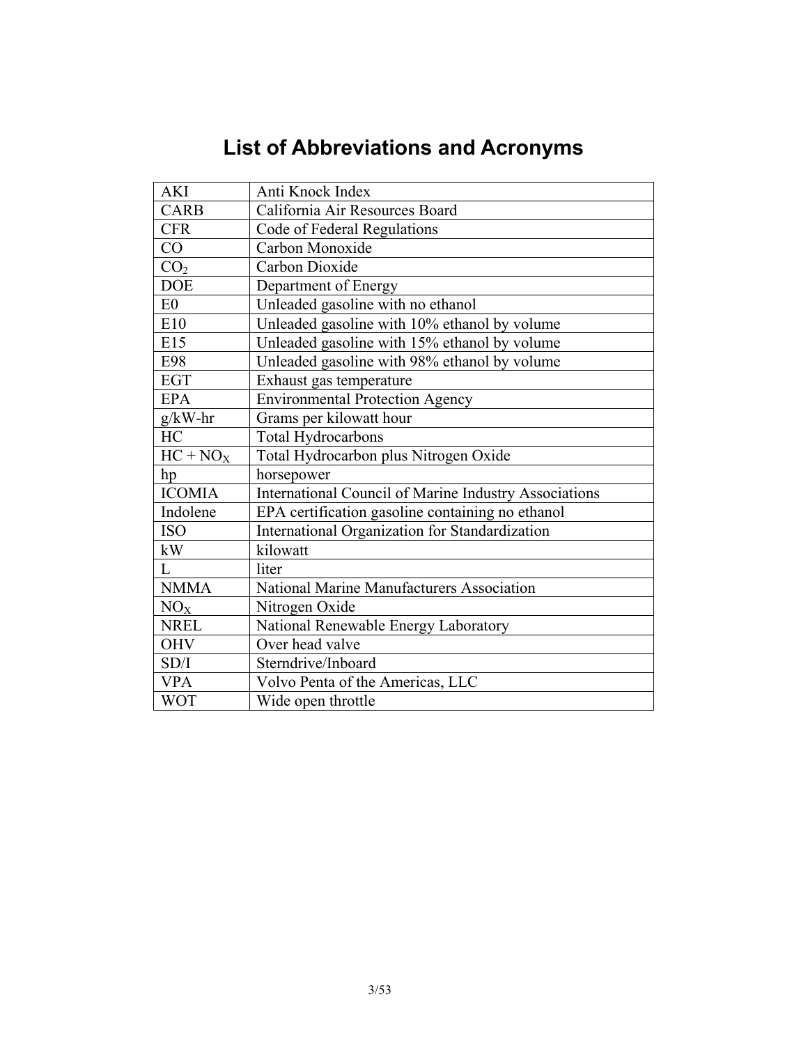# List of Abbreviations and Acronyms

| | |
|---|---|
| AKI | Anti Knock Index |
| CARB | California Air Resources Board |
| CFR | Code of Federal Regulations |
| CO | Carbon Monoxide |
| $CO_2$ | Carbon Dioxide |
| DOE | Department of Energy |
| E0 | Unleaded gasoline with no ethanol |
| E10 | Unleaded gasoline with 10% ethanol by volume |
| E15 | Unleaded gasoline with 15% ethanol by volume |
| E98 | Unleaded gasoline with 98% ethanol by volume |
| EGT | Exhaust gas temperature |
| EPA | Environmental Protection Agency |
| g/kW-hr | Grams per kilowatt hour |
| HC | Total Hydrocarbons |
| $HC + NO_X$ | Total Hydrocarbon plus Nitrogen Oxide |
| hp | horsepower |
| ICOMIA | International Council of Marine Industry Associations |
| Indolene | EPA certification gasoline containing no ethanol |
| ISO | International Organization for Standardization |
| kW | kilowatt |
| L | liter |
| NMMA | National Marine Manufacturers Association |
| $NO_X$ | Nitrogen Oxide |
| NREL | National Renewable Energy Laboratory |
| OHV | Over head valve |
| SD/I | Sterndrive/Inboard |
| VPA | Volvo Penta of the Americas, LLC |
| WOT | Wide open throttle |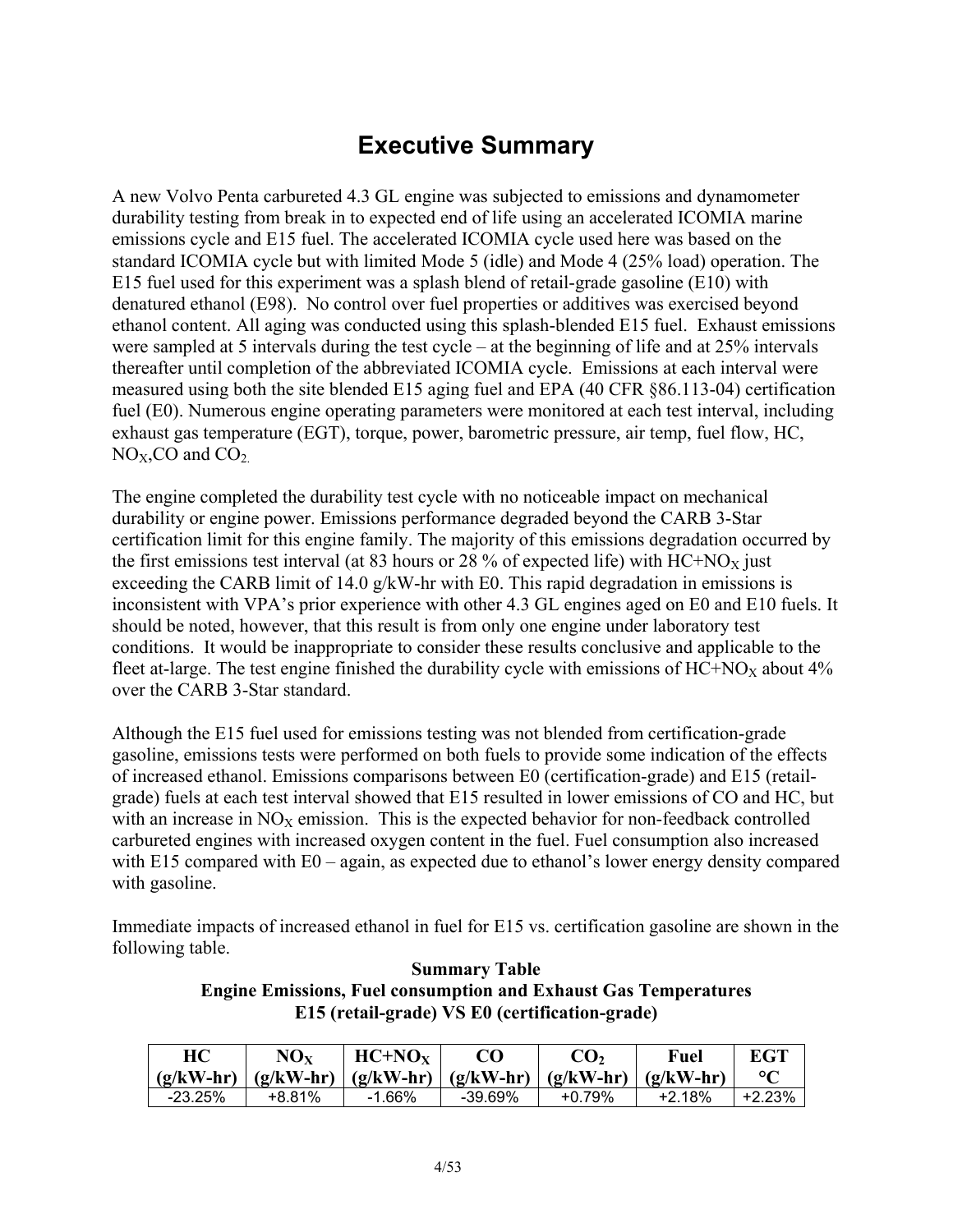# Executive Summary

A new Volvo Penta carbureted 4.3 GL engine was subjected to emissions and dynamometer durability testing from break in to expected end of life using an accelerated ICOMIA marine emissions cycle and E15 fuel. The accelerated ICOMIA cycle used here was based on the standard ICOMIA cycle but with limited Mode 5 (idle) and Mode 4 (25% load) operation. The E15 fuel used for this experiment was a splash blend of retail-grade gasoline (E10) with denatured ethanol (E98). No control over fuel properties or additives was exercised beyond ethanol content. All aging was conducted using this splash-blended E15 fuel. Exhaust emissions were sampled at 5 intervals during the test cycle – at the beginning of life and at 25% intervals thereafter until completion of the abbreviated ICOMIA cycle. Emissions at each interval were measured using both the site blended E15 aging fuel and EPA (40 CFR §86.113-04) certification fuel (E0). Numerous engine operating parameters were monitored at each test interval, including exhaust gas temperature (EGT), torque, power, barometric pressure, air temp, fuel flow, HC, $NO_X$, CO and $CO_2$.

The engine completed the durability test cycle with no noticeable impact on mechanical durability or engine power. Emissions performance degraded beyond the CARB 3-Star certification limit for this engine family. The majority of this emissions degradation occurred by the first emissions test interval (at 83 hours or 28 % of expected life) with $HC+NO_X$ just exceeding the CARB limit of 14.0 g/kW-hr with E0. This rapid degradation in emissions is inconsistent with VPA's prior experience with other 4.3 GL engines aged on E0 and E10 fuels. It should be noted, however, that this result is from only one engine under laboratory test conditions. It would be inappropriate to consider these results conclusive and applicable to the fleet at-large. The test engine finished the durability cycle with emissions of $HC+NO_X$ about 4% over the CARB 3-Star standard.

Although the E15 fuel used for emissions testing was not blended from certification-grade gasoline, emissions tests were performed on both fuels to provide some indication of the effects of increased ethanol. Emissions comparisons between E0 (certification-grade) and E15 (retail-grade) fuels at each test interval showed that E15 resulted in lower emissions of CO and HC, but with an increase in $NO_X$ emission. This is the expected behavior for non-feedback controlled carbureted engines with increased oxygen content in the fuel. Fuel consumption also increased with E15 compared with E0 – again, as expected due to ethanol's lower energy density compared with gasoline.

Immediate impacts of increased ethanol in fuel for E15 vs. certification gasoline are shown in the following table.

**Summary Table**
**Engine Emissions, Fuel consumption and Exhaust Gas Temperatures**
**E15 (retail-grade) VS E0 (certification-grade)**

| HC (g/kW-hr) | $NO_X$ (g/kW-hr) | $HC+NO_X$ (g/kW-hr) | CO (g/kW-hr) | $CO_2$ (g/kW-hr) | Fuel (g/kW-hr) | EGT °C |
|---|---|---|---|---|---|---|
| -23.25% | +8.81% | -1.66% | -39.69% | +0.79% | +2.18% | +2.23% |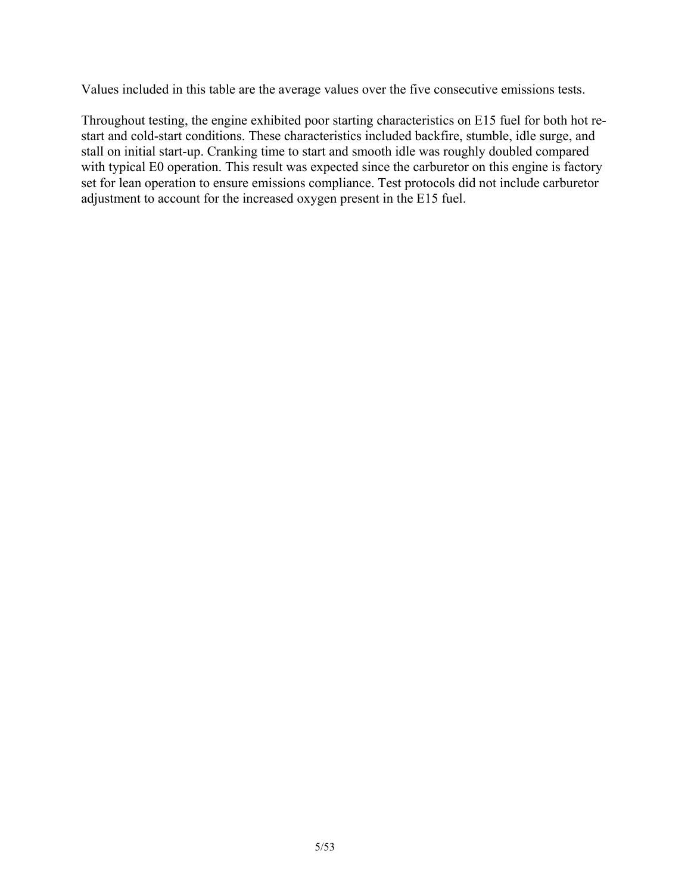Values included in this table are the average values over the five consecutive emissions tests.

Throughout testing, the engine exhibited poor starting characteristics on E15 fuel for both hot re-start and cold-start conditions. These characteristics included backfire, stumble, idle surge, and stall on initial start-up. Cranking time to start and smooth idle was roughly doubled compared with typical E0 operation. This result was expected since the carburetor on this engine is factory set for lean operation to ensure emissions compliance. Test protocols did not include carburetor adjustment to account for the increased oxygen present in the E15 fuel.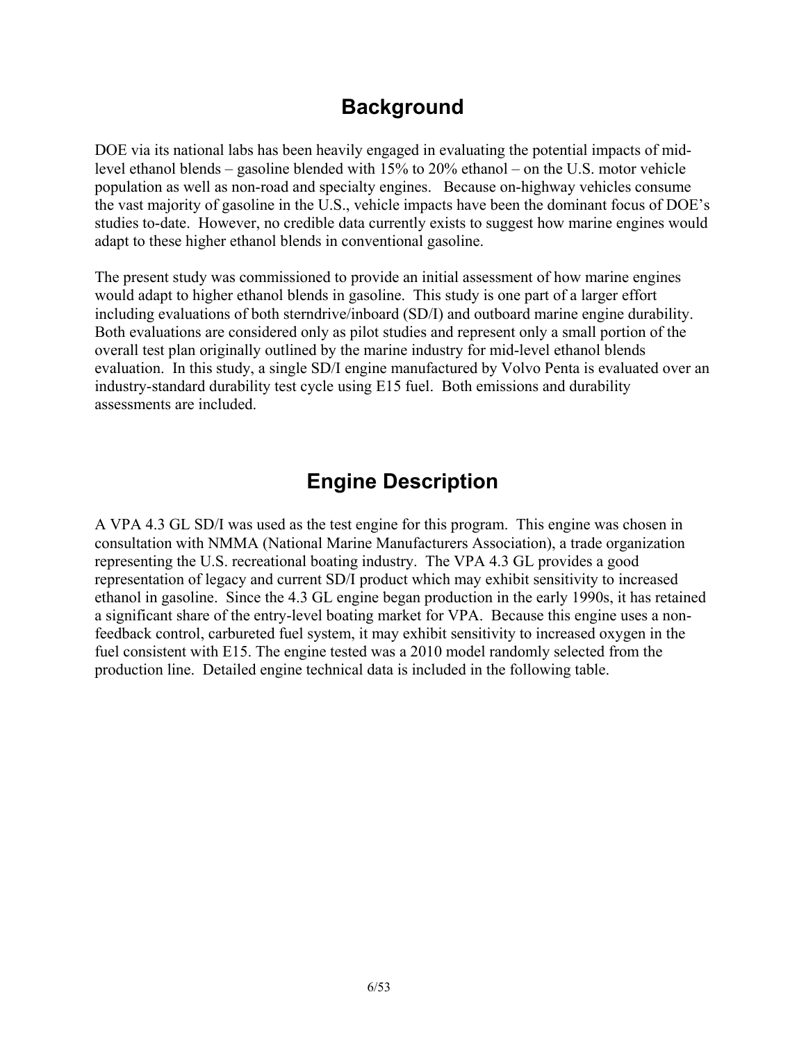## Background

DOE via its national labs has been heavily engaged in evaluating the potential impacts of mid-level ethanol blends – gasoline blended with 15% to 20% ethanol – on the U.S. motor vehicle population as well as non-road and specialty engines. Because on-highway vehicles consume the vast majority of gasoline in the U.S., vehicle impacts have been the dominant focus of DOE's studies to-date. However, no credible data currently exists to suggest how marine engines would adapt to these higher ethanol blends in conventional gasoline.

The present study was commissioned to provide an initial assessment of how marine engines would adapt to higher ethanol blends in gasoline. This study is one part of a larger effort including evaluations of both sterndrive/inboard (SD/I) and outboard marine engine durability. Both evaluations are considered only as pilot studies and represent only a small portion of the overall test plan originally outlined by the marine industry for mid-level ethanol blends evaluation. In this study, a single SD/I engine manufactured by Volvo Penta is evaluated over an industry-standard durability test cycle using E15 fuel. Both emissions and durability assessments are included.

## Engine Description

A VPA 4.3 GL SD/I was used as the test engine for this program. This engine was chosen in consultation with NMMA (National Marine Manufacturers Association), a trade organization representing the U.S. recreational boating industry. The VPA 4.3 GL provides a good representation of legacy and current SD/I product which may exhibit sensitivity to increased ethanol in gasoline. Since the 4.3 GL engine began production in the early 1990s, it has retained a significant share of the entry-level boating market for VPA. Because this engine uses a non-feedback control, carbureted fuel system, it may exhibit sensitivity to increased oxygen in the fuel consistent with E15. The engine tested was a 2010 model randomly selected from the production line. Detailed engine technical data is included in the following table.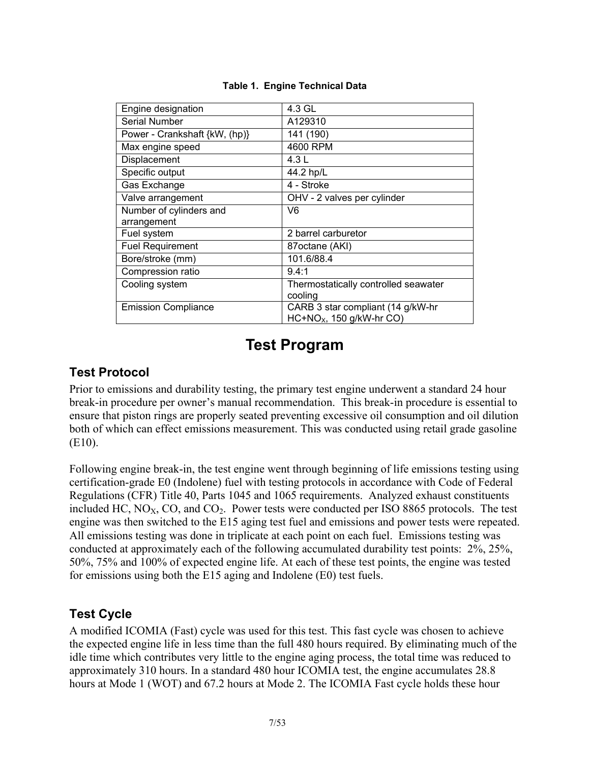**Table 1. Engine Technical Data**

| Engine designation | 4.3 GL |
|---|---|
| Serial Number | A129310 |
| Power - Crankshaft {kW, (hp)} | 141 (190) |
| Max engine speed | 4600 RPM |
| Displacement | 4.3 L |
| Specific output | 44.2 hp/L |
| Gas Exchange | 4 - Stroke |
| Valve arrangement | OHV - 2 valves per cylinder |
| Number of cylinders and arrangement | V6 |
| Fuel system | 2 barrel carburetor |
| Fuel Requirement | 87octane (AKI) |
| Bore/stroke (mm) | 101.6/88.4 |
| Compression ratio | 9.4:1 |
| Cooling system | Thermostatically controlled seawater cooling |
| Emission Compliance | CARB 3 star compliant (14 g/kW-hr $HC+NO_X$, 150 g/kW-hr CO) |

# Test Program

## Test Protocol

Prior to emissions and durability testing, the primary test engine underwent a standard 24 hour break-in procedure per owner's manual recommendation. This break-in procedure is essential to ensure that piston rings are properly seated preventing excessive oil consumption and oil dilution both of which can effect emissions measurement. This was conducted using retail grade gasoline (E10).

Following engine break-in, the test engine went through beginning of life emissions testing using certification-grade E0 (Indolene) fuel with testing protocols in accordance with Code of Federal Regulations (CFR) Title 40, Parts 1045 and 1065 requirements. Analyzed exhaust constituents included HC, $NO_X$, CO, and $CO_2$. Power tests were conducted per ISO 8865 protocols. The test engine was then switched to the E15 aging test fuel and emissions and power tests were repeated. All emissions testing was done in triplicate at each point on each fuel. Emissions testing was conducted at approximately each of the following accumulated durability test points: 2%, 25%, 50%, 75% and 100% of expected engine life. At each of these test points, the engine was tested for emissions using both the E15 aging and Indolene (E0) test fuels.

## Test Cycle

A modified ICOMIA (Fast) cycle was used for this test. This fast cycle was chosen to achieve the expected engine life in less time than the full 480 hours required. By eliminating much of the idle time which contributes very little to the engine aging process, the total time was reduced to approximately 310 hours. In a standard 480 hour ICOMIA test, the engine accumulates 28.8 hours at Mode 1 (WOT) and 67.2 hours at Mode 2. The ICOMIA Fast cycle holds these hour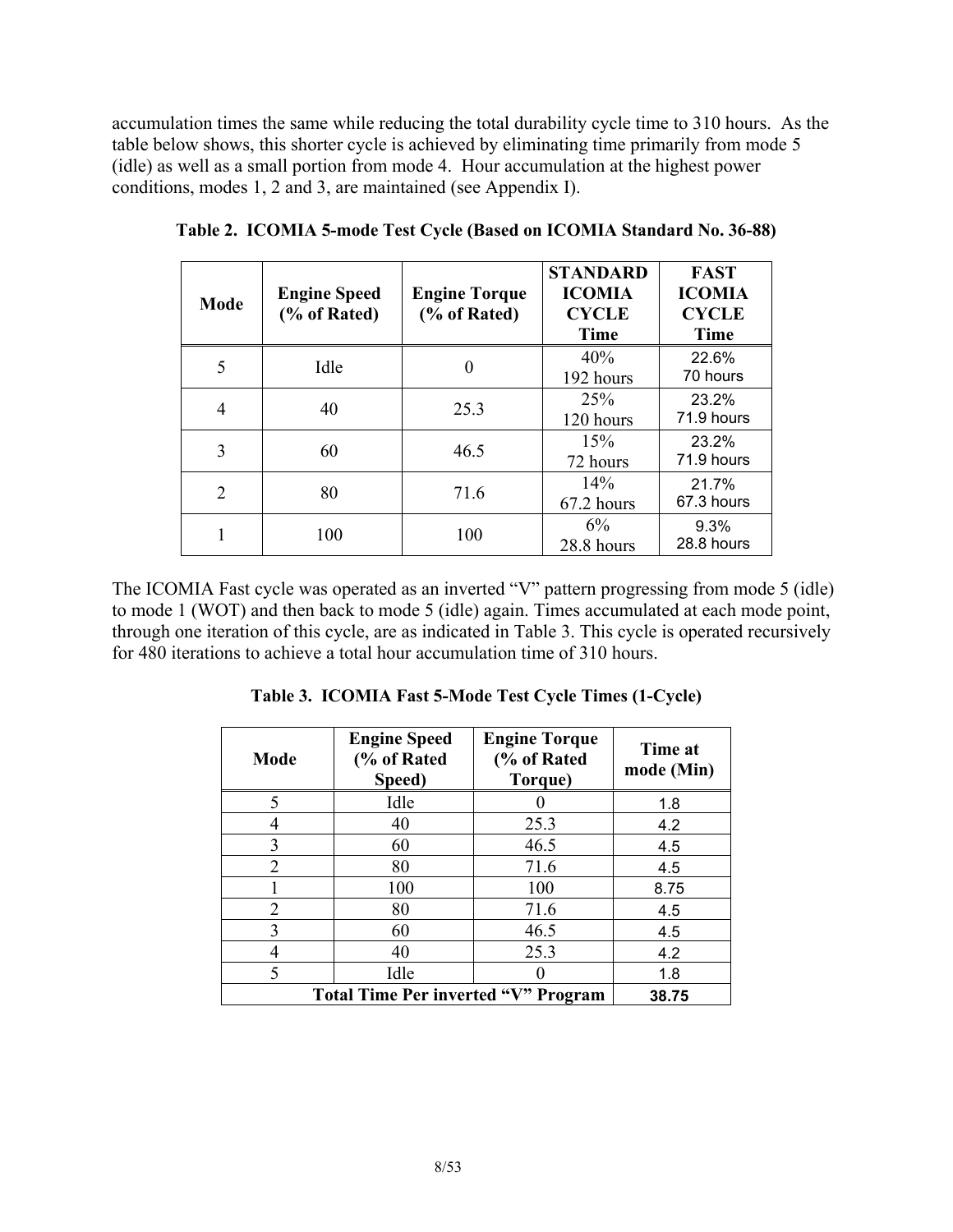accumulation times the same while reducing the total durability cycle time to 310 hours. As the table below shows, this shorter cycle is achieved by eliminating time primarily from mode 5 (idle) as well as a small portion from mode 4. Hour accumulation at the highest power conditions, modes 1, 2 and 3, are maintained (see Appendix I).

**Table 2. ICOMIA 5-mode Test Cycle (Based on ICOMIA Standard No. 36-88)**

| Mode | Engine Speed (% of Rated) | Engine Torque (% of Rated) | STANDARD ICOMIA CYCLE Time | FAST ICOMIA CYCLE Time |
|---|---|---|---|---|
| 5 | Idle | 0 | 40% 192 hours | 22.6% 70 hours |
| 4 | 40 | 25.3 | 25% 120 hours | 23.2% 71.9 hours |
| 3 | 60 | 46.5 | 15% 72 hours | 23.2% 71.9 hours |
| 2 | 80 | 71.6 | 14% 67.2 hours | 21.7% 67.3 hours |
| 1 | 100 | 100 | 6% 28.8 hours | 9.3% 28.8 hours |

The ICOMIA Fast cycle was operated as an inverted "V" pattern progressing from mode 5 (idle) to mode 1 (WOT) and then back to mode 5 (idle) again. Times accumulated at each mode point, through one iteration of this cycle, are as indicated in Table 3. This cycle is operated recursively for 480 iterations to achieve a total hour accumulation time of 310 hours.

**Table 3. ICOMIA Fast 5-Mode Test Cycle Times (1-Cycle)**

| Mode | Engine Speed (% of Rated Speed) | Engine Torque (% of Rated Torque) | Time at mode (Min) |
|---|---|---|---|
| 5 | Idle | 0 | 1.8 |
| 4 | 40 | 25.3 | 4.2 |
| 3 | 60 | 46.5 | 4.5 |
| 2 | 80 | 71.6 | 4.5 |
| 1 | 100 | 100 | 8.75 |
| 2 | 80 | 71.6 | 4.5 |
| 3 | 60 | 46.5 | 4.5 |
| 4 | 40 | 25.3 | 4.2 |
| 5 | Idle | 0 | 1.8 |
| **Total Time Per inverted "V" Program** | | | **38.75** |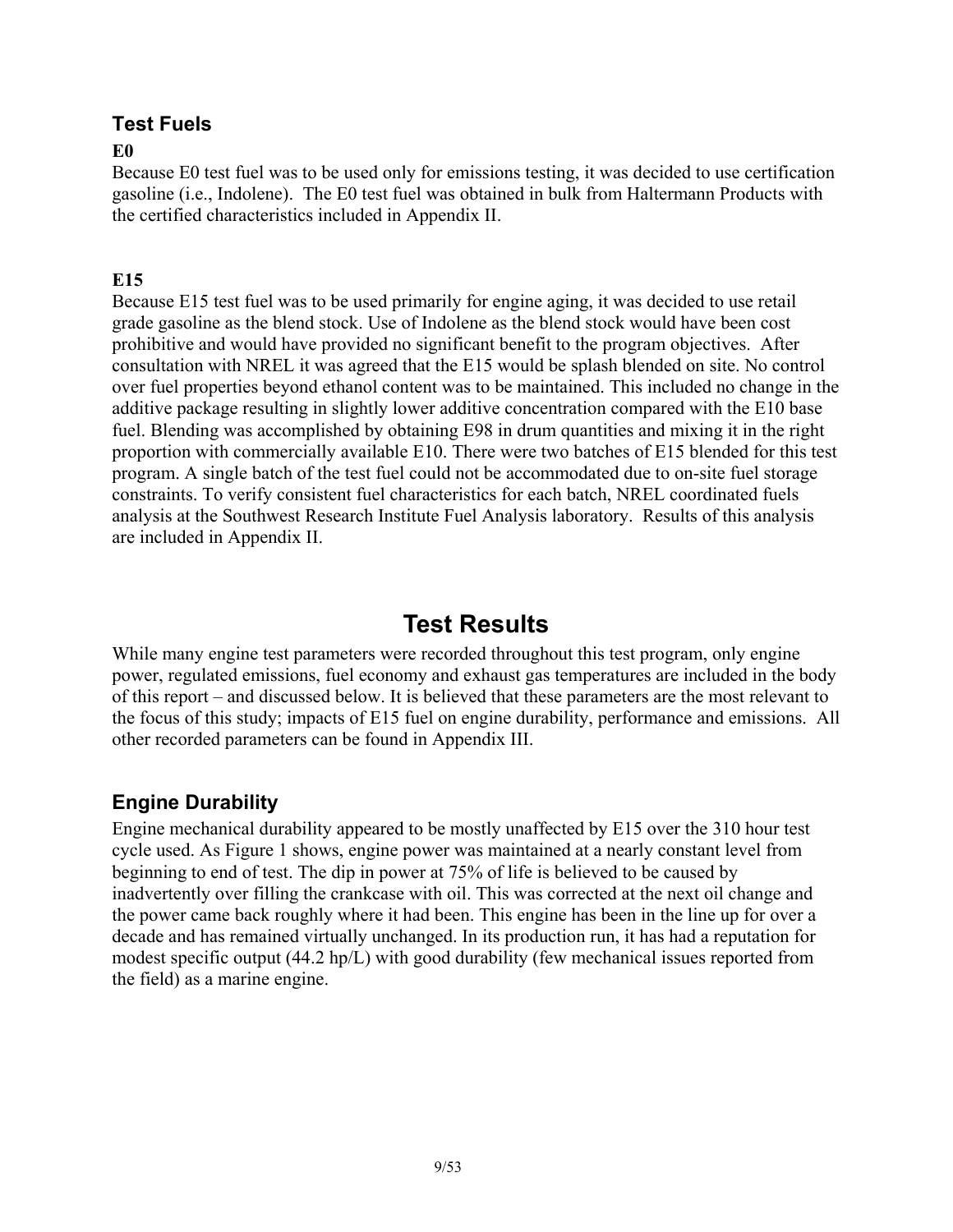## Test Fuels

**E0**

Because E0 test fuel was to be used only for emissions testing, it was decided to use certification gasoline (i.e., Indolene). The E0 test fuel was obtained in bulk from Haltermann Products with the certified characteristics included in Appendix II.

**E15**

Because E15 test fuel was to be used primarily for engine aging, it was decided to use retail grade gasoline as the blend stock. Use of Indolene as the blend stock would have been cost prohibitive and would have provided no significant benefit to the program objectives. After consultation with NREL it was agreed that the E15 would be splash blended on site. No control over fuel properties beyond ethanol content was to be maintained. This included no change in the additive package resulting in slightly lower additive concentration compared with the E10 base fuel. Blending was accomplished by obtaining E98 in drum quantities and mixing it in the right proportion with commercially available E10. There were two batches of E15 blended for this test program. A single batch of the test fuel could not be accommodated due to on-site fuel storage constraints. To verify consistent fuel characteristics for each batch, NREL coordinated fuels analysis at the Southwest Research Institute Fuel Analysis laboratory. Results of this analysis are included in Appendix II.

# Test Results

While many engine test parameters were recorded throughout this test program, only engine power, regulated emissions, fuel economy and exhaust gas temperatures are included in the body of this report – and discussed below. It is believed that these parameters are the most relevant to the focus of this study; impacts of E15 fuel on engine durability, performance and emissions. All other recorded parameters can be found in Appendix III.

## Engine Durability

Engine mechanical durability appeared to be mostly unaffected by E15 over the 310 hour test cycle used. As Figure 1 shows, engine power was maintained at a nearly constant level from beginning to end of test. The dip in power at 75% of life is believed to be caused by inadvertently over filling the crankcase with oil. This was corrected at the next oil change and the power came back roughly where it had been. This engine has been in the line up for over a decade and has remained virtually unchanged. In its production run, it has had a reputation for modest specific output (44.2 hp/L) with good durability (few mechanical issues reported from the field) as a marine engine.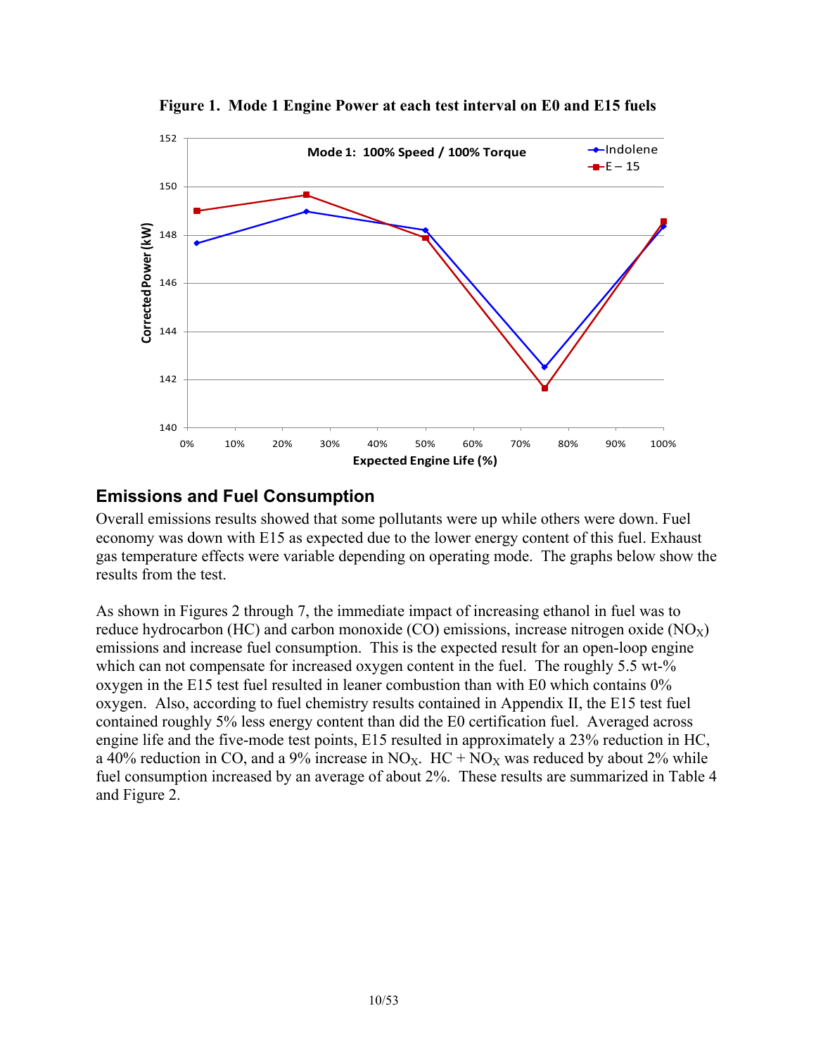**Figure 1. Mode 1 Engine Power at each test interval on E0 and E15 fuels**

## Emissions and Fuel Consumption

Overall emissions results showed that some pollutants were up while others were down. Fuel economy was down with E15 as expected due to the lower energy content of this fuel. Exhaust gas temperature effects were variable depending on operating mode. The graphs below show the results from the test.

As shown in Figures 2 through 7, the immediate impact of increasing ethanol in fuel was to reduce hydrocarbon (HC) and carbon monoxide (CO) emissions, increase nitrogen oxide ($NO_X$) emissions and increase fuel consumption. This is the expected result for an open-loop engine which can not compensate for increased oxygen content in the fuel. The roughly 5.5 wt-% oxygen in the E15 test fuel resulted in leaner combustion than with E0 which contains 0% oxygen. Also, according to fuel chemistry results contained in Appendix II, the E15 test fuel contained roughly 5% less energy content than did the E0 certification fuel. Averaged across engine life and the five-mode test points, E15 resulted in approximately a 23% reduction in HC, a 40% reduction in CO, and a 9% increase in $NO_X$. HC + $NO_X$ was reduced by about 2% while fuel consumption increased by an average of about 2%. These results are summarized in Table 4 and Figure 2.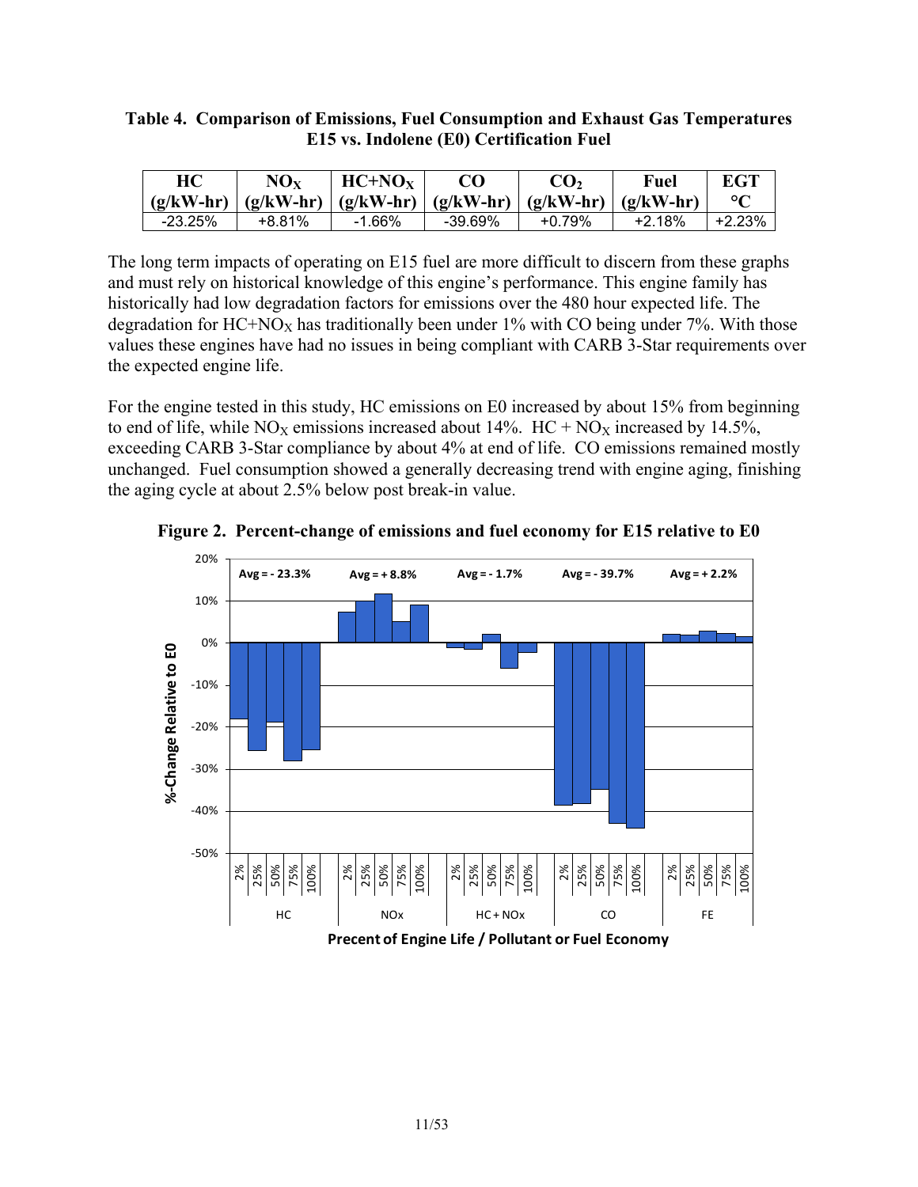**Table 4. Comparison of Emissions, Fuel Consumption and Exhaust Gas Temperatures E15 vs. Indolene (E0) Certification Fuel**

| HC (g/kW-hr) | $NO_X$ (g/kW-hr) | $HC+NO_X$ (g/kW-hr) | CO (g/kW-hr) | $CO_2$ (g/kW-hr) | Fuel (g/kW-hr) | EGT °C |
|---|---|---|---|---|---|---|
| -23.25% | +8.81% | -1.66% | -39.69% | +0.79% | +2.18% | +2.23% |

The long term impacts of operating on E15 fuel are more difficult to discern from these graphs and must rely on historical knowledge of this engine's performance. This engine family has historically had low degradation factors for emissions over the 480 hour expected life. The degradation for $HC+NO_X$ has traditionally been under 1% with CO being under 7%. With those values these engines have had no issues in being compliant with CARB 3-Star requirements over the expected engine life.

For the engine tested in this study, HC emissions on E0 increased by about 15% from beginning to end of life, while $NO_X$ emissions increased about 14%. $HC + NO_X$ increased by 14.5%, exceeding CARB 3-Star compliance by about 4% at end of life. CO emissions remained mostly unchanged. Fuel consumption showed a generally decreasing trend with engine aging, finishing the aging cycle at about 2.5% below post break-in value.

**Figure 2. Percent-change of emissions and fuel economy for E15 relative to E0**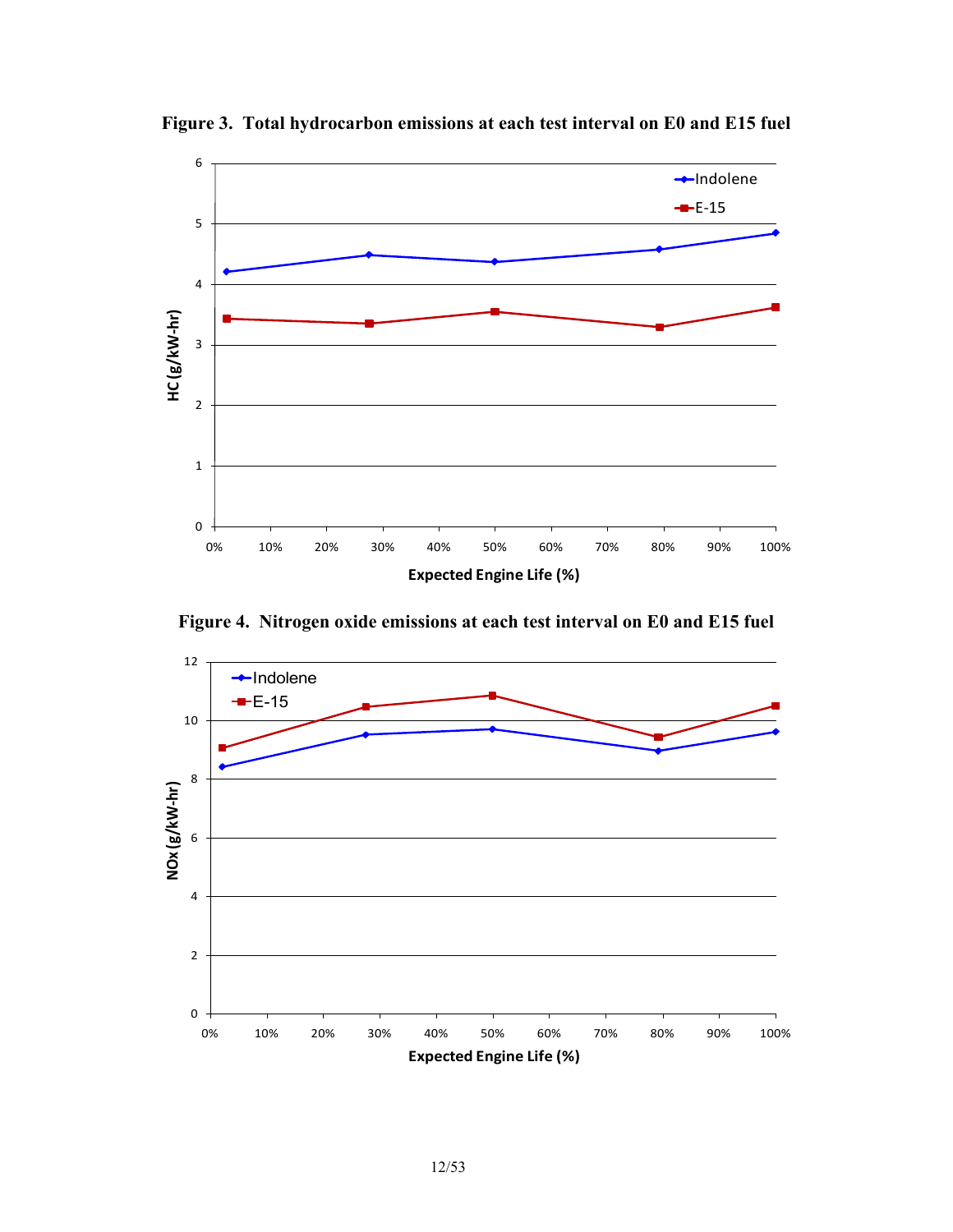**Figure 3. Total hydrocarbon emissions at each test interval on E0 and E15 fuel**

**Figure 4. Nitrogen oxide emissions at each test interval on E0 and E15 fuel**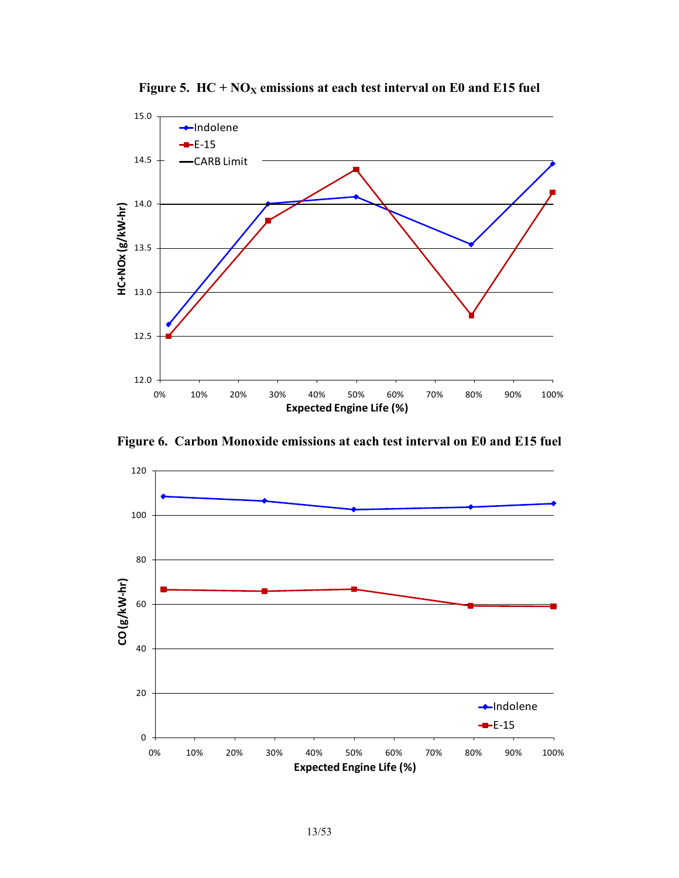**Figure 5. HC + $NO_X$ emissions at each test interval on E0 and E15 fuel**

**Figure 6. Carbon Monoxide emissions at each test interval on E0 and E15 fuel**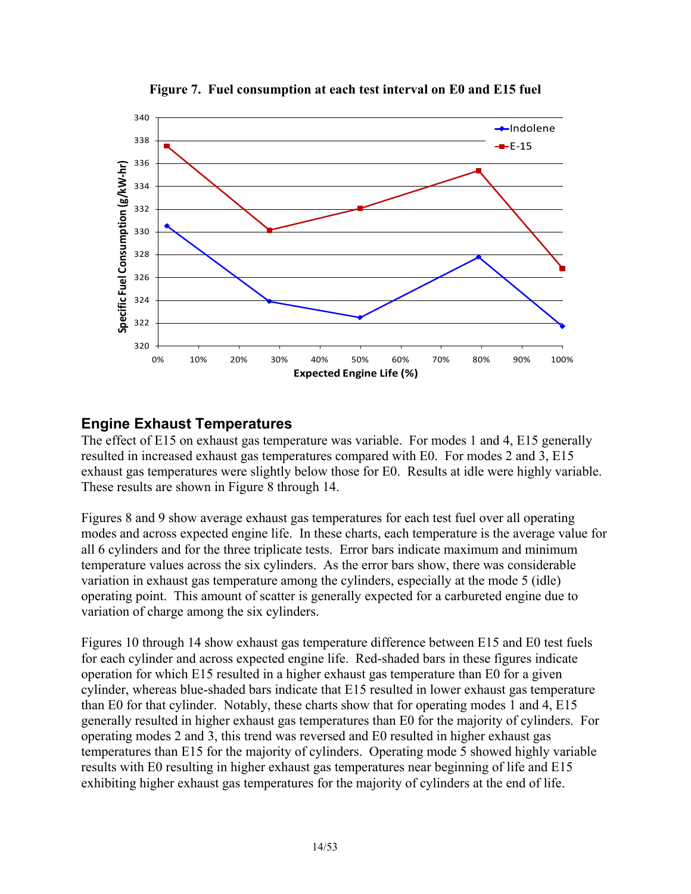**Figure 7. Fuel consumption at each test interval on E0 and E15 fuel**

## Engine Exhaust Temperatures

The effect of E15 on exhaust gas temperature was variable. For modes 1 and 4, E15 generally resulted in increased exhaust gas temperatures compared with E0. For modes 2 and 3, E15 exhaust gas temperatures were slightly below those for E0. Results at idle were highly variable. These results are shown in Figure 8 through 14.

Figures 8 and 9 show average exhaust gas temperatures for each test fuel over all operating modes and across expected engine life. In these charts, each temperature is the average value for all 6 cylinders and for the three triplicate tests. Error bars indicate maximum and minimum temperature values across the six cylinders. As the error bars show, there was considerable variation in exhaust gas temperature among the cylinders, especially at the mode 5 (idle) operating point. This amount of scatter is generally expected for a carbureted engine due to variation of charge among the six cylinders.

Figures 10 through 14 show exhaust gas temperature difference between E15 and E0 test fuels for each cylinder and across expected engine life. Red-shaded bars in these figures indicate operation for which E15 resulted in a higher exhaust gas temperature than E0 for a given cylinder, whereas blue-shaded bars indicate that E15 resulted in lower exhaust gas temperature than E0 for that cylinder. Notably, these charts show that for operating modes 1 and 4, E15 generally resulted in higher exhaust gas temperatures than E0 for the majority of cylinders. For operating modes 2 and 3, this trend was reversed and E0 resulted in higher exhaust gas temperatures than E15 for the majority of cylinders. Operating mode 5 showed highly variable results with E0 resulting in higher exhaust gas temperatures near beginning of life and E15 exhibiting higher exhaust gas temperatures for the majority of cylinders at the end of life.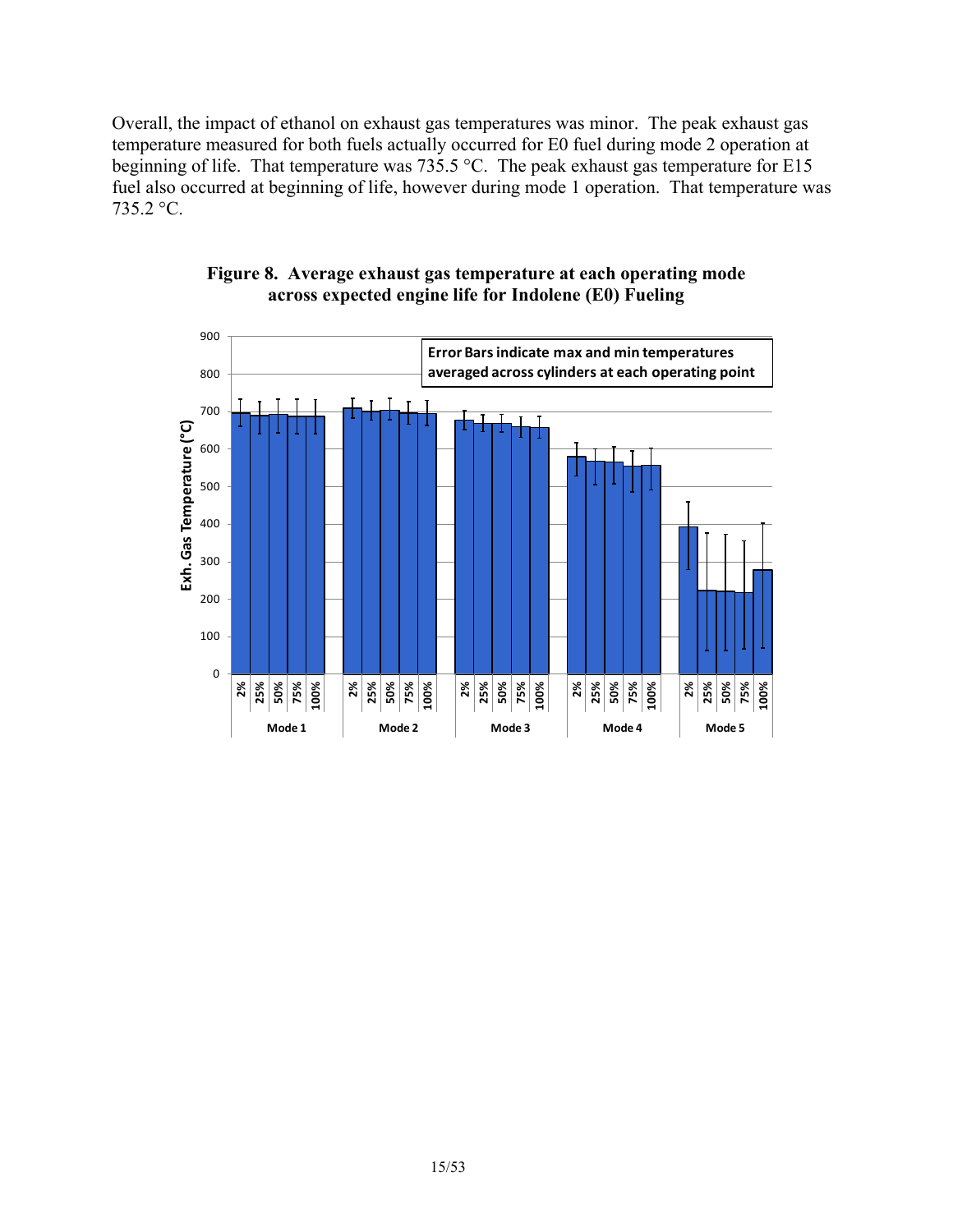Overall, the impact of ethanol on exhaust gas temperatures was minor. The peak exhaust gas temperature measured for both fuels actually occurred for E0 fuel during mode 2 operation at beginning of life. That temperature was 735.5 °C. The peak exhaust gas temperature for E15 fuel also occurred at beginning of life, however during mode 1 operation. That temperature was 735.2 °C.

**Figure 8. Average exhaust gas temperature at each operating mode across expected engine life for Indolene (E0) Fueling**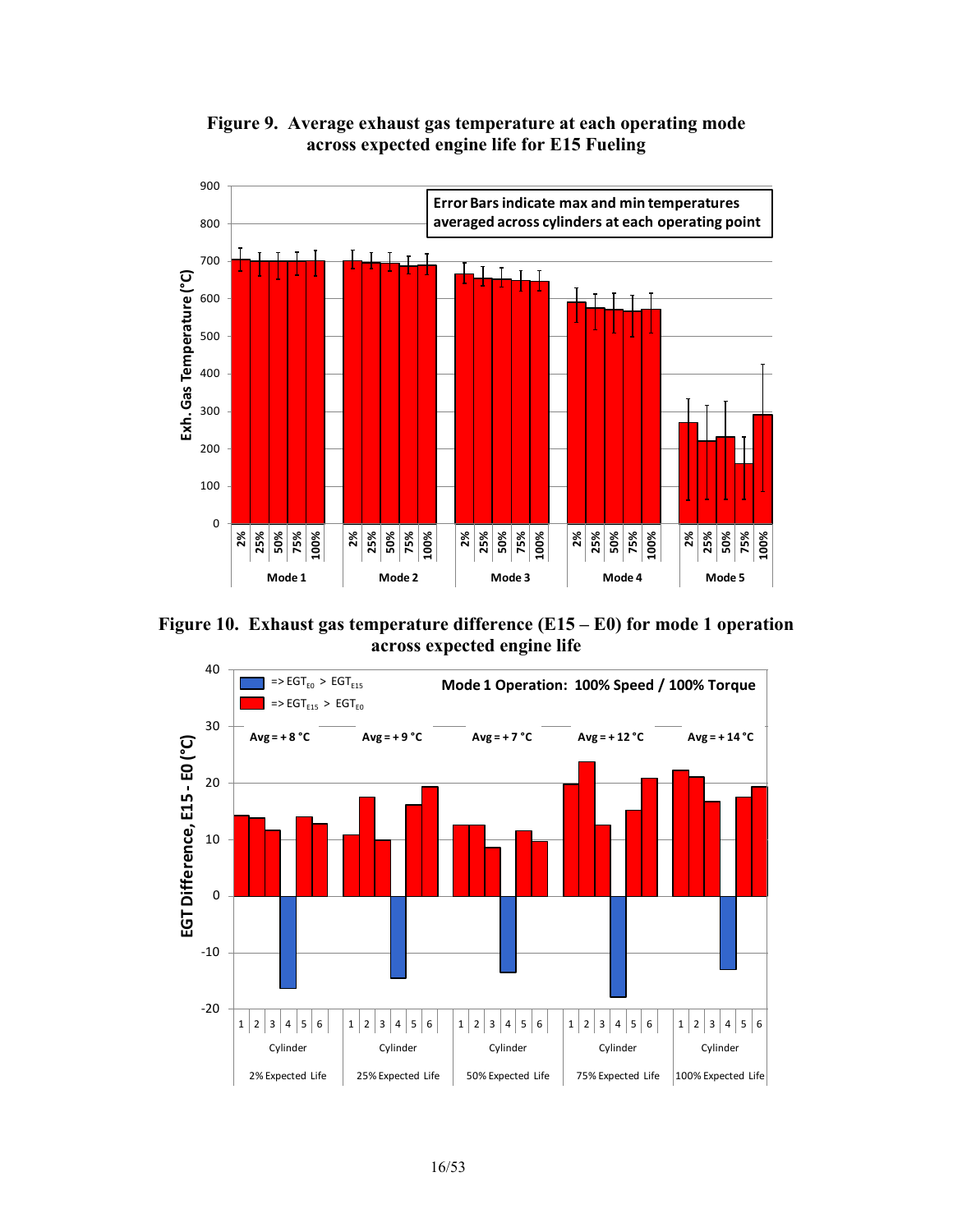**Figure 9. Average exhaust gas temperature at each operating mode across expected engine life for E15 Fueling**

**Figure 10. Exhaust gas temperature difference (E15 – E0) for mode 1 operation across expected engine life**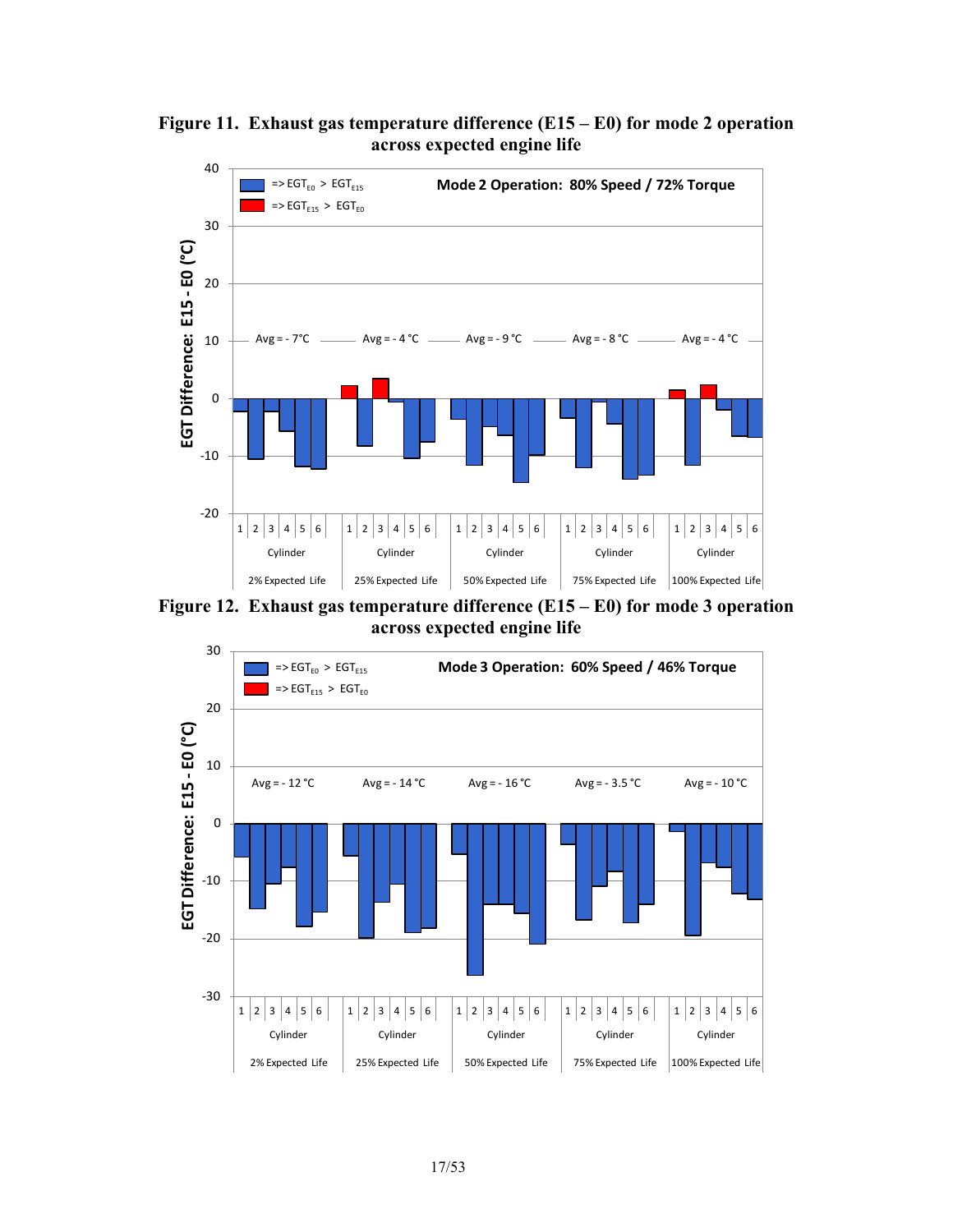**Figure 11. Exhaust gas temperature difference (E15 – E0) for mode 2 operation across expected engine life**

**Figure 12. Exhaust gas temperature difference (E15 – E0) for mode 3 operation across expected engine life**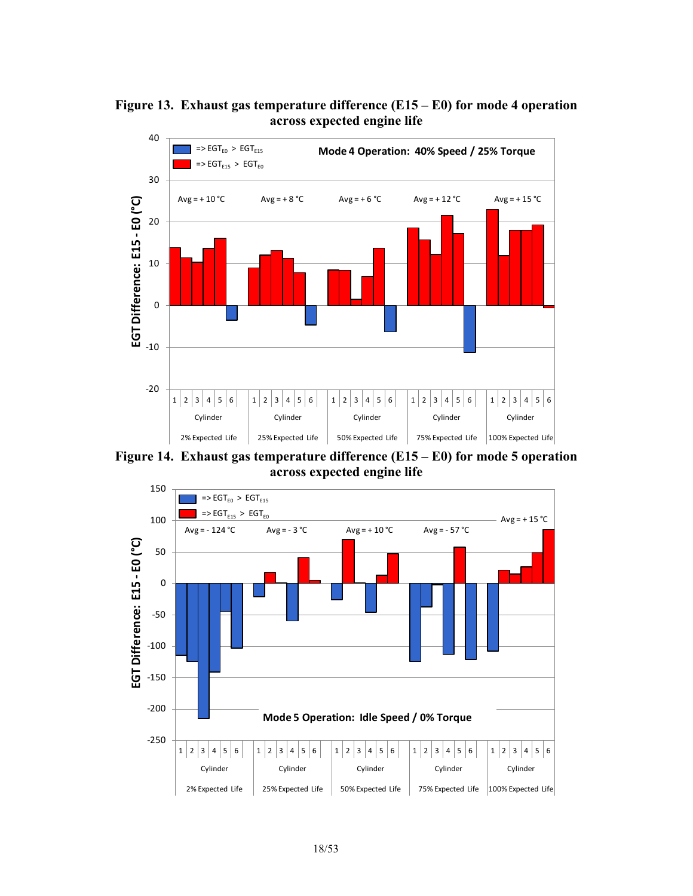**Figure 13. Exhaust gas temperature difference (E15 – E0) for mode 4 operation across expected engine life**

**Figure 14. Exhaust gas temperature difference (E15 – E0) for mode 5 operation across expected engine life**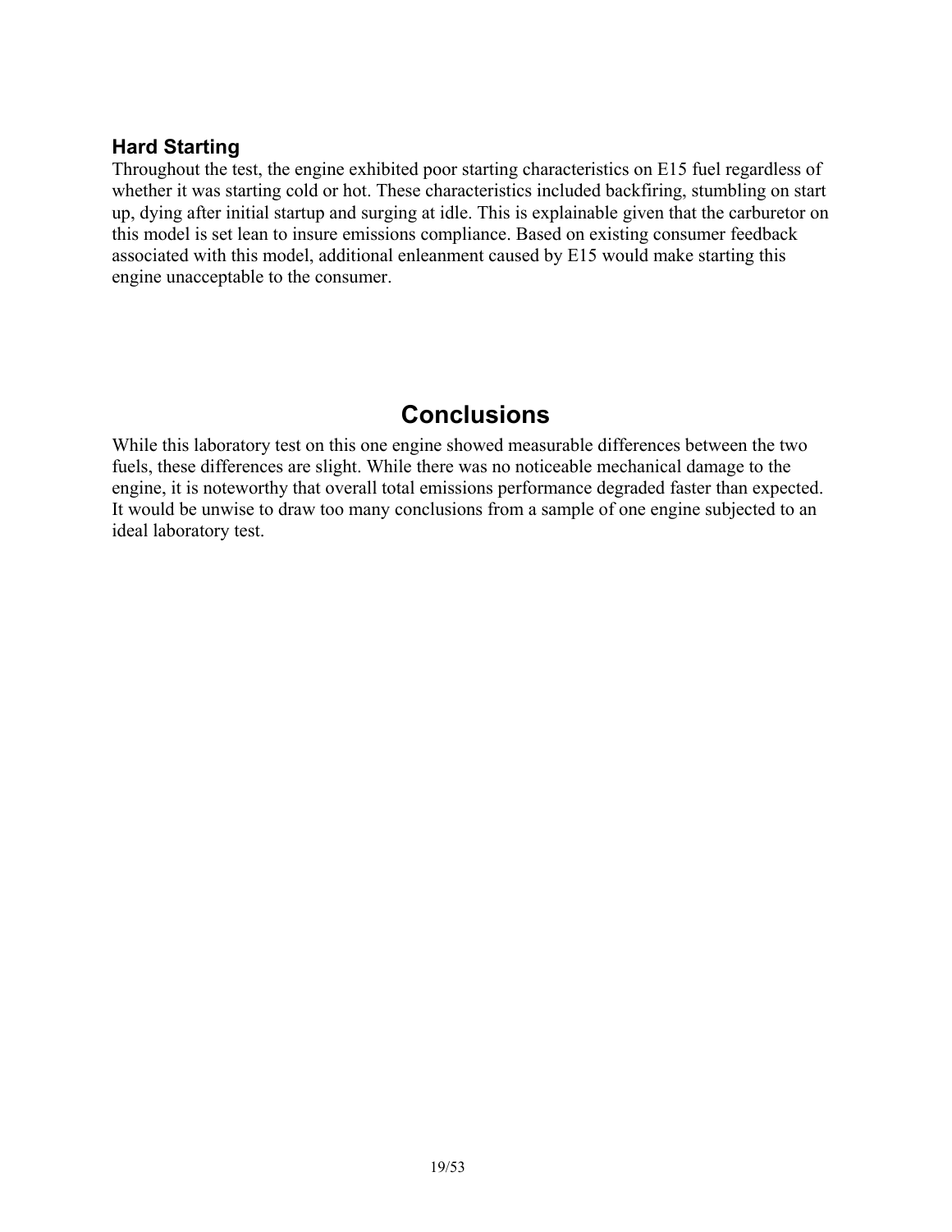### Hard Starting

Throughout the test, the engine exhibited poor starting characteristics on E15 fuel regardless of whether it was starting cold or hot. These characteristics included backfiring, stumbling on start up, dying after initial startup and surging at idle. This is explainable given that the carburetor on this model is set lean to insure emissions compliance. Based on existing consumer feedback associated with this model, additional enleanment caused by E15 would make starting this engine unacceptable to the consumer.

## Conclusions

While this laboratory test on this one engine showed measurable differences between the two fuels, these differences are slight. While there was no noticeable mechanical damage to the engine, it is noteworthy that overall total emissions performance degraded faster than expected. It would be unwise to draw too many conclusions from a sample of one engine subjected to an ideal laboratory test.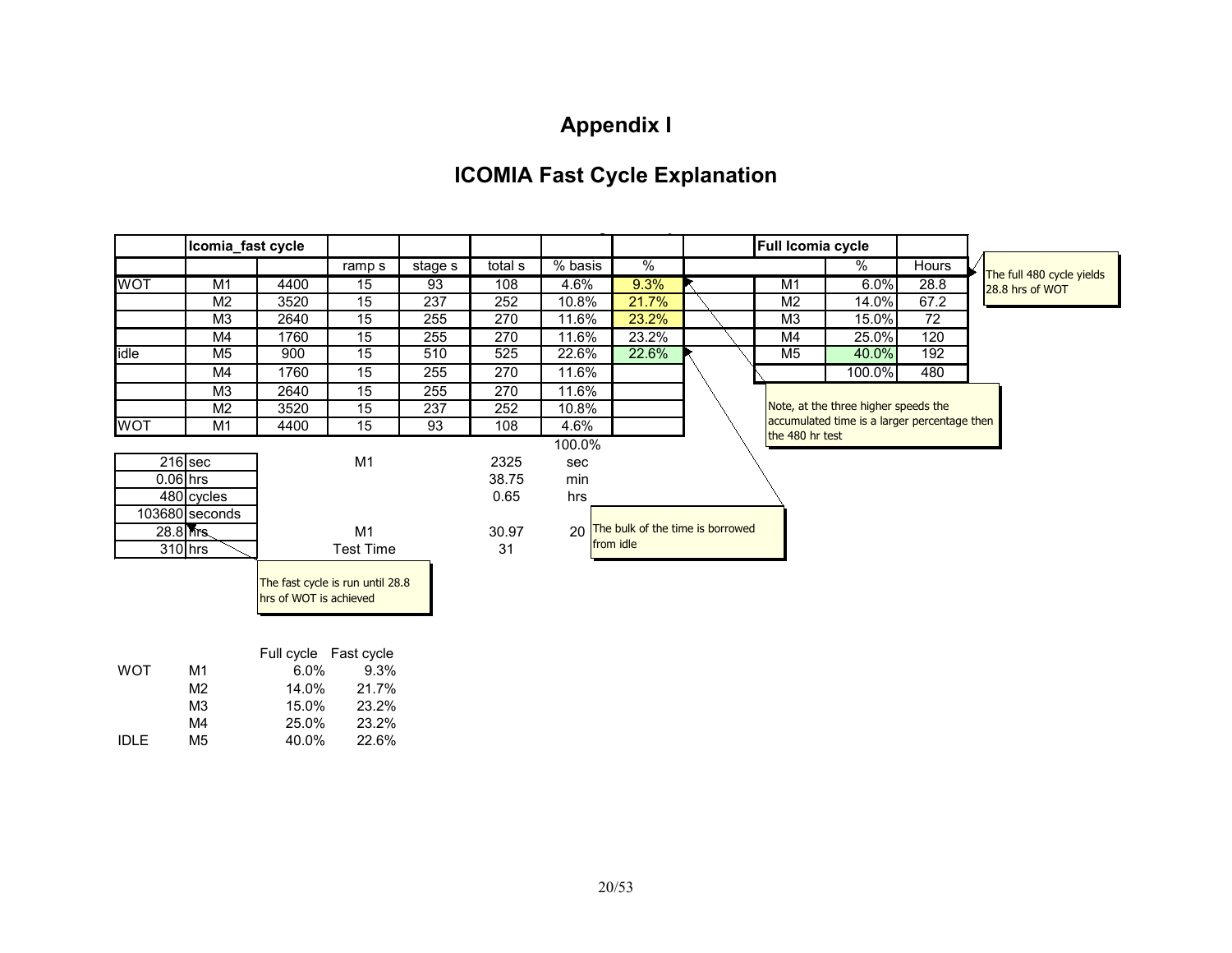# Appendix I

## ICOMIA Fast Cycle Explanation

| | Icomia_fast cycle | | | | | | | | Full Icomia cycle | | |
|---|---|---|---|---|---|---|---|---|---|---|---|
| | | | ramp s | stage s | total s | % basis | % | | | % | Hours |
| WOT | M1 | 4400 | 15 | 93 | 108 | 4.6% | 9.3% | | M1 | 6.0% | 28.8 |
| | M2 | 3520 | 15 | 237 | 252 | 10.8% | 21.7% | | M2 | 14.0% | 67.2 |
| | M3 | 2640 | 15 | 255 | 270 | 11.6% | 23.2% | | M3 | 15.0% | 72 |
| | M4 | 1760 | 15 | 255 | 270 | 11.6% | 23.2% | | M4 | 25.0% | 120 |
| idle | M5 | 900 | 15 | 510 | 525 | 22.6% | 22.6% | | M5 | 40.0% | 192 |
| | M4 | 1760 | 15 | 255 | 270 | 11.6% | | | | 100.0% | 480 |
| | M3 | 2640 | 15 | 255 | 270 | 11.6% | | | | | |
| | M2 | 3520 | 15 | 237 | 252 | 10.8% | | | | | |
| WOT | M1 | 4400 | 15 | 93 | 108 | 4.6% | | | | | |
| | | | | | | 100.0% | | | | | |

The full 480 cycle yields 28.8 hrs of WOT

Note, at the three higher speeds the accumulated time is a larger percentage then the 480 hr test

The bulk of the time is borrowed from idle

| | | | | |
|---|---|---|---|---|
| 216 | sec | M1 | 2325 | sec |
| 0.06 | hrs | | 38.75 | min |
| 480 | cycles | | 0.65 | hrs |
| 103680 | seconds | | | |
| 28.8 | hrs | M1 | 30.97 | 20 |
| 310 | hrs | Test Time | 31 | |

The fast cycle is run until 28.8 hrs of WOT is achieved

| | | Full cycle | Fast cycle |
|---|---|---|---|
| WOT | M1 | 6.0% | 9.3% |
| | M2 | 14.0% | 21.7% |
| | M3 | 15.0% | 23.2% |
| | M4 | 25.0% | 23.2% |
| IDLE | M5 | 40.0% | 22.6% |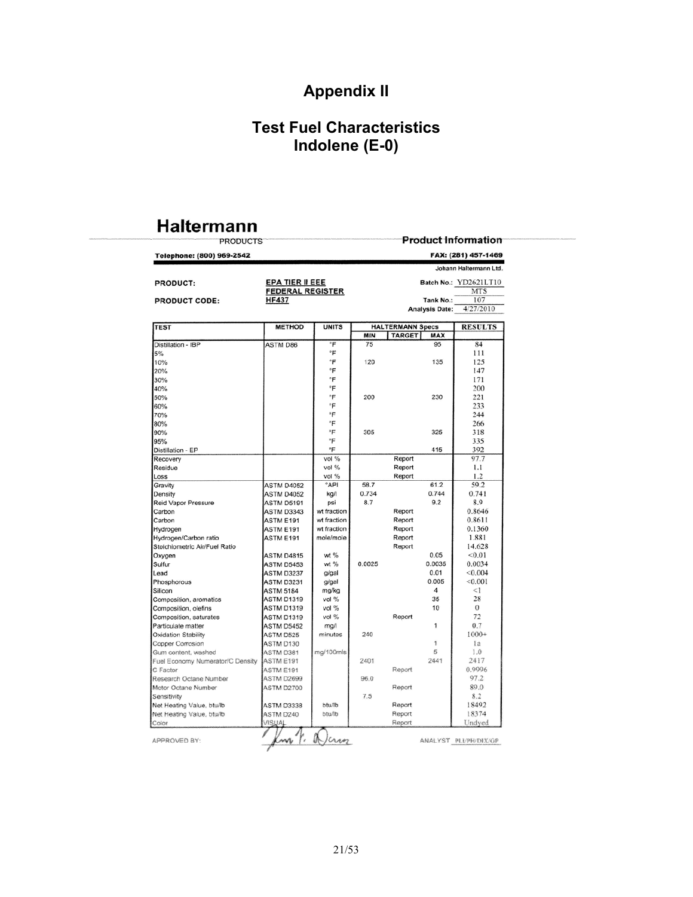# Appendix II

## Test Fuel Characteristics
## Indolene (E-0)

**Haltermann** PRODUCTS — **Product Information**

Telephone: (800) 969-2542 — FAX: (281) 457-1469

Johann Haltermann Ltd.

| | | | |
|---|---|---|---|
| **PRODUCT:** | **EPA TIER II EEE FEDERAL REGISTER** | Batch No.: | YD2621LT10 |
| | | | MTS |
| **PRODUCT CODE:** | **HF437** | Tank No.: | 107 |
| | | Analysis Date: | 4/27/2010 |

| TEST | METHOD | UNITS | HALTERMANN Specs | | | RESULTS |
|---|---|---|---|---|---|---|
| | | | MIN | TARGET | MAX | |
| Distillation - IBP | ASTM D86 | °F | 75 | | 95 | 84 |
| 5% | | °F | | | | 111 |
| 10% | | °F | 120 | | 135 | 125 |
| 20% | | °F | | | | 147 |
| 30% | | °F | | | | 171 |
| 40% | | °F | | | | 200 |
| 50% | | °F | 200 | | 230 | 221 |
| 60% | | °F | | | | 233 |
| 70% | | °F | | | | 244 |
| 80% | | °F | | | | 266 |
| 90% | | °F | 305 | | 325 | 318 |
| 95% | | °F | | | | 335 |
| Distillation - EP | | °F | | | 415 | 392 |
| Recovery | | vol % | | Report | | 97.7 |
| Residue | | vol % | | Report | | 1.1 |
| Loss | | vol % | | Report | | 1.2 |
| Gravity | ASTM D4052 | °API | 58.7 | | 61.2 | 59.2 |
| Density | ASTM D4052 | kg/l | 0.734 | | 0.744 | 0.741 |
| Reid Vapor Pressure | ASTM D5191 | psi | 8.7 | | 9.2 | 8.9 |
| Carbon | ASTM D3343 | wt fraction | | Report | | 0.8646 |
| Carbon | ASTM E191 | wt fraction | | Report | | 0.8611 |
| Hydrogen | ASTM E191 | wt fraction | | Report | | 0.1360 |
| Hydrogen/Carbon ratio | ASTM E191 | mole/mole | | Report | | 1.881 |
| Stoichiometric Air/Fuel Ratio | | | | Report | | 14.628 |
| Oxygen | ASTM D4815 | wt % | | | 0.05 | <0.01 |
| Sulfur | ASTM D5453 | wt % | 0.0025 | | 0.0035 | 0.0034 |
| Lead | ASTM D3237 | g/gal | | | 0.01 | <0.004 |
| Phosphorous | ASTM D3231 | g/gal | | | 0.005 | <0.001 |
| Silicon | ASTM 5184 | mg/kg | | | 4 | <1 |
| Composition, aromatics | ASTM D1319 | vol % | | | 35 | 28 |
| Composition, olefins | ASTM D1319 | vol % | | | 10 | 0 |
| Composition, saturates | ASTM D1319 | vol % | | Report | | 72 |
| Particulate matter | ASTM D5452 | mg/l | | | 1 | 0.7 |
| Oxidation Stability | ASTM D525 | minutes | 240 | | | 1000+ |
| Copper Corrosion | ASTM D130 | | | | 1 | 1a |
| Gum content, washed | ASTM D381 | mg/100mls | | | 5 | 1.0 |
| Fuel Economy Numerator/C Density | ASTM E191 | | 2401 | | 2441 | 2417 |
| C Factor | ASTM E191 | | | Report | | 0.9996 |
| Research Octane Number | ASTM D2699 | | 96.0 | | | 97.2 |
| Motor Octane Number | ASTM D2700 | | | Report | | 89.0 |
| Sensitivity | | | 7.5 | | | 8.2 |
| Net Heating Value, btu/lb | ASTM D3338 | btu/lb | | Report | | 18492 |
| Net Heating Value, btu/lb | ASTM D240 | btu/lb | | Report | | 18374 |
| Color | VISUAL | | | Report | | Undyed |

APPROVED BY: [signature] ANALYST PLI/PH/DIX/GP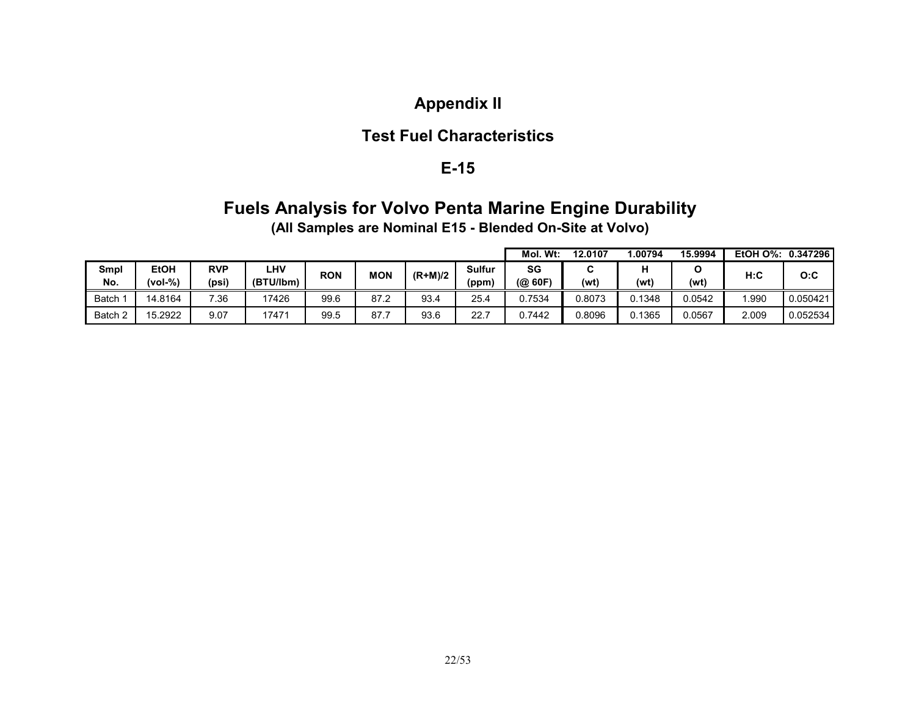# Appendix II

## Test Fuel Characteristics

## E-15

## Fuels Analysis for Volvo Penta Marine Engine Durability

**(All Samples are Nominal E15 - Blended On-Site at Volvo)**

| | | | | | | | | Mol. Wt: | 12.0107 | 1.00794 | 15.9994 | EtOH O%: | 0.347296 |
|---|---|---|---|---|---|---|---|---|---|---|---|---|---|
| **Smpl No.** | **EtOH (vol-%)** | **RVP (psi)** | **LHV (BTU/lbm)** | **RON** | **MON** | **(R+M)/2** | **Sulfur (ppm)** | **SG (@ 60F)** | **C (wt)** | **H (wt)** | **O (wt)** | **H:C** | **O:C** |
| Batch 1 | 14.8164 | 7.36 | 17426 | 99.6 | 87.2 | 93.4 | 25.4 | 0.7534 | 0.8073 | 0.1348 | 0.0542 | 1.990 | 0.050421 |
| Batch 2 | 15.2922 | 9.07 | 17471 | 99.5 | 87.7 | 93.6 | 22.7 | 0.7442 | 0.8096 | 0.1365 | 0.0567 | 2.009 | 0.052534 |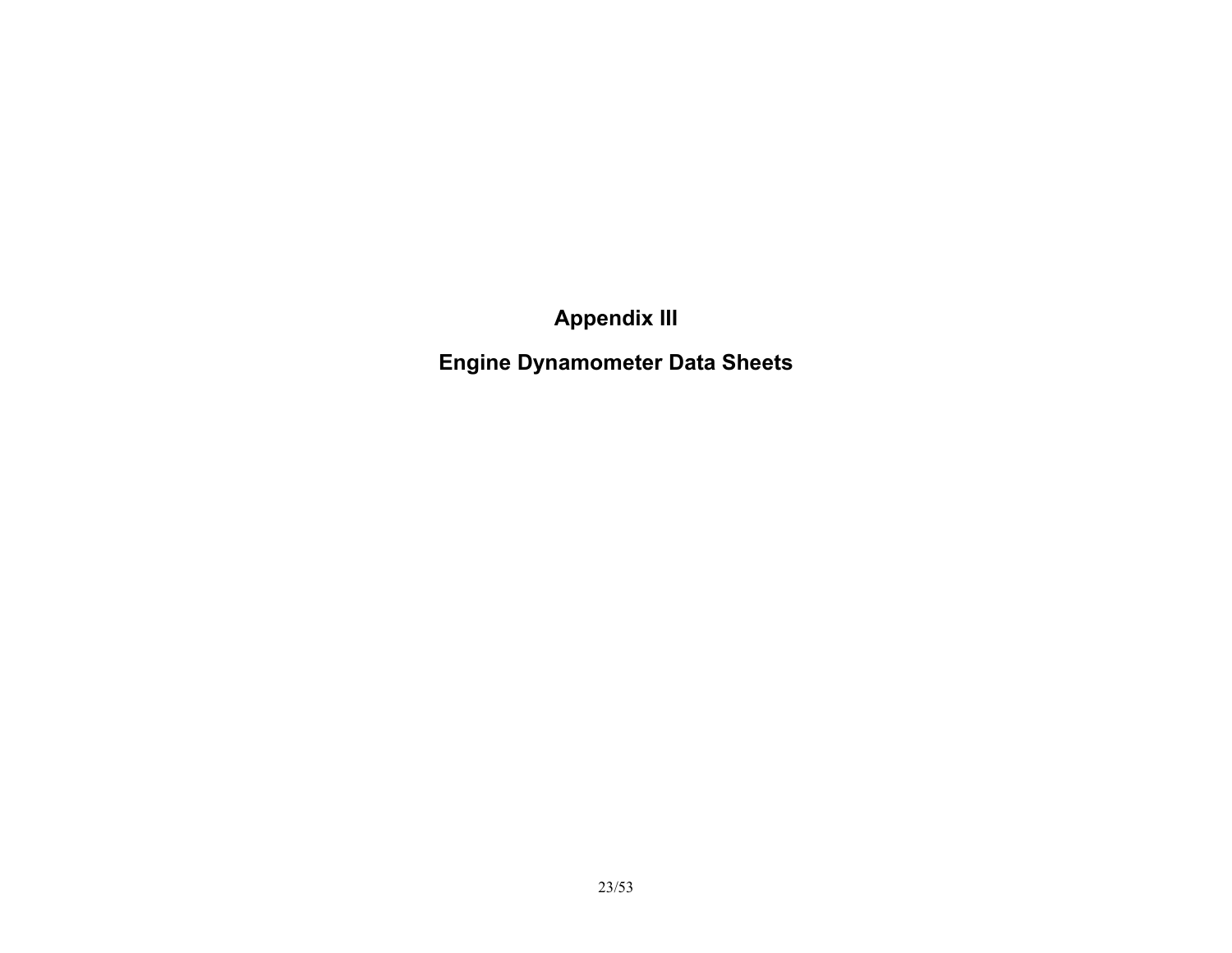# Appendix III

# Engine Dynamometer Data Sheets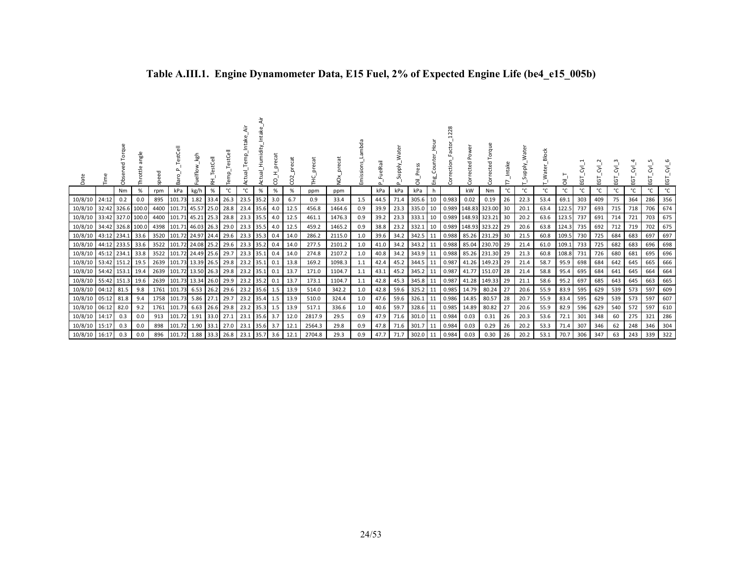**Table A.III.1. Engine Dynamometer Data, E15 Fuel, 2% of Expected Engine Life (be4_e15_005b)**

| Date | Time | Observed Torque | Throttle angle | speed | Baro_P_TestCell | Fuelflow_kgh | RH_TestCell | Temp_TestCell | Actual_Temp_Intake_Air | Actual_Humidity_Intake_Air | CO_H_precat | CO2_precat | THC_precat | NOx_precat | Emissions_Lambda | P_FuelRail | P_Supply_Water | Oil_Press | Eng_Counter_Hour | Correction_Factor_1228 | Corrected Power | Corrected Torque | T7_Intake | T_Supply_Water | T_Water_Block | Oil_T | EGT_Cyl_1 | EGT_Cyl_2 | EGT_Cyl_3 | EGT_Cyl_4 | EGT_Cyl_5 | EGT_Cyl_6 |
|---|---|---|---|---|---|---|---|---|---|---|---|---|---|---|---|---|---|---|---|---|---|---|---|---|---|---|---|---|---|---|---|---|
| | | Nm | % | rpm | kPa | kg/h | % | °C | °C | % | % | % | ppm | ppm | | kPa | kPa | kPa | h | | kW | Nm | °C | °C | °C | °C | °C | °C | °C | °C | °C | °C |
| 10/8/10 | 24:12 | 0.2 | 0.0 | 895 | 101.73 | 1.82 | 33.4 | 26.3 | 23.5 | 35.2 | 3.0 | 6.7 | 0.9 | 33.4 | 1.5 | 44.5 | 71.4 | 305.6 | 10 | 0.983 | 0.02 | 0.19 | 26 | 22.3 | 53.4 | 69.1 | 303 | 409 | 75 | 364 | 286 | 356 |
| 10/8/10 | 32:42 | 326.6 | 100.0 | 4400 | 101.71 | 45.57 | 25.0 | 28.8 | 23.4 | 35.6 | 4.0 | 12.5 | 456.8 | 1464.6 | 0.9 | 39.9 | 23.3 | 335.0 | 10 | 0.989 | 148.83 | 323.00 | 30 | 20.1 | 63.4 | 122.5 | 737 | 693 | 715 | 718 | 706 | 674 |
| 10/8/10 | 33:42 | 327.0 | 100.0 | 4400 | 101.71 | 45.21 | 25.3 | 28.8 | 23.3 | 35.5 | 4.0 | 12.5 | 461.1 | 1476.3 | 0.9 | 39.2 | 23.3 | 333.1 | 10 | 0.989 | 148.93 | 323.21 | 30 | 20.2 | 63.6 | 123.5 | 737 | 691 | 714 | 721 | 703 | 675 |
| 10/8/10 | 34:42 | 326.8 | 100.0 | 4398 | 101.71 | 46.03 | 26.3 | 29.0 | 23.3 | 35.5 | 4.0 | 12.5 | 459.2 | 1465.2 | 0.9 | 38.8 | 23.2 | 332.1 | 10 | 0.989 | 148.93 | 323.22 | 29 | 20.6 | 63.8 | 124.3 | 735 | 692 | 712 | 719 | 702 | 675 |
| 10/8/10 | 43:12 | 234.1 | 33.6 | 3520 | 101.72 | 24.97 | 24.4 | 29.6 | 23.3 | 35.3 | 0.4 | 14.0 | 286.2 | 2115.0 | 1.0 | 39.6 | 34.2 | 342.5 | 11 | 0.988 | 85.26 | 231.29 | 30 | 21.5 | 60.8 | 109.5 | 730 | 725 | 684 | 683 | 697 | 697 |
| 10/8/10 | 44:12 | 233.5 | 33.6 | 3522 | 101.72 | 24.08 | 25.2 | 29.6 | 23.3 | 35.2 | 0.4 | 14.0 | 277.5 | 2101.2 | 1.0 | 41.0 | 34.2 | 343.2 | 11 | 0.988 | 85.04 | 230.70 | 29 | 21.4 | 61.0 | 109.1 | 733 | 725 | 682 | 683 | 696 | 698 |
| 10/8/10 | 45:12 | 234.1 | 33.8 | 3522 | 101.72 | 24.49 | 25.6 | 29.7 | 23.3 | 35.1 | 0.4 | 14.0 | 274.8 | 2107.2 | 1.0 | 40.8 | 34.2 | 343.9 | 11 | 0.988 | 85.26 | 231.30 | 29 | 21.3 | 60.8 | 108.8 | 731 | 726 | 680 | 681 | 695 | 696 |
| 10/8/10 | 53:42 | 151.2 | 19.5 | 2639 | 101.73 | 13.39 | 26.5 | 29.8 | 23.2 | 35.1 | 0.1 | 13.8 | 169.2 | 1098.3 | 1.1 | 42.4 | 45.2 | 344.5 | 11 | 0.987 | 41.26 | 149.23 | 29 | 21.4 | 58.7 | 95.9 | 698 | 684 | 642 | 645 | 665 | 666 |
| 10/8/10 | 54:42 | 153.1 | 19.4 | 2639 | 101.72 | 13.50 | 26.3 | 29.8 | 23.2 | 35.1 | 0.1 | 13.7 | 171.0 | 1104.7 | 1.1 | 43.1 | 45.2 | 345.2 | 11 | 0.987 | 41.77 | 151.07 | 28 | 21.4 | 58.8 | 95.4 | 695 | 684 | 641 | 645 | 664 | 664 |
| 10/8/10 | 55:42 | 151.3 | 19.6 | 2639 | 101.73 | 13.34 | 26.0 | 29.9 | 23.2 | 35.2 | 0.1 | 13.7 | 173.1 | 1104.7 | 1.1 | 42.8 | 45.3 | 345.8 | 11 | 0.987 | 41.28 | 149.33 | 29 | 21.1 | 58.6 | 95.2 | 697 | 685 | 643 | 645 | 663 | 665 |
| 10/8/10 | 04:12 | 81.5 | 9.8 | 1761 | 101.73 | 6.53 | 26.2 | 29.6 | 23.2 | 35.6 | 1.5 | 13.9 | 514.0 | 342.2 | 1.0 | 42.8 | 59.6 | 325.2 | 11 | 0.985 | 14.79 | 80.24 | 27 | 20.6 | 55.9 | 83.9 | 595 | 629 | 539 | 573 | 597 | 609 |
| 10/8/10 | 05:12 | 81.8 | 9.4 | 1758 | 101.73 | 5.86 | 27.1 | 29.7 | 23.2 | 35.4 | 1.5 | 13.9 | 510.0 | 324.4 | 1.0 | 47.6 | 59.6 | 326.1 | 11 | 0.986 | 14.85 | 80.57 | 28 | 20.7 | 55.9 | 83.4 | 595 | 629 | 539 | 573 | 597 | 607 |
| 10/8/10 | 06:12 | 82.0 | 9.2 | 1761 | 101.73 | 6.63 | 26.6 | 29.8 | 23.2 | 35.3 | 1.5 | 13.9 | 517.1 | 336.6 | 1.0 | 40.6 | 59.7 | 328.6 | 11 | 0.985 | 14.89 | 80.82 | 27 | 20.6 | 55.9 | 82.9 | 596 | 629 | 540 | 572 | 597 | 610 |
| 10/8/10 | 14:17 | 0.3 | 0.0 | 913 | 101.72 | 1.91 | 33.0 | 27.1 | 23.1 | 35.6 | 3.7 | 12.0 | 2817.9 | 29.5 | 0.9 | 47.9 | 71.6 | 301.0 | 11 | 0.984 | 0.03 | 0.31 | 26 | 20.3 | 53.6 | 72.1 | 301 | 348 | 60 | 275 | 321 | 286 |
| 10/8/10 | 15:17 | 0.3 | 0.0 | 898 | 101.72 | 1.90 | 33.1 | 27.0 | 23.1 | 35.6 | 3.7 | 12.1 | 2564.3 | 29.8 | 0.9 | 47.8 | 71.6 | 301.7 | 11 | 0.984 | 0.03 | 0.29 | 26 | 20.2 | 53.3 | 71.4 | 307 | 346 | 62 | 248 | 346 | 304 |
| 10/8/10 | 16:17 | 0.3 | 0.0 | 896 | 101.72 | 1.88 | 33.3 | 26.8 | 23.1 | 35.7 | 3.6 | 12.1 | 2704.8 | 29.3 | 0.9 | 47.7 | 71.7 | 302.0 | 11 | 0.984 | 0.03 | 0.30 | 26 | 20.2 | 53.1 | 70.7 | 306 | 347 | 63 | 243 | 339 | 322 |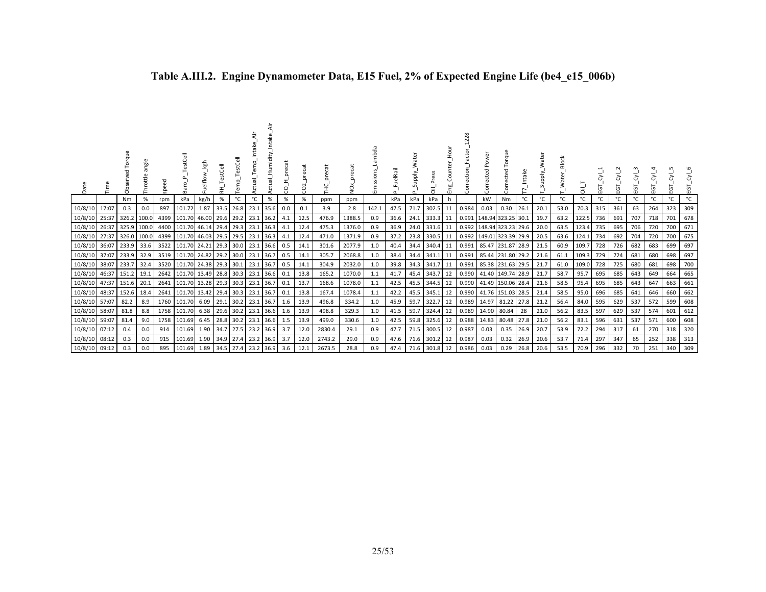# Table A.III.2. Engine Dynamometer Data, E15 Fuel, 2% of Expected Engine Life (be4_e15_006b)

| Date | Time | Observed Torque | Throttle angle | speed | Baro_P_TestCell | Fuelflow_kgh | RH_TestCell | Temp_TestCell | Actual_Temp_Intake_Air | Actual_Humidity_Intake_Air | CO_H_precat | CO2_precat | THC_precat | NOx_precat | Emissions_Lambda | P_FuelRail | P_Supply_Water | Oil_Press | Eng_Counter_Hour | Correction_Factor_1228 | Corrected Power | Corrected Torque | T7_Intake | T_Supply_Water | T_Water_Block | Oil_T | EGT_Cyl_1 | EGT_Cyl_2 | EGT_Cyl_3 | EGT_Cyl_4 | EGT_Cyl_5 | EGT_Cyl_6 |
|---|---|---|---|---|---|---|---|---|---|---|---|---|---|---|---|---|---|---|---|---|---|---|---|---|---|---|---|---|---|---|---|---|
| | | Nm | % | rpm | kPa | kg/h | % | °C | °C | % | % | % | ppm | ppm | | kPa | kPa | kPa | h | | kW | Nm | °C | °C | °C | °C | °C | °C | °C | °C | °C | °C |
| 10/8/10 | 17:07 | 0.3 | 0.0 | 897 | 101.72 | 1.87 | 33.5 | 26.8 | 23.1 | 35.6 | 0.0 | 0.1 | 3.9 | 2.8 | 142.1 | 47.5 | 71.7 | 302.5 | 11 | 0.984 | 0.03 | 0.30 | 26.1 | 20.1 | 53.0 | 70.3 | 315 | 361 | 63 | 264 | 323 | 309 |
| 10/8/10 | 25:37 | 326.2 | 100.0 | 4399 | 101.70 | 46.00 | 29.6 | 29.2 | 23.1 | 36.2 | 4.1 | 12.5 | 476.9 | 1388.5 | 0.9 | 36.6 | 24.1 | 333.3 | 11 | 0.991 | 148.94 | 323.25 | 30.1 | 19.7 | 63.2 | 122.5 | 736 | 691 | 707 | 718 | 701 | 678 |
| 10/8/10 | 26:37 | 325.9 | 100.0 | 4400 | 101.70 | 46.14 | 29.4 | 29.3 | 23.1 | 36.3 | 4.1 | 12.4 | 475.3 | 1376.0 | 0.9 | 36.9 | 24.0 | 331.6 | 11 | 0.992 | 148.94 | 323.23 | 29.6 | 20.0 | 63.5 | 123.4 | 735 | 695 | 706 | 720 | 700 | 671 |
| 10/8/10 | 27:37 | 326.0 | 100.0 | 4399 | 101.70 | 46.03 | 29.5 | 29.5 | 23.1 | 36.3 | 4.1 | 12.4 | 471.0 | 1371.9 | 0.9 | 37.2 | 23.8 | 330.5 | 11 | 0.992 | 149.01 | 323.39 | 29.9 | 20.5 | 63.6 | 124.1 | 734 | 692 | 704 | 720 | 700 | 675 |
| 10/8/10 | 36:07 | 233.9 | 33.6 | 3522 | 101.70 | 24.21 | 29.3 | 30.0 | 23.1 | 36.6 | 0.5 | 14.1 | 301.6 | 2077.9 | 1.0 | 40.4 | 34.4 | 340.4 | 11 | 0.991 | 85.47 | 231.87 | 28.9 | 21.5 | 60.9 | 109.7 | 728 | 726 | 682 | 683 | 699 | 697 |
| 10/8/10 | 37:07 | 233.9 | 32.9 | 3519 | 101.70 | 24.82 | 29.2 | 30.0 | 23.1 | 36.7 | 0.5 | 14.1 | 305.7 | 2068.8 | 1.0 | 38.4 | 34.4 | 341.1 | 11 | 0.991 | 85.44 | 231.80 | 29.2 | 21.6 | 61.1 | 109.3 | 729 | 724 | 681 | 680 | 698 | 697 |
| 10/8/10 | 38:07 | 233.7 | 32.4 | 3520 | 101.70 | 24.38 | 29.3 | 30.1 | 23.1 | 36.7 | 0.5 | 14.1 | 304.9 | 2032.0 | 1.0 | 39.8 | 34.3 | 341.7 | 11 | 0.991 | 85.38 | 231.63 | 29.5 | 21.7 | 61.0 | 109.0 | 728 | 725 | 680 | 681 | 698 | 700 |
| 10/8/10 | 46:37 | 151.2 | 19.1 | 2642 | 101.70 | 13.49 | 28.8 | 30.3 | 23.1 | 36.6 | 0.1 | 13.8 | 165.2 | 1070.0 | 1.1 | 41.7 | 45.4 | 343.7 | 12 | 0.990 | 41.40 | 149.74 | 28.9 | 21.7 | 58.7 | 95.7 | 695 | 685 | 643 | 649 | 664 | 665 |
| 10/8/10 | 47:37 | 151.6 | 20.1 | 2641 | 101.70 | 13.28 | 29.3 | 30.3 | 23.1 | 36.7 | 0.1 | 13.7 | 168.6 | 1078.0 | 1.1 | 42.5 | 45.5 | 344.5 | 12 | 0.990 | 41.49 | 150.06 | 28.4 | 21.6 | 58.5 | 95.4 | 695 | 685 | 643 | 647 | 663 | 661 |
| 10/8/10 | 48:37 | 152.6 | 18.4 | 2641 | 101.70 | 13.42 | 29.4 | 30.3 | 23.1 | 36.7 | 0.1 | 13.8 | 167.4 | 1078.4 | 1.1 | 42.2 | 45.5 | 345.1 | 12 | 0.990 | 41.76 | 151.03 | 28.5 | 21.4 | 58.5 | 95.0 | 696 | 685 | 641 | 646 | 660 | 662 |
| 10/8/10 | 57:07 | 82.2 | 8.9 | 1760 | 101.70 | 6.09 | 29.1 | 30.2 | 23.1 | 36.7 | 1.6 | 13.9 | 496.8 | 334.2 | 1.0 | 45.9 | 59.7 | 322.7 | 12 | 0.989 | 14.97 | 81.22 | 27.8 | 21.2 | 56.4 | 84.0 | 595 | 629 | 537 | 572 | 599 | 608 |
| 10/8/10 | 58:07 | 81.8 | 8.8 | 1758 | 101.70 | 6.38 | 29.6 | 30.2 | 23.1 | 36.6 | 1.6 | 13.9 | 498.8 | 329.3 | 1.0 | 41.5 | 59.7 | 324.4 | 12 | 0.989 | 14.90 | 80.84 | 28 | 21.0 | 56.2 | 83.5 | 597 | 629 | 537 | 574 | 601 | 612 |
| 10/8/10 | 59:07 | 81.4 | 9.0 | 1758 | 101.69 | 6.45 | 28.8 | 30.2 | 23.1 | 36.6 | 1.5 | 13.9 | 499.0 | 330.6 | 1.0 | 42.5 | 59.8 | 325.6 | 12 | 0.988 | 14.83 | 80.48 | 27.8 | 21.0 | 56.2 | 83.1 | 596 | 631 | 537 | 571 | 600 | 608 |
| 10/8/10 | 07:12 | 0.4 | 0.0 | 914 | 101.69 | 1.90 | 34.7 | 27.5 | 23.2 | 36.9 | 3.7 | 12.0 | 2830.4 | 29.1 | 0.9 | 47.7 | 71.5 | 300.5 | 12 | 0.987 | 0.03 | 0.35 | 26.9 | 20.7 | 53.9 | 72.2 | 294 | 317 | 61 | 270 | 318 | 320 |
| 10/8/10 | 08:12 | 0.3 | 0.0 | 915 | 101.69 | 1.90 | 34.9 | 27.4 | 23.2 | 36.9 | 3.7 | 12.0 | 2743.2 | 29.0 | 0.9 | 47.6 | 71.6 | 301.2 | 12 | 0.987 | 0.03 | 0.32 | 26.9 | 20.6 | 53.7 | 71.4 | 297 | 347 | 65 | 252 | 338 | 313 |
| 10/8/10 | 09:12 | 0.3 | 0.0 | 895 | 101.69 | 1.89 | 34.5 | 27.4 | 23.2 | 36.9 | 3.6 | 12.1 | 2673.5 | 28.8 | 0.9 | 47.4 | 71.6 | 301.8 | 12 | 0.986 | 0.03 | 0.29 | 26.8 | 20.6 | 53.5 | 70.9 | 296 | 332 | 70 | 251 | 340 | 309 |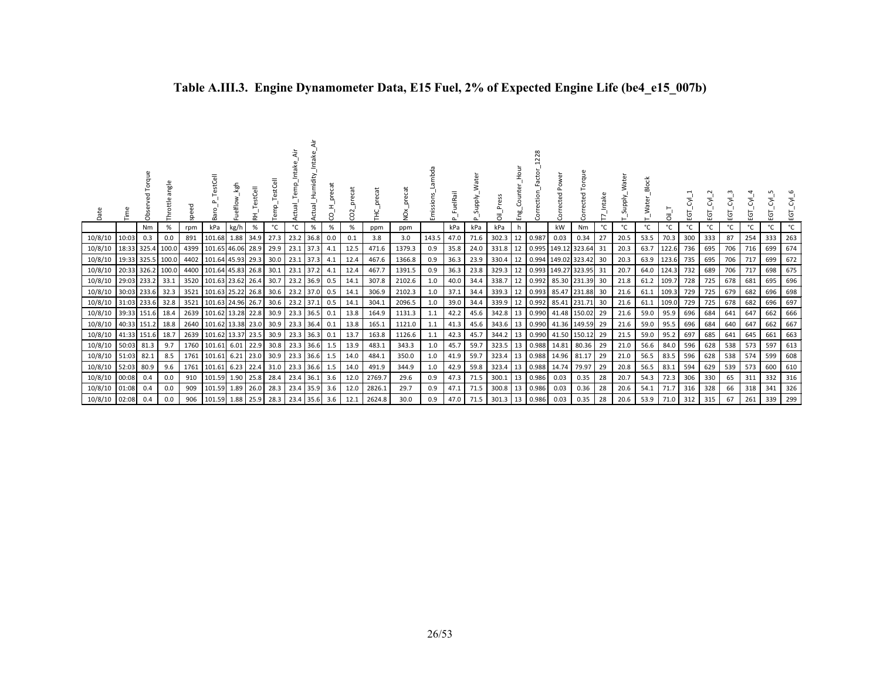# Table A.III.3. Engine Dynamometer Data, E15 Fuel, 2% of Expected Engine Life (be4_e15_007b)

| Date | Time | Observed Torque | Throttle angle | speed | Baro_P_TestCell | Fuelflow_kgh | RH_TestCell | Temp_TestCell | Actual_Temp_Intake_Air | Actual_Humidity_Intake_Air | CO_H_precat | CO2_precat | THC_precat | NOx_precat | Emissions_Lambda | P_FuelRail | P_Supply_Water | Oil_Press | Eng_Counter_Hour | Correction_Factor_1228 | Corrected Power | Corrected Torque | T7_Intake | T_Supply_Water | T_Water_Block | Oil_T | EGT_Cyl_1 | EGT_Cyl_2 | EGT_Cyl_3 | EGT_Cyl_4 | EGT_Cyl_5 | EGT_Cyl_6 |
|---|---|---|---|---|---|---|---|---|---|---|---|---|---|---|---|---|---|---|---|---|---|---|---|---|---|---|---|---|---|---|---|---|
| | | Nm | % | rpm | kPa | kg/h | % | °C | °C | % | % | % | ppm | ppm | | kPa | kPa | kPa | h | | kW | Nm | °C | °C | °C | °C | °C | °C | °C | °C | °C | °C |
| 10/8/10 | 10:03 | 0.3 | 0.0 | 891 | 101.68 | 1.88 | 34.9 | 27.3 | 23.2 | 36.8 | 0.0 | 0.1 | 3.8 | 3.0 | 143.5 | 47.0 | 71.6 | 302.3 | 12 | 0.987 | 0.03 | 0.34 | 27 | 20.5 | 53.5 | 70.3 | 300 | 333 | 87 | 254 | 333 | 263 |
| 10/8/10 | 18:33 | 325.4 | 100.0 | 4399 | 101.65 | 46.06 | 28.9 | 29.9 | 23.1 | 37.3 | 4.1 | 12.5 | 471.6 | 1379.3 | 0.9 | 35.8 | 24.0 | 331.8 | 12 | 0.995 | 149.12 | 323.64 | 31 | 20.3 | 63.7 | 122.6 | 736 | 695 | 706 | 716 | 699 | 674 |
| 10/8/10 | 19:33 | 325.5 | 100.0 | 4402 | 101.64 | 45.93 | 29.3 | 30.0 | 23.1 | 37.3 | 4.1 | 12.4 | 467.6 | 1366.8 | 0.9 | 36.3 | 23.9 | 330.4 | 12 | 0.994 | 149.02 | 323.42 | 30 | 20.3 | 63.9 | 123.6 | 735 | 695 | 706 | 717 | 699 | 672 |
| 10/8/10 | 20:33 | 326.2 | 100.0 | 4400 | 101.64 | 45.83 | 26.8 | 30.1 | 23.1 | 37.2 | 4.1 | 12.4 | 467.7 | 1391.5 | 0.9 | 36.3 | 23.8 | 329.3 | 12 | 0.993 | 149.27 | 323.95 | 31 | 20.7 | 64.0 | 124.3 | 732 | 689 | 706 | 717 | 698 | 675 |
| 10/8/10 | 29:03 | 233.2 | 33.1 | 3520 | 101.63 | 23.62 | 26.4 | 30.7 | 23.2 | 36.9 | 0.5 | 14.1 | 307.8 | 2102.6 | 1.0 | 40.0 | 34.4 | 338.7 | 12 | 0.992 | 85.30 | 231.39 | 30 | 21.8 | 61.2 | 109.7 | 728 | 725 | 678 | 681 | 695 | 696 |
| 10/8/10 | 30:03 | 233.6 | 32.3 | 3521 | 101.63 | 25.22 | 26.8 | 30.6 | 23.2 | 37.0 | 0.5 | 14.1 | 306.9 | 2102.3 | 1.0 | 37.1 | 34.4 | 339.3 | 12 | 0.993 | 85.47 | 231.88 | 30 | 21.6 | 61.1 | 109.3 | 729 | 725 | 679 | 682 | 696 | 698 |
| 10/8/10 | 31:03 | 233.6 | 32.8 | 3521 | 101.63 | 24.96 | 26.7 | 30.6 | 23.2 | 37.1 | 0.5 | 14.1 | 304.1 | 2096.5 | 1.0 | 39.0 | 34.4 | 339.9 | 12 | 0.992 | 85.41 | 231.71 | 30 | 21.6 | 61.1 | 109.0 | 729 | 725 | 678 | 682 | 696 | 697 |
| 10/8/10 | 39:33 | 151.6 | 18.4 | 2639 | 101.62 | 13.28 | 22.8 | 30.9 | 23.3 | 36.5 | 0.1 | 13.8 | 164.9 | 1131.3 | 1.1 | 42.2 | 45.6 | 342.8 | 13 | 0.990 | 41.48 | 150.02 | 29 | 21.6 | 59.0 | 95.9 | 696 | 684 | 641 | 647 | 662 | 666 |
| 10/8/10 | 40:33 | 151.2 | 18.8 | 2640 | 101.62 | 13.38 | 23.0 | 30.9 | 23.3 | 36.4 | 0.1 | 13.8 | 165.1 | 1121.0 | 1.1 | 41.3 | 45.6 | 343.6 | 13 | 0.990 | 41.36 | 149.59 | 29 | 21.6 | 59.0 | 95.5 | 696 | 684 | 640 | 647 | 662 | 667 |
| 10/8/10 | 41:33 | 151.6 | 18.7 | 2639 | 101.62 | 13.37 | 23.5 | 30.9 | 23.3 | 36.3 | 0.1 | 13.7 | 163.8 | 1126.6 | 1.1 | 42.3 | 45.7 | 344.2 | 13 | 0.990 | 41.50 | 150.12 | 29 | 21.5 | 59.0 | 95.2 | 697 | 685 | 641 | 645 | 661 | 663 |
| 10/8/10 | 50:03 | 81.3 | 9.7 | 1760 | 101.61 | 6.01 | 22.9 | 30.8 | 23.3 | 36.6 | 1.5 | 13.9 | 483.1 | 343.3 | 1.0 | 45.7 | 59.7 | 323.5 | 13 | 0.988 | 14.81 | 80.36 | 29 | 21.0 | 56.6 | 84.0 | 596 | 628 | 538 | 573 | 597 | 613 |
| 10/8/10 | 51:03 | 82.1 | 8.5 | 1761 | 101.61 | 6.21 | 23.0 | 30.9 | 23.3 | 36.6 | 1.5 | 14.0 | 484.1 | 350.0 | 1.0 | 41.9 | 59.7 | 323.4 | 13 | 0.988 | 14.96 | 81.17 | 29 | 21.0 | 56.5 | 83.5 | 596 | 628 | 538 | 574 | 599 | 608 |
| 10/8/10 | 52:03 | 80.9 | 9.6 | 1761 | 101.61 | 6.23 | 22.4 | 31.0 | 23.3 | 36.6 | 1.5 | 14.0 | 491.9 | 344.9 | 1.0 | 42.9 | 59.8 | 323.4 | 13 | 0.988 | 14.74 | 79.97 | 29 | 20.8 | 56.5 | 83.1 | 594 | 629 | 539 | 573 | 600 | 610 |
| 10/8/10 | 00:08 | 0.4 | 0.0 | 910 | 101.59 | 1.90 | 25.8 | 28.4 | 23.4 | 36.1 | 3.6 | 12.0 | 2769.7 | 29.6 | 0.9 | 47.3 | 71.5 | 300.1 | 13 | 0.986 | 0.03 | 0.35 | 28 | 20.7 | 54.3 | 72.3 | 306 | 330 | 65 | 311 | 332 | 316 |
| 10/8/10 | 01:08 | 0.4 | 0.0 | 909 | 101.59 | 1.89 | 26.0 | 28.3 | 23.4 | 35.9 | 3.6 | 12.0 | 2826.1 | 29.7 | 0.9 | 47.1 | 71.5 | 300.8 | 13 | 0.986 | 0.03 | 0.36 | 28 | 20.6 | 54.1 | 71.7 | 316 | 328 | 66 | 318 | 341 | 326 |
| 10/8/10 | 02:08 | 0.4 | 0.0 | 906 | 101.59 | 1.88 | 25.9 | 28.3 | 23.4 | 35.6 | 3.6 | 12.1 | 2624.8 | 30.0 | 0.9 | 47.0 | 71.5 | 301.3 | 13 | 0.986 | 0.03 | 0.35 | 28 | 20.6 | 53.9 | 71.0 | 312 | 315 | 67 | 261 | 339 | 299 |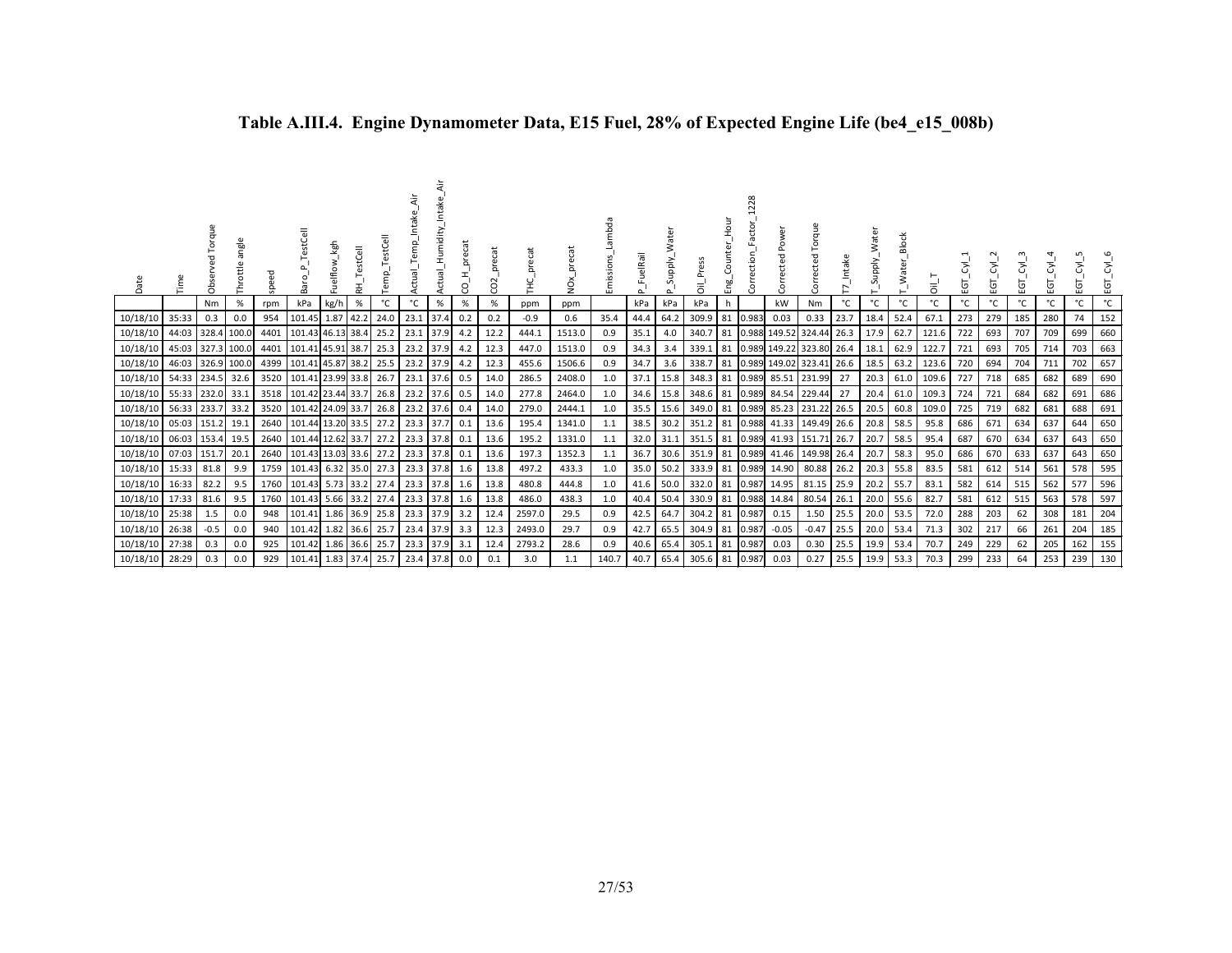# Table A.III.4. Engine Dynamometer Data, E15 Fuel, 28% of Expected Engine Life (be4_e15_008b)

| Date | Time | Observed Torque | Throttle angle | speed | Baro_P_TestCell | Fuelflow_kgh | RH_TestCell | Temp_TestCell | Actual_Temp_Intake_Air | Actual_Humidity_Intake_Air | CO_H_precat | CO2_precat | THC_precat | NOx_precat | Emissions_Lambda | P_FuelRail | P_Supply_Water | Oil_Press | Eng_Counter_Hour | Correction_Factor_1228 | Corrected Power | Corrected Torque | T7_Intake | T_Supply_Water | T_Water_Block | Oil_T | EGT_Cyl_1 | EGT_Cyl_2 | EGT_Cyl_3 | EGT_Cyl_4 | EGT_Cyl_5 | EGT_Cyl_6 |
|---|---|---|---|---|---|---|---|---|---|---|---|---|---|---|---|---|---|---|---|---|---|---|---|---|---|---|---|---|---|---|---|---|
| | | Nm | % | rpm | kPa | kg/h | % | °C | °C | % | % | % | ppm | ppm | | kPa | kPa | kPa | h | | kW | Nm | °C | °C | °C | °C | °C | °C | °C | °C | °C | °C |
| 10/18/10 | 35:33 | 0.3 | 0.0 | 954 | 101.45 | 1.87 | 42.2 | 24.0 | 23.1 | 37.4 | 0.2 | 0.2 | -0.9 | 0.6 | 35.4 | 44.4 | 64.2 | 309.9 | 81 | 0.983 | 0.03 | 0.33 | 23.7 | 18.4 | 52.4 | 67.1 | 273 | 279 | 185 | 280 | 74 | 152 |
| 10/18/10 | 44:03 | 328.4 | 100.0 | 4401 | 101.43 | 46.13 | 38.4 | 25.2 | 23.1 | 37.9 | 4.2 | 12.2 | 444.1 | 1513.0 | 0.9 | 35.1 | 4.0 | 340.7 | 81 | 0.988 | 149.52 | 324.44 | 26.3 | 17.9 | 62.7 | 121.6 | 722 | 693 | 707 | 709 | 699 | 660 |
| 10/18/10 | 45:03 | 327.3 | 100.0 | 4401 | 101.41 | 45.91 | 38.7 | 25.3 | 23.2 | 37.9 | 4.2 | 12.3 | 447.0 | 1513.0 | 0.9 | 34.3 | 3.4 | 339.1 | 81 | 0.989 | 149.22 | 323.80 | 26.4 | 18.1 | 62.9 | 122.7 | 721 | 693 | 705 | 714 | 703 | 663 |
| 10/18/10 | 46:03 | 326.9 | 100.0 | 4399 | 101.41 | 45.87 | 38.2 | 25.5 | 23.2 | 37.9 | 4.2 | 12.3 | 455.6 | 1506.6 | 0.9 | 34.7 | 3.6 | 338.7 | 81 | 0.989 | 149.02 | 323.41 | 26.6 | 18.5 | 63.2 | 123.6 | 720 | 694 | 704 | 711 | 702 | 657 |
| 10/18/10 | 54:33 | 234.5 | 32.6 | 3520 | 101.41 | 23.99 | 33.8 | 26.7 | 23.1 | 37.6 | 0.5 | 14.0 | 286.5 | 2408.0 | 1.0 | 37.1 | 15.8 | 348.3 | 81 | 0.989 | 85.51 | 231.99 | 27 | 20.3 | 61.0 | 109.6 | 727 | 718 | 685 | 682 | 689 | 690 |
| 10/18/10 | 55:33 | 232.0 | 33.1 | 3518 | 101.42 | 23.44 | 33.7 | 26.8 | 23.2 | 37.6 | 0.5 | 14.0 | 277.8 | 2464.0 | 1.0 | 34.6 | 15.8 | 348.6 | 81 | 0.989 | 84.54 | 229.44 | 27 | 20.4 | 61.0 | 109.3 | 724 | 721 | 684 | 682 | 691 | 686 |
| 10/18/10 | 56:33 | 233.7 | 33.2 | 3520 | 101.42 | 24.09 | 33.7 | 26.8 | 23.2 | 37.6 | 0.4 | 14.0 | 279.0 | 2444.1 | 1.0 | 35.5 | 15.6 | 349.0 | 81 | 0.989 | 85.23 | 231.22 | 26.5 | 20.5 | 60.8 | 109.0 | 725 | 719 | 682 | 681 | 688 | 691 |
| 10/18/10 | 05:03 | 151.2 | 19.1 | 2640 | 101.44 | 13.20 | 33.5 | 27.2 | 23.3 | 37.7 | 0.1 | 13.6 | 195.4 | 1341.0 | 1.1 | 38.5 | 30.2 | 351.2 | 81 | 0.988 | 41.33 | 149.49 | 26.6 | 20.8 | 58.5 | 95.8 | 686 | 671 | 634 | 637 | 644 | 650 |
| 10/18/10 | 06:03 | 153.4 | 19.5 | 2640 | 101.44 | 12.62 | 33.7 | 27.2 | 23.3 | 37.8 | 0.1 | 13.6 | 195.2 | 1331.0 | 1.1 | 32.0 | 31.1 | 351.5 | 81 | 0.989 | 41.93 | 151.71 | 26.7 | 20.7 | 58.5 | 95.4 | 687 | 670 | 634 | 637 | 643 | 650 |
| 10/18/10 | 07:03 | 151.7 | 20.1 | 2640 | 101.43 | 13.03 | 33.6 | 27.2 | 23.3 | 37.8 | 0.1 | 13.6 | 197.3 | 1352.3 | 1.1 | 36.7 | 30.6 | 351.9 | 81 | 0.989 | 41.46 | 149.98 | 26.4 | 20.7 | 58.3 | 95.0 | 686 | 670 | 633 | 637 | 643 | 650 |
| 10/18/10 | 15:33 | 81.8 | 9.9 | 1759 | 101.43 | 6.32 | 35.0 | 27.3 | 23.3 | 37.8 | 1.6 | 13.8 | 497.2 | 433.3 | 1.0 | 35.0 | 50.2 | 333.9 | 81 | 0.989 | 14.90 | 80.88 | 26.2 | 20.3 | 55.8 | 83.5 | 581 | 612 | 514 | 561 | 578 | 595 |
| 10/18/10 | 16:33 | 82.2 | 9.5 | 1760 | 101.43 | 5.73 | 33.2 | 27.4 | 23.3 | 37.8 | 1.6 | 13.8 | 480.8 | 444.8 | 1.0 | 41.6 | 50.0 | 332.0 | 81 | 0.987 | 14.95 | 81.15 | 25.9 | 20.2 | 55.7 | 83.1 | 582 | 614 | 515 | 562 | 577 | 596 |
| 10/18/10 | 17:33 | 81.6 | 9.5 | 1760 | 101.43 | 5.66 | 33.2 | 27.4 | 23.3 | 37.8 | 1.6 | 13.8 | 486.0 | 438.3 | 1.0 | 40.4 | 50.4 | 330.9 | 81 | 0.988 | 14.84 | 80.54 | 26.1 | 20.0 | 55.6 | 82.7 | 581 | 612 | 515 | 563 | 578 | 597 |
| 10/18/10 | 25:38 | 1.5 | 0.0 | 948 | 101.41 | 1.86 | 36.9 | 25.8 | 23.3 | 37.9 | 3.2 | 12.4 | 2597.0 | 29.5 | 0.9 | 42.5 | 64.7 | 304.2 | 81 | 0.987 | 0.15 | 1.50 | 25.5 | 20.0 | 53.5 | 72.0 | 288 | 203 | 62 | 308 | 181 | 204 |
| 10/18/10 | 26:38 | -0.5 | 0.0 | 940 | 101.42 | 1.82 | 36.6 | 25.7 | 23.4 | 37.9 | 3.3 | 12.3 | 2493.0 | 29.7 | 0.9 | 42.7 | 65.5 | 304.9 | 81 | 0.987 | -0.05 | -0.47 | 25.5 | 20.0 | 53.4 | 71.3 | 302 | 217 | 66 | 261 | 204 | 185 |
| 10/18/10 | 27:38 | 0.3 | 0.0 | 925 | 101.42 | 1.86 | 36.6 | 25.7 | 23.3 | 37.9 | 3.1 | 12.4 | 2793.2 | 28.6 | 0.9 | 40.6 | 65.4 | 305.1 | 81 | 0.987 | 0.03 | 0.30 | 25.5 | 19.9 | 53.4 | 70.7 | 249 | 229 | 62 | 205 | 162 | 155 |
| 10/18/10 | 28:29 | 0.3 | 0.0 | 929 | 101.41 | 1.83 | 37.4 | 25.7 | 23.4 | 37.8 | 0.0 | 0.1 | 3.0 | 1.1 | 140.7 | 40.7 | 65.4 | 305.6 | 81 | 0.987 | 0.03 | 0.27 | 25.5 | 19.9 | 53.3 | 70.3 | 299 | 233 | 64 | 253 | 239 | 130 |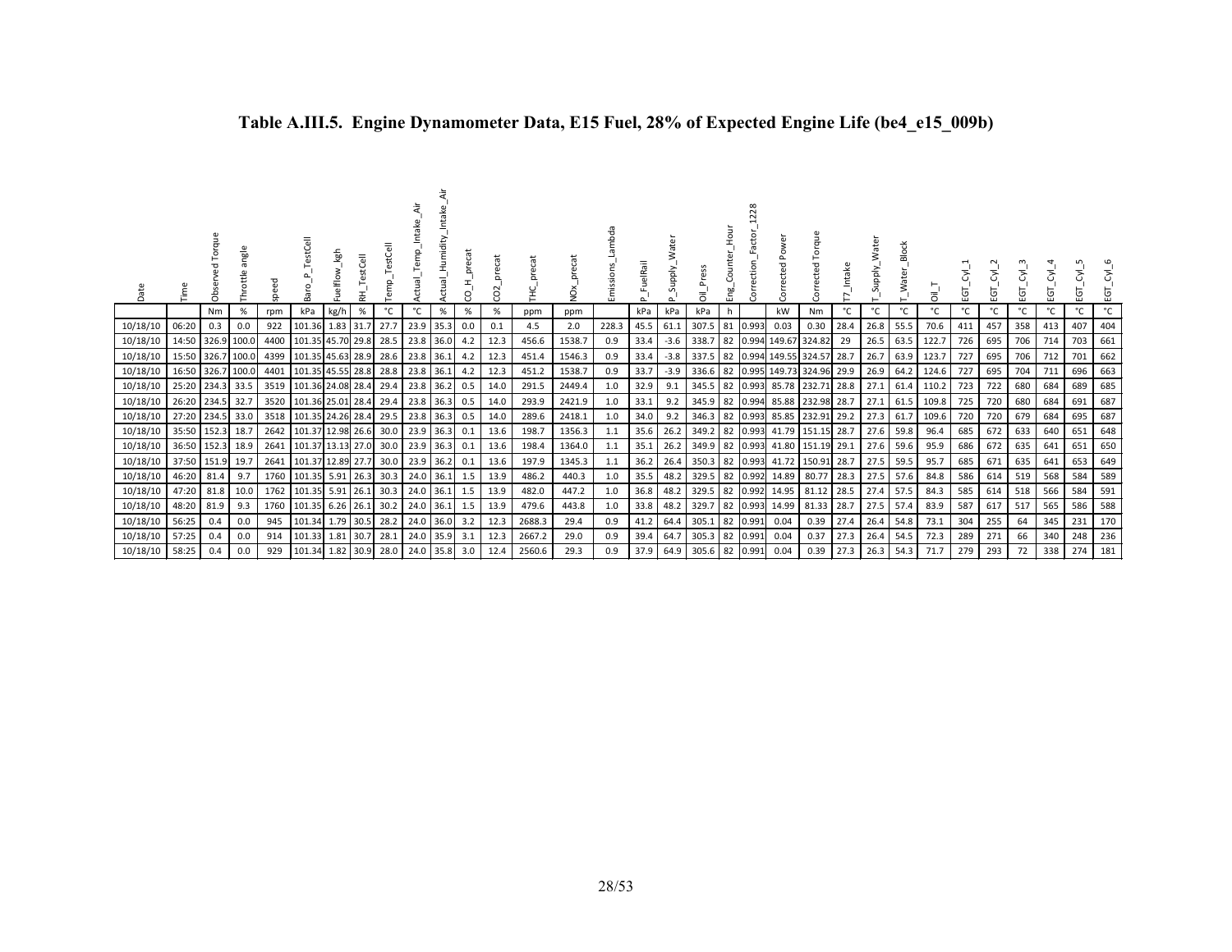# Table A.III.5. Engine Dynamometer Data, E15 Fuel, 28% of Expected Engine Life (be4_e15_009b)

| Date | Time | Observed Torque | Throttle angle | speed | Baro_P_TestCell | Fuelflow_kgh | RH_TestCell | Temp_TestCell | Actual_Temp_Intake_Air | Actual_Humidity_Intake_Air | CO_H_precat | CO2_precat | THC_precat | NOx_precat | Emissions_Lambda | P_FuelRail | P_Supply_Water | Oil_Press | Eng_Counter_Hour | Correction_Factor_1228 | Corrected Power | Corrected Torque | T7_Intake | T_Supply_Water | T_Water_Block | Oil_T | EGT_Cyl_1 | EGT_Cyl_2 | EGT_Cyl_3 | EGT_Cyl_4 | EGT_Cyl_5 | EGT_Cyl_6 |
|---|---|---|---|---|---|---|---|---|---|---|---|---|---|---|---|---|---|---|---|---|---|---|---|---|---|---|---|---|---|---|---|---|
| | | Nm | % | rpm | kPa | kg/h | % | °C | °C | % | % | % | ppm | ppm | | kPa | kPa | kPa | h | | kW | Nm | °C | °C | °C | °C | °C | °C | °C | °C | °C | °C |
| 10/18/10 | 06:20 | 0.3 | 0.0 | 922 | 101.36 | 1.83 | 31.7 | 27.7 | 23.9 | 35.3 | 0.0 | 0.1 | 4.5 | 2.0 | 228.3 | 45.5 | 61.1 | 307.5 | 81 | 0.993 | 0.03 | 0.30 | 28.4 | 26.8 | 55.5 | 70.6 | 411 | 457 | 358 | 413 | 407 | 404 |
| 10/18/10 | 14:50 | 326.9 | 100.0 | 4400 | 101.35 | 45.70 | 29.8 | 28.5 | 23.8 | 36.0 | 4.2 | 12.3 | 456.6 | 1538.7 | 0.9 | 33.4 | -3.6 | 338.7 | 82 | 0.994 | 149.67 | 324.82 | 29 | 26.5 | 63.5 | 122.7 | 726 | 695 | 706 | 714 | 703 | 661 |
| 10/18/10 | 15:50 | 326.7 | 100.0 | 4399 | 101.35 | 45.63 | 28.9 | 28.6 | 23.8 | 36.1 | 4.2 | 12.3 | 451.4 | 1546.3 | 0.9 | 33.4 | -3.8 | 337.5 | 82 | 0.994 | 149.55 | 324.57 | 28.7 | 26.7 | 63.9 | 123.7 | 727 | 695 | 706 | 712 | 701 | 662 |
| 10/18/10 | 16:50 | 326.7 | 100.0 | 4401 | 101.35 | 45.55 | 28.8 | 28.8 | 23.8 | 36.1 | 4.2 | 12.3 | 451.2 | 1538.7 | 0.9 | 33.7 | -3.9 | 336.6 | 82 | 0.995 | 149.73 | 324.96 | 29.9 | 26.9 | 64.2 | 124.6 | 727 | 695 | 704 | 711 | 696 | 663 |
| 10/18/10 | 25:20 | 234.3 | 33.5 | 3519 | 101.36 | 24.08 | 28.4 | 29.4 | 23.8 | 36.2 | 0.5 | 14.0 | 291.5 | 2449.4 | 1.0 | 32.9 | 9.1 | 345.5 | 82 | 0.993 | 85.78 | 232.71 | 28.8 | 27.1 | 61.4 | 110.2 | 723 | 722 | 680 | 684 | 689 | 685 |
| 10/18/10 | 26:20 | 234.5 | 32.7 | 3520 | 101.36 | 25.01 | 28.4 | 29.4 | 23.8 | 36.3 | 0.5 | 14.0 | 293.9 | 2421.9 | 1.0 | 33.1 | 9.2 | 345.9 | 82 | 0.994 | 85.88 | 232.98 | 28.7 | 27.1 | 61.5 | 109.8 | 725 | 720 | 680 | 684 | 691 | 687 |
| 10/18/10 | 27:20 | 234.5 | 33.0 | 3518 | 101.35 | 24.26 | 28.4 | 29.5 | 23.8 | 36.3 | 0.5 | 14.0 | 289.6 | 2418.1 | 1.0 | 34.0 | 9.2 | 346.3 | 82 | 0.993 | 85.85 | 232.91 | 29.2 | 27.3 | 61.7 | 109.6 | 720 | 720 | 679 | 684 | 695 | 687 |
| 10/18/10 | 35:50 | 152.3 | 18.7 | 2642 | 101.37 | 12.98 | 26.6 | 30.0 | 23.9 | 36.3 | 0.1 | 13.6 | 198.7 | 1356.3 | 1.1 | 35.6 | 26.2 | 349.2 | 82 | 0.993 | 41.79 | 151.15 | 28.7 | 27.6 | 59.8 | 96.4 | 685 | 672 | 633 | 640 | 651 | 648 |
| 10/18/10 | 36:50 | 152.3 | 18.9 | 2641 | 101.37 | 13.13 | 27.0 | 30.0 | 23.9 | 36.3 | 0.1 | 13.6 | 198.4 | 1364.0 | 1.1 | 35.1 | 26.2 | 349.9 | 82 | 0.993 | 41.80 | 151.19 | 29.1 | 27.6 | 59.6 | 95.9 | 686 | 672 | 635 | 641 | 651 | 650 |
| 10/18/10 | 37:50 | 151.9 | 19.7 | 2641 | 101.37 | 12.89 | 27.7 | 30.0 | 23.9 | 36.2 | 0.1 | 13.6 | 197.9 | 1345.3 | 1.1 | 36.2 | 26.4 | 350.3 | 82 | 0.993 | 41.72 | 150.91 | 28.7 | 27.5 | 59.5 | 95.7 | 685 | 671 | 635 | 641 | 653 | 649 |
| 10/18/10 | 46:20 | 81.4 | 9.7 | 1760 | 101.35 | 5.91 | 26.3 | 30.3 | 24.0 | 36.1 | 1.5 | 13.9 | 486.2 | 440.3 | 1.0 | 35.5 | 48.2 | 329.5 | 82 | 0.992 | 14.89 | 80.77 | 28.3 | 27.5 | 57.6 | 84.8 | 586 | 614 | 519 | 568 | 584 | 589 |
| 10/18/10 | 47:20 | 81.8 | 10.0 | 1762 | 101.35 | 5.91 | 26.1 | 30.3 | 24.0 | 36.1 | 1.5 | 13.9 | 482.0 | 447.2 | 1.0 | 36.8 | 48.2 | 329.5 | 82 | 0.992 | 14.95 | 81.12 | 28.5 | 27.4 | 57.5 | 84.3 | 585 | 614 | 518 | 566 | 584 | 591 |
| 10/18/10 | 48:20 | 81.9 | 9.3 | 1760 | 101.35 | 6.26 | 26.1 | 30.2 | 24.0 | 36.1 | 1.5 | 13.9 | 479.6 | 443.8 | 1.0 | 33.8 | 48.2 | 329.7 | 82 | 0.993 | 14.99 | 81.33 | 28.7 | 27.5 | 57.4 | 83.9 | 587 | 617 | 517 | 565 | 586 | 588 |
| 10/18/10 | 56:25 | 0.4 | 0.0 | 945 | 101.34 | 1.79 | 30.5 | 28.2 | 24.0 | 36.0 | 3.2 | 12.3 | 2688.3 | 29.4 | 0.9 | 41.2 | 64.4 | 305.1 | 82 | 0.991 | 0.04 | 0.39 | 27.4 | 26.4 | 54.8 | 73.1 | 304 | 255 | 64 | 345 | 231 | 170 |
| 10/18/10 | 57:25 | 0.4 | 0.0 | 914 | 101.33 | 1.81 | 30.7 | 28.1 | 24.0 | 35.9 | 3.1 | 12.3 | 2667.2 | 29.0 | 0.9 | 39.4 | 64.7 | 305.3 | 82 | 0.991 | 0.04 | 0.37 | 27.3 | 26.4 | 54.5 | 72.3 | 289 | 271 | 66 | 340 | 248 | 236 |
| 10/18/10 | 58:25 | 0.4 | 0.0 | 929 | 101.34 | 1.82 | 30.9 | 28.0 | 24.0 | 35.8 | 3.0 | 12.4 | 2560.6 | 29.3 | 0.9 | 37.9 | 64.9 | 305.6 | 82 | 0.991 | 0.04 | 0.39 | 27.3 | 26.3 | 54.3 | 71.7 | 279 | 293 | 72 | 338 | 274 | 181 |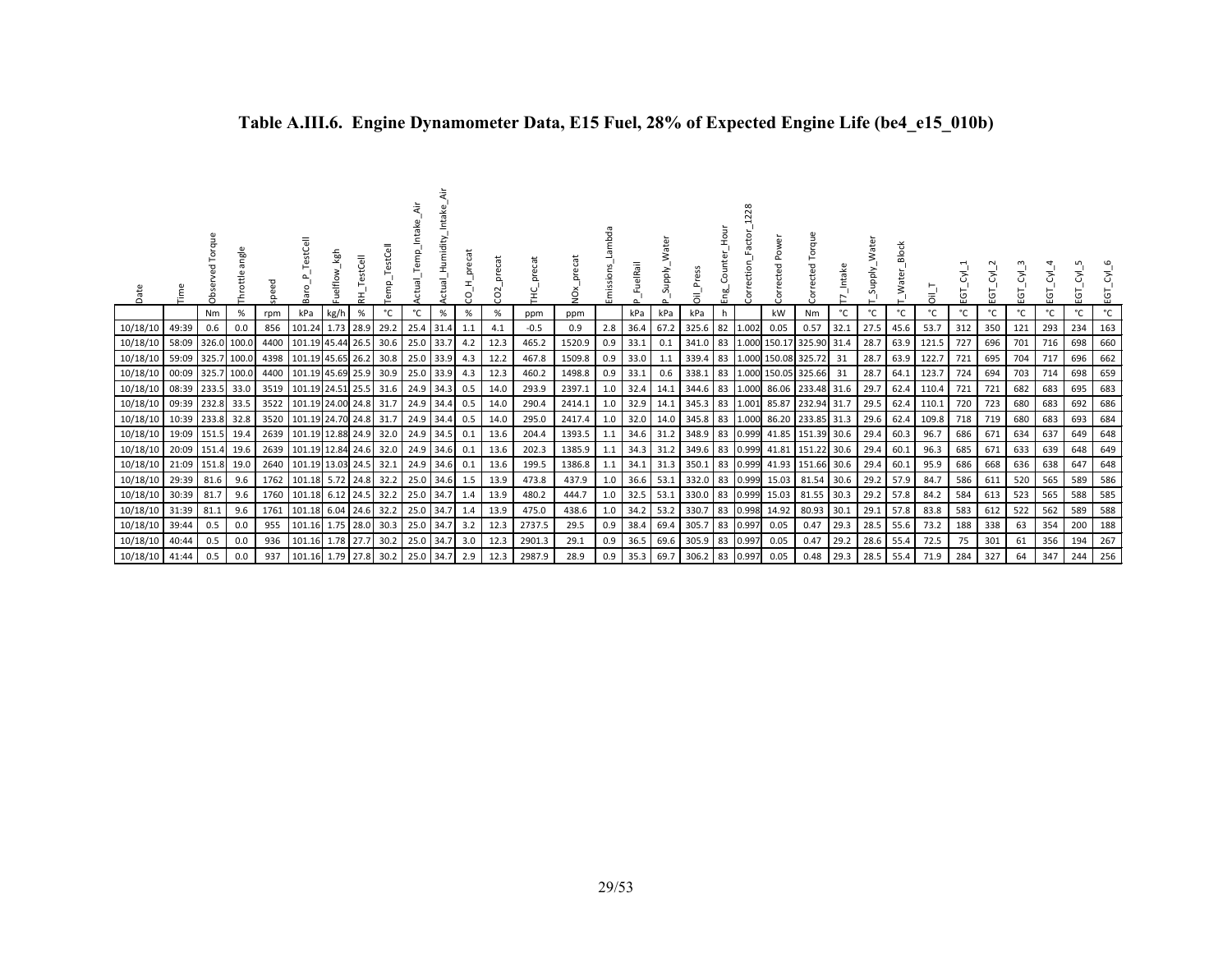# Table A.III.6. Engine Dynamometer Data, E15 Fuel, 28% of Expected Engine Life (be4_e15_010b)

| Date | Time | Observed Torque | Throttle angle | speed | Baro_P_TestCell | Fuelflow_kgh | RH_TestCell | Temp_TestCell | Actual_Temp_Intake_Air | Actual_Humidity_Intake_Air | CO_H_precat | CO2_precat | THC_precat | NOx_precat | Emissions_Lambda | P_FuelRail | P_Supply_Water | Oil_Press | Eng_Counter_Hour | Correction_Factor_1228 | Corrected Power | Corrected Torque | T7_Intake | T_Supply_Water | T_Water_Block | Oil_T | EGT_Cyl_1 | EGT_Cyl_2 | EGT_Cyl_3 | EGT_Cyl_4 | EGT_Cyl_5 | EGT_Cyl_6 |
|---|---|---|---|---|---|---|---|---|---|---|---|---|---|---|---|---|---|---|---|---|---|---|---|---|---|---|---|---|---|---|---|---|
| | | Nm | % | rpm | kPa | kg/h | % | °C | °C | % | % | % | ppm | ppm | | kPa | kPa | kPa | h | | kW | Nm | °C | °C | °C | °C | °C | °C | °C | °C | °C | °C |
| 10/18/10 | 49:39 | 0.6 | 0.0 | 856 | 101.24 | 1.73 | 28.9 | 29.2 | 25.4 | 31.4 | 1.1 | 4.1 | -0.5 | 0.9 | 2.8 | 36.4 | 67.2 | 325.6 | 82 | 1.002 | 0.05 | 0.57 | 32.1 | 27.5 | 45.6 | 53.7 | 312 | 350 | 121 | 293 | 234 | 163 |
| 10/18/10 | 58:09 | 326.0 | 100.0 | 4400 | 101.19 | 45.44 | 26.5 | 30.6 | 25.0 | 33.7 | 4.2 | 12.3 | 465.2 | 1520.9 | 0.9 | 33.1 | 0.1 | 341.0 | 83 | 1.000 | 150.17 | 325.90 | 31.4 | 28.7 | 63.9 | 121.5 | 727 | 696 | 701 | 716 | 698 | 660 |
| 10/18/10 | 59:09 | 325.7 | 100.0 | 4398 | 101.19 | 45.65 | 26.2 | 30.8 | 25.0 | 33.9 | 4.3 | 12.2 | 467.8 | 1509.8 | 0.9 | 33.0 | 1.1 | 339.4 | 83 | 1.000 | 150.08 | 325.72 | 31 | 28.7 | 63.9 | 122.7 | 721 | 695 | 704 | 717 | 696 | 662 |
| 10/18/10 | 00:09 | 325.7 | 100.0 | 4400 | 101.19 | 45.69 | 25.9 | 30.9 | 25.0 | 33.9 | 4.3 | 12.3 | 460.2 | 1498.8 | 0.9 | 33.1 | 0.6 | 338.1 | 83 | 1.000 | 150.05 | 325.66 | 31 | 28.7 | 64.1 | 123.7 | 724 | 694 | 703 | 714 | 698 | 659 |
| 10/18/10 | 08:39 | 233.5 | 33.0 | 3519 | 101.19 | 24.51 | 25.5 | 31.6 | 24.9 | 34.3 | 0.5 | 14.0 | 293.9 | 2397.1 | 1.0 | 32.4 | 14.1 | 344.6 | 83 | 1.000 | 86.06 | 233.48 | 31.6 | 29.7 | 62.4 | 110.4 | 721 | 721 | 682 | 683 | 695 | 683 |
| 10/18/10 | 09:39 | 232.8 | 33.5 | 3522 | 101.19 | 24.00 | 24.8 | 31.7 | 24.9 | 34.4 | 0.5 | 14.0 | 290.4 | 2414.1 | 1.0 | 32.9 | 14.1 | 345.3 | 83 | 1.001 | 85.87 | 232.94 | 31.7 | 29.5 | 62.4 | 110.1 | 720 | 723 | 680 | 683 | 692 | 686 |
| 10/18/10 | 10:39 | 233.8 | 32.8 | 3520 | 101.19 | 24.70 | 24.8 | 31.7 | 24.9 | 34.4 | 0.5 | 14.0 | 295.0 | 2417.4 | 1.0 | 32.0 | 14.0 | 345.8 | 83 | 1.000 | 86.20 | 233.85 | 31.3 | 29.6 | 62.4 | 109.8 | 718 | 719 | 680 | 683 | 693 | 684 |
| 10/18/10 | 19:09 | 151.5 | 19.4 | 2639 | 101.19 | 12.88 | 24.9 | 32.0 | 24.9 | 34.5 | 0.1 | 13.6 | 204.4 | 1393.5 | 1.1 | 34.6 | 31.2 | 348.9 | 83 | 0.999 | 41.85 | 151.39 | 30.6 | 29.4 | 60.3 | 96.7 | 686 | 671 | 634 | 637 | 649 | 648 |
| 10/18/10 | 20:09 | 151.4 | 19.6 | 2639 | 101.19 | 12.84 | 24.6 | 32.0 | 24.9 | 34.6 | 0.1 | 13.6 | 202.3 | 1385.9 | 1.1 | 34.3 | 31.2 | 349.6 | 83 | 0.999 | 41.81 | 151.22 | 30.6 | 29.4 | 60.1 | 96.3 | 685 | 671 | 633 | 639 | 648 | 649 |
| 10/18/10 | 21:09 | 151.8 | 19.0 | 2640 | 101.19 | 13.03 | 24.5 | 32.1 | 24.9 | 34.6 | 0.1 | 13.6 | 199.5 | 1386.8 | 1.1 | 34.1 | 31.3 | 350.1 | 83 | 0.999 | 41.93 | 151.66 | 30.6 | 29.4 | 60.1 | 95.9 | 686 | 668 | 636 | 638 | 647 | 648 |
| 10/18/10 | 29:39 | 81.6 | 9.6 | 1762 | 101.18 | 5.72 | 24.8 | 32.2 | 25.0 | 34.6 | 1.5 | 13.9 | 473.8 | 437.9 | 1.0 | 36.6 | 53.1 | 332.0 | 83 | 0.999 | 15.03 | 81.54 | 30.6 | 29.2 | 57.9 | 84.7 | 586 | 611 | 520 | 565 | 589 | 586 |
| 10/18/10 | 30:39 | 81.7 | 9.6 | 1760 | 101.18 | 6.12 | 24.5 | 32.2 | 25.0 | 34.7 | 1.4 | 13.9 | 480.2 | 444.7 | 1.0 | 32.5 | 53.1 | 330.0 | 83 | 0.999 | 15.03 | 81.55 | 30.3 | 29.2 | 57.8 | 84.2 | 584 | 613 | 523 | 565 | 588 | 585 |
| 10/18/10 | 31:39 | 81.1 | 9.6 | 1761 | 101.18 | 6.04 | 24.6 | 32.2 | 25.0 | 34.7 | 1.4 | 13.9 | 475.0 | 438.6 | 1.0 | 34.2 | 53.2 | 330.7 | 83 | 0.998 | 14.92 | 80.93 | 30.1 | 29.1 | 57.8 | 83.8 | 583 | 612 | 522 | 562 | 589 | 588 |
| 10/18/10 | 39:44 | 0.5 | 0.0 | 955 | 101.16 | 1.75 | 28.0 | 30.3 | 25.0 | 34.7 | 3.2 | 12.3 | 2737.5 | 29.5 | 0.9 | 38.4 | 69.4 | 305.7 | 83 | 0.997 | 0.05 | 0.47 | 29.3 | 28.5 | 55.6 | 73.2 | 188 | 338 | 63 | 354 | 200 | 188 |
| 10/18/10 | 40:44 | 0.5 | 0.0 | 936 | 101.16 | 1.78 | 27.7 | 30.2 | 25.0 | 34.7 | 3.0 | 12.3 | 2901.3 | 29.1 | 0.9 | 36.5 | 69.6 | 305.9 | 83 | 0.997 | 0.05 | 0.47 | 29.2 | 28.6 | 55.4 | 72.5 | 75 | 301 | 61 | 356 | 194 | 267 |
| 10/18/10 | 41:44 | 0.5 | 0.0 | 937 | 101.16 | 1.79 | 27.8 | 30.2 | 25.0 | 34.7 | 2.9 | 12.3 | 2987.9 | 28.9 | 0.9 | 35.3 | 69.7 | 306.2 | 83 | 0.997 | 0.05 | 0.48 | 29.3 | 28.5 | 55.4 | 71.9 | 284 | 327 | 64 | 347 | 244 | 256 |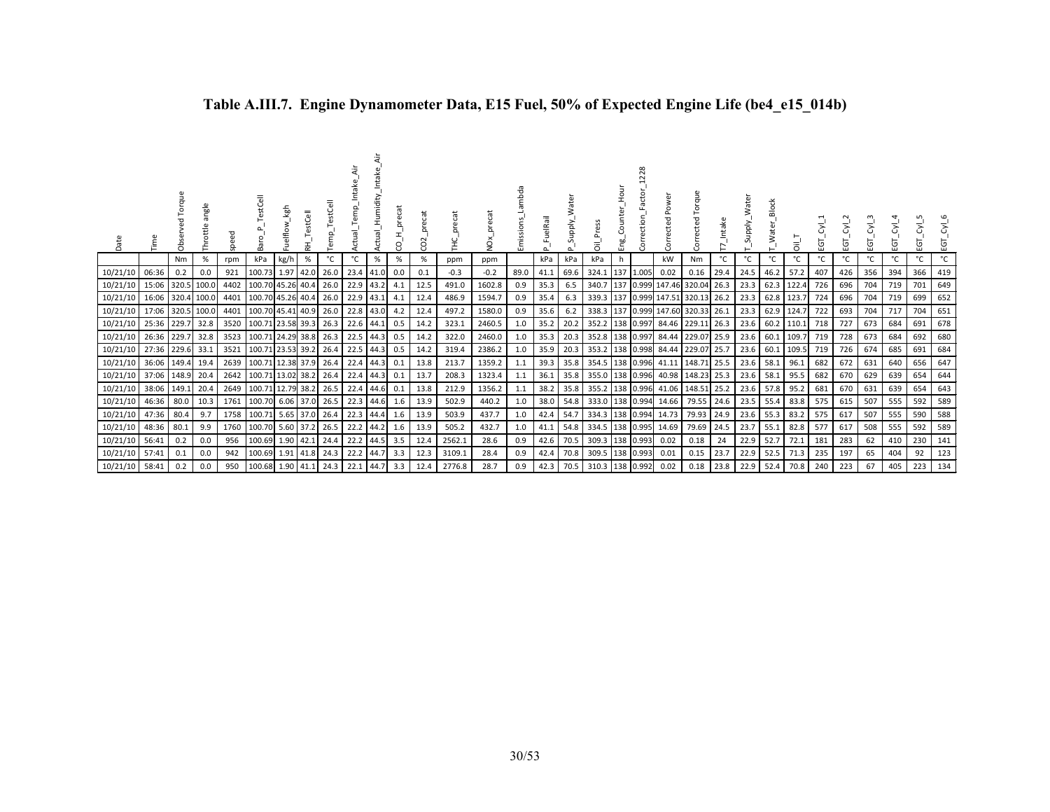## Table A.III.7. Engine Dynamometer Data, E15 Fuel, 50% of Expected Engine Life (be4_e15_014b)

| Date | Time | Observed Torque | Throttle angle | speed | Baro_P_TestCell | Fuelflow_kgh | RH_TestCell | Temp_TestCell | Actual_Temp_Intake_Air | Actual_Humidity_Intake_Air | CO_H_precat | CO2_precat | THC_precat | NOx_precat | Emissions_Lambda | P_FuelRail | P_Supply_Water | Oil_Press | Eng_Counter_Hour | Correction_Factor_1228 | Corrected Power | Corrected Torque | T7_Intake | T_Supply_Water | T_Water_Block | Oil_T | EGT_Cyl_1 | EGT_Cyl_2 | EGT_Cyl_3 | EGT_Cyl_4 | EGT_Cyl_5 | EGT_Cyl_6 |
|---|---|---|---|---|---|---|---|---|---|---|---|---|---|---|---|---|---|---|---|---|---|---|---|---|---|---|---|---|---|---|---|---|
| | | Nm | % | rpm | kPa | kg/h | % | °C | °C | % | % | % | ppm | ppm | | kPa | kPa | kPa | h | | kW | Nm | °C | °C | °C | °C | °C | °C | °C | °C | °C | °C |
| 10/21/10 | 06:36 | 0.2 | 0.0 | 921 | 100.73 | 1.97 | 42.0 | 26.0 | 23.4 | 41.0 | 0.0 | 0.1 | -0.3 | -0.2 | 89.0 | 41.1 | 69.6 | 324.1 | 137 | 1.005 | 0.02 | 0.16 | 29.4 | 24.5 | 46.2 | 57.2 | 407 | 426 | 356 | 394 | 366 | 419 |
| 10/21/10 | 15:06 | 320.5 | 100.0 | 4402 | 100.70 | 45.26 | 40.4 | 26.0 | 22.9 | 43.2 | 4.1 | 12.5 | 491.0 | 1602.8 | 0.9 | 35.3 | 6.5 | 340.7 | 137 | 0.999 | 147.46 | 320.04 | 26.3 | 23.3 | 62.3 | 122.4 | 726 | 696 | 704 | 719 | 701 | 649 |
| 10/21/10 | 16:06 | 320.4 | 100.0 | 4401 | 100.70 | 45.26 | 40.4 | 26.0 | 22.9 | 43.1 | 4.1 | 12.4 | 486.9 | 1594.7 | 0.9 | 35.4 | 6.3 | 339.3 | 137 | 0.999 | 147.51 | 320.13 | 26.2 | 23.3 | 62.8 | 123.7 | 724 | 696 | 704 | 719 | 699 | 652 |
| 10/21/10 | 17:06 | 320.5 | 100.0 | 4401 | 100.70 | 45.41 | 40.9 | 26.0 | 22.8 | 43.0 | 4.2 | 12.4 | 497.2 | 1580.0 | 0.9 | 35.6 | 6.2 | 338.3 | 137 | 0.999 | 147.60 | 320.33 | 26.1 | 23.3 | 62.9 | 124.7 | 722 | 693 | 704 | 717 | 704 | 651 |
| 10/21/10 | 25:36 | 229.7 | 32.8 | 3520 | 100.71 | 23.58 | 39.3 | 26.3 | 22.6 | 44.1 | 0.5 | 14.2 | 323.1 | 2460.5 | 1.0 | 35.2 | 20.2 | 352.2 | 138 | 0.997 | 84.46 | 229.11 | 26.3 | 23.6 | 60.2 | 110.1 | 718 | 727 | 673 | 684 | 691 | 678 |
| 10/21/10 | 26:36 | 229.7 | 32.8 | 3523 | 100.71 | 24.29 | 38.8 | 26.3 | 22.5 | 44.3 | 0.5 | 14.2 | 322.0 | 2460.0 | 1.0 | 35.3 | 20.3 | 352.8 | 138 | 0.997 | 84.44 | 229.07 | 25.9 | 23.6 | 60.1 | 109.7 | 719 | 728 | 673 | 684 | 692 | 680 |
| 10/21/10 | 27:36 | 229.6 | 33.1 | 3521 | 100.71 | 23.53 | 39.2 | 26.4 | 22.5 | 44.3 | 0.5 | 14.2 | 319.4 | 2386.2 | 1.0 | 35.9 | 20.3 | 353.2 | 138 | 0.998 | 84.44 | 229.07 | 25.7 | 23.6 | 60.1 | 109.5 | 719 | 726 | 674 | 685 | 691 | 684 |
| 10/21/10 | 36:06 | 149.4 | 19.4 | 2639 | 100.71 | 12.38 | 37.9 | 26.4 | 22.4 | 44.3 | 0.1 | 13.8 | 213.7 | 1359.2 | 1.1 | 39.3 | 35.8 | 354.5 | 138 | 0.996 | 41.11 | 148.71 | 25.5 | 23.6 | 58.1 | 96.1 | 682 | 672 | 631 | 640 | 656 | 647 |
| 10/21/10 | 37:06 | 148.9 | 20.4 | 2642 | 100.71 | 13.02 | 38.2 | 26.4 | 22.4 | 44.3 | 0.1 | 13.7 | 208.3 | 1323.4 | 1.1 | 36.1 | 35.8 | 355.0 | 138 | 0.996 | 40.98 | 148.23 | 25.3 | 23.6 | 58.1 | 95.5 | 682 | 670 | 629 | 639 | 654 | 644 |
| 10/21/10 | 38:06 | 149.1 | 20.4 | 2649 | 100.71 | 12.79 | 38.2 | 26.5 | 22.4 | 44.6 | 0.1 | 13.8 | 212.9 | 1356.2 | 1.1 | 38.2 | 35.8 | 355.2 | 138 | 0.996 | 41.06 | 148.51 | 25.2 | 23.6 | 57.8 | 95.2 | 681 | 670 | 631 | 639 | 654 | 643 |
| 10/21/10 | 46:36 | 80.0 | 10.3 | 1761 | 100.70 | 6.06 | 37.0 | 26.5 | 22.3 | 44.6 | 1.6 | 13.9 | 502.9 | 440.2 | 1.0 | 38.0 | 54.8 | 333.0 | 138 | 0.994 | 14.66 | 79.55 | 24.6 | 23.5 | 55.4 | 83.8 | 575 | 615 | 507 | 555 | 592 | 589 |
| 10/21/10 | 47:36 | 80.4 | 9.7 | 1758 | 100.71 | 5.65 | 37.0 | 26.4 | 22.3 | 44.4 | 1.6 | 13.9 | 503.9 | 437.7 | 1.0 | 42.4 | 54.7 | 334.3 | 138 | 0.994 | 14.73 | 79.93 | 24.9 | 23.6 | 55.3 | 83.2 | 575 | 617 | 507 | 555 | 590 | 588 |
| 10/21/10 | 48:36 | 80.1 | 9.9 | 1760 | 100.70 | 5.60 | 37.2 | 26.5 | 22.2 | 44.2 | 1.6 | 13.9 | 505.2 | 432.7 | 1.0 | 41.1 | 54.8 | 334.5 | 138 | 0.995 | 14.69 | 79.69 | 24.5 | 23.7 | 55.1 | 82.8 | 577 | 617 | 508 | 555 | 592 | 589 |
| 10/21/10 | 56:41 | 0.2 | 0.0 | 956 | 100.69 | 1.90 | 42.1 | 24.4 | 22.2 | 44.5 | 3.5 | 12.4 | 2562.1 | 28.6 | 0.9 | 42.6 | 70.5 | 309.3 | 138 | 0.993 | 0.02 | 0.18 | 24 | 22.9 | 52.7 | 72.1 | 181 | 283 | 62 | 410 | 230 | 141 |
| 10/21/10 | 57:41 | 0.1 | 0.0 | 942 | 100.69 | 1.91 | 41.8 | 24.3 | 22.2 | 44.7 | 3.3 | 12.3 | 3109.1 | 28.4 | 0.9 | 42.4 | 70.8 | 309.5 | 138 | 0.993 | 0.01 | 0.15 | 23.7 | 22.9 | 52.5 | 71.3 | 235 | 197 | 65 | 404 | 92 | 123 |
| 10/21/10 | 58:41 | 0.2 | 0.0 | 950 | 100.68 | 1.90 | 41.1 | 24.3 | 22.1 | 44.7 | 3.3 | 12.4 | 2776.8 | 28.7 | 0.9 | 42.3 | 70.5 | 310.3 | 138 | 0.992 | 0.02 | 0.18 | 23.8 | 22.9 | 52.4 | 70.8 | 240 | 223 | 67 | 405 | 223 | 134 |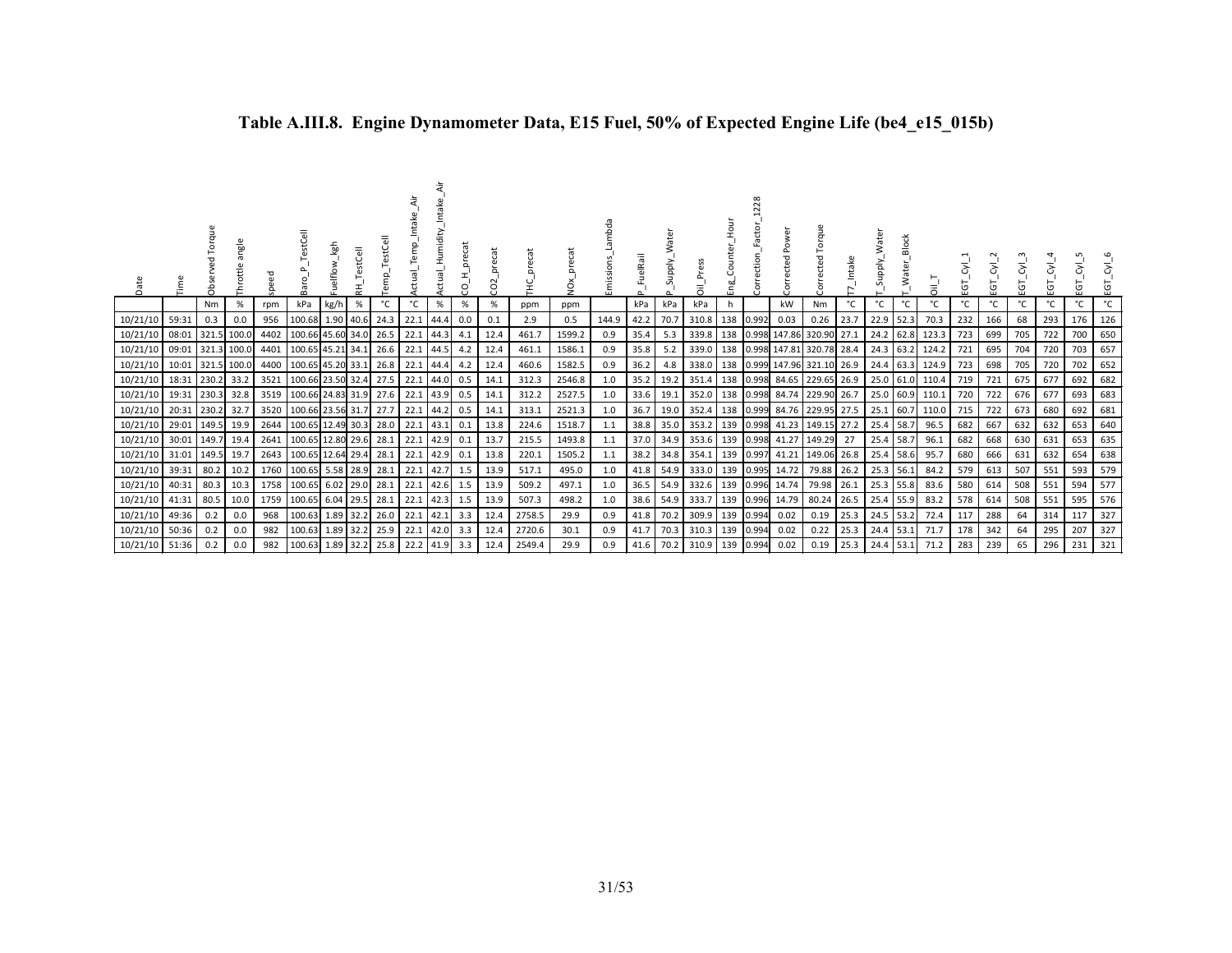# Table A.III.8. Engine Dynamometer Data, E15 Fuel, 50% of Expected Engine Life (be4_e15_015b)

| Date | Time | Observed Torque | Throttle angle | speed | Baro_P_TestCell | Fuelflow_kgh | RH_TestCell | Temp_TestCell | Actual_Temp_Intake_Air | Actual_Humidity_Intake_Air | CO_H_precat | CO2_precat | THC_precat | NOx_precat | Emissions_Lambda | P_FuelRail | P_Supply_Water | Oil_Press | Eng_Counter_Hour | Correction_Factor_1228 | Corrected Power | Corrected Torque | T7_Intake | T_Supply_Water | T_Water_Block | Oil_T | EGT_Cyl_1 | EGT_Cyl_2 | EGT_Cyl_3 | EGT_Cyl_4 | EGT_Cyl_5 | EGT_Cyl_6 |
|---|---|---|---|---|---|---|---|---|---|---|---|---|---|---|---|---|---|---|---|---|---|---|---|---|---|---|---|---|---|---|---|---|
| | | Nm | % | rpm | kPa | kg/h | % | °C | °C | % | % | % | ppm | ppm | | kPa | kPa | kPa | h | | kW | Nm | °C | °C | °C | °C | °C | °C | °C | °C | °C | °C |
| 10/21/10 | 59:31 | 0.3 | 0.0 | 956 | 100.68 | 1.90 | 40.6 | 24.3 | 22.1 | 44.4 | 0.0 | 0.1 | 2.9 | 0.5 | 144.9 | 42.2 | 70.7 | 310.8 | 138 | 0.992 | 0.03 | 0.26 | 23.7 | 22.9 | 52.3 | 70.3 | 232 | 166 | 68 | 293 | 176 | 126 |
| 10/21/10 | 08:01 | 321.5 | 100.0 | 4402 | 100.66 | 45.60 | 34.0 | 26.5 | 22.1 | 44.3 | 4.1 | 12.4 | 461.7 | 1599.2 | 0.9 | 35.4 | 5.3 | 339.8 | 138 | 0.998 | 147.86 | 320.90 | 27.1 | 24.2 | 62.8 | 123.3 | 723 | 699 | 705 | 722 | 700 | 650 |
| 10/21/10 | 09:01 | 321.3 | 100.0 | 4401 | 100.65 | 45.21 | 34.1 | 26.6 | 22.1 | 44.5 | 4.2 | 12.4 | 461.1 | 1586.1 | 0.9 | 35.8 | 5.2 | 339.0 | 138 | 0.998 | 147.81 | 320.78 | 28.4 | 24.3 | 63.2 | 124.2 | 721 | 695 | 704 | 720 | 703 | 657 |
| 10/21/10 | 10:01 | 321.5 | 100.0 | 4400 | 100.65 | 45.20 | 33.1 | 26.8 | 22.1 | 44.4 | 4.2 | 12.4 | 460.6 | 1582.5 | 0.9 | 36.2 | 4.8 | 338.0 | 138 | 0.999 | 147.96 | 321.10 | 26.9 | 24.4 | 63.3 | 124.9 | 723 | 698 | 705 | 720 | 702 | 652 |
| 10/21/10 | 18:31 | 230.2 | 33.2 | 3521 | 100.66 | 23.50 | 32.4 | 27.5 | 22.1 | 44.0 | 0.5 | 14.1 | 312.3 | 2546.8 | 1.0 | 35.2 | 19.2 | 351.4 | 138 | 0.998 | 84.65 | 229.65 | 26.9 | 25.0 | 61.0 | 110.4 | 719 | 721 | 675 | 677 | 692 | 682 |
| 10/21/10 | 19:31 | 230.3 | 32.8 | 3519 | 100.66 | 24.83 | 31.9 | 27.6 | 22.1 | 43.9 | 0.5 | 14.1 | 312.2 | 2527.5 | 1.0 | 33.6 | 19.1 | 352.0 | 138 | 0.998 | 84.74 | 229.90 | 26.7 | 25.0 | 60.9 | 110.1 | 720 | 722 | 676 | 677 | 693 | 683 |
| 10/21/10 | 20:31 | 230.2 | 32.7 | 3520 | 100.66 | 23.56 | 31.7 | 27.7 | 22.1 | 44.2 | 0.5 | 14.1 | 313.1 | 2521.3 | 1.0 | 36.7 | 19.0 | 352.4 | 138 | 0.999 | 84.76 | 229.95 | 27.5 | 25.1 | 60.7 | 110.0 | 715 | 722 | 673 | 680 | 692 | 681 |
| 10/21/10 | 29:01 | 149.5 | 19.9 | 2644 | 100.65 | 12.49 | 30.3 | 28.0 | 22.1 | 43.1 | 0.1 | 13.8 | 224.6 | 1518.7 | 1.1 | 38.8 | 35.0 | 353.2 | 139 | 0.998 | 41.23 | 149.15 | 27.2 | 25.4 | 58.7 | 96.5 | 682 | 667 | 632 | 632 | 653 | 640 |
| 10/21/10 | 30:01 | 149.7 | 19.4 | 2641 | 100.65 | 12.80 | 29.6 | 28.1 | 22.1 | 42.9 | 0.1 | 13.7 | 215.5 | 1493.8 | 1.1 | 37.0 | 34.9 | 353.6 | 139 | 0.998 | 41.27 | 149.29 | 27 | 25.4 | 58.7 | 96.1 | 682 | 668 | 630 | 631 | 653 | 635 |
| 10/21/10 | 31:01 | 149.5 | 19.7 | 2643 | 100.65 | 12.64 | 29.4 | 28.1 | 22.1 | 42.9 | 0.1 | 13.8 | 220.1 | 1505.2 | 1.1 | 38.2 | 34.8 | 354.1 | 139 | 0.997 | 41.21 | 149.06 | 26.8 | 25.4 | 58.6 | 95.7 | 680 | 666 | 631 | 632 | 654 | 638 |
| 10/21/10 | 39:31 | 80.2 | 10.2 | 1760 | 100.65 | 5.58 | 28.9 | 28.1 | 22.1 | 42.7 | 1.5 | 13.9 | 517.1 | 495.0 | 1.0 | 41.8 | 54.9 | 333.0 | 139 | 0.995 | 14.72 | 79.88 | 26.2 | 25.3 | 56.1 | 84.2 | 579 | 613 | 507 | 551 | 593 | 579 |
| 10/21/10 | 40:31 | 80.3 | 10.3 | 1758 | 100.65 | 6.02 | 29.0 | 28.1 | 22.1 | 42.6 | 1.5 | 13.9 | 509.2 | 497.1 | 1.0 | 36.5 | 54.9 | 332.6 | 139 | 0.996 | 14.74 | 79.98 | 26.1 | 25.3 | 55.8 | 83.6 | 580 | 614 | 508 | 551 | 594 | 577 |
| 10/21/10 | 41:31 | 80.5 | 10.0 | 1759 | 100.65 | 6.04 | 29.5 | 28.1 | 22.1 | 42.3 | 1.5 | 13.9 | 507.3 | 498.2 | 1.0 | 38.6 | 54.9 | 333.7 | 139 | 0.996 | 14.79 | 80.24 | 26.5 | 25.4 | 55.9 | 83.2 | 578 | 614 | 508 | 551 | 595 | 576 |
| 10/21/10 | 49:36 | 0.2 | 0.0 | 968 | 100.63 | 1.89 | 32.2 | 26.0 | 22.1 | 42.1 | 3.3 | 12.4 | 2758.5 | 29.9 | 0.9 | 41.8 | 70.2 | 309.9 | 139 | 0.994 | 0.02 | 0.19 | 25.3 | 24.5 | 53.2 | 72.4 | 117 | 288 | 64 | 314 | 117 | 327 |
| 10/21/10 | 50:36 | 0.2 | 0.0 | 982 | 100.63 | 1.89 | 32.2 | 25.9 | 22.1 | 42.0 | 3.3 | 12.4 | 2720.6 | 30.1 | 0.9 | 41.7 | 70.3 | 310.3 | 139 | 0.994 | 0.02 | 0.22 | 25.3 | 24.4 | 53.1 | 71.7 | 178 | 342 | 64 | 295 | 207 | 327 |
| 10/21/10 | 51:36 | 0.2 | 0.0 | 982 | 100.63 | 1.89 | 32.2 | 25.8 | 22.2 | 41.9 | 3.3 | 12.4 | 2549.4 | 29.9 | 0.9 | 41.6 | 70.2 | 310.9 | 139 | 0.994 | 0.02 | 0.19 | 25.3 | 24.4 | 53.1 | 71.2 | 283 | 239 | 65 | 296 | 231 | 321 |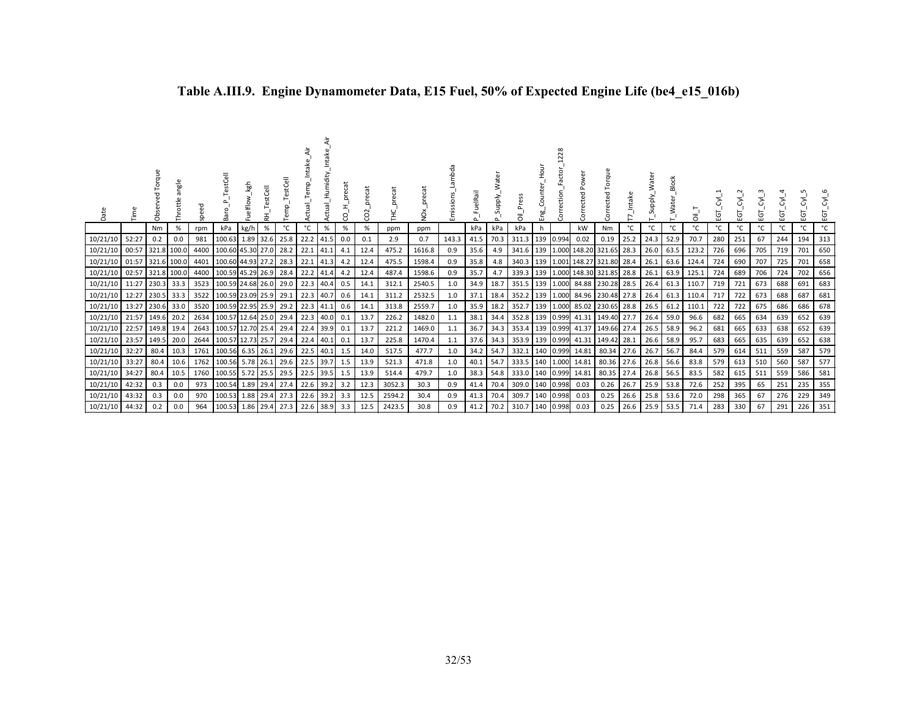# Table A.III.9. Engine Dynamometer Data, E15 Fuel, 50% of Expected Engine Life (be4_e15_016b)

| Date | Time | Observed Torque | Throttle angle | speed | Baro_P_TestCell | Fuelflow_kgh | RH_TestCell | Temp_TestCell | Actual_Temp_Intake_Air | Actual_Humidity_Intake_Air | CO_H_precat | CO2_precat | THC_precat | NOx_precat | Emissions_Lambda | P_FuelRail | P_Supply_Water | Oil_Press | Eng_Counter_Hour | Correction_Factor_1228 | Corrected Power | Corrected Torque | T7_Intake | T_Supply_Water | T_Water_Block | Oil_T | EGT_Cyl_1 | EGT_Cyl_2 | EGT_Cyl_3 | EGT_Cyl_4 | EGT_Cyl_5 | EGT_Cyl_6 |
|---|---|---|---|---|---|---|---|---|---|---|---|---|---|---|---|---|---|---|---|---|---|---|---|---|---|---|---|---|---|---|---|---|
| | | Nm | % | rpm | kPa | kg/h | % | °C | °C | % | % | % | ppm | ppm | | kPa | kPa | kPa | h | | kW | Nm | °C | °C | °C | °C | °C | °C | °C | °C | °C | °C |
| 10/21/10 | 52:27 | 0.2 | 0.0 | 981 | 100.63 | 1.89 | 32.6 | 25.8 | 22.2 | 41.5 | 0.0 | 0.1 | 2.9 | 0.7 | 143.3 | 41.5 | 70.3 | 311.3 | 139 | 0.994 | 0.02 | 0.19 | 25.2 | 24.3 | 52.9 | 70.7 | 280 | 251 | 67 | 244 | 194 | 313 |
| 10/21/10 | 00:57 | 321.8 | 100.0 | 4400 | 100.60 | 45.30 | 27.0 | 28.2 | 22.1 | 41.1 | 4.1 | 12.4 | 475.2 | 1616.8 | 0.9 | 35.6 | 4.9 | 341.6 | 139 | 1.000 | 148.20 | 321.65 | 28.3 | 26.0 | 63.5 | 123.2 | 726 | 696 | 705 | 719 | 701 | 650 |
| 10/21/10 | 01:57 | 321.6 | 100.0 | 4401 | 100.60 | 44.93 | 27.2 | 28.3 | 22.1 | 41.3 | 4.2 | 12.4 | 475.5 | 1598.4 | 0.9 | 35.8 | 4.8 | 340.3 | 139 | 1.001 | 148.27 | 321.80 | 28.4 | 26.1 | 63.6 | 124.4 | 724 | 690 | 707 | 725 | 701 | 658 |
| 10/21/10 | 02:57 | 321.8 | 100.0 | 4400 | 100.59 | 45.29 | 26.9 | 28.4 | 22.2 | 41.4 | 4.2 | 12.4 | 487.4 | 1598.6 | 0.9 | 35.7 | 4.7 | 339.3 | 139 | 1.000 | 148.30 | 321.85 | 28.8 | 26.1 | 63.9 | 125.1 | 724 | 689 | 706 | 724 | 702 | 656 |
| 10/21/10 | 11:27 | 230.3 | 33.3 | 3523 | 100.59 | 24.68 | 26.0 | 29.0 | 22.3 | 40.4 | 0.5 | 14.1 | 312.1 | 2540.5 | 1.0 | 34.9 | 18.7 | 351.5 | 139 | 1.000 | 84.88 | 230.28 | 28.5 | 26.4 | 61.3 | 110.7 | 719 | 721 | 673 | 688 | 691 | 683 |
| 10/21/10 | 12:27 | 230.5 | 33.3 | 3522 | 100.59 | 23.09 | 25.9 | 29.1 | 22.3 | 40.7 | 0.6 | 14.1 | 311.2 | 2532.5 | 1.0 | 37.1 | 18.4 | 352.2 | 139 | 1.000 | 84.96 | 230.48 | 27.8 | 26.4 | 61.3 | 110.4 | 717 | 722 | 673 | 688 | 687 | 681 |
| 10/21/10 | 13:27 | 230.6 | 33.0 | 3520 | 100.59 | 22.95 | 25.9 | 29.2 | 22.3 | 41.1 | 0.6 | 14.1 | 313.8 | 2559.7 | 1.0 | 35.9 | 18.2 | 352.7 | 139 | 1.000 | 85.02 | 230.65 | 28.8 | 26.5 | 61.2 | 110.1 | 722 | 722 | 675 | 686 | 686 | 678 |
| 10/21/10 | 21:57 | 149.6 | 20.2 | 2634 | 100.57 | 12.64 | 25.0 | 29.4 | 22.3 | 40.0 | 0.1 | 13.7 | 226.2 | 1482.0 | 1.1 | 38.1 | 34.4 | 352.8 | 139 | 0.999 | 41.31 | 149.40 | 27.7 | 26.4 | 59.0 | 96.6 | 682 | 665 | 634 | 639 | 652 | 639 |
| 10/21/10 | 22:57 | 149.8 | 19.4 | 2643 | 100.57 | 12.70 | 25.4 | 29.4 | 22.4 | 39.9 | 0.1 | 13.7 | 221.2 | 1469.0 | 1.1 | 36.7 | 34.3 | 353.4 | 139 | 0.999 | 41.37 | 149.66 | 27.4 | 26.5 | 58.9 | 96.2 | 681 | 665 | 633 | 638 | 652 | 639 |
| 10/21/10 | 23:57 | 149.5 | 20.0 | 2644 | 100.57 | 12.73 | 25.7 | 29.4 | 22.4 | 40.1 | 0.1 | 13.7 | 225.8 | 1470.4 | 1.1 | 37.6 | 34.3 | 353.9 | 139 | 0.999 | 41.31 | 149.42 | 28.1 | 26.6 | 58.9 | 95.7 | 683 | 665 | 635 | 639 | 652 | 638 |
| 10/21/10 | 32:27 | 80.4 | 10.3 | 1761 | 100.56 | 6.35 | 26.1 | 29.6 | 22.5 | 40.1 | 1.5 | 14.0 | 517.5 | 477.7 | 1.0 | 34.2 | 54.7 | 332.1 | 140 | 0.999 | 14.81 | 80.34 | 27.6 | 26.7 | 56.7 | 84.4 | 579 | 614 | 511 | 559 | 587 | 579 |
| 10/21/10 | 33:27 | 80.4 | 10.6 | 1762 | 100.56 | 5.78 | 26.1 | 29.6 | 22.5 | 39.7 | 1.5 | 13.9 | 521.3 | 471.8 | 1.0 | 40.1 | 54.7 | 333.5 | 140 | 1.000 | 14.81 | 80.36 | 27.6 | 26.8 | 56.6 | 83.8 | 579 | 613 | 510 | 560 | 587 | 577 |
| 10/21/10 | 34:27 | 80.4 | 10.5 | 1760 | 100.55 | 5.72 | 25.5 | 29.5 | 22.5 | 39.5 | 1.5 | 13.9 | 514.4 | 479.7 | 1.0 | 38.3 | 54.8 | 333.0 | 140 | 0.999 | 14.81 | 80.35 | 27.4 | 26.8 | 56.5 | 83.5 | 582 | 615 | 511 | 559 | 586 | 581 |
| 10/21/10 | 42:32 | 0.3 | 0.0 | 973 | 100.54 | 1.89 | 29.4 | 27.4 | 22.6 | 39.2 | 3.2 | 12.3 | 3052.3 | 30.3 | 0.9 | 41.4 | 70.4 | 309.0 | 140 | 0.998 | 0.03 | 0.26 | 26.7 | 25.9 | 53.8 | 72.6 | 252 | 395 | 65 | 251 | 235 | 355 |
| 10/21/10 | 43:32 | 0.3 | 0.0 | 970 | 100.53 | 1.88 | 29.4 | 27.3 | 22.6 | 39.2 | 3.3 | 12.5 | 2594.2 | 30.4 | 0.9 | 41.3 | 70.4 | 309.7 | 140 | 0.998 | 0.03 | 0.25 | 26.6 | 25.8 | 53.6 | 72.0 | 298 | 365 | 67 | 276 | 229 | 349 |
| 10/21/10 | 44:32 | 0.2 | 0.0 | 964 | 100.53 | 1.86 | 29.4 | 27.3 | 22.6 | 38.9 | 3.3 | 12.5 | 2423.5 | 30.8 | 0.9 | 41.2 | 70.2 | 310.7 | 140 | 0.998 | 0.03 | 0.25 | 26.6 | 25.9 | 53.5 | 71.4 | 283 | 330 | 67 | 291 | 226 | 351 |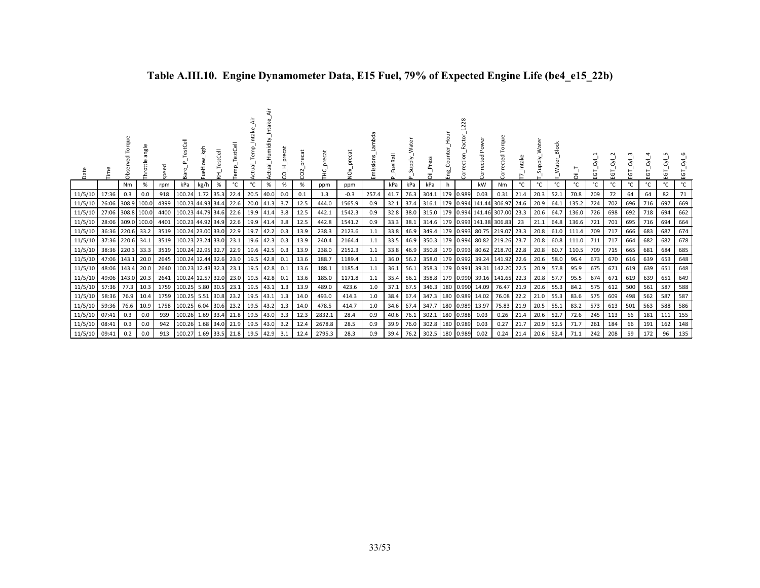# Table A.III.10. Engine Dynamometer Data, E15 Fuel, 79% of Expected Engine Life (be4_e15_22b)

| Date | Time | Observed Torque | Throttle angle | speed | Baro_P_TestCell | Fuelflow_kgh | RH_TestCell | Temp_TestCell | Actual_Temp_Intake_Air | Actual_Humidity_Intake_Air | CO_H_precat | CO2_precat | THC_precat | NOx_precat | Emissions_Lambda | P_FuelRail | P_Supply_Water | Oil_Press | Eng_Counter_Hour | Correction_Factor_1228 | Corrected Power | Corrected Torque | T7_Intake | T_Supply_Water | T_Water_Block | Oil_T | EGT_Cyl_1 | EGT_Cyl_2 | EGT_Cyl_3 | EGT_Cyl_4 | EGT_Cyl_5 | EGT_Cyl_6 |
|---|---|---|---|---|---|---|---|---|---|---|---|---|---|---|---|---|---|---|---|---|---|---|---|---|---|---|---|---|---|---|---|---|
| | | Nm | % | rpm | kPa | kg/h | % | °C | °C | % | % | % | ppm | ppm | | kPa | kPa | kPa | h | | kW | Nm | °C | °C | °C | °C | °C | °C | °C | °C | °C | °C |
| 11/5/10 | 17:36 | 0.3 | 0.0 | 918 | 100.24 | 1.72 | 35.3 | 22.4 | 20.5 | 40.0 | 0.0 | 0.1 | 1.3 | -0.3 | 257.4 | 41.7 | 76.3 | 304.1 | 179 | 0.989 | 0.03 | 0.31 | 21.4 | 20.3 | 52.1 | 70.8 | 209 | 72 | 64 | 64 | 82 | 71 |
| 11/5/10 | 26:06 | 308.9 | 100.0 | 4399 | 100.23 | 44.93 | 34.4 | 22.6 | 20.0 | 41.3 | 3.7 | 12.5 | 444.0 | 1565.9 | 0.9 | 32.1 | 37.4 | 316.1 | 179 | 0.994 | 141.44 | 306.97 | 24.6 | 20.9 | 64.1 | 135.2 | 724 | 702 | 696 | 716 | 697 | 669 |
| 11/5/10 | 27:06 | 308.8 | 100.0 | 4400 | 100.23 | 44.79 | 34.6 | 22.6 | 19.9 | 41.4 | 3.8 | 12.5 | 442.1 | 1542.3 | 0.9 | 32.8 | 38.0 | 315.0 | 179 | 0.994 | 141.46 | 307.00 | 23.3 | 20.6 | 64.7 | 136.0 | 726 | 698 | 692 | 718 | 694 | 662 |
| 11/5/10 | 28:06 | 309.0 | 100.0 | 4401 | 100.23 | 44.92 | 34.9 | 22.6 | 19.9 | 41.4 | 3.8 | 12.5 | 442.8 | 1541.2 | 0.9 | 33.3 | 38.1 | 314.6 | 179 | 0.993 | 141.38 | 306.83 | 23 | 21.1 | 64.8 | 136.6 | 721 | 701 | 695 | 716 | 694 | 664 |
| 11/5/10 | 36:36 | 220.6 | 33.2 | 3519 | 100.24 | 23.00 | 33.0 | 22.9 | 19.7 | 42.2 | 0.3 | 13.9 | 238.3 | 2123.6 | 1.1 | 33.8 | 46.9 | 349.4 | 179 | 0.993 | 80.75 | 219.07 | 23.3 | 20.8 | 61.0 | 111.4 | 709 | 717 | 666 | 683 | 687 | 674 |
| 11/5/10 | 37:36 | 220.6 | 34.1 | 3519 | 100.23 | 23.24 | 33.0 | 23.1 | 19.6 | 42.3 | 0.3 | 13.9 | 240.4 | 2164.4 | 1.1 | 33.5 | 46.9 | 350.3 | 179 | 0.994 | 80.82 | 219.26 | 23.7 | 20.8 | 60.8 | 111.0 | 711 | 717 | 664 | 682 | 682 | 678 |
| 11/5/10 | 38:36 | 220.3 | 33.3 | 3519 | 100.24 | 22.95 | 32.7 | 22.9 | 19.6 | 42.5 | 0.3 | 13.9 | 238.0 | 2152.3 | 1.1 | 33.8 | 46.9 | 350.8 | 179 | 0.993 | 80.62 | 218.70 | 22.8 | 20.8 | 60.7 | 110.5 | 709 | 715 | 665 | 681 | 684 | 685 |
| 11/5/10 | 47:06 | 143.1 | 20.0 | 2645 | 100.24 | 12.44 | 32.6 | 23.0 | 19.5 | 42.8 | 0.1 | 13.6 | 188.7 | 1189.4 | 1.1 | 36.0 | 56.2 | 358.0 | 179 | 0.992 | 39.24 | 141.92 | 22.6 | 20.6 | 58.0 | 96.4 | 673 | 670 | 616 | 639 | 653 | 648 |
| 11/5/10 | 48:06 | 143.4 | 20.0 | 2640 | 100.23 | 12.43 | 32.3 | 23.1 | 19.5 | 42.8 | 0.1 | 13.6 | 188.1 | 1185.4 | 1.1 | 36.1 | 56.1 | 358.3 | 179 | 0.991 | 39.31 | 142.20 | 22.5 | 20.9 | 57.8 | 95.9 | 675 | 671 | 619 | 639 | 651 | 648 |
| 11/5/10 | 49:06 | 143.0 | 20.3 | 2641 | 100.24 | 12.57 | 32.0 | 23.0 | 19.5 | 42.8 | 0.1 | 13.6 | 185.0 | 1171.8 | 1.1 | 35.4 | 56.1 | 358.8 | 179 | 0.990 | 39.16 | 141.65 | 22.3 | 20.8 | 57.7 | 95.5 | 674 | 671 | 619 | 639 | 651 | 649 |
| 11/5/10 | 57:36 | 77.3 | 10.3 | 1759 | 100.25 | 5.80 | 30.5 | 23.1 | 19.5 | 43.1 | 1.3 | 13.9 | 489.0 | 423.6 | 1.0 | 37.1 | 67.5 | 346.3 | 180 | 0.990 | 14.09 | 76.47 | 21.9 | 20.6 | 55.3 | 84.2 | 575 | 612 | 500 | 561 | 587 | 588 |
| 11/5/10 | 58:36 | 76.9 | 10.4 | 1759 | 100.25 | 5.51 | 30.8 | 23.2 | 19.5 | 43.1 | 1.3 | 14.0 | 493.0 | 414.3 | 1.0 | 38.4 | 67.4 | 347.3 | 180 | 0.989 | 14.02 | 76.08 | 22.2 | 21.0 | 55.3 | 83.6 | 575 | 609 | 498 | 562 | 587 | 587 |
| 11/5/10 | 59:36 | 76.6 | 10.9 | 1758 | 100.25 | 6.04 | 30.6 | 23.2 | 19.5 | 43.2 | 1.3 | 14.0 | 478.5 | 414.7 | 1.0 | 34.6 | 67.4 | 347.7 | 180 | 0.989 | 13.97 | 75.83 | 21.9 | 20.5 | 55.1 | 83.2 | 573 | 613 | 501 | 563 | 588 | 586 |
| 11/5/10 | 07:41 | 0.3 | 0.0 | 939 | 100.26 | 1.69 | 33.4 | 21.8 | 19.5 | 43.0 | 3.3 | 12.3 | 2832.1 | 28.4 | 0.9 | 40.6 | 76.1 | 302.1 | 180 | 0.988 | 0.03 | 0.26 | 21.4 | 20.6 | 52.7 | 72.6 | 245 | 113 | 66 | 181 | 111 | 155 |
| 11/5/10 | 08:41 | 0.3 | 0.0 | 942 | 100.26 | 1.68 | 34.0 | 21.9 | 19.5 | 43.0 | 3.2 | 12.4 | 2678.8 | 28.5 | 0.9 | 39.9 | 76.0 | 302.8 | 180 | 0.989 | 0.03 | 0.27 | 21.7 | 20.9 | 52.5 | 71.7 | 261 | 184 | 66 | 191 | 162 | 148 |
| 11/5/10 | 09:41 | 0.2 | 0.0 | 913 | 100.27 | 1.69 | 33.5 | 21.8 | 19.5 | 42.9 | 3.1 | 12.4 | 2795.3 | 28.3 | 0.9 | 39.4 | 76.2 | 302.5 | 180 | 0.989 | 0.02 | 0.24 | 21.4 | 20.6 | 52.4 | 71.1 | 242 | 208 | 59 | 172 | 96 | 135 |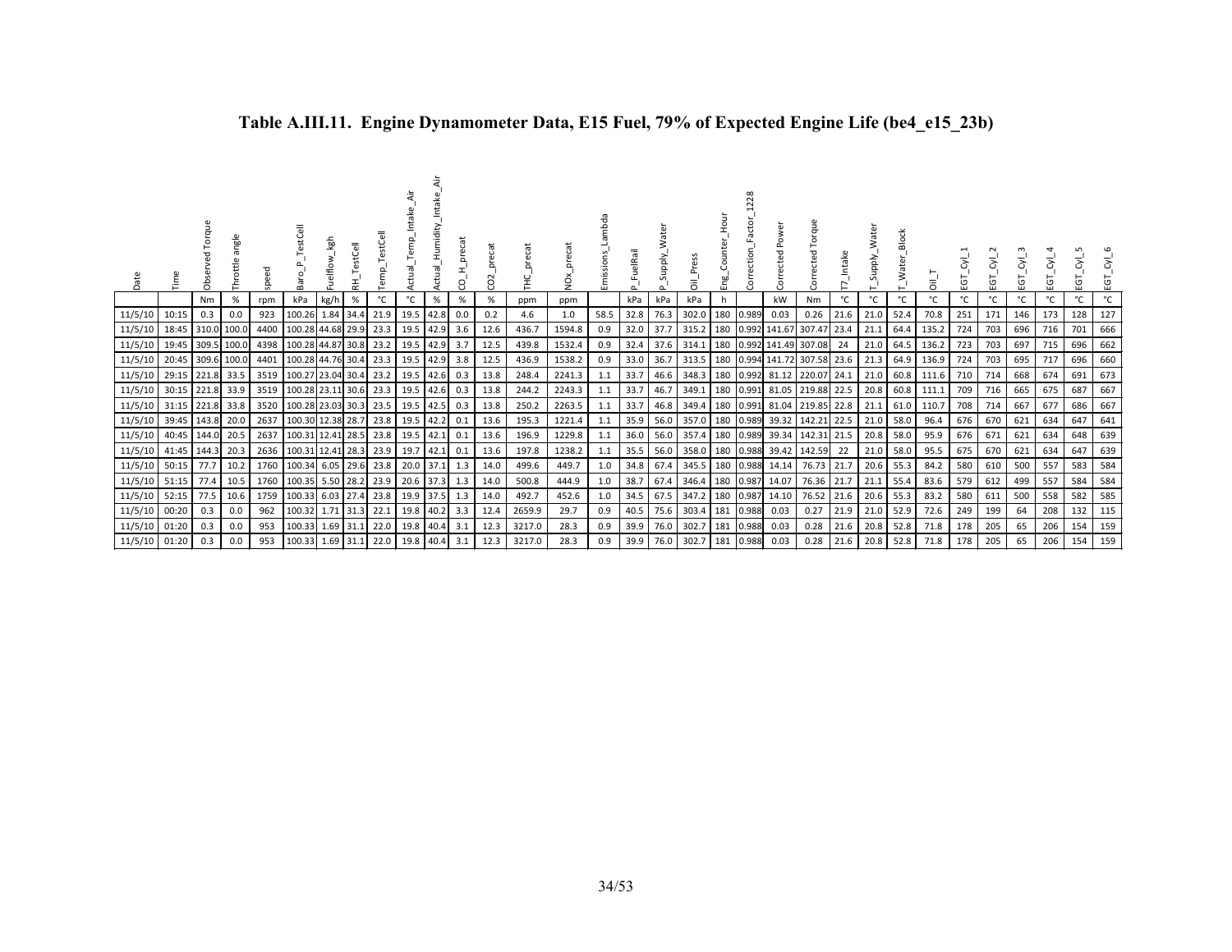# Table A.III.11. Engine Dynamometer Data, E15 Fuel, 79% of Expected Engine Life (be4_e15_23b)

| Date | Time | Observed Torque | Throttle angle | speed | Baro_P_TestCell | Fuelflow_kgh | RH_TestCell | Temp_TestCell | Actual_Temp_Intake_Air | Actual_Humidity_Intake_Air | CO_H_precat | CO2_precat | THC_precat | NOx_precat | Emissions_Lambda | P_FuelRail | P_Supply_Water | Oil_Press | Eng_Counter_Hour | Correction_Factor_1228 | Corrected Power | Corrected Torque | T7_Intake | T_Supply_Water | T_Water_Block | Oil_T | EGT_Cyl_1 | EGT_Cyl_2 | EGT_Cyl_3 | EGT_Cyl_4 | EGT_Cyl_5 | EGT_Cyl_6 |
|---|---|---|---|---|---|---|---|---|---|---|---|---|---|---|---|---|---|---|---|---|---|---|---|---|---|---|---|---|---|---|---|---|
| | | Nm | % | rpm | kPa | kg/h | % | °C | °C | % | % | % | ppm | ppm | | kPa | kPa | kPa | h | | kW | Nm | °C | °C | °C | °C | °C | °C | °C | °C | °C | °C |
| 11/5/10 | 10:15 | 0.3 | 0.0 | 923 | 100.26 | 1.84 | 34.4 | 21.9 | 19.5 | 42.8 | 0.0 | 0.2 | 4.6 | 1.0 | 58.5 | 32.8 | 76.3 | 302.0 | 180 | 0.989 | 0.03 | 0.26 | 21.6 | 21.0 | 52.4 | 70.8 | 251 | 171 | 146 | 173 | 128 | 127 |
| 11/5/10 | 18:45 | 310.0 | 100.0 | 4400 | 100.28 | 44.68 | 29.9 | 23.3 | 19.5 | 42.9 | 3.6 | 12.6 | 436.7 | 1594.8 | 0.9 | 32.0 | 37.7 | 315.2 | 180 | 0.992 | 141.67 | 307.47 | 23.4 | 21.1 | 64.4 | 135.2 | 724 | 703 | 696 | 716 | 701 | 666 |
| 11/5/10 | 19:45 | 309.5 | 100.0 | 4398 | 100.28 | 44.87 | 30.8 | 23.2 | 19.5 | 42.9 | 3.7 | 12.5 | 439.8 | 1532.4 | 0.9 | 32.4 | 37.6 | 314.1 | 180 | 0.992 | 141.49 | 307.08 | 24 | 21.0 | 64.5 | 136.2 | 723 | 703 | 697 | 715 | 696 | 662 |
| 11/5/10 | 20:45 | 309.6 | 100.0 | 4401 | 100.28 | 44.76 | 30.4 | 23.3 | 19.5 | 42.9 | 3.8 | 12.5 | 436.9 | 1538.2 | 0.9 | 33.0 | 36.7 | 313.5 | 180 | 0.994 | 141.72 | 307.58 | 23.6 | 21.3 | 64.9 | 136.9 | 724 | 703 | 695 | 717 | 696 | 660 |
| 11/5/10 | 29:15 | 221.8 | 33.5 | 3519 | 100.27 | 23.04 | 30.4 | 23.2 | 19.5 | 42.6 | 0.3 | 13.8 | 248.4 | 2241.3 | 1.1 | 33.7 | 46.6 | 348.3 | 180 | 0.992 | 81.12 | 220.07 | 24.1 | 21.0 | 60.8 | 111.6 | 710 | 714 | 668 | 674 | 691 | 673 |
| 11/5/10 | 30:15 | 221.8 | 33.9 | 3519 | 100.28 | 23.11 | 30.6 | 23.3 | 19.5 | 42.6 | 0.3 | 13.8 | 244.2 | 2243.3 | 1.1 | 33.7 | 46.7 | 349.1 | 180 | 0.991 | 81.05 | 219.88 | 22.5 | 20.8 | 60.8 | 111.1 | 709 | 716 | 665 | 675 | 687 | 667 |
| 11/5/10 | 31:15 | 221.8 | 33.8 | 3520 | 100.28 | 23.03 | 30.3 | 23.5 | 19.5 | 42.5 | 0.3 | 13.8 | 250.2 | 2263.5 | 1.1 | 33.7 | 46.8 | 349.4 | 180 | 0.991 | 81.04 | 219.85 | 22.8 | 21.1 | 61.0 | 110.7 | 708 | 714 | 667 | 677 | 686 | 667 |
| 11/5/10 | 39:45 | 143.8 | 20.0 | 2637 | 100.30 | 12.38 | 28.7 | 23.8 | 19.5 | 42.2 | 0.1 | 13.6 | 195.3 | 1221.4 | 1.1 | 35.9 | 56.0 | 357.0 | 180 | 0.989 | 39.32 | 142.21 | 22.5 | 21.0 | 58.0 | 96.4 | 676 | 670 | 621 | 634 | 647 | 641 |
| 11/5/10 | 40:45 | 144.0 | 20.5 | 2637 | 100.31 | 12.41 | 28.5 | 23.8 | 19.5 | 42.1 | 0.1 | 13.6 | 196.9 | 1229.8 | 1.1 | 36.0 | 56.0 | 357.4 | 180 | 0.989 | 39.34 | 142.31 | 21.5 | 20.8 | 58.0 | 95.9 | 676 | 671 | 621 | 634 | 648 | 639 |
| 11/5/10 | 41:45 | 144.3 | 20.3 | 2636 | 100.31 | 12.41 | 28.3 | 23.9 | 19.7 | 42.1 | 0.1 | 13.6 | 197.8 | 1238.2 | 1.1 | 35.5 | 56.0 | 358.0 | 180 | 0.988 | 39.42 | 142.59 | 22 | 21.0 | 58.0 | 95.5 | 675 | 670 | 621 | 634 | 647 | 639 |
| 11/5/10 | 50:15 | 77.7 | 10.2 | 1760 | 100.34 | 6.05 | 29.6 | 23.8 | 20.0 | 37.1 | 1.3 | 14.0 | 499.6 | 449.7 | 1.0 | 34.8 | 67.4 | 345.5 | 180 | 0.988 | 14.14 | 76.73 | 21.7 | 20.6 | 55.3 | 84.2 | 580 | 610 | 500 | 557 | 583 | 584 |
| 11/5/10 | 51:15 | 77.4 | 10.5 | 1760 | 100.35 | 5.50 | 28.2 | 23.9 | 20.6 | 37.3 | 1.3 | 14.0 | 500.8 | 444.9 | 1.0 | 38.7 | 67.4 | 346.4 | 180 | 0.987 | 14.07 | 76.36 | 21.7 | 21.1 | 55.4 | 83.6 | 579 | 612 | 499 | 557 | 584 | 584 |
| 11/5/10 | 52:15 | 77.5 | 10.6 | 1759 | 100.33 | 6.03 | 27.4 | 23.8 | 19.9 | 37.5 | 1.3 | 14.0 | 492.7 | 452.6 | 1.0 | 34.5 | 67.5 | 347.2 | 180 | 0.987 | 14.10 | 76.52 | 21.6 | 20.6 | 55.3 | 83.2 | 580 | 611 | 500 | 558 | 582 | 585 |
| 11/5/10 | 00:20 | 0.3 | 0.0 | 962 | 100.32 | 1.71 | 31.3 | 22.1 | 19.8 | 40.2 | 3.3 | 12.4 | 2659.9 | 29.7 | 0.9 | 40.5 | 75.6 | 303.4 | 181 | 0.988 | 0.03 | 0.27 | 21.9 | 21.0 | 52.9 | 72.6 | 249 | 199 | 64 | 208 | 132 | 115 |
| 11/5/10 | 01:20 | 0.3 | 0.0 | 953 | 100.33 | 1.69 | 31.1 | 22.0 | 19.8 | 40.4 | 3.1 | 12.3 | 3217.0 | 28.3 | 0.9 | 39.9 | 76.0 | 302.7 | 181 | 0.988 | 0.03 | 0.28 | 21.6 | 20.8 | 52.8 | 71.8 | 178 | 205 | 65 | 206 | 154 | 159 |
| 11/5/10 | 01:20 | 0.3 | 0.0 | 953 | 100.33 | 1.69 | 31.1 | 22.0 | 19.8 | 40.4 | 3.1 | 12.3 | 3217.0 | 28.3 | 0.9 | 39.9 | 76.0 | 302.7 | 181 | 0.988 | 0.03 | 0.28 | 21.6 | 20.8 | 52.8 | 71.8 | 178 | 205 | 65 | 206 | 154 | 159 |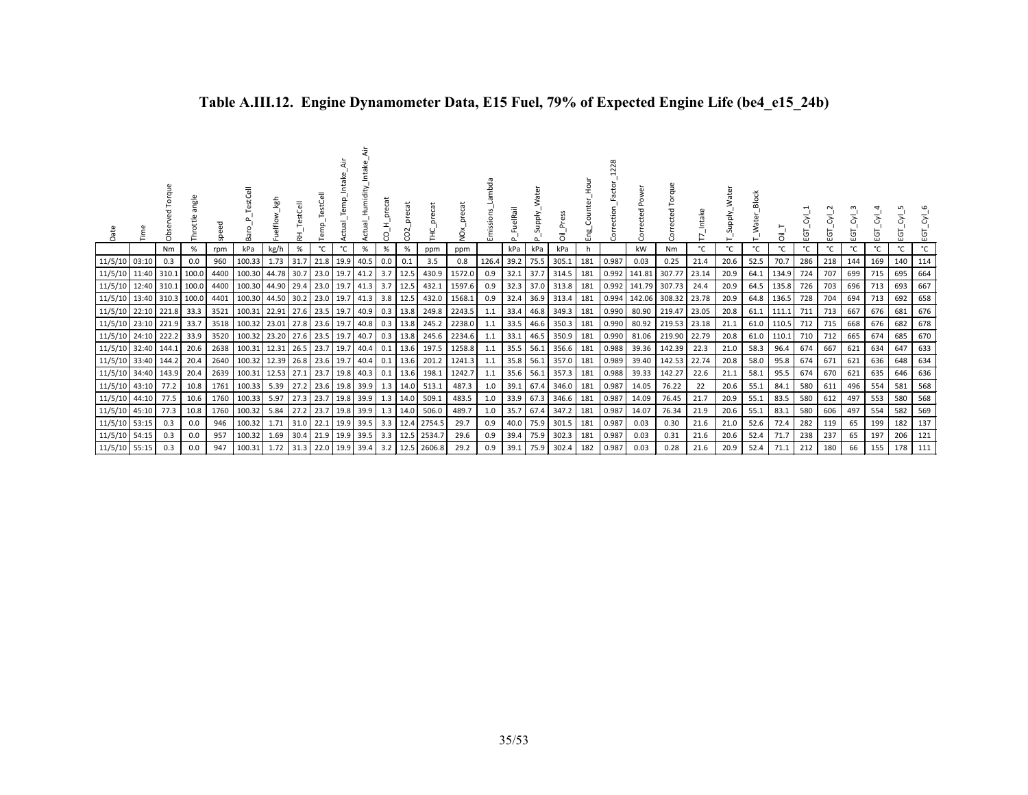# Table A.III.12. Engine Dynamometer Data, E15 Fuel, 79% of Expected Engine Life (be4_e15_24b)

| Date | Time | Observed Torque | Throttle angle | speed | Baro_P_TestCell | Fuelflow_kgh | RH_TestCell | Temp_TestCell | Actual_Temp_Intake_Air | Actual_Humidity_Intake_Air | CO_H_precat | CO2_precat | THC_precat | NOx_precat | Emissions_Lambda | P_FuelRail | P_Supply_Water | Oil_Press | Eng_Counter_Hour | Correction_Factor_1228 | Corrected Power | Corrected Torque | T7_Intake | T_Supply_Water | T_Water_Block | Oil_T | EGT_Cyl_1 | EGT_Cyl_2 | EGT_Cyl_3 | EGT_Cyl_4 | EGT_Cyl_5 | EGT_Cyl_6 |
|---|---|---|---|---|---|---|---|---|---|---|---|---|---|---|---|---|---|---|---|---|---|---|---|---|---|---|---|---|---|---|---|---|
| | | Nm | % | rpm | kPa | kg/h | % | °C | °C | % | % | % | ppm | ppm | | kPa | kPa | kPa | h | | kW | Nm | °C | °C | °C | °C | °C | °C | °C | °C | °C | °C |
| 11/5/10 | 03:10 | 0.3 | 0.0 | 960 | 100.33 | 1.73 | 31.7 | 21.8 | 19.9 | 40.5 | 0.0 | 0.1 | 3.5 | 0.8 | 126.4 | 39.2 | 75.5 | 305.1 | 181 | 0.987 | 0.03 | 0.25 | 21.4 | 20.6 | 52.5 | 70.7 | 286 | 218 | 144 | 169 | 140 | 114 |
| 11/5/10 | 11:40 | 310.1 | 100.0 | 4400 | 100.30 | 44.78 | 30.7 | 23.0 | 19.7 | 41.2 | 3.7 | 12.5 | 430.9 | 1572.0 | 0.9 | 32.1 | 37.7 | 314.5 | 181 | 0.992 | 141.81 | 307.77 | 23.14 | 20.9 | 64.1 | 134.9 | 724 | 707 | 699 | 715 | 695 | 664 |
| 11/5/10 | 12:40 | 310.1 | 100.0 | 4400 | 100.30 | 44.90 | 29.4 | 23.0 | 19.7 | 41.3 | 3.7 | 12.5 | 432.1 | 1597.6 | 0.9 | 32.3 | 37.0 | 313.8 | 181 | 0.992 | 141.79 | 307.73 | 24.4 | 20.9 | 64.5 | 135.8 | 726 | 703 | 696 | 713 | 693 | 667 |
| 11/5/10 | 13:40 | 310.3 | 100.0 | 4401 | 100.30 | 44.50 | 30.2 | 23.0 | 19.7 | 41.3 | 3.8 | 12.5 | 432.0 | 1568.1 | 0.9 | 32.4 | 36.9 | 313.4 | 181 | 0.994 | 142.06 | 308.32 | 23.78 | 20.9 | 64.8 | 136.5 | 728 | 704 | 694 | 713 | 692 | 658 |
| 11/5/10 | 22:10 | 221.8 | 33.3 | 3521 | 100.31 | 22.91 | 27.6 | 23.5 | 19.7 | 40.9 | 0.3 | 13.8 | 249.8 | 2243.5 | 1.1 | 33.4 | 46.8 | 349.3 | 181 | 0.990 | 80.90 | 219.47 | 23.05 | 20.8 | 61.1 | 111.1 | 711 | 713 | 667 | 676 | 681 | 676 |
| 11/5/10 | 23:10 | 221.9 | 33.7 | 3518 | 100.32 | 23.01 | 27.8 | 23.6 | 19.7 | 40.8 | 0.3 | 13.8 | 245.2 | 2238.0 | 1.1 | 33.5 | 46.6 | 350.3 | 181 | 0.990 | 80.92 | 219.53 | 23.18 | 21.1 | 61.0 | 110.5 | 712 | 715 | 668 | 676 | 682 | 678 |
| 11/5/10 | 24:10 | 222.2 | 33.9 | 3520 | 100.32 | 23.20 | 27.6 | 23.5 | 19.7 | 40.7 | 0.3 | 13.8 | 245.6 | 2234.6 | 1.1 | 33.1 | 46.5 | 350.9 | 181 | 0.990 | 81.06 | 219.90 | 22.79 | 20.8 | 61.0 | 110.1 | 710 | 712 | 665 | 674 | 685 | 670 |
| 11/5/10 | 32:40 | 144.1 | 20.6 | 2638 | 100.31 | 12.31 | 26.5 | 23.7 | 19.7 | 40.4 | 0.1 | 13.6 | 197.5 | 1258.8 | 1.1 | 35.5 | 56.1 | 356.6 | 181 | 0.988 | 39.36 | 142.39 | 22.3 | 21.0 | 58.3 | 96.4 | 674 | 667 | 621 | 634 | 647 | 633 |
| 11/5/10 | 33:40 | 144.2 | 20.4 | 2640 | 100.32 | 12.39 | 26.8 | 23.6 | 19.7 | 40.4 | 0.1 | 13.6 | 201.2 | 1241.3 | 1.1 | 35.8 | 56.1 | 357.0 | 181 | 0.989 | 39.40 | 142.53 | 22.74 | 20.8 | 58.0 | 95.8 | 674 | 671 | 621 | 636 | 648 | 634 |
| 11/5/10 | 34:40 | 143.9 | 20.4 | 2639 | 100.31 | 12.53 | 27.1 | 23.7 | 19.8 | 40.3 | 0.1 | 13.6 | 198.1 | 1242.7 | 1.1 | 35.6 | 56.1 | 357.3 | 181 | 0.988 | 39.33 | 142.27 | 22.6 | 21.1 | 58.1 | 95.5 | 674 | 670 | 621 | 635 | 646 | 636 |
| 11/5/10 | 43:10 | 77.2 | 10.8 | 1761 | 100.33 | 5.39 | 27.2 | 23.6 | 19.8 | 39.9 | 1.3 | 14.0 | 513.1 | 487.3 | 1.0 | 39.1 | 67.4 | 346.0 | 181 | 0.987 | 14.05 | 76.22 | 22 | 20.6 | 55.1 | 84.1 | 580 | 611 | 496 | 554 | 581 | 568 |
| 11/5/10 | 44:10 | 77.5 | 10.6 | 1760 | 100.33 | 5.97 | 27.3 | 23.7 | 19.8 | 39.9 | 1.3 | 14.0 | 509.1 | 483.5 | 1.0 | 33.9 | 67.3 | 346.6 | 181 | 0.987 | 14.09 | 76.45 | 21.7 | 20.9 | 55.1 | 83.5 | 580 | 612 | 497 | 553 | 580 | 568 |
| 11/5/10 | 45:10 | 77.3 | 10.8 | 1760 | 100.32 | 5.84 | 27.2 | 23.7 | 19.8 | 39.9 | 1.3 | 14.0 | 506.0 | 489.7 | 1.0 | 35.7 | 67.4 | 347.2 | 181 | 0.987 | 14.07 | 76.34 | 21.9 | 20.6 | 55.1 | 83.1 | 580 | 606 | 497 | 554 | 582 | 569 |
| 11/5/10 | 53:15 | 0.3 | 0.0 | 946 | 100.32 | 1.71 | 31.0 | 22.1 | 19.9 | 39.5 | 3.3 | 12.4 | 2754.5 | 29.7 | 0.9 | 40.0 | 75.9 | 301.5 | 181 | 0.987 | 0.03 | 0.30 | 21.6 | 21.0 | 52.6 | 72.4 | 282 | 119 | 65 | 199 | 182 | 137 |
| 11/5/10 | 54:15 | 0.3 | 0.0 | 957 | 100.32 | 1.69 | 30.4 | 21.9 | 19.9 | 39.5 | 3.3 | 12.5 | 2534.7 | 29.6 | 0.9 | 39.4 | 75.9 | 302.3 | 181 | 0.987 | 0.03 | 0.31 | 21.6 | 20.6 | 52.4 | 71.7 | 238 | 237 | 65 | 197 | 206 | 121 |
| 11/5/10 | 55:15 | 0.3 | 0.0 | 947 | 100.31 | 1.72 | 31.3 | 22.0 | 19.9 | 39.4 | 3.2 | 12.5 | 2606.8 | 29.2 | 0.9 | 39.1 | 75.9 | 302.4 | 182 | 0.987 | 0.03 | 0.28 | 21.6 | 20.9 | 52.4 | 71.1 | 212 | 180 | 66 | 155 | 178 | 111 |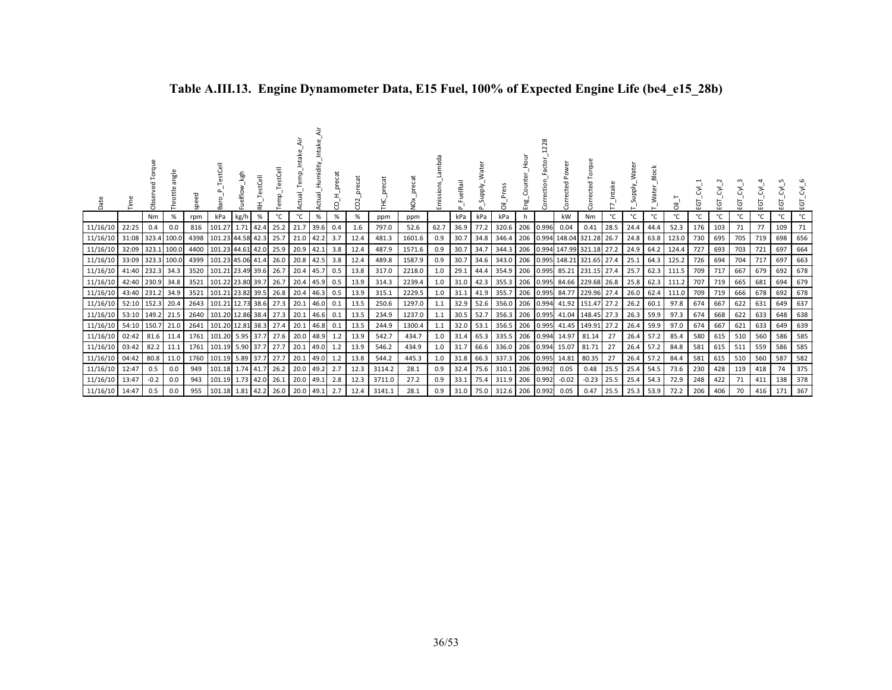# Table A.III.13. Engine Dynamometer Data, E15 Fuel, 100% of Expected Engine Life (be4_e15_28b)

| Date | Time | Observed Torque | Throttle angle | speed | Baro_P_TestCell | Fuelflow_kgh | RH_TestCell | Temp_TestCell | Actual_Temp_Intake_Air | Actual_Humidity_Intake_Air | CO_H_precat | CO2_precat | THC_precat | NOx_precat | Emissions_Lambda | P_FuelRail | P_Supply_Water | Oil_Press | Eng_Counter_Hour | Correction_Factor_1228 | Corrected Power | Corrected Torque | T7_Intake | T_Supply_Water | T_Water_Block | Oil_T | EGT_Cyl_1 | EGT_Cyl_2 | EGT_Cyl_3 | EGT_Cyl_4 | EGT_Cyl_5 | EGT_Cyl_6 |
|---|---|---|---|---|---|---|---|---|---|---|---|---|---|---|---|---|---|---|---|---|---|---|---|---|---|---|---|---|---|---|---|---|
| | | Nm | % | rpm | kPa | kg/h | % | °C | °C | % | % | % | ppm | ppm | | kPa | kPa | kPa | h | | kW | Nm | °C | °C | °C | °C | °C | °C | °C | °C | °C | °C |
| 11/16/10 | 22:25 | 0.4 | 0.0 | 816 | 101.27 | 1.71 | 42.4 | 25.2 | 21.7 | 39.6 | 0.4 | 1.6 | 797.0 | 52.6 | 62.7 | 36.9 | 77.2 | 320.6 | 206 | 0.996 | 0.04 | 0.41 | 28.5 | 24.4 | 44.4 | 52.3 | 176 | 103 | 71 | 77 | 109 | 71 |
| 11/16/10 | 31:08 | 323.4 | 100.0 | 4398 | 101.23 | 44.58 | 42.3 | 25.7 | 21.0 | 42.2 | 3.7 | 12.4 | 481.3 | 1601.6 | 0.9 | 30.7 | 34.8 | 346.4 | 206 | 0.994 | 148.04 | 321.28 | 26.7 | 24.8 | 63.8 | 123.0 | 730 | 695 | 705 | 719 | 698 | 656 |
| 11/16/10 | 32:09 | 323.1 | 100.0 | 4400 | 101.23 | 44.61 | 42.0 | 25.9 | 20.9 | 42.1 | 3.8 | 12.4 | 487.9 | 1571.6 | 0.9 | 30.7 | 34.7 | 344.3 | 206 | 0.994 | 147.99 | 321.18 | 27.2 | 24.9 | 64.2 | 124.4 | 727 | 693 | 703 | 721 | 697 | 664 |
| 11/16/10 | 33:09 | 323.3 | 100.0 | 4399 | 101.23 | 45.06 | 41.4 | 26.0 | 20.8 | 42.5 | 3.8 | 12.4 | 489.8 | 1587.9 | 0.9 | 30.7 | 34.6 | 343.0 | 206 | 0.995 | 148.21 | 321.65 | 27.4 | 25.1 | 64.3 | 125.2 | 726 | 694 | 704 | 717 | 697 | 663 |
| 11/16/10 | 41:40 | 232.3 | 34.3 | 3520 | 101.21 | 23.49 | 39.6 | 26.7 | 20.4 | 45.7 | 0.5 | 13.8 | 317.0 | 2218.0 | 1.0 | 29.1 | 44.4 | 354.9 | 206 | 0.995 | 85.21 | 231.15 | 27.4 | 25.7 | 62.3 | 111.5 | 709 | 717 | 667 | 679 | 692 | 678 |
| 11/16/10 | 42:40 | 230.9 | 34.8 | 3521 | 101.22 | 23.80 | 39.7 | 26.7 | 20.4 | 45.9 | 0.5 | 13.9 | 314.3 | 2239.4 | 1.0 | 31.0 | 42.3 | 355.3 | 206 | 0.995 | 84.66 | 229.68 | 26.8 | 25.8 | 62.3 | 111.2 | 707 | 719 | 665 | 681 | 694 | 679 |
| 11/16/10 | 43:40 | 231.2 | 34.9 | 3521 | 101.21 | 23.82 | 39.5 | 26.8 | 20.4 | 46.3 | 0.5 | 13.9 | 315.1 | 2229.5 | 1.0 | 31.1 | 41.9 | 355.7 | 206 | 0.995 | 84.77 | 229.96 | 27.4 | 26.0 | 62.4 | 111.0 | 709 | 719 | 666 | 678 | 692 | 678 |
| 11/16/10 | 52:10 | 152.3 | 20.4 | 2643 | 101.21 | 12.73 | 38.6 | 27.3 | 20.1 | 46.0 | 0.1 | 13.5 | 250.6 | 1297.0 | 1.1 | 32.9 | 52.6 | 356.0 | 206 | 0.994 | 41.92 | 151.47 | 27.2 | 26.2 | 60.1 | 97.8 | 674 | 667 | 622 | 631 | 649 | 637 |
| 11/16/10 | 53:10 | 149.2 | 21.5 | 2640 | 101.20 | 12.86 | 38.4 | 27.3 | 20.1 | 46.6 | 0.1 | 13.5 | 234.9 | 1237.0 | 1.1 | 30.5 | 52.7 | 356.3 | 206 | 0.995 | 41.04 | 148.45 | 27.3 | 26.3 | 59.9 | 97.3 | 674 | 668 | 622 | 633 | 648 | 638 |
| 11/16/10 | 54:10 | 150.7 | 21.0 | 2641 | 101.20 | 12.81 | 38.3 | 27.4 | 20.1 | 46.8 | 0.1 | 13.5 | 244.9 | 1300.4 | 1.1 | 32.0 | 53.1 | 356.5 | 206 | 0.995 | 41.45 | 149.91 | 27.2 | 26.4 | 59.9 | 97.0 | 674 | 667 | 621 | 633 | 649 | 639 |
| 11/16/10 | 02:42 | 81.6 | 11.4 | 1761 | 101.20 | 5.95 | 37.7 | 27.6 | 20.0 | 48.9 | 1.2 | 13.9 | 542.7 | 434.7 | 1.0 | 31.4 | 65.3 | 335.5 | 206 | 0.994 | 14.97 | 81.14 | 27 | 26.4 | 57.2 | 85.4 | 580 | 615 | 510 | 560 | 586 | 585 |
| 11/16/10 | 03:42 | 82.2 | 11.1 | 1761 | 101.19 | 5.90 | 37.7 | 27.7 | 20.1 | 49.0 | 1.2 | 13.9 | 546.2 | 434.9 | 1.0 | 31.7 | 66.6 | 336.0 | 206 | 0.994 | 15.07 | 81.71 | 27 | 26.4 | 57.2 | 84.8 | 581 | 615 | 511 | 559 | 586 | 585 |
| 11/16/10 | 04:42 | 80.8 | 11.0 | 1760 | 101.19 | 5.89 | 37.7 | 27.7 | 20.1 | 49.0 | 1.2 | 13.8 | 544.2 | 445.3 | 1.0 | 31.8 | 66.3 | 337.3 | 206 | 0.995 | 14.81 | 80.35 | 27 | 26.4 | 57.2 | 84.4 | 581 | 615 | 510 | 560 | 587 | 582 |
| 11/16/10 | 12:47 | 0.5 | 0.0 | 949 | 101.18 | 1.74 | 41.7 | 26.2 | 20.0 | 49.2 | 2.7 | 12.3 | 3114.2 | 28.1 | 0.9 | 32.4 | 75.6 | 310.1 | 206 | 0.992 | 0.05 | 0.48 | 25.5 | 25.4 | 54.5 | 73.6 | 230 | 428 | 119 | 418 | 74 | 375 |
| 11/16/10 | 13:47 | -0.2 | 0.0 | 943 | 101.19 | 1.73 | 42.0 | 26.1 | 20.0 | 49.1 | 2.8 | 12.3 | 3711.0 | 27.2 | 0.9 | 33.1 | 75.4 | 311.9 | 206 | 0.992 | -0.02 | -0.23 | 25.5 | 25.4 | 54.3 | 72.9 | 248 | 422 | 71 | 411 | 138 | 378 |
| 11/16/10 | 14:47 | 0.5 | 0.0 | 955 | 101.18 | 1.81 | 42.2 | 26.0 | 20.0 | 49.1 | 2.7 | 12.4 | 3141.1 | 28.1 | 0.9 | 31.0 | 75.0 | 312.6 | 206 | 0.992 | 0.05 | 0.47 | 25.5 | 25.3 | 53.9 | 72.2 | 206 | 406 | 70 | 416 | 171 | 367 |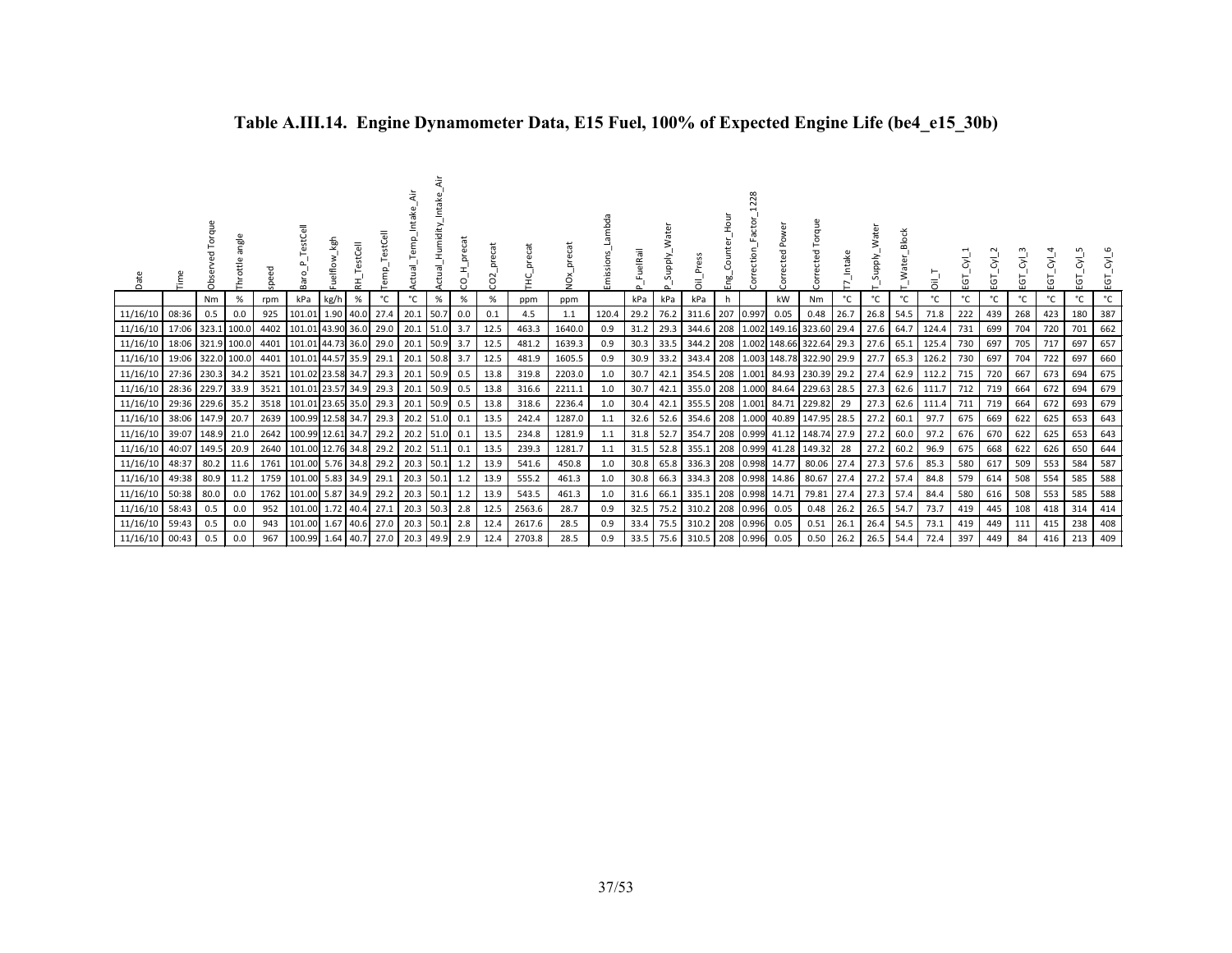**Table A.III.14. Engine Dynamometer Data, E15 Fuel, 100% of Expected Engine Life (be4_e15_30b)**

| Date | Time | Observed Torque | Throttle angle | speed | Baro_P_TestCell | Fuelflow_kgh | RH_TestCell | Temp_TestCell | Actual_Temp_Intake_Air | Actual_Humidity_Intake_Air | CO_H_precat | CO2_precat | THC_precat | NOx_precat | Emissions_Lambda | P_FuelRail | P_Supply_Water | Oil_Press | Eng_Counter_Hour | Correction_Factor_1228 | Corrected Power | Corrected Torque | T7_Intake | T_Supply_Water | T_Water_Block | Oil_T | EGT_Cyl_1 | EGT_Cyl_2 | EGT_Cyl_3 | EGT_Cyl_4 | EGT_Cyl_5 | EGT_Cyl_6 |
|---|---|---|---|---|---|---|---|---|---|---|---|---|---|---|---|---|---|---|---|---|---|---|---|---|---|---|---|---|---|---|---|---|
| | | Nm | % | rpm | kPa | kg/h | % | °C | °C | % | % | % | ppm | ppm | | kPa | kPa | kPa | h | | kW | Nm | °C | °C | °C | °C | °C | °C | °C | °C | °C | °C |
| 11/16/10 | 08:36 | 0.5 | 0.0 | 925 | 101.01 | 1.90 | 40.0 | 27.4 | 20.1 | 50.7 | 0.0 | 0.1 | 4.5 | 1.1 | 120.4 | 29.2 | 76.2 | 311.6 | 207 | 0.997 | 0.05 | 0.48 | 26.7 | 26.8 | 54.5 | 71.8 | 222 | 439 | 268 | 423 | 180 | 387 |
| 11/16/10 | 17:06 | 323.1 | 100.0 | 4402 | 101.01 | 43.90 | 36.0 | 29.0 | 20.1 | 51.0 | 3.7 | 12.5 | 463.3 | 1640.0 | 0.9 | 31.2 | 29.3 | 344.6 | 208 | 1.002 | 149.16 | 323.60 | 29.4 | 27.6 | 64.7 | 124.4 | 731 | 699 | 704 | 720 | 701 | 662 |
| 11/16/10 | 18:06 | 321.9 | 100.0 | 4401 | 101.01 | 44.73 | 36.0 | 29.0 | 20.1 | 50.9 | 3.7 | 12.5 | 481.2 | 1639.3 | 0.9 | 30.3 | 33.5 | 344.2 | 208 | 1.002 | 148.66 | 322.64 | 29.3 | 27.6 | 65.1 | 125.4 | 730 | 697 | 705 | 717 | 697 | 657 |
| 11/16/10 | 19:06 | 322.0 | 100.0 | 4401 | 101.01 | 44.57 | 35.9 | 29.1 | 20.1 | 50.8 | 3.7 | 12.5 | 481.9 | 1605.5 | 0.9 | 30.9 | 33.2 | 343.4 | 208 | 1.003 | 148.78 | 322.90 | 29.9 | 27.7 | 65.3 | 126.2 | 730 | 697 | 704 | 722 | 697 | 660 |
| 11/16/10 | 27:36 | 230.3 | 34.2 | 3521 | 101.02 | 23.58 | 34.7 | 29.3 | 20.1 | 50.9 | 0.5 | 13.8 | 319.8 | 2203.0 | 1.0 | 30.7 | 42.1 | 354.5 | 208 | 1.001 | 84.93 | 230.39 | 29.2 | 27.4 | 62.9 | 112.2 | 715 | 720 | 667 | 673 | 694 | 675 |
| 11/16/10 | 28:36 | 229.7 | 33.9 | 3521 | 101.01 | 23.57 | 34.9 | 29.3 | 20.1 | 50.9 | 0.5 | 13.8 | 316.6 | 2211.1 | 1.0 | 30.7 | 42.1 | 355.0 | 208 | 1.000 | 84.64 | 229.63 | 28.5 | 27.3 | 62.6 | 111.7 | 712 | 719 | 664 | 672 | 694 | 679 |
| 11/16/10 | 29:36 | 229.6 | 35.2 | 3518 | 101.01 | 23.65 | 35.0 | 29.3 | 20.1 | 50.9 | 0.5 | 13.8 | 318.6 | 2236.4 | 1.0 | 30.4 | 42.1 | 355.5 | 208 | 1.001 | 84.71 | 229.82 | 29 | 27.3 | 62.6 | 111.4 | 711 | 719 | 664 | 672 | 693 | 679 |
| 11/16/10 | 38:06 | 147.9 | 20.7 | 2639 | 100.99 | 12.58 | 34.7 | 29.3 | 20.2 | 51.0 | 0.1 | 13.5 | 242.4 | 1287.0 | 1.1 | 32.6 | 52.6 | 354.6 | 208 | 1.000 | 40.89 | 147.95 | 28.5 | 27.2 | 60.1 | 97.7 | 675 | 669 | 622 | 625 | 653 | 643 |
| 11/16/10 | 39:07 | 148.9 | 21.0 | 2642 | 100.99 | 12.61 | 34.7 | 29.2 | 20.2 | 51.0 | 0.1 | 13.5 | 234.8 | 1281.9 | 1.1 | 31.8 | 52.7 | 354.7 | 208 | 0.999 | 41.12 | 148.74 | 27.9 | 27.2 | 60.0 | 97.2 | 676 | 670 | 622 | 625 | 653 | 643 |
| 11/16/10 | 40:07 | 149.5 | 20.9 | 2640 | 101.00 | 12.76 | 34.8 | 29.2 | 20.2 | 51.1 | 0.1 | 13.5 | 239.3 | 1281.7 | 1.1 | 31.5 | 52.8 | 355.1 | 208 | 0.999 | 41.28 | 149.32 | 28 | 27.2 | 60.2 | 96.9 | 675 | 668 | 622 | 626 | 650 | 644 |
| 11/16/10 | 48:37 | 80.2 | 11.6 | 1761 | 101.00 | 5.76 | 34.8 | 29.2 | 20.3 | 50.1 | 1.2 | 13.9 | 541.6 | 450.8 | 1.0 | 30.8 | 65.8 | 336.3 | 208 | 0.998 | 14.77 | 80.06 | 27.4 | 27.3 | 57.6 | 85.3 | 580 | 617 | 509 | 553 | 584 | 587 |
| 11/16/10 | 49:38 | 80.9 | 11.2 | 1759 | 101.00 | 5.83 | 34.9 | 29.1 | 20.3 | 50.1 | 1.2 | 13.9 | 555.2 | 461.3 | 1.0 | 30.8 | 66.3 | 334.3 | 208 | 0.998 | 14.86 | 80.67 | 27.4 | 27.2 | 57.4 | 84.8 | 579 | 614 | 508 | 554 | 585 | 588 |
| 11/16/10 | 50:38 | 80.0 | 0.0 | 1762 | 101.00 | 5.87 | 34.9 | 29.2 | 20.3 | 50.1 | 1.2 | 13.9 | 543.5 | 461.3 | 1.0 | 31.6 | 66.1 | 335.1 | 208 | 0.998 | 14.71 | 79.81 | 27.4 | 27.3 | 57.4 | 84.4 | 580 | 616 | 508 | 553 | 585 | 588 |
| 11/16/10 | 58:43 | 0.5 | 0.0 | 952 | 101.00 | 1.72 | 40.4 | 27.1 | 20.3 | 50.3 | 2.8 | 12.5 | 2563.6 | 28.7 | 0.9 | 32.5 | 75.2 | 310.2 | 208 | 0.996 | 0.05 | 0.48 | 26.2 | 26.5 | 54.7 | 73.7 | 419 | 445 | 108 | 418 | 314 | 414 |
| 11/16/10 | 59:43 | 0.5 | 0.0 | 943 | 101.00 | 1.67 | 40.6 | 27.0 | 20.3 | 50.1 | 2.8 | 12.4 | 2617.6 | 28.5 | 0.9 | 33.4 | 75.5 | 310.2 | 208 | 0.996 | 0.05 | 0.51 | 26.1 | 26.4 | 54.5 | 73.1 | 419 | 449 | 111 | 415 | 238 | 408 |
| 11/16/10 | 00:43 | 0.5 | 0.0 | 967 | 100.99 | 1.64 | 40.7 | 27.0 | 20.3 | 49.9 | 2.9 | 12.4 | 2703.8 | 28.5 | 0.9 | 33.5 | 75.6 | 310.5 | 208 | 0.996 | 0.05 | 0.50 | 26.2 | 26.5 | 54.4 | 72.4 | 397 | 449 | 84 | 416 | 213 | 409 |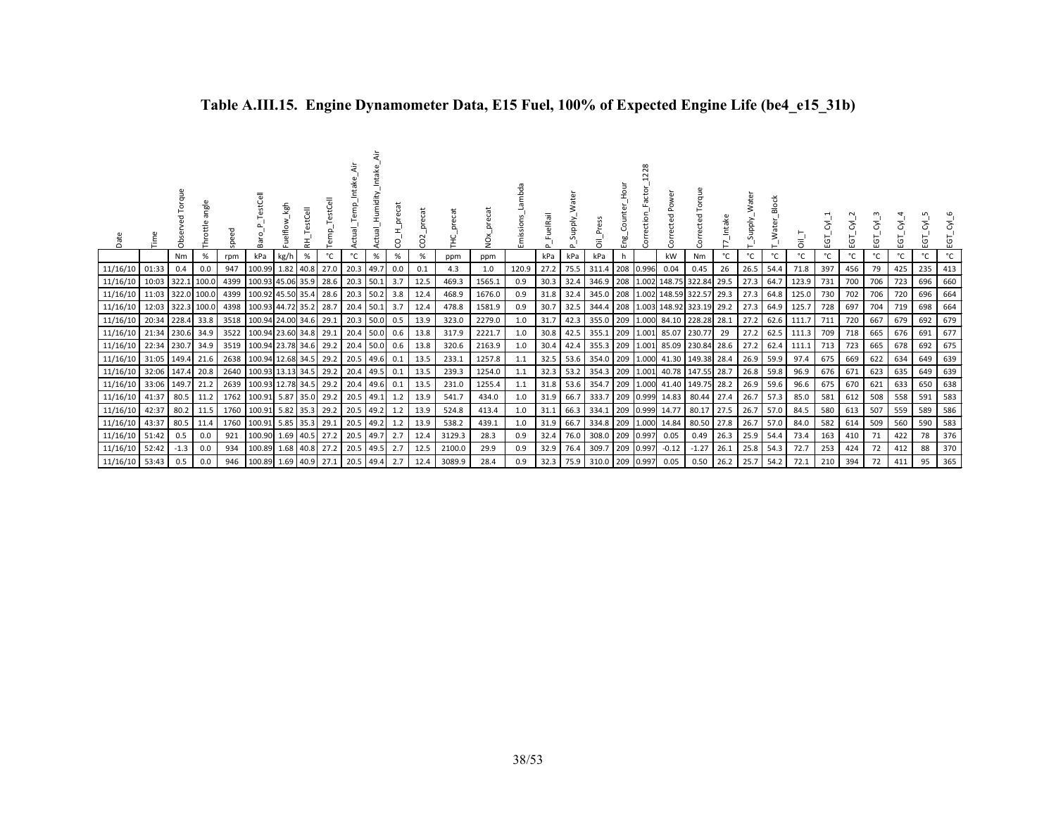# Table A.III.15. Engine Dynamometer Data, E15 Fuel, 100% of Expected Engine Life (be4_e15_31b)

| Date | Time | Observed Torque | Throttle angle | speed | Baro_P_TestCell | Fuelflow_kgh | RH_TestCell | Temp_TestCell | Actual_Temp_Intake_Air | Actual_Humidity_Intake_Air | CO_H_precat | CO2_precat | THC_precat | NOx_precat | Emissions_Lambda | P_FuelRail | P_Supply_Water | Oil_Press | Eng_Counter_Hour | Correction_Factor_1228 | Corrected Power | Corrected Torque | T7_Intake | T_Supply_Water | T_Water_Block | Oil_T | EGT_Cyl_1 | EGT_Cyl_2 | EGT_Cyl_3 | EGT_Cyl_4 | EGT_Cyl_5 | EGT_Cyl_6 |
|---|---|---|---|---|---|---|---|---|---|---|---|---|---|---|---|---|---|---|---|---|---|---|---|---|---|---|---|---|---|---|---|---|
| | | Nm | % | rpm | kPa | kg/h | % | °C | °C | % | % | % | ppm | ppm | | kPa | kPa | kPa | h | | kW | Nm | °C | °C | °C | °C | °C | °C | °C | °C | °C | °C |
| 11/16/10 | 01:33 | 0.4 | 0.0 | 947 | 100.99 | 1.82 | 40.8 | 27.0 | 20.3 | 49.7 | 0.0 | 0.1 | 4.3 | 1.0 | 120.9 | 27.2 | 75.5 | 311.4 | 208 | 0.996 | 0.04 | 0.45 | 26 | 26.5 | 54.4 | 71.8 | 397 | 456 | 79 | 425 | 235 | 413 |
| 11/16/10 | 10:03 | 322.1 | 100.0 | 4399 | 100.93 | 45.06 | 35.9 | 28.6 | 20.3 | 50.1 | 3.7 | 12.5 | 469.3 | 1565.1 | 0.9 | 30.3 | 32.4 | 346.9 | 208 | 1.002 | 148.75 | 322.84 | 29.5 | 27.3 | 64.7 | 123.9 | 731 | 700 | 706 | 723 | 696 | 660 |
| 11/16/10 | 11:03 | 322.0 | 100.0 | 4399 | 100.92 | 45.50 | 35.4 | 28.6 | 20.3 | 50.2 | 3.8 | 12.4 | 468.9 | 1676.0 | 0.9 | 31.8 | 32.4 | 345.0 | 208 | 1.002 | 148.59 | 322.57 | 29.3 | 27.3 | 64.8 | 125.0 | 730 | 702 | 706 | 720 | 696 | 664 |
| 11/16/10 | 12:03 | 322.3 | 100.0 | 4398 | 100.93 | 44.72 | 35.2 | 28.7 | 20.4 | 50.1 | 3.7 | 12.4 | 478.8 | 1581.9 | 0.9 | 30.7 | 32.5 | 344.4 | 208 | 1.003 | 148.92 | 323.19 | 29.2 | 27.3 | 64.9 | 125.7 | 728 | 697 | 704 | 719 | 698 | 664 |
| 11/16/10 | 20:34 | 228.4 | 33.8 | 3518 | 100.94 | 24.00 | 34.6 | 29.1 | 20.3 | 50.0 | 0.5 | 13.9 | 323.0 | 2279.0 | 1.0 | 31.7 | 42.3 | 355.0 | 209 | 1.000 | 84.10 | 228.28 | 28.1 | 27.2 | 62.6 | 111.7 | 711 | 720 | 667 | 679 | 692 | 679 |
| 11/16/10 | 21:34 | 230.6 | 34.9 | 3522 | 100.94 | 23.60 | 34.8 | 29.1 | 20.4 | 50.0 | 0.6 | 13.8 | 317.9 | 2221.7 | 1.0 | 30.8 | 42.5 | 355.1 | 209 | 1.001 | 85.07 | 230.77 | 29 | 27.2 | 62.5 | 111.3 | 709 | 718 | 665 | 676 | 691 | 677 |
| 11/16/10 | 22:34 | 230.7 | 34.9 | 3519 | 100.94 | 23.78 | 34.6 | 29.2 | 20.4 | 50.0 | 0.6 | 13.8 | 320.6 | 2163.9 | 1.0 | 30.4 | 42.4 | 355.3 | 209 | 1.001 | 85.09 | 230.84 | 28.6 | 27.2 | 62.4 | 111.1 | 713 | 723 | 665 | 678 | 692 | 675 |
| 11/16/10 | 31:05 | 149.4 | 21.6 | 2638 | 100.94 | 12.68 | 34.5 | 29.2 | 20.5 | 49.6 | 0.1 | 13.5 | 233.1 | 1257.8 | 1.1 | 32.5 | 53.6 | 354.0 | 209 | 1.000 | 41.30 | 149.38 | 28.4 | 26.9 | 59.9 | 97.4 | 675 | 669 | 622 | 634 | 649 | 639 |
| 11/16/10 | 32:06 | 147.4 | 20.8 | 2640 | 100.93 | 13.13 | 34.5 | 29.2 | 20.4 | 49.5 | 0.1 | 13.5 | 239.3 | 1254.0 | 1.1 | 32.3 | 53.2 | 354.3 | 209 | 1.001 | 40.78 | 147.55 | 28.7 | 26.8 | 59.8 | 96.9 | 676 | 671 | 623 | 635 | 649 | 639 |
| 11/16/10 | 33:06 | 149.7 | 21.2 | 2639 | 100.93 | 12.78 | 34.5 | 29.2 | 20.4 | 49.6 | 0.1 | 13.5 | 231.0 | 1255.4 | 1.1 | 31.8 | 53.6 | 354.7 | 209 | 1.000 | 41.40 | 149.75 | 28.2 | 26.9 | 59.6 | 96.6 | 675 | 670 | 621 | 633 | 650 | 638 |
| 11/16/10 | 41:37 | 80.5 | 11.2 | 1762 | 100.91 | 5.87 | 35.0 | 29.2 | 20.5 | 49.1 | 1.2 | 13.9 | 541.7 | 434.0 | 1.0 | 31.9 | 66.7 | 333.7 | 209 | 0.999 | 14.83 | 80.44 | 27.4 | 26.7 | 57.3 | 85.0 | 581 | 612 | 508 | 558 | 591 | 583 |
| 11/16/10 | 42:37 | 80.2 | 11.5 | 1760 | 100.91 | 5.82 | 35.3 | 29.2 | 20.5 | 49.2 | 1.2 | 13.9 | 524.8 | 413.4 | 1.0 | 31.1 | 66.3 | 334.1 | 209 | 0.999 | 14.77 | 80.17 | 27.5 | 26.7 | 57.0 | 84.5 | 580 | 613 | 507 | 559 | 589 | 586 |
| 11/16/10 | 43:37 | 80.5 | 11.4 | 1760 | 100.91 | 5.85 | 35.3 | 29.1 | 20.5 | 49.2 | 1.2 | 13.9 | 538.2 | 439.1 | 1.0 | 31.9 | 66.7 | 334.8 | 209 | 1.000 | 14.84 | 80.50 | 27.8 | 26.7 | 57.0 | 84.0 | 582 | 614 | 509 | 560 | 590 | 583 |
| 11/16/10 | 51:42 | 0.5 | 0.0 | 921 | 100.90 | 1.69 | 40.5 | 27.2 | 20.5 | 49.7 | 2.7 | 12.4 | 3129.3 | 28.3 | 0.9 | 32.4 | 76.0 | 308.0 | 209 | 0.997 | 0.05 | 0.49 | 26.3 | 25.9 | 54.4 | 73.4 | 163 | 410 | 71 | 422 | 78 | 376 |
| 11/16/10 | 52:42 | -1.3 | 0.0 | 934 | 100.89 | 1.68 | 40.8 | 27.2 | 20.5 | 49.5 | 2.7 | 12.5 | 2100.0 | 29.9 | 0.9 | 32.9 | 76.4 | 309.7 | 209 | 0.997 | -0.12 | -1.27 | 26.1 | 25.8 | 54.3 | 72.7 | 253 | 424 | 72 | 412 | 88 | 370 |
| 11/16/10 | 53:43 | 0.5 | 0.0 | 946 | 100.89 | 1.69 | 40.9 | 27.1 | 20.5 | 49.4 | 2.7 | 12.4 | 3089.9 | 28.4 | 0.9 | 32.3 | 75.9 | 310.0 | 209 | 0.997 | 0.05 | 0.50 | 26.2 | 25.7 | 54.2 | 72.1 | 210 | 394 | 72 | 411 | 95 | 365 |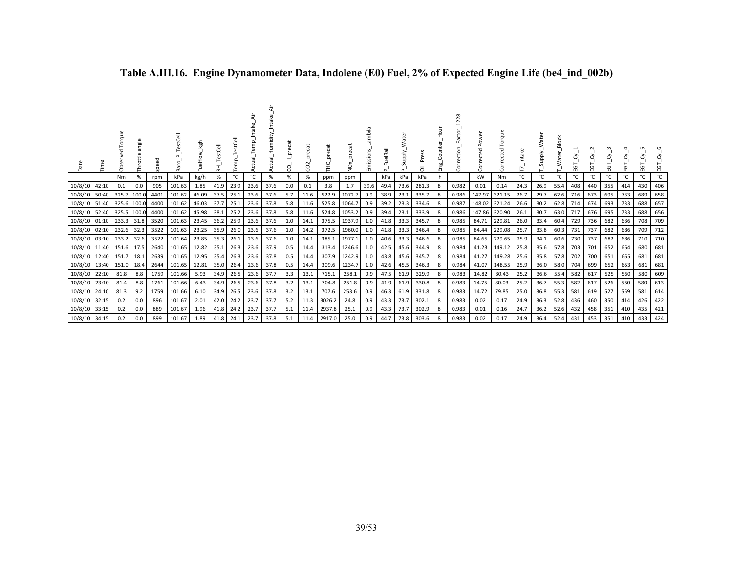**Table A.III.16. Engine Dynamometer Data, Indolene (E0) Fuel, 2% of Expected Engine Life (be4_ind_002b)**

| Date | Time | Observed Torque | Throttle angle | speed | Baro_P_TestCell | Fuelflow_kgh | RH_TestCell | Temp_TestCell | Actual_Temp_Intake_Air | Actual_Humidity_Intake_Air | CO_H_precat | CO2_precat | THC_precat | NOx_precat | Emissions_Lambda | P_FuelRail | P_Supply_Water | Oil_Press | Eng_Counter_Hour | Correction_Factor_1228 | Corrected Power | Corrected Torque | T7_Intake | T_Supply_Water | T_Water_Block | EGT_Cyl_1 | EGT_Cyl_2 | EGT_Cyl_3 | EGT_Cyl_4 | EGT_Cyl_5 | EGT_Cyl_6 |
|---|---|---|---|---|---|---|---|---|---|---|---|---|---|---|---|---|---|---|---|---|---|---|---|---|---|---|---|---|---|---|---|
| | | Nm | % | rpm | kPa | kg/h | % | °C | °C | % | % | % | ppm | ppm | | kPa | kPa | kPa | h | | kW | Nm | °C | °C | °C | °C | °C | °C | °C | °C | °C |
| 10/8/10 | 42:10 | 0.1 | 0.0 | 905 | 101.63 | 1.85 | 41.9 | 23.9 | 23.6 | 37.6 | 0.0 | 0.1 | 3.8 | 1.7 | 39.6 | 49.4 | 73.6 | 281.3 | 8 | 0.982 | 0.01 | 0.14 | 24.3 | 26.9 | 55.4 | 408 | 440 | 355 | 414 | 430 | 406 |
| 10/8/10 | 50:40 | 325.7 | 100.0 | 4401 | 101.62 | 46.09 | 37.5 | 25.1 | 23.6 | 37.6 | 5.7 | 11.6 | 522.9 | 1072.7 | 0.9 | 38.9 | 23.1 | 335.7 | 8 | 0.986 | 147.97 | 321.15 | 26.7 | 29.7 | 62.6 | 716 | 673 | 695 | 733 | 689 | 658 |
| 10/8/10 | 51:40 | 325.6 | 100.0 | 4400 | 101.62 | 46.03 | 37.7 | 25.1 | 23.6 | 37.8 | 5.8 | 11.6 | 525.8 | 1064.7 | 0.9 | 39.2 | 23.3 | 334.6 | 8 | 0.987 | 148.02 | 321.24 | 26.6 | 30.2 | 62.8 | 714 | 674 | 693 | 733 | 688 | 657 |
| 10/8/10 | 52:40 | 325.5 | 100.0 | 4400 | 101.62 | 45.98 | 38.1 | 25.2 | 23.6 | 37.8 | 5.8 | 11.6 | 524.8 | 1053.2 | 0.9 | 39.4 | 23.1 | 333.9 | 8 | 0.986 | 147.86 | 320.90 | 26.1 | 30.7 | 63.0 | 717 | 676 | 695 | 733 | 688 | 656 |
| 10/8/10 | 01:10 | 233.3 | 31.8 | 3520 | 101.63 | 23.45 | 36.2 | 25.9 | 23.6 | 37.6 | 1.0 | 14.1 | 375.5 | 1937.9 | 1.0 | 41.8 | 33.3 | 345.7 | 8 | 0.985 | 84.71 | 229.81 | 26.0 | 33.4 | 60.4 | 729 | 736 | 682 | 686 | 708 | 709 |
| 10/8/10 | 02:10 | 232.6 | 32.3 | 3522 | 101.63 | 23.25 | 35.9 | 26.0 | 23.6 | 37.6 | 1.0 | 14.2 | 372.5 | 1960.0 | 1.0 | 41.8 | 33.3 | 346.4 | 8 | 0.985 | 84.44 | 229.08 | 25.7 | 33.8 | 60.3 | 731 | 737 | 682 | 686 | 709 | 712 |
| 10/8/10 | 03:10 | 233.2 | 32.6 | 3522 | 101.64 | 23.85 | 35.3 | 26.1 | 23.6 | 37.6 | 1.0 | 14.1 | 385.1 | 1977.1 | 1.0 | 40.6 | 33.3 | 346.6 | 8 | 0.985 | 84.65 | 229.65 | 25.9 | 34.1 | 60.6 | 730 | 737 | 682 | 686 | 710 | 710 |
| 10/8/10 | 11:40 | 151.6 | 17.5 | 2640 | 101.65 | 12.82 | 35.1 | 26.3 | 23.6 | 37.9 | 0.5 | 14.4 | 313.4 | 1246.6 | 1.0 | 42.5 | 45.6 | 344.9 | 8 | 0.984 | 41.23 | 149.12 | 25.8 | 35.6 | 57.8 | 703 | 701 | 652 | 654 | 680 | 681 |
| 10/8/10 | 12:40 | 151.7 | 18.1 | 2639 | 101.65 | 12.95 | 35.4 | 26.3 | 23.6 | 37.8 | 0.5 | 14.4 | 307.9 | 1242.9 | 1.0 | 43.8 | 45.6 | 345.7 | 8 | 0.984 | 41.27 | 149.28 | 25.6 | 35.8 | 57.8 | 702 | 700 | 651 | 655 | 681 | 681 |
| 10/8/10 | 13:40 | 151.0 | 18.4 | 2644 | 101.65 | 12.81 | 35.0 | 26.4 | 23.6 | 37.8 | 0.5 | 14.4 | 309.6 | 1234.7 | 1.0 | 42.6 | 45.5 | 346.3 | 8 | 0.984 | 41.07 | 148.55 | 25.9 | 36.0 | 58.0 | 704 | 699 | 652 | 653 | 681 | 681 |
| 10/8/10 | 22:10 | 81.8 | 8.8 | 1759 | 101.66 | 5.93 | 34.9 | 26.5 | 23.6 | 37.7 | 3.3 | 13.1 | 715.1 | 258.1 | 0.9 | 47.5 | 61.9 | 329.9 | 8 | 0.983 | 14.82 | 80.43 | 25.2 | 36.6 | 55.4 | 582 | 617 | 525 | 560 | 580 | 609 |
| 10/8/10 | 23:10 | 81.4 | 8.8 | 1761 | 101.66 | 6.43 | 34.9 | 26.5 | 23.6 | 37.8 | 3.2 | 13.1 | 704.8 | 251.8 | 0.9 | 41.9 | 61.9 | 330.8 | 8 | 0.983 | 14.75 | 80.03 | 25.2 | 36.7 | 55.3 | 582 | 617 | 526 | 560 | 580 | 613 |
| 10/8/10 | 24:10 | 81.3 | 9.2 | 1759 | 101.66 | 6.10 | 34.9 | 26.5 | 23.6 | 37.8 | 3.2 | 13.1 | 707.6 | 253.6 | 0.9 | 46.3 | 61.9 | 331.8 | 8 | 0.983 | 14.72 | 79.85 | 25.0 | 36.8 | 55.3 | 581 | 619 | 527 | 559 | 581 | 614 |
| 10/8/10 | 32:15 | 0.2 | 0.0 | 896 | 101.67 | 2.01 | 42.0 | 24.2 | 23.7 | 37.7 | 5.2 | 11.3 | 3026.2 | 24.8 | 0.9 | 43.3 | 73.7 | 302.1 | 8 | 0.983 | 0.02 | 0.17 | 24.9 | 36.3 | 52.8 | 436 | 460 | 350 | 414 | 426 | 422 |
| 10/8/10 | 33:15 | 0.2 | 0.0 | 889 | 101.67 | 1.96 | 41.8 | 24.2 | 23.7 | 37.7 | 5.1 | 11.4 | 2937.8 | 25.1 | 0.9 | 43.3 | 73.7 | 302.9 | 8 | 0.983 | 0.01 | 0.16 | 24.7 | 36.2 | 52.6 | 432 | 458 | 351 | 410 | 435 | 421 |
| 10/8/10 | 34:15 | 0.2 | 0.0 | 899 | 101.67 | 1.89 | 41.8 | 24.1 | 23.7 | 37.8 | 5.1 | 11.4 | 2917.0 | 25.0 | 0.9 | 44.7 | 73.8 | 303.6 | 8 | 0.983 | 0.02 | 0.17 | 24.9 | 36.4 | 52.4 | 431 | 453 | 351 | 410 | 433 | 424 |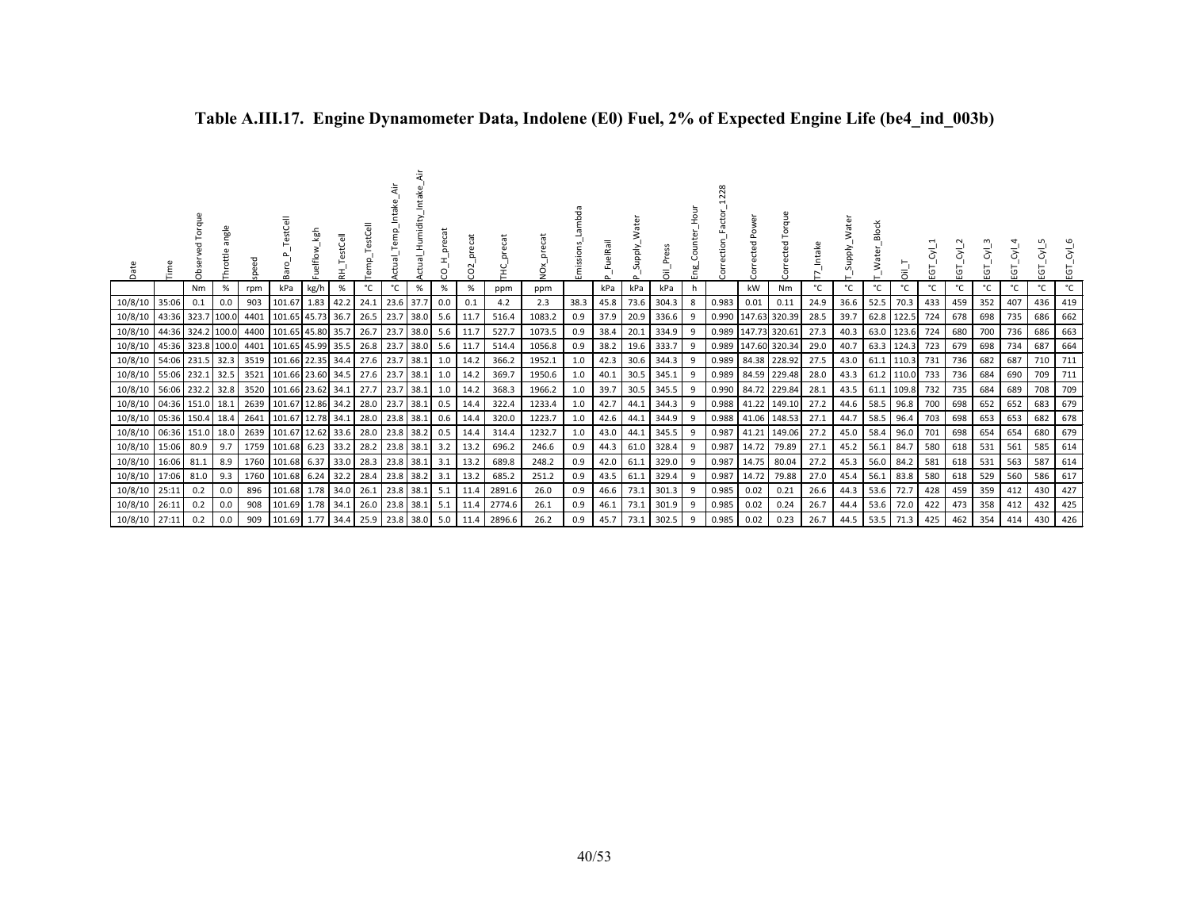**Table A.III.17. Engine Dynamometer Data, Indolene (E0) Fuel, 2% of Expected Engine Life (be4_ind_003b)**

| Date | Time | Observed Torque | Throttle angle | speed | Baro_P_TestCell | Fuelflow_kgh | RH_TestCell | Temp_TestCell | Actual_Temp_Intake_Air | Actual_Humidity_Intake_Air | CO_H_precat | CO2_precat | THC_precat | NOx_precat | Emissions_Lambda | P_FuelRail | P_Supply_Water | Oil_Press | Eng_Counter_Hour | Correction_Factor_1228 | Corrected Power | Corrected Torque | T7_Intake | T_Supply_Water | T_Water_Block | Oil_T | EGT_Cyl_1 | EGT_Cyl_2 | EGT_Cyl_3 | EGT_Cyl_4 | EGT_Cyl_5 | EGT_Cyl_6 |
|---|---|---|---|---|---|---|---|---|---|---|---|---|---|---|---|---|---|---|---|---|---|---|---|---|---|---|---|---|---|---|---|---|
| | | Nm | % | rpm | kPa | kg/h | % | °C | °C | % | % | % | ppm | ppm | | kPa | kPa | kPa | h | | kW | Nm | °C | °C | °C | °C | °C | °C | °C | °C | °C | °C |
| 10/8/10 | 35:06 | 0.1 | 0.0 | 903 | 101.67 | 1.83 | 42.2 | 24.1 | 23.6 | 37.7 | 0.0 | 0.1 | 4.2 | 2.3 | 38.3 | 45.8 | 73.6 | 304.3 | 8 | 0.983 | 0.01 | 0.11 | 24.9 | 36.6 | 52.5 | 70.3 | 433 | 459 | 352 | 407 | 436 | 419 |
| 10/8/10 | 43:36 | 323.7 | 100.0 | 4401 | 101.65 | 45.73 | 36.7 | 26.5 | 23.7 | 38.0 | 5.6 | 11.7 | 516.4 | 1083.2 | 0.9 | 37.9 | 20.9 | 336.6 | 9 | 0.990 | 147.63 | 320.39 | 28.5 | 39.7 | 62.8 | 122.5 | 724 | 678 | 698 | 735 | 686 | 662 |
| 10/8/10 | 44:36 | 324.2 | 100.0 | 4400 | 101.65 | 45.80 | 35.7 | 26.7 | 23.7 | 38.0 | 5.6 | 11.7 | 527.7 | 1073.5 | 0.9 | 38.4 | 20.1 | 334.9 | 9 | 0.989 | 147.73 | 320.61 | 27.3 | 40.3 | 63.0 | 123.6 | 724 | 680 | 700 | 736 | 686 | 663 |
| 10/8/10 | 45:36 | 323.8 | 100.0 | 4401 | 101.65 | 45.99 | 35.5 | 26.8 | 23.7 | 38.0 | 5.6 | 11.7 | 514.4 | 1056.8 | 0.9 | 38.2 | 19.6 | 333.7 | 9 | 0.989 | 147.60 | 320.34 | 29.0 | 40.7 | 63.3 | 124.3 | 723 | 679 | 698 | 734 | 687 | 664 |
| 10/8/10 | 54:06 | 231.5 | 32.3 | 3519 | 101.66 | 22.35 | 34.4 | 27.6 | 23.7 | 38.1 | 1.0 | 14.2 | 366.2 | 1952.1 | 1.0 | 42.3 | 30.6 | 344.3 | 9 | 0.989 | 84.38 | 228.92 | 27.5 | 43.0 | 61.1 | 110.3 | 731 | 736 | 682 | 687 | 710 | 711 |
| 10/8/10 | 55:06 | 232.1 | 32.5 | 3521 | 101.66 | 23.60 | 34.5 | 27.6 | 23.7 | 38.1 | 1.0 | 14.2 | 369.7 | 1950.6 | 1.0 | 40.1 | 30.5 | 345.1 | 9 | 0.989 | 84.59 | 229.48 | 28.0 | 43.3 | 61.2 | 110.0 | 733 | 736 | 684 | 690 | 709 | 711 |
| 10/8/10 | 56:06 | 232.2 | 32.8 | 3520 | 101.66 | 23.62 | 34.1 | 27.7 | 23.7 | 38.1 | 1.0 | 14.2 | 368.3 | 1966.2 | 1.0 | 39.7 | 30.5 | 345.5 | 9 | 0.990 | 84.72 | 229.84 | 28.1 | 43.5 | 61.1 | 109.8 | 732 | 735 | 684 | 689 | 708 | 709 |
| 10/8/10 | 04:36 | 151.0 | 18.1 | 2639 | 101.67 | 12.86 | 34.2 | 28.0 | 23.7 | 38.1 | 0.5 | 14.4 | 322.4 | 1233.4 | 1.0 | 42.7 | 44.1 | 344.3 | 9 | 0.988 | 41.22 | 149.10 | 27.2 | 44.6 | 58.5 | 96.8 | 700 | 698 | 652 | 652 | 683 | 679 |
| 10/8/10 | 05:36 | 150.4 | 18.4 | 2641 | 101.67 | 12.78 | 34.1 | 28.0 | 23.8 | 38.1 | 0.6 | 14.4 | 320.0 | 1223.7 | 1.0 | 42.6 | 44.1 | 344.9 | 9 | 0.988 | 41.06 | 148.53 | 27.1 | 44.7 | 58.5 | 96.4 | 703 | 698 | 653 | 653 | 682 | 678 |
| 10/8/10 | 06:36 | 151.0 | 18.0 | 2639 | 101.67 | 12.62 | 33.6 | 28.0 | 23.8 | 38.2 | 0.5 | 14.4 | 314.4 | 1232.7 | 1.0 | 43.0 | 44.1 | 345.5 | 9 | 0.987 | 41.21 | 149.06 | 27.2 | 45.0 | 58.4 | 96.0 | 701 | 698 | 654 | 654 | 680 | 679 |
| 10/8/10 | 15:06 | 80.9 | 9.7 | 1759 | 101.68 | 6.23 | 33.2 | 28.2 | 23.8 | 38.1 | 3.2 | 13.2 | 696.2 | 246.6 | 0.9 | 44.3 | 61.0 | 328.4 | 9 | 0.987 | 14.72 | 79.89 | 27.1 | 45.2 | 56.1 | 84.7 | 580 | 618 | 531 | 561 | 585 | 614 |
| 10/8/10 | 16:06 | 81.1 | 8.9 | 1760 | 101.68 | 6.37 | 33.0 | 28.3 | 23.8 | 38.1 | 3.1 | 13.2 | 689.8 | 248.2 | 0.9 | 42.0 | 61.1 | 329.0 | 9 | 0.987 | 14.75 | 80.04 | 27.2 | 45.3 | 56.0 | 84.2 | 581 | 618 | 531 | 563 | 587 | 614 |
| 10/8/10 | 17:06 | 81.0 | 9.3 | 1760 | 101.68 | 6.24 | 32.2 | 28.4 | 23.8 | 38.2 | 3.1 | 13.2 | 685.2 | 251.2 | 0.9 | 43.5 | 61.1 | 329.4 | 9 | 0.987 | 14.72 | 79.88 | 27.0 | 45.4 | 56.1 | 83.8 | 580 | 618 | 529 | 560 | 586 | 617 |
| 10/8/10 | 25:11 | 0.2 | 0.0 | 896 | 101.68 | 1.78 | 34.0 | 26.1 | 23.8 | 38.1 | 5.1 | 11.4 | 2891.6 | 26.0 | 0.9 | 46.6 | 73.1 | 301.3 | 9 | 0.985 | 0.02 | 0.21 | 26.6 | 44.3 | 53.6 | 72.7 | 428 | 459 | 359 | 412 | 430 | 427 |
| 10/8/10 | 26:11 | 0.2 | 0.0 | 908 | 101.69 | 1.78 | 34.1 | 26.0 | 23.8 | 38.1 | 5.1 | 11.4 | 2774.6 | 26.1 | 0.9 | 46.1 | 73.1 | 301.9 | 9 | 0.985 | 0.02 | 0.24 | 26.7 | 44.4 | 53.6 | 72.0 | 422 | 473 | 358 | 412 | 432 | 425 |
| 10/8/10 | 27:11 | 0.2 | 0.0 | 909 | 101.69 | 1.77 | 34.4 | 25.9 | 23.8 | 38.0 | 5.0 | 11.4 | 2896.6 | 26.2 | 0.9 | 45.7 | 73.1 | 302.5 | 9 | 0.985 | 0.02 | 0.23 | 26.7 | 44.5 | 53.5 | 71.3 | 425 | 462 | 354 | 414 | 430 | 426 |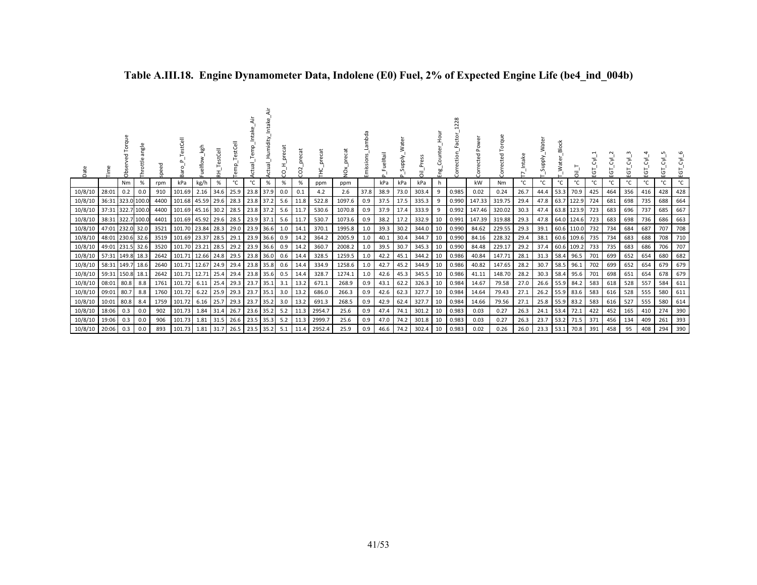**Table A.III.18. Engine Dynamometer Data, Indolene (E0) Fuel, 2% of Expected Engine Life (be4_ind_004b)**

| Date | Time | Observed Torque | Throttle angle | speed | Baro_P_TestCell | Fuelflow_kgh | RH_TestCell | Temp_TestCell | Actual_Temp_Intake_Air | Actual_Humidity_Intake_Air | CO_H_precat | CO2_precat | THC_precat | NOx_precat | Emissions_Lambda | P_FuelRail | P_Supply_Water | Oil_Press | Eng_Counter_Hour | Correction_Factor_1228 | Corrected Power | Corrected Torque | T7_Intake | T_Supply_Water | T_Water_Block | Oil_T | EGT_Cyl_1 | EGT_Cyl_2 | EGT_Cyl_3 | EGT_Cyl_4 | EGT_Cyl_5 | EGT_Cyl_6 |
|---|---|---|---|---|---|---|---|---|---|---|---|---|---|---|---|---|---|---|---|---|---|---|---|---|---|---|---|---|---|---|---|---|
| | | Nm | % | rpm | kPa | kg/h | % | °C | °C | % | % | % | ppm | ppm | | kPa | kPa | kPa | h | | kW | Nm | °C | °C | °C | °C | °C | °C | °C | °C | °C | °C |
| 10/8/10 | 28:01 | 0.2 | 0.0 | 910 | 101.69 | 2.16 | 34.6 | 25.9 | 23.8 | 37.9 | 0.0 | 0.1 | 4.2 | 2.6 | 37.8 | 38.9 | 73.0 | 303.4 | 9 | 0.985 | 0.02 | 0.24 | 26.7 | 44.4 | 53.3 | 70.9 | 425 | 464 | 356 | 416 | 428 | 428 |
| 10/8/10 | 36:31 | 323.0 | 100.0 | 4400 | 101.68 | 45.59 | 29.6 | 28.3 | 23.8 | 37.2 | 5.6 | 11.8 | 522.8 | 1097.6 | 0.9 | 37.5 | 17.5 | 335.3 | 9 | 0.990 | 147.33 | 319.75 | 29.4 | 47.8 | 63.7 | 122.9 | 724 | 681 | 698 | 735 | 688 | 664 |
| 10/8/10 | 37:31 | 322.7 | 100.0 | 4400 | 101.69 | 45.16 | 30.2 | 28.5 | 23.8 | 37.2 | 5.6 | 11.7 | 530.6 | 1070.8 | 0.9 | 37.9 | 17.4 | 333.9 | 9 | 0.992 | 147.46 | 320.02 | 30.3 | 47.4 | 63.8 | 123.9 | 723 | 683 | 696 | 737 | 685 | 667 |
| 10/8/10 | 38:31 | 322.7 | 100.0 | 4401 | 101.69 | 45.92 | 29.6 | 28.5 | 23.9 | 37.1 | 5.6 | 11.7 | 530.7 | 1073.6 | 0.9 | 38.2 | 17.2 | 332.9 | 10 | 0.991 | 147.39 | 319.88 | 29.3 | 47.8 | 64.0 | 124.6 | 723 | 683 | 698 | 736 | 686 | 663 |
| 10/8/10 | 47:01 | 232.0 | 32.0 | 3521 | 101.70 | 23.84 | 28.3 | 29.0 | 23.9 | 36.6 | 1.0 | 14.1 | 370.1 | 1995.8 | 1.0 | 39.3 | 30.2 | 344.0 | 10 | 0.990 | 84.62 | 229.55 | 29.3 | 39.1 | 60.6 | 110.0 | 732 | 734 | 684 | 687 | 707 | 708 |
| 10/8/10 | 48:01 | 230.6 | 32.6 | 3519 | 101.69 | 23.37 | 28.5 | 29.1 | 23.9 | 36.6 | 0.9 | 14.2 | 364.2 | 2005.9 | 1.0 | 40.1 | 30.4 | 344.7 | 10 | 0.990 | 84.16 | 228.32 | 29.4 | 38.1 | 60.6 | 109.6 | 735 | 734 | 683 | 688 | 708 | 710 |
| 10/8/10 | 49:01 | 231.5 | 32.6 | 3520 | 101.70 | 23.21 | 28.5 | 29.2 | 23.9 | 36.6 | 0.9 | 14.2 | 360.7 | 2008.2 | 1.0 | 39.5 | 30.7 | 345.3 | 10 | 0.990 | 84.48 | 229.17 | 29.2 | 37.4 | 60.6 | 109.2 | 733 | 735 | 683 | 686 | 706 | 707 |
| 10/8/10 | 57:31 | 149.8 | 18.3 | 2642 | 101.71 | 12.66 | 24.8 | 29.5 | 23.8 | 36.0 | 0.6 | 14.4 | 328.5 | 1259.5 | 1.0 | 42.2 | 45.1 | 344.2 | 10 | 0.986 | 40.84 | 147.71 | 28.1 | 31.3 | 58.4 | 96.5 | 701 | 699 | 652 | 654 | 680 | 682 |
| 10/8/10 | 58:31 | 149.7 | 18.6 | 2640 | 101.71 | 12.67 | 24.9 | 29.4 | 23.8 | 35.8 | 0.6 | 14.4 | 334.9 | 1258.6 | 1.0 | 42.7 | 45.2 | 344.9 | 10 | 0.986 | 40.82 | 147.65 | 28.2 | 30.7 | 58.5 | 96.1 | 702 | 699 | 652 | 654 | 679 | 679 |
| 10/8/10 | 59:31 | 150.8 | 18.1 | 2642 | 101.71 | 12.71 | 25.4 | 29.4 | 23.8 | 35.6 | 0.5 | 14.4 | 328.7 | 1274.1 | 1.0 | 42.6 | 45.3 | 345.5 | 10 | 0.986 | 41.11 | 148.70 | 28.2 | 30.3 | 58.4 | 95.6 | 701 | 698 | 651 | 654 | 678 | 679 |
| 10/8/10 | 08:01 | 80.8 | 8.8 | 1761 | 101.72 | 6.11 | 25.4 | 29.3 | 23.7 | 35.1 | 3.1 | 13.2 | 671.1 | 268.9 | 0.9 | 43.1 | 62.2 | 326.3 | 10 | 0.984 | 14.67 | 79.58 | 27.0 | 26.6 | 55.9 | 84.2 | 583 | 618 | 528 | 557 | 584 | 611 |
| 10/8/10 | 09:01 | 80.7 | 8.8 | 1760 | 101.72 | 6.22 | 25.9 | 29.3 | 23.7 | 35.1 | 3.0 | 13.2 | 686.0 | 266.3 | 0.9 | 42.6 | 62.3 | 327.7 | 10 | 0.984 | 14.64 | 79.43 | 27.1 | 26.2 | 55.9 | 83.6 | 583 | 616 | 528 | 555 | 580 | 611 |
| 10/8/10 | 10:01 | 80.8 | 8.4 | 1759 | 101.72 | 6.16 | 25.7 | 29.3 | 23.7 | 35.2 | 3.0 | 13.2 | 691.3 | 268.5 | 0.9 | 42.9 | 62.4 | 327.7 | 10 | 0.984 | 14.66 | 79.56 | 27.1 | 25.8 | 55.9 | 83.2 | 583 | 616 | 527 | 555 | 580 | 614 |
| 10/8/10 | 18:06 | 0.3 | 0.0 | 902 | 101.73 | 1.84 | 31.4 | 26.7 | 23.6 | 35.2 | 5.2 | 11.3 | 2954.7 | 25.6 | 0.9 | 47.4 | 74.1 | 301.2 | 10 | 0.983 | 0.03 | 0.27 | 26.3 | 24.1 | 53.4 | 72.1 | 422 | 452 | 165 | 410 | 274 | 390 |
| 10/8/10 | 19:06 | 0.3 | 0.0 | 906 | 101.73 | 1.81 | 31.5 | 26.6 | 23.5 | 35.3 | 5.2 | 11.3 | 2999.7 | 25.6 | 0.9 | 47.0 | 74.2 | 301.8 | 10 | 0.983 | 0.03 | 0.27 | 26.3 | 23.7 | 53.2 | 71.5 | 371 | 456 | 134 | 409 | 261 | 393 |
| 10/8/10 | 20:06 | 0.3 | 0.0 | 893 | 101.73 | 1.81 | 31.7 | 26.5 | 23.5 | 35.2 | 5.1 | 11.4 | 2952.4 | 25.9 | 0.9 | 46.6 | 74.2 | 302.4 | 10 | 0.983 | 0.02 | 0.26 | 26.0 | 23.3 | 53.1 | 70.8 | 391 | 458 | 95 | 408 | 294 | 390 |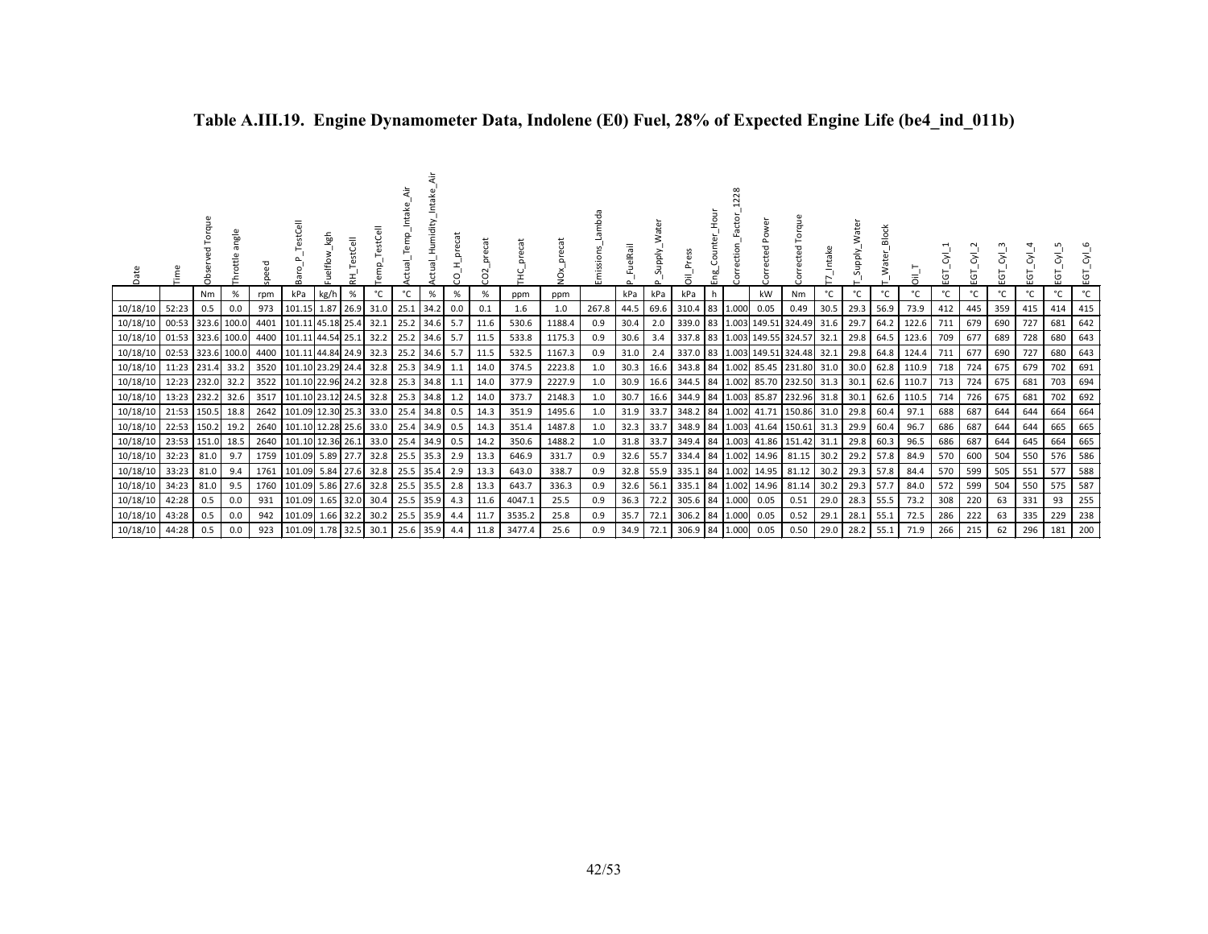**Table A.III.19. Engine Dynamometer Data, Indolene (E0) Fuel, 28% of Expected Engine Life (be4_ind_011b)**

| Date | Time | Observed Torque | Throttle angle | speed | Baro_P_TestCell | Fuelflow_kgh | RH_TestCell | Temp_TestCell | Actual_Temp_Intake_Air | Actual_Humidity_Intake_Air | CO_H_precat | CO2_precat | THC_precat | NOx_precat | Emissions_Lambda | P_FuelRail | P_Supply_Water | Oil_Press | Eng_Counter_Hour | Correction_Factor_1228 | Corrected Power | Corrected Torque | T7_Intake | T_Supply_Water | T_Water_Block | Oil_T | EGT_Cyl_1 | EGT_Cyl_2 | EGT_Cyl_3 | EGT_Cyl_4 | EGT_Cyl_5 | EGT_Cyl_6 |
|---|---|---|---|---|---|---|---|---|---|---|---|---|---|---|---|---|---|---|---|---|---|---|---|---|---|---|---|---|---|---|---|---|
| | | Nm | % | rpm | kPa | kg/h | % | °C | °C | % | % | % | ppm | ppm | | kPa | kPa | kPa | h | | kW | Nm | °C | °C | °C | °C | °C | °C | °C | °C | °C | °C |
| 10/18/10 | 52:23 | 0.5 | 0.0 | 973 | 101.15 | 1.87 | 26.9 | 31.0 | 25.1 | 34.2 | 0.0 | 0.1 | 1.6 | 1.0 | 267.8 | 44.5 | 69.6 | 310.4 | 83 | 1.000 | 0.05 | 0.49 | 30.5 | 29.3 | 56.9 | 73.9 | 412 | 445 | 359 | 415 | 414 | 415 |
| 10/18/10 | 00:53 | 323.6 | 100.0 | 4401 | 101.11 | 45.18 | 25.4 | 32.1 | 25.2 | 34.6 | 5.7 | 11.6 | 530.6 | 1188.4 | 0.9 | 30.4 | 2.0 | 339.0 | 83 | 1.003 | 149.51 | 324.49 | 31.6 | 29.7 | 64.2 | 122.6 | 711 | 679 | 690 | 727 | 681 | 642 |
| 10/18/10 | 01:53 | 323.6 | 100.0 | 4400 | 101.11 | 44.54 | 25.1 | 32.2 | 25.2 | 34.6 | 5.7 | 11.5 | 533.8 | 1175.3 | 0.9 | 30.6 | 3.4 | 337.8 | 83 | 1.003 | 149.55 | 324.57 | 32.1 | 29.8 | 64.5 | 123.6 | 709 | 677 | 689 | 728 | 680 | 643 |
| 10/18/10 | 02:53 | 323.6 | 100.0 | 4400 | 101.11 | 44.84 | 24.9 | 32.3 | 25.2 | 34.6 | 5.7 | 11.5 | 532.5 | 1167.3 | 0.9 | 31.0 | 2.4 | 337.0 | 83 | 1.003 | 149.51 | 324.48 | 32.1 | 29.8 | 64.8 | 124.4 | 711 | 677 | 690 | 727 | 680 | 643 |
| 10/18/10 | 11:23 | 231.4 | 33.2 | 3520 | 101.10 | 23.29 | 24.4 | 32.8 | 25.3 | 34.9 | 1.1 | 14.0 | 374.5 | 2223.8 | 1.0 | 30.3 | 16.6 | 343.8 | 84 | 1.002 | 85.45 | 231.80 | 31.0 | 30.0 | 62.8 | 110.9 | 718 | 724 | 675 | 679 | 702 | 691 |
| 10/18/10 | 12:23 | 232.0 | 32.2 | 3522 | 101.10 | 22.96 | 24.2 | 32.8 | 25.3 | 34.8 | 1.1 | 14.0 | 377.9 | 2227.9 | 1.0 | 30.9 | 16.6 | 344.5 | 84 | 1.002 | 85.70 | 232.50 | 31.3 | 30.1 | 62.6 | 110.7 | 713 | 724 | 675 | 681 | 703 | 694 |
| 10/18/10 | 13:23 | 232.2 | 32.6 | 3517 | 101.10 | 23.12 | 24.5 | 32.8 | 25.3 | 34.8 | 1.2 | 14.0 | 373.7 | 2148.3 | 1.0 | 30.7 | 16.6 | 344.9 | 84 | 1.003 | 85.87 | 232.96 | 31.8 | 30.1 | 62.6 | 110.5 | 714 | 726 | 675 | 681 | 702 | 692 |
| 10/18/10 | 21:53 | 150.5 | 18.8 | 2642 | 101.09 | 12.30 | 25.3 | 33.0 | 25.4 | 34.8 | 0.5 | 14.3 | 351.9 | 1495.6 | 1.0 | 31.9 | 33.7 | 348.2 | 84 | 1.002 | 41.71 | 150.86 | 31.0 | 29.8 | 60.4 | 97.1 | 688 | 687 | 644 | 644 | 664 | 664 |
| 10/18/10 | 22:53 | 150.2 | 19.2 | 2640 | 101.10 | 12.28 | 25.6 | 33.0 | 25.4 | 34.9 | 0.5 | 14.3 | 351.4 | 1487.8 | 1.0 | 32.3 | 33.7 | 348.9 | 84 | 1.003 | 41.64 | 150.61 | 31.3 | 29.9 | 60.4 | 96.7 | 686 | 687 | 644 | 644 | 665 | 665 |
| 10/18/10 | 23:53 | 151.0 | 18.5 | 2640 | 101.10 | 12.36 | 26.1 | 33.0 | 25.4 | 34.9 | 0.5 | 14.2 | 350.6 | 1488.2 | 1.0 | 31.8 | 33.7 | 349.4 | 84 | 1.003 | 41.86 | 151.42 | 31.1 | 29.8 | 60.3 | 96.5 | 686 | 687 | 644 | 645 | 664 | 665 |
| 10/18/10 | 32:23 | 81.0 | 9.7 | 1759 | 101.09 | 5.89 | 27.7 | 32.8 | 25.5 | 35.3 | 2.9 | 13.3 | 646.9 | 331.7 | 0.9 | 32.6 | 55.7 | 334.4 | 84 | 1.002 | 14.96 | 81.15 | 30.2 | 29.2 | 57.8 | 84.9 | 570 | 600 | 504 | 550 | 576 | 586 |
| 10/18/10 | 33:23 | 81.0 | 9.4 | 1761 | 101.09 | 5.84 | 27.6 | 32.8 | 25.5 | 35.4 | 2.9 | 13.3 | 643.0 | 338.7 | 0.9 | 32.8 | 55.9 | 335.1 | 84 | 1.002 | 14.95 | 81.12 | 30.2 | 29.3 | 57.8 | 84.4 | 570 | 599 | 505 | 551 | 577 | 588 |
| 10/18/10 | 34:23 | 81.0 | 9.5 | 1760 | 101.09 | 5.86 | 27.6 | 32.8 | 25.5 | 35.5 | 2.8 | 13.3 | 643.7 | 336.3 | 0.9 | 32.6 | 56.1 | 335.1 | 84 | 1.002 | 14.96 | 81.14 | 30.2 | 29.3 | 57.7 | 84.0 | 572 | 599 | 504 | 550 | 575 | 587 |
| 10/18/10 | 42:28 | 0.5 | 0.0 | 931 | 101.09 | 1.65 | 32.0 | 30.4 | 25.5 | 35.9 | 4.3 | 11.6 | 4047.1 | 25.5 | 0.9 | 36.3 | 72.2 | 305.6 | 84 | 1.000 | 0.05 | 0.51 | 29.0 | 28.3 | 55.5 | 73.2 | 308 | 220 | 63 | 331 | 93 | 255 |
| 10/18/10 | 43:28 | 0.5 | 0.0 | 942 | 101.09 | 1.66 | 32.2 | 30.2 | 25.5 | 35.9 | 4.4 | 11.7 | 3535.2 | 25.8 | 0.9 | 35.7 | 72.1 | 306.2 | 84 | 1.000 | 0.05 | 0.52 | 29.1 | 28.1 | 55.1 | 72.5 | 286 | 222 | 63 | 335 | 229 | 238 |
| 10/18/10 | 44:28 | 0.5 | 0.0 | 923 | 101.09 | 1.78 | 32.5 | 30.1 | 25.6 | 35.9 | 4.4 | 11.8 | 3477.4 | 25.6 | 0.9 | 34.9 | 72.1 | 306.9 | 84 | 1.000 | 0.05 | 0.50 | 29.0 | 28.2 | 55.1 | 71.9 | 266 | 215 | 62 | 296 | 181 | 200 |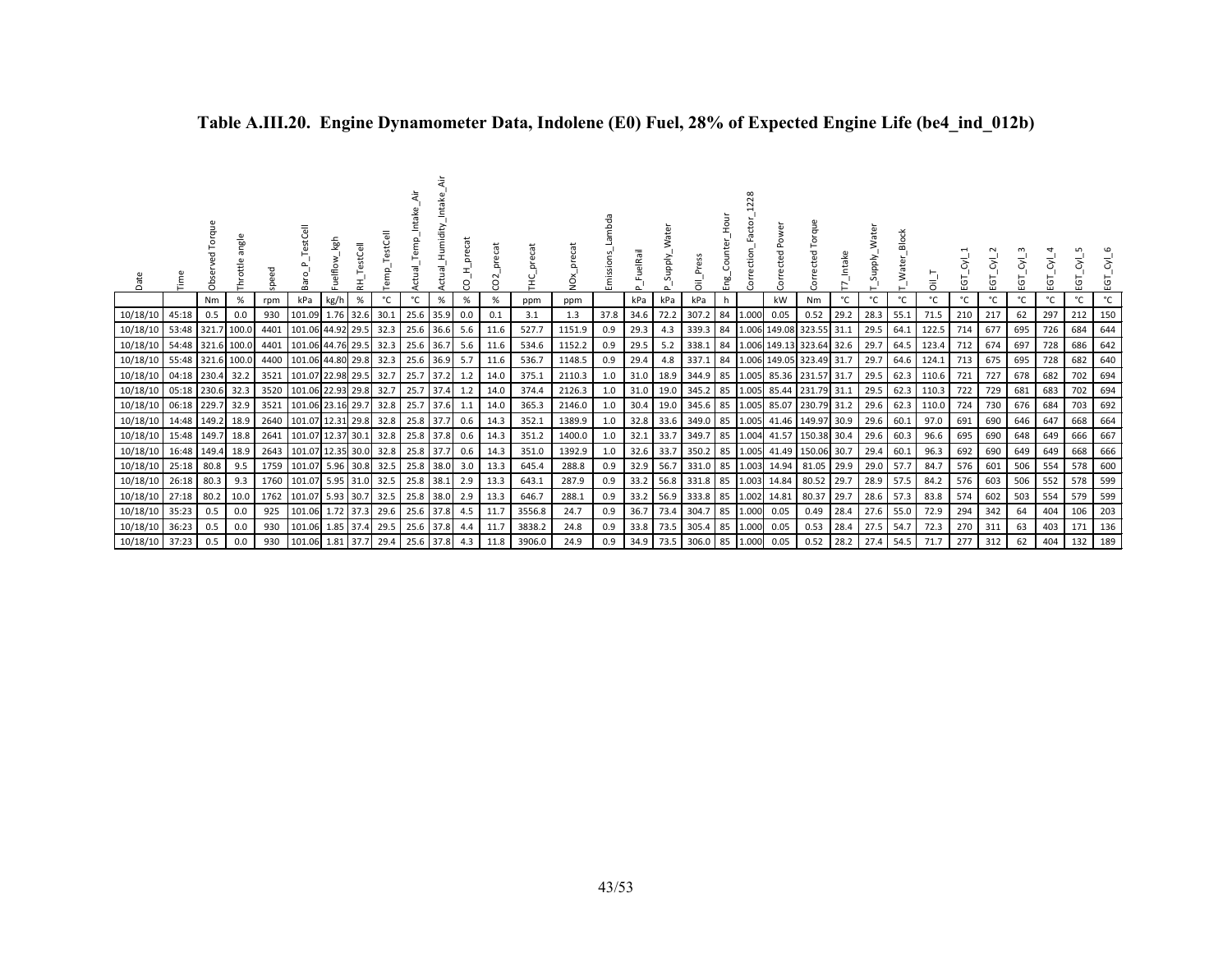**Table A.III.20. Engine Dynamometer Data, Indolene (E0) Fuel, 28% of Expected Engine Life (be4_ind_012b)**

| Date | Time | Observed Torque | Throttle angle | speed | Baro_P_TestCell | Fuelflow_kgh | RH_TestCell | Temp_TestCell | Actual_Temp_Intake_Air | Actual_Humidity_Intake_Air | CO_H_precat | CO2_precat | THC_precat | NOx_precat | Emissions_Lambda | P_FuelRail | P_Supply_Water | Oil_Press | Eng_Counter_Hour | Correction_Factor_1228 | Corrected Power | Corrected Torque | T7_Intake | T_Supply_Water | T_Water_Block | Oil_T | EGT_Cyl_1 | EGT_Cyl_2 | EGT_Cyl_3 | EGT_Cyl_4 | EGT_Cyl_5 | EGT_Cyl_6 |
|---|---|---|---|---|---|---|---|---|---|---|---|---|---|---|---|---|---|---|---|---|---|---|---|---|---|---|---|---|---|---|---|---|
| | | Nm | % | rpm | kPa | kg/h | % | °C | °C | % | % | % | ppm | ppm | | kPa | kPa | kPa | h | | kW | Nm | °C | °C | °C | °C | °C | °C | °C | °C | °C | °C |
| 10/18/10 | 45:18 | 0.5 | 0.0 | 930 | 101.09 | 1.76 | 32.6 | 30.1 | 25.6 | 35.9 | 0.0 | 0.1 | 3.1 | 1.3 | 37.8 | 34.6 | 72.2 | 307.2 | 84 | 1.000 | 0.05 | 0.52 | 29.2 | 28.3 | 55.1 | 71.5 | 210 | 217 | 62 | 297 | 212 | 150 |
| 10/18/10 | 53:48 | 321.7 | 100.0 | 4401 | 101.06 | 44.92 | 29.5 | 32.3 | 25.6 | 36.6 | 5.6 | 11.6 | 527.7 | 1151.9 | 0.9 | 29.3 | 4.3 | 339.3 | 84 | 1.006 | 149.08 | 323.55 | 31.1 | 29.5 | 64.1 | 122.5 | 714 | 677 | 695 | 726 | 684 | 644 |
| 10/18/10 | 54:48 | 321.6 | 100.0 | 4401 | 101.06 | 44.76 | 29.5 | 32.3 | 25.6 | 36.7 | 5.6 | 11.6 | 534.6 | 1152.2 | 0.9 | 29.5 | 5.2 | 338.1 | 84 | 1.006 | 149.13 | 323.64 | 32.6 | 29.7 | 64.5 | 123.4 | 712 | 674 | 697 | 728 | 686 | 642 |
| 10/18/10 | 55:48 | 321.6 | 100.0 | 4400 | 101.06 | 44.80 | 29.8 | 32.3 | 25.6 | 36.9 | 5.7 | 11.6 | 536.7 | 1148.5 | 0.9 | 29.4 | 4.8 | 337.1 | 84 | 1.006 | 149.05 | 323.49 | 31.7 | 29.7 | 64.6 | 124.1 | 713 | 675 | 695 | 728 | 682 | 640 |
| 10/18/10 | 04:18 | 230.4 | 32.2 | 3521 | 101.07 | 22.98 | 29.5 | 32.7 | 25.7 | 37.2 | 1.2 | 14.0 | 375.1 | 2110.3 | 1.0 | 31.0 | 18.9 | 344.9 | 85 | 1.005 | 85.36 | 231.57 | 31.7 | 29.5 | 62.3 | 110.6 | 721 | 727 | 678 | 682 | 702 | 694 |
| 10/18/10 | 05:18 | 230.6 | 32.3 | 3520 | 101.06 | 22.93 | 29.8 | 32.7 | 25.7 | 37.4 | 1.2 | 14.0 | 374.4 | 2126.3 | 1.0 | 31.0 | 19.0 | 345.2 | 85 | 1.005 | 85.44 | 231.79 | 31.1 | 29.5 | 62.3 | 110.3 | 722 | 729 | 681 | 683 | 702 | 694 |
| 10/18/10 | 06:18 | 229.7 | 32.9 | 3521 | 101.06 | 23.16 | 29.7 | 32.8 | 25.7 | 37.6 | 1.1 | 14.0 | 365.3 | 2146.0 | 1.0 | 30.4 | 19.0 | 345.6 | 85 | 1.005 | 85.07 | 230.79 | 31.2 | 29.6 | 62.3 | 110.0 | 724 | 730 | 676 | 684 | 703 | 692 |
| 10/18/10 | 14:48 | 149.2 | 18.9 | 2640 | 101.07 | 12.31 | 29.8 | 32.8 | 25.8 | 37.7 | 0.6 | 14.3 | 352.1 | 1389.9 | 1.0 | 32.8 | 33.6 | 349.0 | 85 | 1.005 | 41.46 | 149.97 | 30.9 | 29.6 | 60.1 | 97.0 | 691 | 690 | 646 | 647 | 668 | 664 |
| 10/18/10 | 15:48 | 149.7 | 18.8 | 2641 | 101.07 | 12.37 | 30.1 | 32.8 | 25.8 | 37.8 | 0.6 | 14.3 | 351.2 | 1400.0 | 1.0 | 32.1 | 33.7 | 349.7 | 85 | 1.004 | 41.57 | 150.38 | 30.4 | 29.6 | 60.3 | 96.6 | 695 | 690 | 648 | 649 | 666 | 667 |
| 10/18/10 | 16:48 | 149.4 | 18.9 | 2643 | 101.07 | 12.35 | 30.0 | 32.8 | 25.8 | 37.7 | 0.6 | 14.3 | 351.0 | 1392.9 | 1.0 | 32.6 | 33.7 | 350.2 | 85 | 1.005 | 41.49 | 150.06 | 30.7 | 29.4 | 60.1 | 96.3 | 692 | 690 | 649 | 649 | 668 | 666 |
| 10/18/10 | 25:18 | 80.8 | 9.5 | 1759 | 101.07 | 5.96 | 30.8 | 32.5 | 25.8 | 38.0 | 3.0 | 13.3 | 645.4 | 288.8 | 0.9 | 32.9 | 56.7 | 331.0 | 85 | 1.003 | 14.94 | 81.05 | 29.9 | 29.0 | 57.7 | 84.7 | 576 | 601 | 506 | 554 | 578 | 600 |
| 10/18/10 | 26:18 | 80.3 | 9.3 | 1760 | 101.07 | 5.95 | 31.0 | 32.5 | 25.8 | 38.1 | 2.9 | 13.3 | 643.1 | 287.9 | 0.9 | 33.2 | 56.8 | 331.8 | 85 | 1.003 | 14.84 | 80.52 | 29.7 | 28.9 | 57.5 | 84.2 | 576 | 603 | 506 | 552 | 578 | 599 |
| 10/18/10 | 27:18 | 80.2 | 10.0 | 1762 | 101.07 | 5.93 | 30.7 | 32.5 | 25.8 | 38.0 | 2.9 | 13.3 | 646.7 | 288.1 | 0.9 | 33.2 | 56.9 | 333.8 | 85 | 1.002 | 14.81 | 80.37 | 29.7 | 28.6 | 57.3 | 83.8 | 574 | 602 | 503 | 554 | 579 | 599 |
| 10/18/10 | 35:23 | 0.5 | 0.0 | 925 | 101.06 | 1.72 | 37.3 | 29.6 | 25.6 | 37.8 | 4.5 | 11.7 | 3556.8 | 24.7 | 0.9 | 36.7 | 73.4 | 304.7 | 85 | 1.000 | 0.05 | 0.49 | 28.4 | 27.6 | 55.0 | 72.9 | 294 | 342 | 64 | 404 | 106 | 203 |
| 10/18/10 | 36:23 | 0.5 | 0.0 | 930 | 101.06 | 1.85 | 37.4 | 29.5 | 25.6 | 37.8 | 4.4 | 11.7 | 3838.2 | 24.8 | 0.9 | 33.8 | 73.5 | 305.4 | 85 | 1.000 | 0.05 | 0.53 | 28.4 | 27.5 | 54.7 | 72.3 | 270 | 311 | 63 | 403 | 171 | 136 |
| 10/18/10 | 37:23 | 0.5 | 0.0 | 930 | 101.06 | 1.81 | 37.7 | 29.4 | 25.6 | 37.8 | 4.3 | 11.8 | 3906.0 | 24.9 | 0.9 | 34.9 | 73.5 | 306.0 | 85 | 1.000 | 0.05 | 0.52 | 28.2 | 27.4 | 54.5 | 71.7 | 277 | 312 | 62 | 404 | 132 | 189 |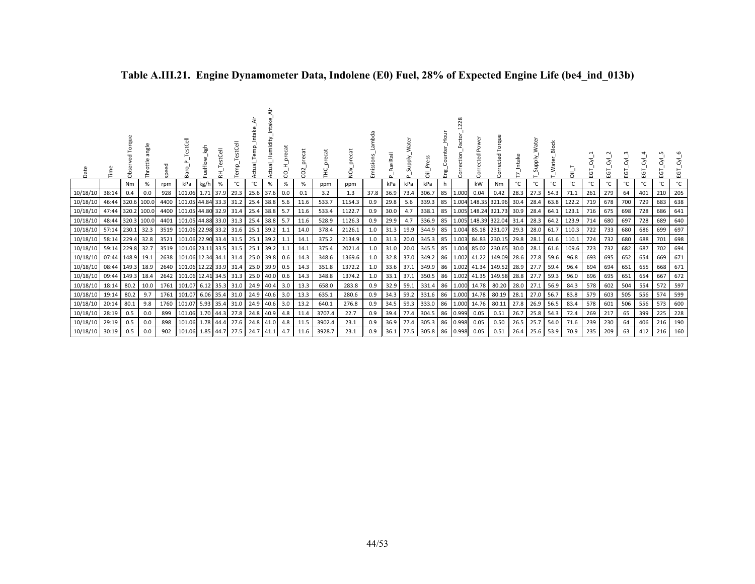**Table A.III.21. Engine Dynamometer Data, Indolene (E0) Fuel, 28% of Expected Engine Life (be4_ind_013b)**

| Date | Time | Observed Torque | Throttle angle | speed | Baro_P_TestCell | Fuelflow_kgh | RH_TestCell | Temp_TestCell | Actual_Temp_Intake_Air | Actual_Humidity_Intake_Air | CO_H_precat | CO2_precat | THC_precat | NOx_precat | Emissions_Lambda | P_FuelRail | P_Supply_Water | Oil_Press | Eng_Counter_Hour | Correction_Factor_1228 | Corrected Power | Corrected Torque | T7_Intake | T_Supply_Water | T_Water_Block | Oil_T | EGT_Cyl_1 | EGT_Cyl_2 | EGT_Cyl_3 | EGT_Cyl_4 | EGT_Cyl_5 | EGT_Cyl_6 |
|---|---|---|---|---|---|---|---|---|---|---|---|---|---|---|---|---|---|---|---|---|---|---|---|---|---|---|---|---|---|---|---|---|
| | | Nm | % | rpm | kPa | kg/h | % | °C | °C | % | % | % | ppm | ppm | | kPa | kPa | kPa | h | | kW | Nm | °C | °C | °C | °C | °C | °C | °C | °C | °C | °C |
| 10/18/10 | 38:14 | 0.4 | 0.0 | 928 | 101.06 | 1.71 | 37.9 | 29.3 | 25.6 | 37.6 | 0.0 | 0.1 | 3.2 | 1.3 | 37.8 | 36.9 | 73.4 | 306.7 | 85 | 1.000 | 0.04 | 0.42 | 28.3 | 27.3 | 54.3 | 71.1 | 261 | 279 | 64 | 401 | 210 | 205 |
| 10/18/10 | 46:44 | 320.6 | 100.0 | 4400 | 101.05 | 44.84 | 33.3 | 31.2 | 25.4 | 38.8 | 5.6 | 11.6 | 533.7 | 1154.3 | 0.9 | 29.8 | 5.6 | 339.3 | 85 | 1.004 | 148.35 | 321.96 | 30.4 | 28.4 | 63.8 | 122.2 | 719 | 678 | 700 | 729 | 683 | 638 |
| 10/18/10 | 47:44 | 320.2 | 100.0 | 4400 | 101.05 | 44.80 | 32.9 | 31.4 | 25.4 | 38.8 | 5.7 | 11.6 | 533.4 | 1122.7 | 0.9 | 30.0 | 4.7 | 338.1 | 85 | 1.005 | 148.24 | 321.73 | 30.9 | 28.4 | 64.1 | 123.1 | 716 | 675 | 698 | 728 | 686 | 641 |
| 10/18/10 | 48:44 | 320.3 | 100.0 | 4401 | 101.05 | 44.88 | 33.0 | 31.3 | 25.4 | 38.8 | 5.7 | 11.6 | 528.9 | 1126.3 | 0.9 | 29.9 | 4.7 | 336.9 | 85 | 1.005 | 148.39 | 322.04 | 31.4 | 28.3 | 64.2 | 123.9 | 714 | 680 | 697 | 728 | 689 | 640 |
| 10/18/10 | 57:14 | 230.1 | 32.3 | 3519 | 101.06 | 22.98 | 33.2 | 31.6 | 25.1 | 39.2 | 1.1 | 14.0 | 378.4 | 2126.1 | 1.0 | 31.3 | 19.9 | 344.9 | 85 | 1.004 | 85.18 | 231.07 | 29.3 | 28.0 | 61.7 | 110.3 | 722 | 733 | 680 | 686 | 699 | 697 |
| 10/18/10 | 58:14 | 229.4 | 32.8 | 3521 | 101.06 | 22.90 | 33.4 | 31.5 | 25.1 | 39.2 | 1.1 | 14.1 | 375.2 | 2134.9 | 1.0 | 31.3 | 20.0 | 345.3 | 85 | 1.003 | 84.83 | 230.15 | 29.8 | 28.1 | 61.6 | 110.1 | 724 | 732 | 680 | 688 | 701 | 698 |
| 10/18/10 | 59:14 | 229.8 | 32.7 | 3519 | 101.06 | 23.11 | 33.5 | 31.5 | 25.1 | 39.2 | 1.1 | 14.1 | 375.4 | 2021.4 | 1.0 | 31.0 | 20.0 | 345.5 | 85 | 1.004 | 85.02 | 230.65 | 30.0 | 28.1 | 61.6 | 109.6 | 723 | 732 | 682 | 687 | 702 | 694 |
| 10/18/10 | 07:44 | 148.9 | 19.1 | 2638 | 101.06 | 12.34 | 34.1 | 31.4 | 25.0 | 39.8 | 0.6 | 14.3 | 348.6 | 1369.6 | 1.0 | 32.8 | 37.0 | 349.2 | 86 | 1.002 | 41.22 | 149.09 | 28.6 | 27.8 | 59.6 | 96.8 | 693 | 695 | 652 | 654 | 669 | 671 |
| 10/18/10 | 08:44 | 149.3 | 18.9 | 2640 | 101.06 | 12.22 | 33.9 | 31.4 | 25.0 | 39.9 | 0.5 | 14.3 | 351.8 | 1372.2 | 1.0 | 33.6 | 37.1 | 349.9 | 86 | 1.002 | 41.34 | 149.52 | 28.9 | 27.7 | 59.4 | 96.4 | 694 | 694 | 651 | 655 | 668 | 671 |
| 10/18/10 | 09:44 | 149.3 | 18.4 | 2642 | 101.06 | 12.41 | 34.5 | 31.3 | 25.0 | 40.0 | 0.6 | 14.3 | 348.8 | 1374.2 | 1.0 | 33.1 | 37.1 | 350.5 | 86 | 1.002 | 41.35 | 149.58 | 28.8 | 27.7 | 59.3 | 96.0 | 696 | 695 | 651 | 654 | 667 | 672 |
| 10/18/10 | 18:14 | 80.2 | 10.0 | 1761 | 101.07 | 6.12 | 35.3 | 31.0 | 24.9 | 40.4 | 3.0 | 13.3 | 658.0 | 283.8 | 0.9 | 32.9 | 59.1 | 331.4 | 86 | 1.000 | 14.78 | 80.20 | 28.0 | 27.1 | 56.9 | 84.3 | 578 | 602 | 504 | 554 | 572 | 597 |
| 10/18/10 | 19:14 | 80.2 | 9.7 | 1761 | 101.07 | 6.06 | 35.4 | 31.0 | 24.9 | 40.6 | 3.0 | 13.3 | 635.1 | 280.6 | 0.9 | 34.3 | 59.2 | 331.6 | 86 | 1.000 | 14.78 | 80.19 | 28.1 | 27.0 | 56.7 | 83.8 | 579 | 603 | 505 | 556 | 574 | 599 |
| 10/18/10 | 20:14 | 80.1 | 9.8 | 1760 | 101.07 | 5.93 | 35.4 | 31.0 | 24.9 | 40.6 | 3.0 | 13.2 | 640.1 | 276.8 | 0.9 | 34.5 | 59.3 | 333.0 | 86 | 1.000 | 14.76 | 80.11 | 27.8 | 26.9 | 56.5 | 83.4 | 578 | 601 | 506 | 556 | 573 | 600 |
| 10/18/10 | 28:19 | 0.5 | 0.0 | 899 | 101.06 | 1.70 | 44.3 | 27.8 | 24.8 | 40.9 | 4.8 | 11.4 | 3707.4 | 22.7 | 0.9 | 39.4 | 77.4 | 304.5 | 86 | 0.999 | 0.05 | 0.51 | 26.7 | 25.8 | 54.3 | 72.4 | 269 | 217 | 65 | 399 | 225 | 228 |
| 10/18/10 | 29:19 | 0.5 | 0.0 | 898 | 101.06 | 1.78 | 44.4 | 27.6 | 24.8 | 41.0 | 4.8 | 11.5 | 3902.4 | 23.1 | 0.9 | 36.9 | 77.4 | 305.3 | 86 | 0.998 | 0.05 | 0.50 | 26.5 | 25.7 | 54.0 | 71.6 | 239 | 230 | 64 | 406 | 216 | 190 |
| 10/18/10 | 30:19 | 0.5 | 0.0 | 902 | 101.06 | 1.85 | 44.7 | 27.5 | 24.7 | 41.1 | 4.7 | 11.6 | 3928.7 | 23.1 | 0.9 | 36.1 | 77.5 | 305.8 | 86 | 0.998 | 0.05 | 0.51 | 26.4 | 25.6 | 53.9 | 70.9 | 235 | 209 | 63 | 412 | 216 | 160 |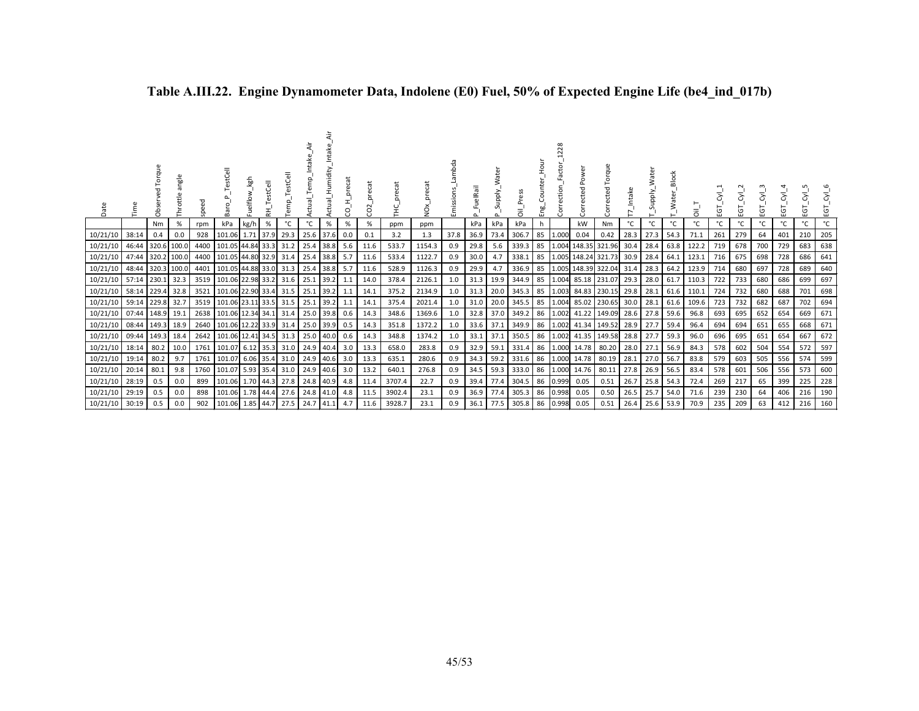# Table A.III.22. Engine Dynamometer Data, Indolene (E0) Fuel, 50% of Expected Engine Life (be4_ind_017b)

| Date | Time | Observed Torque | Throttle angle | speed | Baro_P_TestCell | Fuelflow_kgh | RH_TestCell | Temp_TestCell | Actual_Temp_Intake_Air | Actual_Humidity_Intake_Air | CO_H_precat | CO2_precat | THC_precat | NOx_precat | Emissions_Lambda | P_FuelRail | P_Supply_Water | Oil_Press | Eng_Counter_Hour | Correction_Factor_1228 | Corrected Power | Corrected Torque | T7_Intake | T_Supply_Water | T_Water_Block | Oil_T | EGT_Cyl_1 | EGT_Cyl_2 | EGT_Cyl_3 | EGT_Cyl_4 | EGT_Cyl_5 | EGT_Cyl_6 |
|---|---|---|---|---|---|---|---|---|---|---|---|---|---|---|---|---|---|---|---|---|---|---|---|---|---|---|---|---|---|---|---|---|
| | | Nm | % | rpm | kPa | kg/h | % | °C | °C | % | % | % | ppm | ppm | | kPa | kPa | kPa | h | | kW | Nm | °C | °C | °C | °C | °C | °C | °C | °C | °C | °C |
| 10/21/10 | 38:14 | 0.4 | 0.0 | 928 | 101.06 | 1.71 | 37.9 | 29.3 | 25.6 | 37.6 | 0.0 | 0.1 | 3.2 | 1.3 | 37.8 | 36.9 | 73.4 | 306.7 | 85 | 1.000 | 0.04 | 0.42 | 28.3 | 27.3 | 54.3 | 71.1 | 261 | 279 | 64 | 401 | 210 | 205 |
| 10/21/10 | 46:44 | 320.6 | 100.0 | 4400 | 101.05 | 44.84 | 33.3 | 31.2 | 25.4 | 38.8 | 5.6 | 11.6 | 533.7 | 1154.3 | 0.9 | 29.8 | 5.6 | 339.3 | 85 | 1.004 | 148.35 | 321.96 | 30.4 | 28.4 | 63.8 | 122.2 | 719 | 678 | 700 | 729 | 683 | 638 |
| 10/21/10 | 47:44 | 320.2 | 100.0 | 4400 | 101.05 | 44.80 | 32.9 | 31.4 | 25.4 | 38.8 | 5.7 | 11.6 | 533.4 | 1122.7 | 0.9 | 30.0 | 4.7 | 338.1 | 85 | 1.005 | 148.24 | 321.73 | 30.9 | 28.4 | 64.1 | 123.1 | 716 | 675 | 698 | 728 | 686 | 641 |
| 10/21/10 | 48:44 | 320.3 | 100.0 | 4401 | 101.05 | 44.88 | 33.0 | 31.3 | 25.4 | 38.8 | 5.7 | 11.6 | 528.9 | 1126.3 | 0.9 | 29.9 | 4.7 | 336.9 | 85 | 1.005 | 148.39 | 322.04 | 31.4 | 28.3 | 64.2 | 123.9 | 714 | 680 | 697 | 728 | 689 | 640 |
| 10/21/10 | 57:14 | 230.1 | 32.3 | 3519 | 101.06 | 22.98 | 33.2 | 31.6 | 25.1 | 39.2 | 1.1 | 14.0 | 378.4 | 2126.1 | 1.0 | 31.3 | 19.9 | 344.9 | 85 | 1.004 | 85.18 | 231.07 | 29.3 | 28.0 | 61.7 | 110.3 | 722 | 733 | 680 | 686 | 699 | 697 |
| 10/21/10 | 58:14 | 229.4 | 32.8 | 3521 | 101.06 | 22.90 | 33.4 | 31.5 | 25.1 | 39.2 | 1.1 | 14.1 | 375.2 | 2134.9 | 1.0 | 31.3 | 20.0 | 345.3 | 85 | 1.003 | 84.83 | 230.15 | 29.8 | 28.1 | 61.6 | 110.1 | 724 | 732 | 680 | 688 | 701 | 698 |
| 10/21/10 | 59:14 | 229.8 | 32.7 | 3519 | 101.06 | 23.11 | 33.5 | 31.5 | 25.1 | 39.2 | 1.1 | 14.1 | 375.4 | 2021.4 | 1.0 | 31.0 | 20.0 | 345.5 | 85 | 1.004 | 85.02 | 230.65 | 30.0 | 28.1 | 61.6 | 109.6 | 723 | 732 | 682 | 687 | 702 | 694 |
| 10/21/10 | 07:44 | 148.9 | 19.1 | 2638 | 101.06 | 12.34 | 34.1 | 31.4 | 25.0 | 39.8 | 0.6 | 14.3 | 348.6 | 1369.6 | 1.0 | 32.8 | 37.0 | 349.2 | 86 | 1.002 | 41.22 | 149.09 | 28.6 | 27.8 | 59.6 | 96.8 | 693 | 695 | 652 | 654 | 669 | 671 |
| 10/21/10 | 08:44 | 149.3 | 18.9 | 2640 | 101.06 | 12.22 | 33.9 | 31.4 | 25.0 | 39.9 | 0.5 | 14.3 | 351.8 | 1372.2 | 1.0 | 33.6 | 37.1 | 349.9 | 86 | 1.002 | 41.34 | 149.52 | 28.9 | 27.7 | 59.4 | 96.4 | 694 | 694 | 651 | 655 | 668 | 671 |
| 10/21/10 | 09:44 | 149.3 | 18.4 | 2642 | 101.06 | 12.41 | 34.5 | 31.3 | 25.0 | 40.0 | 0.6 | 14.3 | 348.8 | 1374.2 | 1.0 | 33.1 | 37.1 | 350.5 | 86 | 1.002 | 41.35 | 149.58 | 28.8 | 27.7 | 59.3 | 96.0 | 696 | 695 | 651 | 654 | 667 | 672 |
| 10/21/10 | 18:14 | 80.2 | 10.0 | 1761 | 101.07 | 6.12 | 35.3 | 31.0 | 24.9 | 40.4 | 3.0 | 13.3 | 658.0 | 283.8 | 0.9 | 32.9 | 59.1 | 331.4 | 86 | 1.000 | 14.78 | 80.20 | 28.0 | 27.1 | 56.9 | 84.3 | 578 | 602 | 504 | 554 | 572 | 597 |
| 10/21/10 | 19:14 | 80.2 | 9.7 | 1761 | 101.07 | 6.06 | 35.4 | 31.0 | 24.9 | 40.6 | 3.0 | 13.3 | 635.1 | 280.6 | 0.9 | 34.3 | 59.2 | 331.6 | 86 | 1.000 | 14.78 | 80.19 | 28.1 | 27.0 | 56.7 | 83.8 | 579 | 603 | 505 | 556 | 574 | 599 |
| 10/21/10 | 20:14 | 80.1 | 9.8 | 1760 | 101.07 | 5.93 | 35.4 | 31.0 | 24.9 | 40.6 | 3.0 | 13.2 | 640.1 | 276.8 | 0.9 | 34.5 | 59.3 | 333.0 | 86 | 1.000 | 14.76 | 80.11 | 27.8 | 26.9 | 56.5 | 83.4 | 578 | 601 | 506 | 556 | 573 | 600 |
| 10/21/10 | 28:19 | 0.5 | 0.0 | 899 | 101.06 | 1.70 | 44.3 | 27.8 | 24.8 | 40.9 | 4.8 | 11.4 | 3707.4 | 22.7 | 0.9 | 39.4 | 77.4 | 304.5 | 86 | 0.999 | 0.05 | 0.51 | 26.7 | 25.8 | 54.3 | 72.4 | 269 | 217 | 65 | 399 | 225 | 228 |
| 10/21/10 | 29:19 | 0.5 | 0.0 | 898 | 101.06 | 1.78 | 44.4 | 27.6 | 24.8 | 41.0 | 4.8 | 11.5 | 3902.4 | 23.1 | 0.9 | 36.9 | 77.4 | 305.3 | 86 | 0.998 | 0.05 | 0.50 | 26.5 | 25.7 | 54.0 | 71.6 | 239 | 230 | 64 | 406 | 216 | 190 |
| 10/21/10 | 30:19 | 0.5 | 0.0 | 902 | 101.06 | 1.85 | 44.7 | 27.5 | 24.7 | 41.1 | 4.7 | 11.6 | 3928.7 | 23.1 | 0.9 | 36.1 | 77.5 | 305.8 | 86 | 0.998 | 0.05 | 0.51 | 26.4 | 25.6 | 53.9 | 70.9 | 235 | 209 | 63 | 412 | 216 | 160 |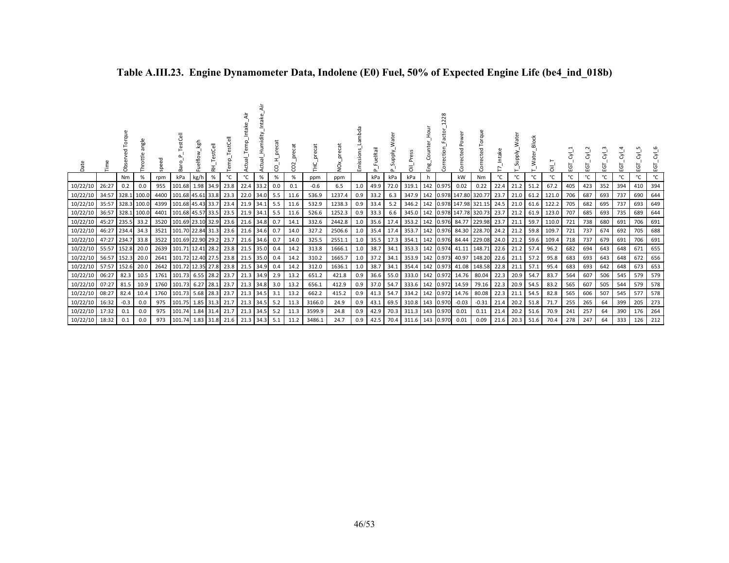**Table A.III.23. Engine Dynamometer Data, Indolene (E0) Fuel, 50% of Expected Engine Life (be4_ind_018b)**

| Date | Time | Observed Torque | Throttle angle | speed | Baro_P_TestCell | Fuelflow_kgh | RH_TestCell | Temp_TestCell | Actual_Temp_Intake_Air | Actual_Humidity_Intake_Air | CO_H_precat | CO2_precat | THC_precat | NOx_precat | Emissions_Lambda | P_FuelRail | P_Supply_Water | Oil_Press | Eng_Counter_Hour | Correction_Factor_1228 | Corrected Power | Corrected Torque | T7_Intake | T_Supply_Water | T_Water_Block | Oil_T | EGT_Cyl_1 | EGT_Cyl_2 | EGT_Cyl_3 | EGT_Cyl_4 | EGT_Cyl_5 | EGT_Cyl_6 |
|---|---|---|---|---|---|---|---|---|---|---|---|---|---|---|---|---|---|---|---|---|---|---|---|---|---|---|---|---|---|---|---|---|
| | | Nm | % | rpm | kPa | kg/h | % | °C | °C | % | % | % | ppm | ppm | | kPa | kPa | kPa | h | | kW | Nm | °C | °C | °C | °C | °C | °C | °C | °C | °C | °C |
| 10/22/10 | 26:27 | 0.2 | 0.0 | 955 | 101.68 | 1.98 | 34.9 | 23.8 | 22.4 | 33.2 | 0.0 | 0.1 | -0.6 | 6.5 | 1.0 | 49.9 | 72.0 | 319.1 | 142 | 0.975 | 0.02 | 0.22 | 22.4 | 21.2 | 51.2 | 67.2 | 405 | 423 | 352 | 394 | 410 | 394 |
| 10/22/10 | 34:57 | 328.1 | 100.0 | 4400 | 101.68 | 45.61 | 33.8 | 23.3 | 22.0 | 34.0 | 5.5 | 11.6 | 536.9 | 1237.4 | 0.9 | 33.2 | 6.3 | 347.9 | 142 | 0.978 | 147.80 | 320.77 | 23.7 | 21.0 | 61.2 | 121.0 | 706 | 687 | 693 | 737 | 690 | 644 |
| 10/22/10 | 35:57 | 328.3 | 100.0 | 4399 | 101.68 | 45.43 | 33.7 | 23.4 | 21.9 | 34.1 | 5.5 | 11.6 | 532.9 | 1238.3 | 0.9 | 33.4 | 5.2 | 346.2 | 142 | 0.978 | 147.98 | 321.15 | 24.5 | 21.0 | 61.6 | 122.2 | 705 | 682 | 695 | 737 | 693 | 649 |
| 10/22/10 | 36:57 | 328.1 | 100.0 | 4401 | 101.68 | 45.57 | 33.5 | 23.5 | 21.9 | 34.1 | 5.5 | 11.6 | 526.6 | 1252.3 | 0.9 | 33.3 | 6.6 | 345.0 | 142 | 0.978 | 147.78 | 320.73 | 23.7 | 21.2 | 61.9 | 123.0 | 707 | 685 | 693 | 735 | 689 | 644 |
| 10/22/10 | 45:27 | 235.5 | 33.2 | 3520 | 101.69 | 23.10 | 32.9 | 23.6 | 21.6 | 34.8 | 0.7 | 14.1 | 332.6 | 2442.8 | 1.0 | 35.6 | 17.4 | 353.2 | 142 | 0.976 | 84.77 | 229.98 | 23.7 | 21.1 | 59.7 | 110.0 | 721 | 738 | 680 | 691 | 706 | 691 |
| 10/22/10 | 46:27 | 234.4 | 34.3 | 3521 | 101.70 | 22.84 | 31.3 | 23.6 | 21.6 | 34.6 | 0.7 | 14.0 | 327.2 | 2506.6 | 1.0 | 35.4 | 17.4 | 353.7 | 142 | 0.976 | 84.30 | 228.70 | 24.2 | 21.2 | 59.8 | 109.7 | 721 | 737 | 674 | 692 | 705 | 688 |
| 10/22/10 | 47:27 | 234.7 | 33.8 | 3522 | 101.69 | 22.90 | 29.2 | 23.7 | 21.6 | 34.6 | 0.7 | 14.0 | 325.5 | 2551.1 | 1.0 | 35.5 | 17.3 | 354.1 | 142 | 0.976 | 84.44 | 229.08 | 24.0 | 21.2 | 59.6 | 109.4 | 718 | 737 | 679 | 691 | 706 | 691 |
| 10/22/10 | 55:57 | 152.8 | 20.0 | 2639 | 101.71 | 12.41 | 28.2 | 23.8 | 21.5 | 35.0 | 0.4 | 14.2 | 313.8 | 1666.1 | 1.0 | 38.7 | 34.1 | 353.3 | 142 | 0.974 | 41.11 | 148.71 | 22.6 | 21.2 | 57.4 | 96.2 | 682 | 694 | 643 | 648 | 671 | 655 |
| 10/22/10 | 56:57 | 152.3 | 20.0 | 2641 | 101.72 | 12.40 | 27.5 | 23.8 | 21.5 | 35.0 | 0.4 | 14.2 | 310.2 | 1665.7 | 1.0 | 37.2 | 34.1 | 353.9 | 142 | 0.973 | 40.97 | 148.20 | 22.6 | 21.1 | 57.2 | 95.8 | 683 | 693 | 643 | 648 | 672 | 656 |
| 10/22/10 | 57:57 | 152.6 | 20.0 | 2642 | 101.72 | 12.35 | 27.8 | 23.8 | 21.5 | 34.9 | 0.4 | 14.2 | 312.0 | 1636.1 | 1.0 | 38.7 | 34.1 | 354.4 | 142 | 0.973 | 41.08 | 148.58 | 22.8 | 21.1 | 57.1 | 95.4 | 683 | 693 | 642 | 648 | 673 | 653 |
| 10/22/10 | 06:27 | 82.3 | 10.5 | 1761 | 101.73 | 6.55 | 28.2 | 23.7 | 21.3 | 34.9 | 2.9 | 13.2 | 651.2 | 421.8 | 0.9 | 36.6 | 55.0 | 333.0 | 142 | 0.972 | 14.76 | 80.04 | 22.3 | 20.9 | 54.7 | 83.7 | 564 | 607 | 506 | 545 | 579 | 579 |
| 10/22/10 | 07:27 | 81.5 | 10.9 | 1760 | 101.73 | 6.27 | 28.1 | 23.7 | 21.3 | 34.8 | 3.0 | 13.2 | 656.1 | 412.9 | 0.9 | 37.0 | 54.7 | 333.6 | 142 | 0.972 | 14.59 | 79.16 | 22.3 | 20.9 | 54.5 | 83.2 | 565 | 607 | 505 | 544 | 579 | 578 |
| 10/22/10 | 08:27 | 82.4 | 10.4 | 1760 | 101.73 | 5.68 | 28.3 | 23.7 | 21.3 | 34.5 | 3.1 | 13.2 | 662.2 | 415.2 | 0.9 | 41.3 | 54.7 | 334.2 | 142 | 0.972 | 14.76 | 80.08 | 22.3 | 21.1 | 54.5 | 82.8 | 565 | 606 | 507 | 545 | 577 | 578 |
| 10/22/10 | 16:32 | -0.3 | 0.0 | 975 | 101.75 | 1.85 | 31.3 | 21.7 | 21.3 | 34.5 | 5.2 | 11.3 | 3166.0 | 24.9 | 0.9 | 43.1 | 69.5 | 310.8 | 143 | 0.970 | -0.03 | -0.31 | 21.4 | 20.2 | 51.8 | 71.7 | 255 | 265 | 64 | 399 | 205 | 273 |
| 10/22/10 | 17:32 | 0.1 | 0.0 | 975 | 101.74 | 1.84 | 31.4 | 21.7 | 21.3 | 34.5 | 5.2 | 11.3 | 3599.9 | 24.8 | 0.9 | 42.9 | 70.3 | 311.3 | 143 | 0.970 | 0.01 | 0.11 | 21.4 | 20.2 | 51.6 | 70.9 | 241 | 257 | 64 | 390 | 176 | 264 |
| 10/22/10 | 18:32 | 0.1 | 0.0 | 973 | 101.74 | 1.83 | 31.8 | 21.6 | 21.3 | 34.3 | 5.1 | 11.2 | 3486.1 | 24.7 | 0.9 | 42.5 | 70.4 | 311.6 | 143 | 0.970 | 0.01 | 0.09 | 21.6 | 20.3 | 51.6 | 70.4 | 278 | 247 | 64 | 333 | 126 | 212 |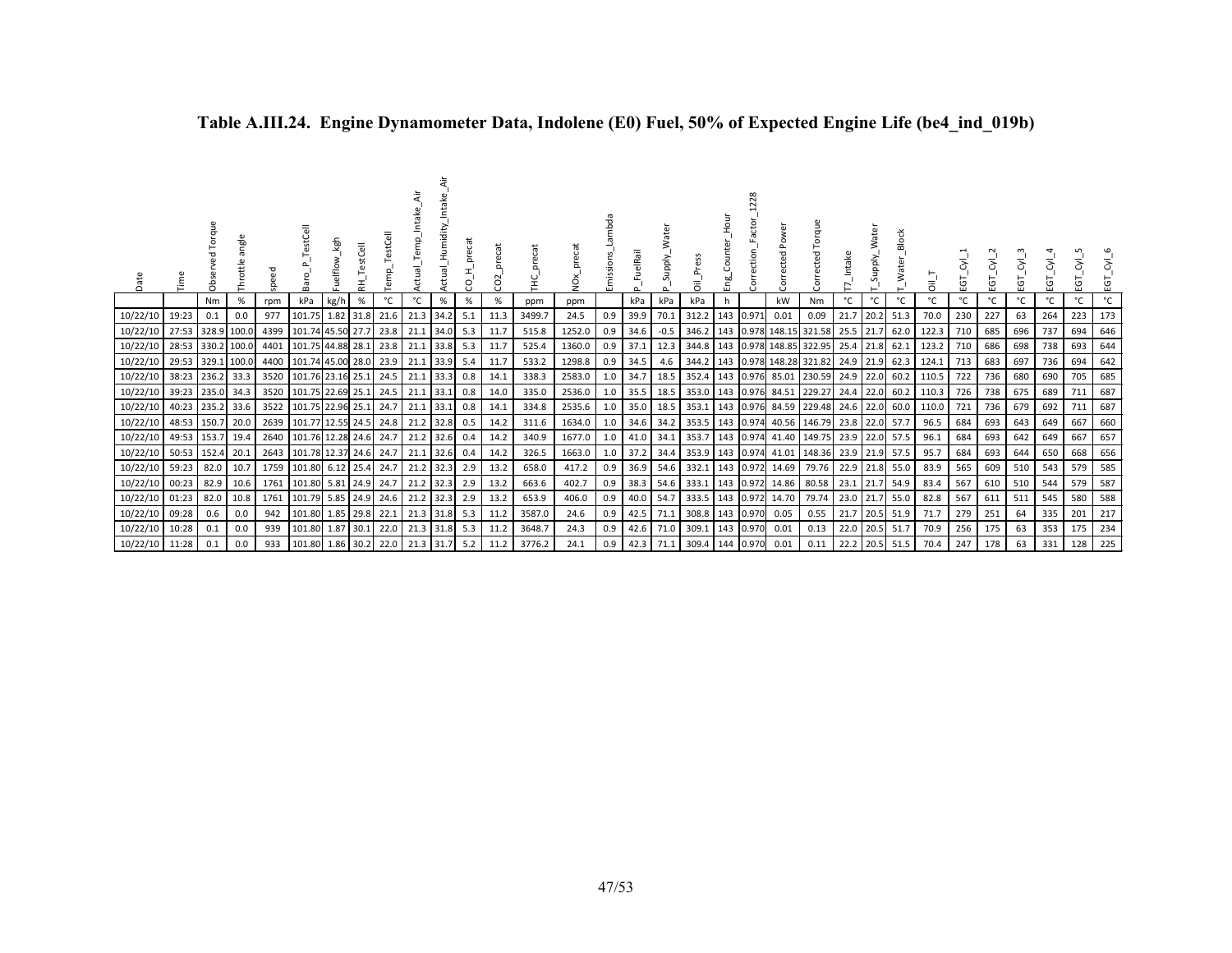# Table A.III.24. Engine Dynamometer Data, Indolene (E0) Fuel, 50% of Expected Engine Life (be4_ind_019b)

| Date | Time | Observed Torque | Throttle angle | speed | Baro_P_TestCell | Fuelflow_kgh | RH_TestCell | Temp_TestCell | Actual_Temp_Intake_Air | Actual_Humidity_Intake_Air | CO_H_precat | CO2_precat | THC_precat | NOx_precat | Emissions_Lambda | P_FuelRail | P_Supply_Water | Oil_Press | Eng_Counter_Hour | Correction_Factor_1228 | Corrected Power | Corrected Torque | T7_Intake | T_Supply_Water | T_Water_Block | Oil_T | EGT_Cyl_1 | EGT_Cyl_2 | EGT_Cyl_3 | EGT_Cyl_4 | EGT_Cyl_5 | EGT_Cyl_6 |
|---|---|---|---|---|---|---|---|---|---|---|---|---|---|---|---|---|---|---|---|---|---|---|---|---|---|---|---|---|---|---|---|---|
| | | Nm | % | rpm | kPa | kg/h | % | °C | °C | % | % | % | ppm | ppm | | kPa | kPa | kPa | h | | kW | Nm | °C | °C | °C | °C | °C | °C | °C | °C | °C | °C |
| 10/22/10 | 19:23 | 0.1 | 0.0 | 977 | 101.75 | 1.82 | 31.8 | 21.6 | 21.3 | 34.2 | 5.1 | 11.3 | 3499.7 | 24.5 | 0.9 | 39.9 | 70.1 | 312.2 | 143 | 0.971 | 0.01 | 0.09 | 21.7 | 20.2 | 51.3 | 70.0 | 230 | 227 | 63 | 264 | 223 | 173 |
| 10/22/10 | 27:53 | 328.9 | 100.0 | 4399 | 101.74 | 45.50 | 27.7 | 23.8 | 21.1 | 34.0 | 5.3 | 11.7 | 515.8 | 1252.0 | 0.9 | 34.6 | -0.5 | 346.2 | 143 | 0.978 | 148.15 | 321.58 | 25.5 | 21.7 | 62.0 | 122.3 | 710 | 685 | 696 | 737 | 694 | 646 |
| 10/22/10 | 28:53 | 330.2 | 100.0 | 4401 | 101.75 | 44.88 | 28.1 | 23.8 | 21.1 | 33.8 | 5.3 | 11.7 | 525.4 | 1360.0 | 0.9 | 37.1 | 12.3 | 344.8 | 143 | 0.978 | 148.85 | 322.95 | 25.4 | 21.8 | 62.1 | 123.2 | 710 | 686 | 698 | 738 | 693 | 644 |
| 10/22/10 | 29:53 | 329.1 | 100.0 | 4400 | 101.74 | 45.00 | 28.0 | 23.9 | 21.1 | 33.9 | 5.4 | 11.7 | 533.2 | 1298.8 | 0.9 | 34.5 | 4.6 | 344.2 | 143 | 0.978 | 148.28 | 321.82 | 24.9 | 21.9 | 62.3 | 124.1 | 713 | 683 | 697 | 736 | 694 | 642 |
| 10/22/10 | 38:23 | 236.2 | 33.3 | 3520 | 101.76 | 23.16 | 25.1 | 24.5 | 21.1 | 33.3 | 0.8 | 14.1 | 338.3 | 2583.0 | 1.0 | 34.7 | 18.5 | 352.4 | 143 | 0.976 | 85.01 | 230.59 | 24.9 | 22.0 | 60.2 | 110.5 | 722 | 736 | 680 | 690 | 705 | 685 |
| 10/22/10 | 39:23 | 235.0 | 34.3 | 3520 | 101.75 | 22.69 | 25.1 | 24.5 | 21.1 | 33.1 | 0.8 | 14.0 | 335.0 | 2536.0 | 1.0 | 35.5 | 18.5 | 353.0 | 143 | 0.976 | 84.51 | 229.27 | 24.4 | 22.0 | 60.2 | 110.3 | 726 | 738 | 675 | 689 | 711 | 687 |
| 10/22/10 | 40:23 | 235.2 | 33.6 | 3522 | 101.75 | 22.96 | 25.1 | 24.7 | 21.1 | 33.1 | 0.8 | 14.1 | 334.8 | 2535.6 | 1.0 | 35.0 | 18.5 | 353.1 | 143 | 0.976 | 84.59 | 229.48 | 24.6 | 22.0 | 60.0 | 110.0 | 721 | 736 | 679 | 692 | 711 | 687 |
| 10/22/10 | 48:53 | 150.7 | 20.0 | 2639 | 101.77 | 12.55 | 24.5 | 24.8 | 21.2 | 32.8 | 0.5 | 14.2 | 311.6 | 1634.0 | 1.0 | 34.6 | 34.2 | 353.5 | 143 | 0.974 | 40.56 | 146.79 | 23.8 | 22.0 | 57.7 | 96.5 | 684 | 693 | 643 | 649 | 667 | 660 |
| 10/22/10 | 49:53 | 153.7 | 19.4 | 2640 | 101.76 | 12.28 | 24.6 | 24.7 | 21.2 | 32.6 | 0.4 | 14.2 | 340.9 | 1677.0 | 1.0 | 41.0 | 34.1 | 353.7 | 143 | 0.974 | 41.40 | 149.75 | 23.9 | 22.0 | 57.5 | 96.1 | 684 | 693 | 642 | 649 | 667 | 657 |
| 10/22/10 | 50:53 | 152.4 | 20.1 | 2643 | 101.78 | 12.37 | 24.6 | 24.7 | 21.1 | 32.6 | 0.4 | 14.2 | 326.5 | 1663.0 | 1.0 | 37.2 | 34.4 | 353.9 | 143 | 0.974 | 41.01 | 148.36 | 23.9 | 21.9 | 57.5 | 95.7 | 684 | 693 | 644 | 650 | 668 | 656 |
| 10/22/10 | 59:23 | 82.0 | 10.7 | 1759 | 101.80 | 6.12 | 25.4 | 24.7 | 21.2 | 32.3 | 2.9 | 13.2 | 658.0 | 417.2 | 0.9 | 36.9 | 54.6 | 332.1 | 143 | 0.972 | 14.69 | 79.76 | 22.9 | 21.8 | 55.0 | 83.9 | 565 | 609 | 510 | 543 | 579 | 585 |
| 10/22/10 | 00:23 | 82.9 | 10.6 | 1761 | 101.80 | 5.81 | 24.9 | 24.7 | 21.2 | 32.3 | 2.9 | 13.2 | 663.6 | 402.7 | 0.9 | 38.3 | 54.6 | 333.1 | 143 | 0.972 | 14.86 | 80.58 | 23.1 | 21.7 | 54.9 | 83.4 | 567 | 610 | 510 | 544 | 579 | 587 |
| 10/22/10 | 01:23 | 82.0 | 10.8 | 1761 | 101.79 | 5.85 | 24.9 | 24.6 | 21.2 | 32.3 | 2.9 | 13.2 | 653.9 | 406.0 | 0.9 | 40.0 | 54.7 | 333.5 | 143 | 0.972 | 14.70 | 79.74 | 23.0 | 21.7 | 55.0 | 82.8 | 567 | 611 | 511 | 545 | 580 | 588 |
| 10/22/10 | 09:28 | 0.6 | 0.0 | 942 | 101.80 | 1.85 | 29.8 | 22.1 | 21.3 | 31.8 | 5.3 | 11.2 | 3587.0 | 24.6 | 0.9 | 42.5 | 71.1 | 308.8 | 143 | 0.970 | 0.05 | 0.55 | 21.7 | 20.5 | 51.9 | 71.7 | 279 | 251 | 64 | 335 | 201 | 217 |
| 10/22/10 | 10:28 | 0.1 | 0.0 | 939 | 101.80 | 1.87 | 30.1 | 22.0 | 21.3 | 31.8 | 5.3 | 11.2 | 3648.7 | 24.3 | 0.9 | 42.6 | 71.0 | 309.1 | 143 | 0.970 | 0.01 | 0.13 | 22.0 | 20.5 | 51.7 | 70.9 | 256 | 175 | 63 | 353 | 175 | 234 |
| 10/22/10 | 11:28 | 0.1 | 0.0 | 933 | 101.80 | 1.86 | 30.2 | 22.0 | 21.3 | 31.7 | 5.2 | 11.2 | 3776.2 | 24.1 | 0.9 | 42.3 | 71.1 | 309.4 | 144 | 0.970 | 0.01 | 0.11 | 22.2 | 20.5 | 51.5 | 70.4 | 247 | 178 | 63 | 331 | 128 | 225 |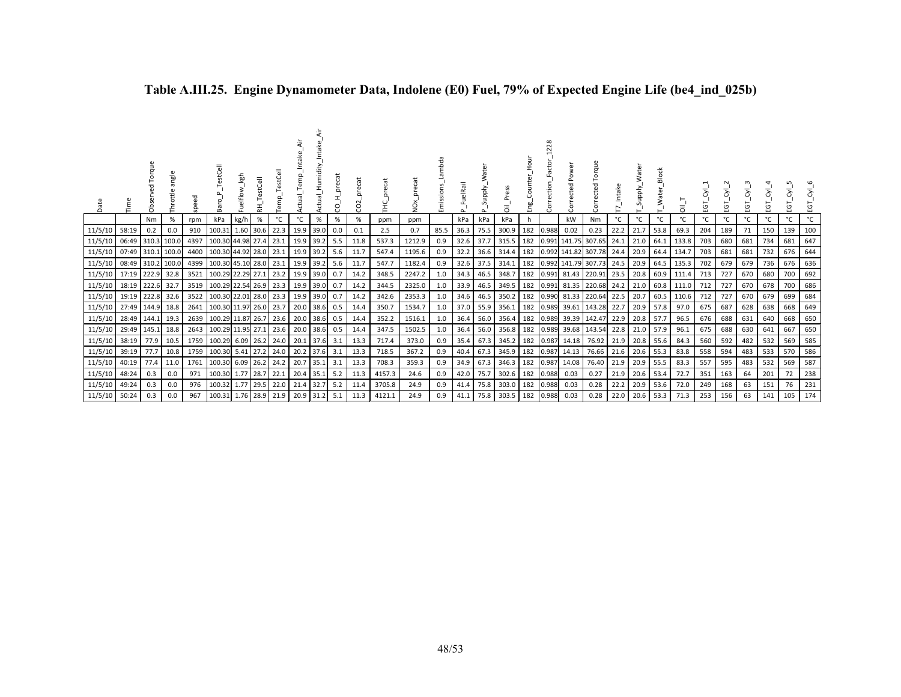**Table A.III.25. Engine Dynamometer Data, Indolene (E0) Fuel, 79% of Expected Engine Life (be4_ind_025b)**

| Date | Time | Observed Torque | Throttle angle | speed | Baro_P_TestCell | Fuelflow_kgh | RH_TestCell | Temp_TestCell | Actual_Temp_Intake_Air | Actual_Humidity_Intake_Air | CO_H_precat | CO2_precat | THC_precat | NOx_precat | Emissions_Lambda | P_FuelRail | P_Supply_Water | Oil_Press | Eng_Counter_Hour | Correction_Factor_1228 | Corrected Power | Corrected Torque | T7_Intake | T_Supply_Water | T_Water_Block | Oil_T | EGT_Cyl_1 | EGT_Cyl_2 | EGT_Cyl_3 | EGT_Cyl_4 | EGT_Cyl_5 | EGT_Cyl_6 |
|---|---|---|---|---|---|---|---|---|---|---|---|---|---|---|---|---|---|---|---|---|---|---|---|---|---|---|---|---|---|---|---|---|
| | | Nm | % | rpm | kPa | kg/h | % | °C | °C | % | % | % | ppm | ppm | | kPa | kPa | kPa | h | | kW | Nm | °C | °C | °C | °C | °C | °C | °C | °C | °C | °C |
| 11/5/10 | 58:19 | 0.2 | 0.0 | 910 | 100.31 | 1.60 | 30.6 | 22.3 | 19.9 | 39.0 | 0.0 | 0.1 | 2.5 | 0.7 | 85.5 | 36.3 | 75.5 | 300.9 | 182 | 0.988 | 0.02 | 0.23 | 22.2 | 21.7 | 53.8 | 69.3 | 204 | 189 | 71 | 150 | 139 | 100 |
| 11/5/10 | 06:49 | 310.3 | 100.0 | 4397 | 100.30 | 44.98 | 27.4 | 23.1 | 19.9 | 39.2 | 5.5 | 11.8 | 537.3 | 1212.9 | 0.9 | 32.6 | 37.7 | 315.5 | 182 | 0.991 | 141.75 | 307.65 | 24.1 | 21.0 | 64.1 | 133.8 | 703 | 680 | 681 | 734 | 681 | 647 |
| 11/5/10 | 07:49 | 310.1 | 100.0 | 4400 | 100.30 | 44.92 | 28.0 | 23.1 | 19.9 | 39.2 | 5.6 | 11.7 | 547.4 | 1195.6 | 0.9 | 32.2 | 36.6 | 314.4 | 182 | 0.992 | 141.82 | 307.78 | 24.4 | 20.9 | 64.4 | 134.7 | 703 | 681 | 681 | 732 | 676 | 644 |
| 11/5/10 | 08:49 | 310.2 | 100.0 | 4399 | 100.30 | 45.10 | 28.0 | 23.1 | 19.9 | 39.2 | 5.6 | 11.7 | 547.7 | 1182.4 | 0.9 | 32.6 | 37.5 | 314.1 | 182 | 0.992 | 141.79 | 307.73 | 24.5 | 20.9 | 64.5 | 135.3 | 702 | 679 | 679 | 736 | 676 | 636 |
| 11/5/10 | 17:19 | 222.9 | 32.8 | 3521 | 100.29 | 22.29 | 27.1 | 23.2 | 19.9 | 39.0 | 0.7 | 14.2 | 348.5 | 2247.2 | 1.0 | 34.3 | 46.5 | 348.7 | 182 | 0.991 | 81.43 | 220.91 | 23.5 | 20.8 | 60.9 | 111.4 | 713 | 727 | 670 | 680 | 700 | 692 |
| 11/5/10 | 18:19 | 222.6 | 32.7 | 3519 | 100.29 | 22.54 | 26.9 | 23.3 | 19.9 | 39.0 | 0.7 | 14.2 | 344.5 | 2325.0 | 1.0 | 33.9 | 46.5 | 349.5 | 182 | 0.991 | 81.35 | 220.68 | 24.2 | 21.0 | 60.8 | 111.0 | 712 | 727 | 670 | 678 | 700 | 686 |
| 11/5/10 | 19:19 | 222.8 | 32.6 | 3522 | 100.30 | 22.01 | 28.0 | 23.3 | 19.9 | 39.0 | 0.7 | 14.2 | 342.6 | 2353.3 | 1.0 | 34.6 | 46.5 | 350.2 | 182 | 0.990 | 81.33 | 220.64 | 22.5 | 20.7 | 60.5 | 110.6 | 712 | 727 | 670 | 679 | 699 | 684 |
| 11/5/10 | 27:49 | 144.9 | 18.8 | 2641 | 100.30 | 11.97 | 26.0 | 23.7 | 20.0 | 38.6 | 0.5 | 14.4 | 350.7 | 1534.7 | 1.0 | 37.0 | 55.9 | 356.1 | 182 | 0.989 | 39.61 | 143.28 | 22.7 | 20.9 | 57.8 | 97.0 | 675 | 687 | 628 | 638 | 668 | 649 |
| 11/5/10 | 28:49 | 144.1 | 19.3 | 2639 | 100.29 | 11.87 | 26.7 | 23.6 | 20.0 | 38.6 | 0.5 | 14.4 | 352.2 | 1516.1 | 1.0 | 36.4 | 56.0 | 356.4 | 182 | 0.989 | 39.39 | 142.47 | 22.9 | 20.8 | 57.7 | 96.5 | 676 | 688 | 631 | 640 | 668 | 650 |
| 11/5/10 | 29:49 | 145.1 | 18.8 | 2643 | 100.29 | 11.95 | 27.1 | 23.6 | 20.0 | 38.6 | 0.5 | 14.4 | 347.5 | 1502.5 | 1.0 | 36.4 | 56.0 | 356.8 | 182 | 0.989 | 39.68 | 143.54 | 22.8 | 21.0 | 57.9 | 96.1 | 675 | 688 | 630 | 641 | 667 | 650 |
| 11/5/10 | 38:19 | 77.9 | 10.5 | 1759 | 100.29 | 6.09 | 26.2 | 24.0 | 20.1 | 37.6 | 3.1 | 13.3 | 717.4 | 373.0 | 0.9 | 35.4 | 67.3 | 345.2 | 182 | 0.987 | 14.18 | 76.92 | 21.9 | 20.8 | 55.6 | 84.3 | 560 | 592 | 482 | 532 | 569 | 585 |
| 11/5/10 | 39:19 | 77.7 | 10.8 | 1759 | 100.30 | 5.41 | 27.2 | 24.0 | 20.2 | 37.6 | 3.1 | 13.3 | 718.5 | 367.2 | 0.9 | 40.4 | 67.3 | 345.9 | 182 | 0.987 | 14.13 | 76.66 | 21.6 | 20.6 | 55.3 | 83.8 | 558 | 594 | 483 | 533 | 570 | 586 |
| 11/5/10 | 40:19 | 77.4 | 11.0 | 1761 | 100.30 | 6.09 | 26.2 | 24.2 | 20.7 | 35.1 | 3.1 | 13.3 | 708.3 | 359.3 | 0.9 | 34.9 | 67.3 | 346.3 | 182 | 0.987 | 14.08 | 76.40 | 21.9 | 20.9 | 55.5 | 83.3 | 557 | 595 | 483 | 532 | 569 | 587 |
| 11/5/10 | 48:24 | 0.3 | 0.0 | 971 | 100.30 | 1.77 | 28.7 | 22.1 | 20.4 | 35.1 | 5.2 | 11.3 | 4157.3 | 24.6 | 0.9 | 42.0 | 75.7 | 302.6 | 182 | 0.988 | 0.03 | 0.27 | 21.9 | 20.6 | 53.4 | 72.7 | 351 | 163 | 64 | 201 | 72 | 238 |
| 11/5/10 | 49:24 | 0.3 | 0.0 | 976 | 100.32 | 1.77 | 29.5 | 22.0 | 21.4 | 32.7 | 5.2 | 11.4 | 3705.8 | 24.9 | 0.9 | 41.4 | 75.8 | 303.0 | 182 | 0.988 | 0.03 | 0.28 | 22.2 | 20.9 | 53.6 | 72.0 | 249 | 168 | 63 | 151 | 76 | 231 |
| 11/5/10 | 50:24 | 0.3 | 0.0 | 967 | 100.31 | 1.76 | 28.9 | 21.9 | 20.9 | 31.2 | 5.1 | 11.3 | 4121.1 | 24.9 | 0.9 | 41.1 | 75.8 | 303.5 | 182 | 0.988 | 0.03 | 0.28 | 22.0 | 20.6 | 53.3 | 71.3 | 253 | 156 | 63 | 141 | 105 | 174 |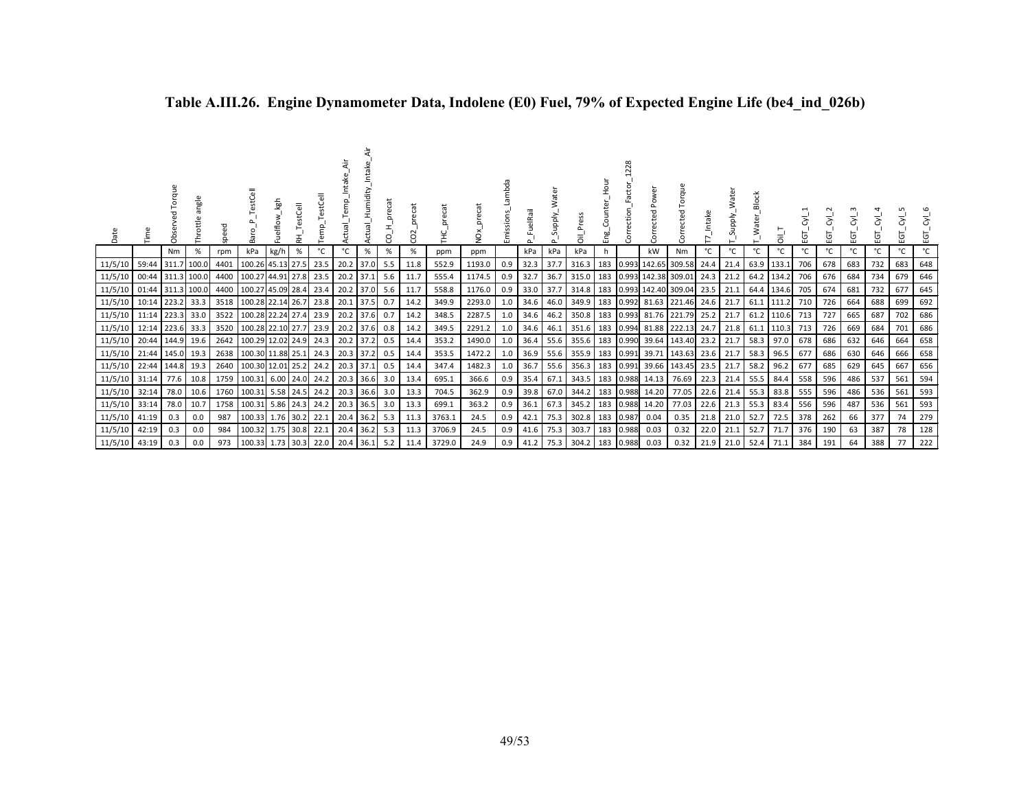# Table A.III.26. Engine Dynamometer Data, Indolene (E0) Fuel, 79% of Expected Engine Life (be4_ind_026b)

| Date | Time | Observed Torque | Throttle angle | speed | Baro_P_TestCell | Fuelflow_kgh | RH_TestCell | Temp_TestCell | Actual_Temp_Intake_Air | Actual_Humidity_Intake_Air | CO_H_precat | CO2_precat | THC_precat | NOx_precat | Emissions_Lambda | P_FuelRail | P_Supply_Water | Oil_Press | Eng_Counter_Hour | Correction_Factor_1228 | Corrected Power | Corrected Torque | T7_Intake | T_Supply_Water | T_Water_Block | Oil_T | EGT_Cyl_1 | EGT_Cyl_2 | EGT_Cyl_3 | EGT_Cyl_4 | EGT_Cyl_5 | EGT_Cyl_6 |
|---|---|---|---|---|---|---|---|---|---|---|---|---|---|---|---|---|---|---|---|---|---|---|---|---|---|---|---|---|---|---|---|---|
| | | Nm | % | rpm | kPa | kg/h | % | °C | °C | % | % | % | ppm | ppm | | kPa | kPa | kPa | h | | kW | Nm | °C | °C | °C | °C | °C | °C | °C | °C | °C | °C |
| 11/5/10 | 59:44 | 311.7 | 100.0 | 4401 | 100.26 | 45.13 | 27.5 | 23.5 | 20.2 | 37.0 | 5.5 | 11.8 | 552.9 | 1193.0 | 0.9 | 32.3 | 37.7 | 316.3 | 183 | 0.993 | 142.65 | 309.58 | 24.4 | 21.4 | 63.9 | 133.1 | 706 | 678 | 683 | 732 | 683 | 648 |
| 11/5/10 | 00:44 | 311.3 | 100.0 | 4400 | 100.27 | 44.91 | 27.8 | 23.5 | 20.2 | 37.1 | 5.6 | 11.7 | 555.4 | 1174.5 | 0.9 | 32.7 | 36.7 | 315.0 | 183 | 0.993 | 142.38 | 309.01 | 24.3 | 21.2 | 64.2 | 134.2 | 706 | 676 | 684 | 734 | 679 | 646 |
| 11/5/10 | 01:44 | 311.3 | 100.0 | 4400 | 100.27 | 45.09 | 28.4 | 23.4 | 20.2 | 37.0 | 5.6 | 11.7 | 558.8 | 1176.0 | 0.9 | 33.0 | 37.7 | 314.8 | 183 | 0.993 | 142.40 | 309.04 | 23.5 | 21.1 | 64.4 | 134.6 | 705 | 674 | 681 | 732 | 677 | 645 |
| 11/5/10 | 10:14 | 223.2 | 33.3 | 3518 | 100.28 | 22.14 | 26.7 | 23.8 | 20.1 | 37.5 | 0.7 | 14.2 | 349.9 | 2293.0 | 1.0 | 34.6 | 46.0 | 349.9 | 183 | 0.992 | 81.63 | 221.46 | 24.6 | 21.7 | 61.1 | 111.2 | 710 | 726 | 664 | 688 | 699 | 692 |
| 11/5/10 | 11:14 | 223.3 | 33.0 | 3522 | 100.28 | 22.24 | 27.4 | 23.9 | 20.2 | 37.6 | 0.7 | 14.2 | 348.5 | 2287.5 | 1.0 | 34.6 | 46.2 | 350.8 | 183 | 0.993 | 81.76 | 221.79 | 25.2 | 21.7 | 61.2 | 110.6 | 713 | 727 | 665 | 687 | 702 | 686 |
| 11/5/10 | 12:14 | 223.6 | 33.3 | 3520 | 100.28 | 22.10 | 27.7 | 23.9 | 20.2 | 37.6 | 0.8 | 14.2 | 349.5 | 2291.2 | 1.0 | 34.6 | 46.1 | 351.6 | 183 | 0.994 | 81.88 | 222.13 | 24.7 | 21.8 | 61.1 | 110.3 | 713 | 726 | 669 | 684 | 701 | 686 |
| 11/5/10 | 20:44 | 144.9 | 19.6 | 2642 | 100.29 | 12.02 | 24.9 | 24.3 | 20.2 | 37.2 | 0.5 | 14.4 | 353.2 | 1490.0 | 1.0 | 36.4 | 55.6 | 355.6 | 183 | 0.990 | 39.64 | 143.40 | 23.2 | 21.7 | 58.3 | 97.0 | 678 | 686 | 632 | 646 | 664 | 658 |
| 11/5/10 | 21:44 | 145.0 | 19.3 | 2638 | 100.30 | 11.88 | 25.1 | 24.3 | 20.3 | 37.2 | 0.5 | 14.4 | 353.5 | 1472.2 | 1.0 | 36.9 | 55.6 | 355.9 | 183 | 0.991 | 39.71 | 143.63 | 23.6 | 21.7 | 58.3 | 96.5 | 677 | 686 | 630 | 646 | 666 | 658 |
| 11/5/10 | 22:44 | 144.8 | 19.3 | 2640 | 100.30 | 12.01 | 25.2 | 24.2 | 20.3 | 37.1 | 0.5 | 14.4 | 347.4 | 1482.3 | 1.0 | 36.7 | 55.6 | 356.3 | 183 | 0.991 | 39.66 | 143.45 | 23.5 | 21.7 | 58.2 | 96.2 | 677 | 685 | 629 | 645 | 667 | 656 |
| 11/5/10 | 31:14 | 77.6 | 10.8 | 1759 | 100.31 | 6.00 | 24.0 | 24.2 | 20.3 | 36.6 | 3.0 | 13.4 | 695.1 | 366.6 | 0.9 | 35.4 | 67.1 | 343.5 | 183 | 0.988 | 14.13 | 76.69 | 22.3 | 21.4 | 55.5 | 84.4 | 558 | 596 | 486 | 537 | 561 | 594 |
| 11/5/10 | 32:14 | 78.0 | 10.6 | 1760 | 100.31 | 5.58 | 24.5 | 24.2 | 20.3 | 36.6 | 3.0 | 13.3 | 704.5 | 362.9 | 0.9 | 39.8 | 67.0 | 344.2 | 183 | 0.988 | 14.20 | 77.05 | 22.6 | 21.4 | 55.3 | 83.8 | 555 | 596 | 486 | 536 | 561 | 593 |
| 11/5/10 | 33:14 | 78.0 | 10.7 | 1758 | 100.31 | 5.86 | 24.3 | 24.2 | 20.3 | 36.5 | 3.0 | 13.3 | 699.1 | 363.2 | 0.9 | 36.1 | 67.3 | 345.2 | 183 | 0.988 | 14.20 | 77.03 | 22.6 | 21.3 | 55.3 | 83.4 | 556 | 596 | 487 | 536 | 561 | 593 |
| 11/5/10 | 41:19 | 0.3 | 0.0 | 987 | 100.33 | 1.76 | 30.2 | 22.1 | 20.4 | 36.2 | 5.3 | 11.3 | 3763.1 | 24.5 | 0.9 | 42.1 | 75.3 | 302.8 | 183 | 0.987 | 0.04 | 0.35 | 21.8 | 21.0 | 52.7 | 72.5 | 378 | 262 | 66 | 377 | 74 | 279 |
| 11/5/10 | 42:19 | 0.3 | 0.0 | 984 | 100.32 | 1.75 | 30.8 | 22.1 | 20.4 | 36.2 | 5.3 | 11.3 | 3706.9 | 24.5 | 0.9 | 41.6 | 75.3 | 303.7 | 183 | 0.988 | 0.03 | 0.32 | 22.0 | 21.1 | 52.7 | 71.7 | 376 | 190 | 63 | 387 | 78 | 128 |
| 11/5/10 | 43:19 | 0.3 | 0.0 | 973 | 100.33 | 1.73 | 30.3 | 22.0 | 20.4 | 36.1 | 5.2 | 11.4 | 3729.0 | 24.9 | 0.9 | 41.2 | 75.3 | 304.2 | 183 | 0.988 | 0.03 | 0.32 | 21.9 | 21.0 | 52.4 | 71.1 | 384 | 191 | 64 | 388 | 77 | 222 |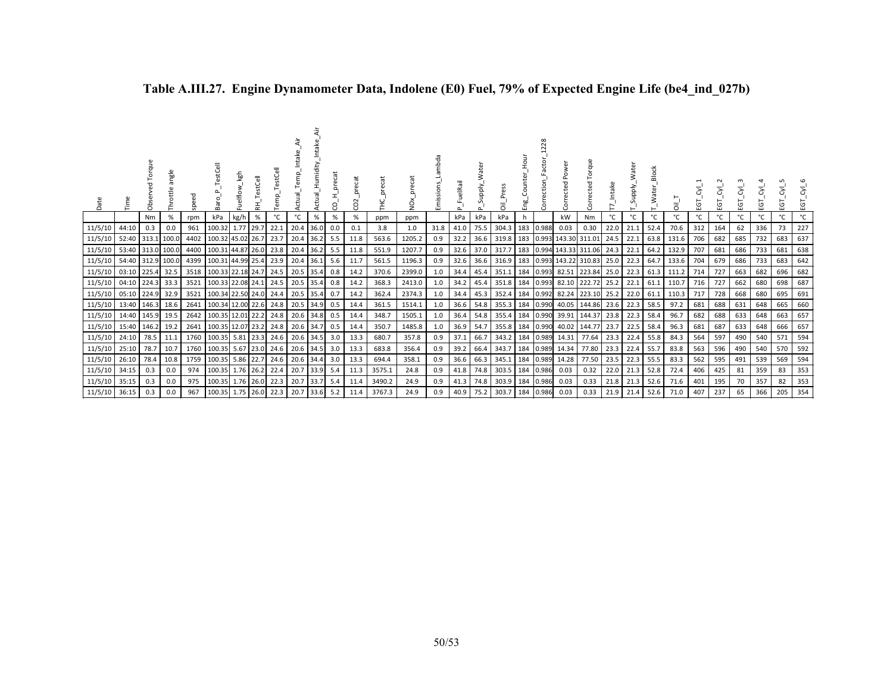# Table A.III.27. Engine Dynamometer Data, Indolene (E0) Fuel, 79% of Expected Engine Life (be4_ind_027b)

| Date | Time | Observed Torque | Throttle angle | speed | Baro_P_TestCell | Fuelflow_kgh | RH_TestCell | Temp_TestCell | Actual_Temp_Intake_Air | Actual_Humidity_Intake_Air | CO_H_precat | CO2_precat | THC_precat | NOx_precat | Emissions_Lambda | P_FuelRail | P_Supply_Water | Oil_Press | Eng_Counter_Hour | Correction_Factor_1228 | Corrected Power | Corrected Torque | T7_Intake | T_Supply_Water | T_Water_Block | Oil_T | EGT_Cyl_1 | EGT_Cyl_2 | EGT_Cyl_3 | EGT_Cyl_4 | EGT_Cyl_5 | EGT_Cyl_6 |
|---|---|---|---|---|---|---|---|---|---|---|---|---|---|---|---|---|---|---|---|---|---|---|---|---|---|---|---|---|---|---|---|---|
| | | Nm | % | rpm | kPa | kg/h | % | °C | °C | % | % | % | ppm | ppm | | kPa | kPa | kPa | h | | kW | Nm | °C | °C | °C | °C | °C | °C | °C | °C | °C | °C |
| 11/5/10 | 44:10 | 0.3 | 0.0 | 961 | 100.32 | 1.77 | 29.7 | 22.1 | 20.4 | 36.0 | 0.0 | 0.1 | 3.8 | 1.0 | 31.8 | 41.0 | 75.5 | 304.3 | 183 | 0.988 | 0.03 | 0.30 | 22.0 | 21.1 | 52.4 | 70.6 | 312 | 164 | 62 | 336 | 73 | 227 |
| 11/5/10 | 52:40 | 313.1 | 100.0 | 4402 | 100.32 | 45.02 | 26.7 | 23.7 | 20.4 | 36.2 | 5.5 | 11.8 | 563.6 | 1205.2 | 0.9 | 32.2 | 36.6 | 319.8 | 183 | 0.993 | 143.30 | 311.01 | 24.5 | 22.1 | 63.8 | 131.6 | 706 | 682 | 685 | 732 | 683 | 637 |
| 11/5/10 | 53:40 | 313.0 | 100.0 | 4400 | 100.31 | 44.87 | 26.0 | 23.8 | 20.4 | 36.2 | 5.5 | 11.8 | 551.9 | 1207.7 | 0.9 | 32.6 | 37.0 | 317.7 | 183 | 0.994 | 143.33 | 311.06 | 24.3 | 22.1 | 64.2 | 132.9 | 707 | 681 | 686 | 733 | 681 | 638 |
| 11/5/10 | 54:40 | 312.9 | 100.0 | 4399 | 100.31 | 44.99 | 25.4 | 23.9 | 20.4 | 36.1 | 5.6 | 11.7 | 561.5 | 1196.3 | 0.9 | 32.6 | 36.6 | 316.9 | 183 | 0.993 | 143.22 | 310.83 | 25.0 | 22.3 | 64.7 | 133.6 | 704 | 679 | 686 | 733 | 683 | 642 |
| 11/5/10 | 03:10 | 225.4 | 32.5 | 3518 | 100.33 | 22.18 | 24.7 | 24.5 | 20.5 | 35.4 | 0.8 | 14.2 | 370.6 | 2399.0 | 1.0 | 34.4 | 45.4 | 351.1 | 184 | 0.993 | 82.51 | 223.84 | 25.0 | 22.3 | 61.3 | 111.2 | 714 | 727 | 663 | 682 | 696 | 682 |
| 11/5/10 | 04:10 | 224.3 | 33.3 | 3521 | 100.33 | 22.08 | 24.1 | 24.5 | 20.5 | 35.4 | 0.8 | 14.2 | 368.3 | 2413.0 | 1.0 | 34.2 | 45.4 | 351.8 | 184 | 0.993 | 82.10 | 222.72 | 25.2 | 22.1 | 61.1 | 110.7 | 716 | 727 | 662 | 680 | 698 | 687 |
| 11/5/10 | 05:10 | 224.9 | 32.9 | 3521 | 100.34 | 22.50 | 24.0 | 24.4 | 20.5 | 35.4 | 0.7 | 14.2 | 362.4 | 2374.3 | 1.0 | 34.4 | 45.3 | 352.4 | 184 | 0.992 | 82.24 | 223.10 | 25.2 | 22.0 | 61.1 | 110.3 | 717 | 728 | 668 | 680 | 695 | 691 |
| 11/5/10 | 13:40 | 146.3 | 18.6 | 2641 | 100.34 | 12.00 | 22.6 | 24.8 | 20.5 | 34.9 | 0.5 | 14.4 | 361.5 | 1514.1 | 1.0 | 36.6 | 54.8 | 355.3 | 184 | 0.990 | 40.05 | 144.86 | 23.6 | 22.3 | 58.5 | 97.2 | 681 | 688 | 631 | 648 | 665 | 660 |
| 11/5/10 | 14:40 | 145.9 | 19.5 | 2642 | 100.35 | 12.01 | 22.2 | 24.8 | 20.6 | 34.8 | 0.5 | 14.4 | 348.7 | 1505.1 | 1.0 | 36.4 | 54.8 | 355.4 | 184 | 0.990 | 39.91 | 144.37 | 23.8 | 22.3 | 58.4 | 96.7 | 682 | 688 | 633 | 648 | 663 | 657 |
| 11/5/10 | 15:40 | 146.2 | 19.2 | 2641 | 100.35 | 12.07 | 23.2 | 24.8 | 20.6 | 34.7 | 0.5 | 14.4 | 350.7 | 1485.8 | 1.0 | 36.9 | 54.7 | 355.8 | 184 | 0.990 | 40.02 | 144.77 | 23.7 | 22.5 | 58.4 | 96.3 | 681 | 687 | 633 | 648 | 666 | 657 |
| 11/5/10 | 24:10 | 78.5 | 11.1 | 1760 | 100.35 | 5.81 | 23.3 | 24.6 | 20.6 | 34.5 | 3.0 | 13.3 | 680.7 | 357.8 | 0.9 | 37.1 | 66.7 | 343.2 | 184 | 0.989 | 14.31 | 77.64 | 23.3 | 22.4 | 55.8 | 84.3 | 564 | 597 | 490 | 540 | 571 | 594 |
| 11/5/10 | 25:10 | 78.7 | 10.7 | 1760 | 100.35 | 5.67 | 23.0 | 24.6 | 20.6 | 34.5 | 3.0 | 13.3 | 683.8 | 356.4 | 0.9 | 39.2 | 66.4 | 343.7 | 184 | 0.989 | 14.34 | 77.80 | 23.3 | 22.4 | 55.7 | 83.8 | 563 | 596 | 490 | 540 | 570 | 592 |
| 11/5/10 | 26:10 | 78.4 | 10.8 | 1759 | 100.35 | 5.86 | 22.7 | 24.6 | 20.6 | 34.4 | 3.0 | 13.3 | 694.4 | 358.1 | 0.9 | 36.6 | 66.3 | 345.1 | 184 | 0.989 | 14.28 | 77.50 | 23.5 | 22.3 | 55.5 | 83.3 | 562 | 595 | 491 | 539 | 569 | 594 |
| 11/5/10 | 34:15 | 0.3 | 0.0 | 974 | 100.35 | 1.76 | 26.2 | 22.4 | 20.7 | 33.9 | 5.4 | 11.3 | 3575.1 | 24.8 | 0.9 | 41.8 | 74.8 | 303.5 | 184 | 0.986 | 0.03 | 0.32 | 22.0 | 21.3 | 52.8 | 72.4 | 406 | 425 | 81 | 359 | 83 | 353 |
| 11/5/10 | 35:15 | 0.3 | 0.0 | 975 | 100.35 | 1.76 | 26.0 | 22.3 | 20.7 | 33.7 | 5.4 | 11.4 | 3490.2 | 24.9 | 0.9 | 41.3 | 74.8 | 303.9 | 184 | 0.986 | 0.03 | 0.33 | 21.8 | 21.3 | 52.6 | 71.6 | 401 | 195 | 70 | 357 | 82 | 353 |
| 11/5/10 | 36:15 | 0.3 | 0.0 | 967 | 100.35 | 1.75 | 26.0 | 22.3 | 20.7 | 33.6 | 5.2 | 11.4 | 3767.3 | 24.9 | 0.9 | 40.9 | 75.2 | 303.7 | 184 | 0.986 | 0.03 | 0.33 | 21.9 | 21.4 | 52.6 | 71.0 | 407 | 237 | 65 | 366 | 205 | 354 |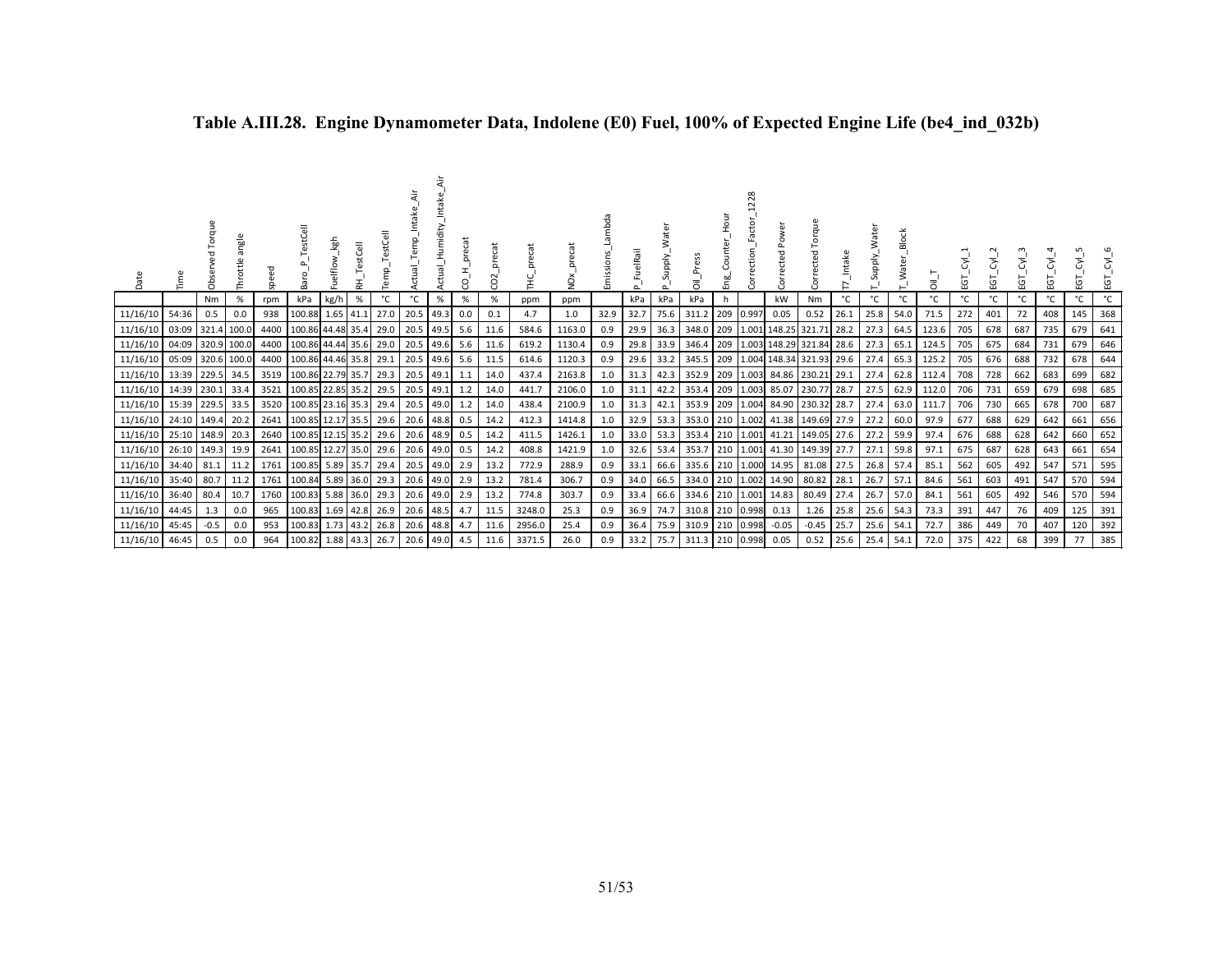### Table A.III.28. Engine Dynamometer Data, Indolene (E0) Fuel, 100% of Expected Engine Life (be4_ind_032b)

| Date | Time | Observed Torque | Throttle angle | speed | Baro_P_TestCell | Fuelflow_kgh | RH_TestCell | Temp_TestCell | Actual_Temp_Intake_Air | Actual_Humidity_Intake_Air | CO_H_precat | CO2_precat | THC_precat | NOx_precat | Emissions_Lambda | P_FuelRail | P_Supply_Water | Oil_Press | Eng_Counter_Hour | Correction_Factor_1228 | Corrected Power | Corrected Torque | T7_Intake | T_Supply_Water | T_Water_Block | Oil_T | EGT_Cyl_1 | EGT_Cyl_2 | EGT_Cyl_3 | EGT_Cyl_4 | EGT_Cyl_5 | EGT_Cyl_6 |
|---|---|---|---|---|---|---|---|---|---|---|---|---|---|---|---|---|---|---|---|---|---|---|---|---|---|---|---|---|---|---|---|---|
| | | Nm | % | rpm | kPa | kg/h | % | °C | °C | % | % | % | ppm | ppm | | kPa | kPa | kPa | h | | kW | Nm | °C | °C | °C | °C | °C | °C | °C | °C | °C | °C |
| 11/16/10 | 54:36 | 0.5 | 0.0 | 938 | 100.88 | 1.65 | 41.1 | 27.0 | 20.5 | 49.3 | 0.0 | 0.1 | 4.7 | 1.0 | 32.9 | 32.7 | 75.6 | 311.2 | 209 | 0.997 | 0.05 | 0.52 | 26.1 | 25.8 | 54.0 | 71.5 | 272 | 401 | 72 | 408 | 145 | 368 |
| 11/16/10 | 03:09 | 321.4 | 100.0 | 4400 | 100.86 | 44.48 | 35.4 | 29.0 | 20.5 | 49.5 | 5.6 | 11.6 | 584.6 | 1163.0 | 0.9 | 29.9 | 36.3 | 348.0 | 209 | 1.001 | 148.25 | 321.71 | 28.2 | 27.3 | 64.5 | 123.6 | 705 | 678 | 687 | 735 | 679 | 641 |
| 11/16/10 | 04:09 | 320.9 | 100.0 | 4400 | 100.86 | 44.44 | 35.6 | 29.0 | 20.5 | 49.6 | 5.6 | 11.6 | 619.2 | 1130.4 | 0.9 | 29.8 | 33.9 | 346.4 | 209 | 1.003 | 148.29 | 321.84 | 28.6 | 27.3 | 65.1 | 124.5 | 705 | 675 | 684 | 731 | 679 | 646 |
| 11/16/10 | 05:09 | 320.6 | 100.0 | 4400 | 100.86 | 44.46 | 35.8 | 29.1 | 20.5 | 49.6 | 5.6 | 11.5 | 614.6 | 1120.3 | 0.9 | 29.6 | 33.2 | 345.5 | 209 | 1.004 | 148.34 | 321.93 | 29.6 | 27.4 | 65.3 | 125.2 | 705 | 676 | 688 | 732 | 678 | 644 |
| 11/16/10 | 13:39 | 229.5 | 34.5 | 3519 | 100.86 | 22.79 | 35.7 | 29.3 | 20.5 | 49.1 | 1.1 | 14.0 | 437.4 | 2163.8 | 1.0 | 31.3 | 42.3 | 352.9 | 209 | 1.003 | 84.86 | 230.21 | 29.1 | 27.4 | 62.8 | 112.4 | 708 | 728 | 662 | 683 | 699 | 682 |
| 11/16/10 | 14:39 | 230.1 | 33.4 | 3521 | 100.85 | 22.85 | 35.2 | 29.5 | 20.5 | 49.1 | 1.2 | 14.0 | 441.7 | 2106.0 | 1.0 | 31.1 | 42.2 | 353.4 | 209 | 1.003 | 85.07 | 230.77 | 28.7 | 27.5 | 62.9 | 112.0 | 706 | 731 | 659 | 679 | 698 | 685 |
| 11/16/10 | 15:39 | 229.5 | 33.5 | 3520 | 100.85 | 23.16 | 35.3 | 29.4 | 20.5 | 49.0 | 1.2 | 14.0 | 438.4 | 2100.9 | 1.0 | 31.3 | 42.1 | 353.9 | 209 | 1.004 | 84.90 | 230.32 | 28.7 | 27.4 | 63.0 | 111.7 | 706 | 730 | 665 | 678 | 700 | 687 |
| 11/16/10 | 24:10 | 149.4 | 20.2 | 2641 | 100.85 | 12.17 | 35.5 | 29.6 | 20.6 | 48.8 | 0.5 | 14.2 | 412.3 | 1414.8 | 1.0 | 32.9 | 53.3 | 353.0 | 210 | 1.002 | 41.38 | 149.69 | 27.9 | 27.2 | 60.0 | 97.9 | 677 | 688 | 629 | 642 | 661 | 656 |
| 11/16/10 | 25:10 | 148.9 | 20.3 | 2640 | 100.85 | 12.15 | 35.2 | 29.6 | 20.6 | 48.9 | 0.5 | 14.2 | 411.5 | 1426.1 | 1.0 | 33.0 | 53.3 | 353.4 | 210 | 1.001 | 41.21 | 149.05 | 27.6 | 27.2 | 59.9 | 97.4 | 676 | 688 | 628 | 642 | 660 | 652 |
| 11/16/10 | 26:10 | 149.3 | 19.9 | 2641 | 100.85 | 12.27 | 35.0 | 29.6 | 20.6 | 49.0 | 0.5 | 14.2 | 408.8 | 1421.9 | 1.0 | 32.6 | 53.4 | 353.7 | 210 | 1.001 | 41.30 | 149.39 | 27.7 | 27.1 | 59.8 | 97.1 | 675 | 687 | 628 | 643 | 661 | 654 |
| 11/16/10 | 34:40 | 81.1 | 11.2 | 1761 | 100.85 | 5.89 | 35.7 | 29.4 | 20.5 | 49.0 | 2.9 | 13.2 | 772.9 | 288.9 | 0.9 | 33.1 | 66.6 | 335.6 | 210 | 1.000 | 14.95 | 81.08 | 27.5 | 26.8 | 57.4 | 85.1 | 562 | 605 | 492 | 547 | 571 | 595 |
| 11/16/10 | 35:40 | 80.7 | 11.2 | 1761 | 100.84 | 5.89 | 36.0 | 29.3 | 20.6 | 49.0 | 2.9 | 13.2 | 781.4 | 306.7 | 0.9 | 34.0 | 66.5 | 334.0 | 210 | 1.002 | 14.90 | 80.82 | 28.1 | 26.7 | 57.1 | 84.6 | 561 | 603 | 491 | 547 | 570 | 594 |
| 11/16/10 | 36:40 | 80.4 | 10.7 | 1760 | 100.83 | 5.88 | 36.0 | 29.3 | 20.6 | 49.0 | 2.9 | 13.2 | 774.8 | 303.7 | 0.9 | 33.4 | 66.6 | 334.6 | 210 | 1.001 | 14.83 | 80.49 | 27.4 | 26.7 | 57.0 | 84.1 | 561 | 605 | 492 | 546 | 570 | 594 |
| 11/16/10 | 44:45 | 1.3 | 0.0 | 965 | 100.83 | 1.69 | 42.8 | 26.9 | 20.6 | 48.5 | 4.7 | 11.5 | 3248.0 | 25.3 | 0.9 | 36.9 | 74.7 | 310.8 | 210 | 0.998 | 0.13 | 1.26 | 25.8 | 25.6 | 54.3 | 73.3 | 391 | 447 | 76 | 409 | 125 | 391 |
| 11/16/10 | 45:45 | -0.5 | 0.0 | 953 | 100.83 | 1.73 | 43.2 | 26.8 | 20.6 | 48.8 | 4.7 | 11.6 | 2956.0 | 25.4 | 0.9 | 36.4 | 75.9 | 310.9 | 210 | 0.998 | -0.05 | -0.45 | 25.7 | 25.6 | 54.1 | 72.7 | 386 | 449 | 70 | 407 | 120 | 392 |
| 11/16/10 | 46:45 | 0.5 | 0.0 | 964 | 100.82 | 1.88 | 43.3 | 26.7 | 20.6 | 49.0 | 4.5 | 11.6 | 3371.5 | 26.0 | 0.9 | 33.2 | 75.7 | 311.3 | 210 | 0.998 | 0.05 | 0.52 | 25.6 | 25.4 | 54.1 | 72.0 | 375 | 422 | 68 | 399 | 77 | 385 |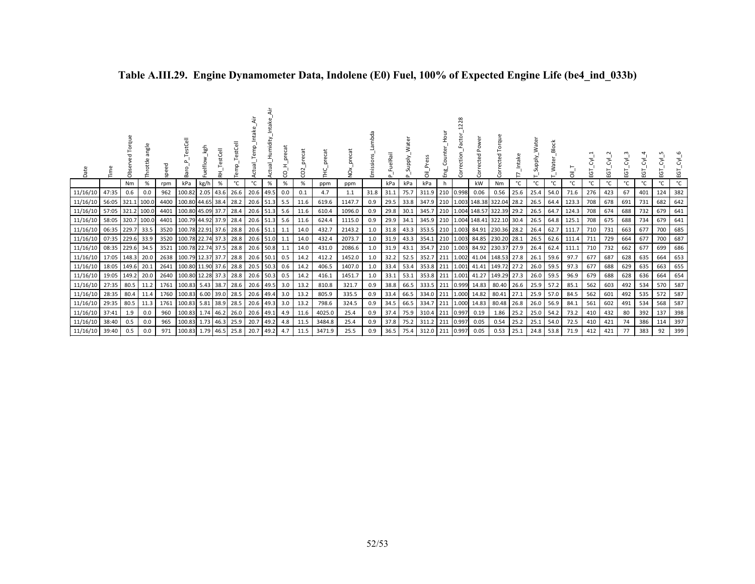**Table A.III.29. Engine Dynamometer Data, Indolene (E0) Fuel, 100% of Expected Engine Life (be4_ind_033b)**

| Date | Time | Observed Torque | Throttle angle | speed | Baro_P_TestCell | Fuelflow_kgh | RH_TestCell | Temp_TestCell | Actual_Temp_Intake_Air | Actual_Humidity_Intake_Air | CO_H_precat | CO2_precat | THC_precat | NOx_precat | Emissions_Lambda | P_FuelRail | P_Supply_Water | Oil_Press | Eng_Counter_Hour | Correction_Factor_1228 | Corrected Power | Corrected Torque | T7_Intake | T_Supply_Water | T_Water_Block | Oil_T | EGT_Cyl_1 | EGT_Cyl_2 | EGT_Cyl_3 | EGT_Cyl_4 | EGT_Cyl_5 | EGT_Cyl_6 |
|---|---|---|---|---|---|---|---|---|---|---|---|---|---|---|---|---|---|---|---|---|---|---|---|---|---|---|---|---|---|---|---|---|
| | | Nm | % | rpm | kPa | kg/h | % | °C | °C | % | % | % | ppm | ppm | | kPa | kPa | kPa | h | | kW | Nm | °C | °C | °C | °C | °C | °C | °C | °C | °C | °C |
| 11/16/10 | 47:35 | 0.6 | 0.0 | 962 | 100.82 | 2.05 | 43.6 | 26.6 | 20.6 | 49.5 | 0.0 | 0.1 | 4.7 | 1.1 | 31.8 | 31.1 | 75.7 | 311.9 | 210 | 0.998 | 0.06 | 0.56 | 25.6 | 25.4 | 54.0 | 71.6 | 276 | 423 | 67 | 401 | 124 | 382 |
| 11/16/10 | 56:05 | 321.1 | 100.0 | 4400 | 100.80 | 44.65 | 38.4 | 28.2 | 20.6 | 51.3 | 5.5 | 11.6 | 619.6 | 1147.7 | 0.9 | 29.5 | 33.8 | 347.9 | 210 | 1.003 | 148.38 | 322.04 | 28.2 | 26.5 | 64.4 | 123.3 | 708 | 678 | 691 | 731 | 682 | 642 |
| 11/16/10 | 57:05 | 321.2 | 100.0 | 4401 | 100.80 | 45.09 | 37.7 | 28.4 | 20.6 | 51.3 | 5.6 | 11.6 | 610.4 | 1096.0 | 0.9 | 29.8 | 30.1 | 345.7 | 210 | 1.004 | 148.57 | 322.39 | 29.2 | 26.5 | 64.7 | 124.3 | 708 | 674 | 688 | 732 | 679 | 641 |
| 11/16/10 | 58:05 | 320.7 | 100.0 | 4401 | 100.79 | 44.92 | 37.9 | 28.4 | 20.6 | 51.3 | 5.6 | 11.6 | 624.4 | 1115.0 | 0.9 | 29.9 | 34.1 | 345.9 | 210 | 1.004 | 148.41 | 322.10 | 30.4 | 26.5 | 64.8 | 125.1 | 708 | 675 | 688 | 734 | 679 | 641 |
| 11/16/10 | 06:35 | 229.7 | 33.5 | 3520 | 100.78 | 22.91 | 37.6 | 28.8 | 20.6 | 51.1 | 1.1 | 14.0 | 432.7 | 2143.2 | 1.0 | 31.8 | 43.3 | 353.5 | 210 | 1.003 | 84.91 | 230.36 | 28.2 | 26.4 | 62.7 | 111.7 | 710 | 731 | 663 | 677 | 700 | 685 |
| 11/16/10 | 07:35 | 229.6 | 33.9 | 3520 | 100.78 | 22.74 | 37.3 | 28.8 | 20.6 | 51.0 | 1.1 | 14.0 | 432.4 | 2073.7 | 1.0 | 31.9 | 43.3 | 354.1 | 210 | 1.003 | 84.85 | 230.20 | 28.1 | 26.5 | 62.6 | 111.4 | 711 | 729 | 664 | 677 | 700 | 687 |
| 11/16/10 | 08:35 | 229.6 | 34.5 | 3521 | 100.78 | 22.74 | 37.5 | 28.8 | 20.6 | 50.8 | 1.1 | 14.0 | 431.0 | 2086.6 | 1.0 | 31.9 | 43.1 | 354.7 | 210 | 1.003 | 84.92 | 230.37 | 27.9 | 26.4 | 62.4 | 111.1 | 710 | 732 | 662 | 677 | 699 | 686 |
| 11/16/10 | 17:05 | 148.3 | 20.0 | 2638 | 100.79 | 12.37 | 37.7 | 28.8 | 20.6 | 50.1 | 0.5 | 14.2 | 412.2 | 1452.0 | 1.0 | 32.2 | 52.5 | 352.7 | 211 | 1.002 | 41.04 | 148.53 | 27.8 | 26.1 | 59.6 | 97.7 | 677 | 687 | 628 | 635 | 664 | 653 |
| 11/16/10 | 18:05 | 149.6 | 20.1 | 2641 | 100.80 | 11.90 | 37.6 | 28.8 | 20.5 | 50.3 | 0.6 | 14.2 | 406.5 | 1407.0 | 1.0 | 33.4 | 53.4 | 353.8 | 211 | 1.001 | 41.41 | 149.72 | 27.2 | 26.0 | 59.5 | 97.3 | 677 | 688 | 629 | 635 | 663 | 655 |
| 11/16/10 | 19:05 | 149.2 | 20.0 | 2640 | 100.80 | 12.28 | 37.3 | 28.8 | 20.6 | 50.3 | 0.5 | 14.2 | 416.1 | 1451.7 | 1.0 | 33.1 | 53.1 | 353.8 | 211 | 1.001 | 41.27 | 149.29 | 27.3 | 26.0 | 59.5 | 96.9 | 679 | 688 | 628 | 636 | 664 | 654 |
| 11/16/10 | 27:35 | 80.5 | 11.2 | 1761 | 100.83 | 5.43 | 38.7 | 28.6 | 20.6 | 49.5 | 3.0 | 13.2 | 810.8 | 321.7 | 0.9 | 38.8 | 66.5 | 333.5 | 211 | 0.999 | 14.83 | 80.40 | 26.6 | 25.9 | 57.2 | 85.1 | 562 | 603 | 492 | 534 | 570 | 587 |
| 11/16/10 | 28:35 | 80.4 | 11.4 | 1760 | 100.83 | 6.00 | 39.0 | 28.5 | 20.6 | 49.4 | 3.0 | 13.2 | 805.9 | 335.5 | 0.9 | 33.4 | 66.5 | 334.0 | 211 | 1.000 | 14.82 | 80.41 | 27.1 | 25.9 | 57.0 | 84.5 | 562 | 601 | 492 | 535 | 572 | 587 |
| 11/16/10 | 29:35 | 80.5 | 11.3 | 1761 | 100.83 | 5.81 | 38.9 | 28.5 | 20.6 | 49.3 | 3.0 | 13.2 | 798.6 | 324.5 | 0.9 | 34.5 | 66.5 | 334.7 | 211 | 1.000 | 14.83 | 80.48 | 26.8 | 26.0 | 56.9 | 84.1 | 561 | 602 | 491 | 534 | 568 | 587 |
| 11/16/10 | 37:41 | 1.9 | 0.0 | 960 | 100.83 | 1.74 | 46.2 | 26.0 | 20.6 | 49.1 | 4.9 | 11.6 | 4025.0 | 25.4 | 0.9 | 37.4 | 75.9 | 310.4 | 211 | 0.997 | 0.19 | 1.86 | 25.2 | 25.0 | 54.2 | 73.2 | 410 | 432 | 80 | 392 | 137 | 398 |
| 11/16/10 | 38:40 | 0.5 | 0.0 | 965 | 100.83 | 1.73 | 46.3 | 25.9 | 20.7 | 49.2 | 4.8 | 11.5 | 3484.8 | 25.4 | 0.9 | 37.8 | 75.2 | 311.2 | 211 | 0.997 | 0.05 | 0.54 | 25.2 | 25.1 | 54.0 | 72.5 | 410 | 421 | 74 | 386 | 114 | 397 |
| 11/16/10 | 39:40 | 0.5 | 0.0 | 971 | 100.83 | 1.79 | 46.5 | 25.8 | 20.7 | 49.2 | 4.7 | 11.5 | 3471.9 | 25.5 | 0.9 | 36.5 | 75.4 | 312.0 | 211 | 0.997 | 0.05 | 0.53 | 25.1 | 24.8 | 53.8 | 71.9 | 412 | 421 | 77 | 383 | 92 | 399 |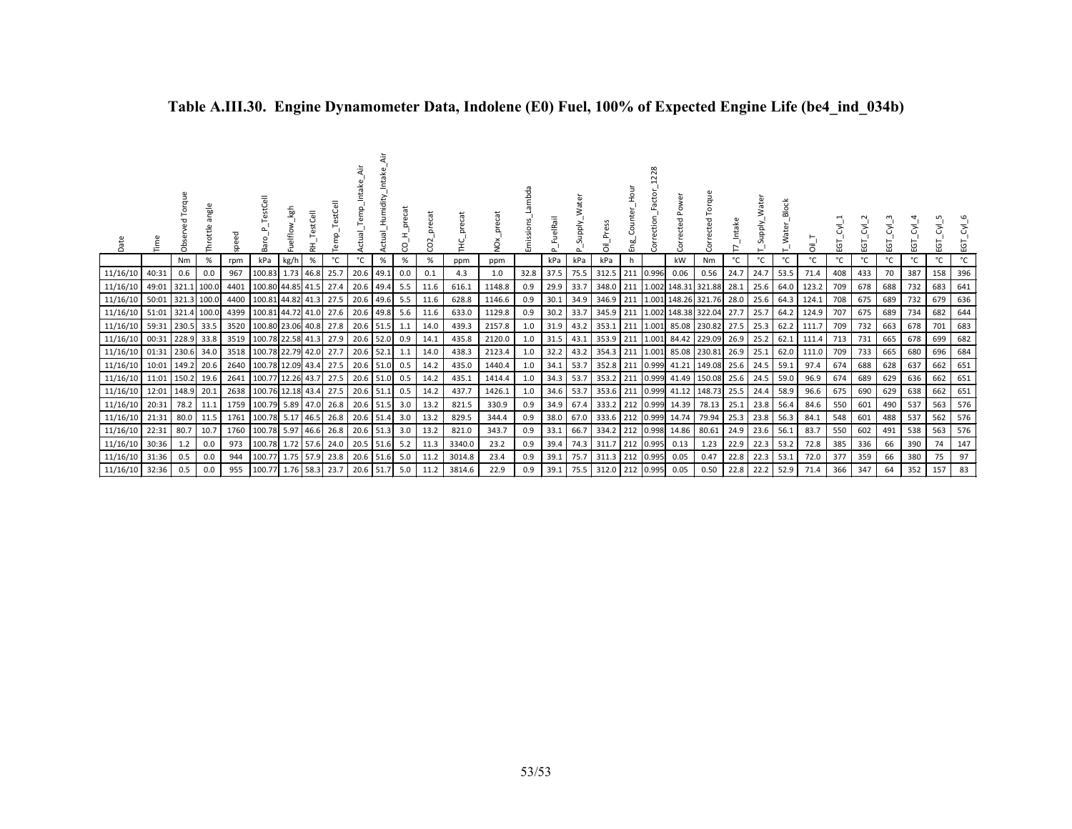# Table A.III.30. Engine Dynamometer Data, Indolene (E0) Fuel, 100% of Expected Engine Life (be4_ind_034b)

| Date | Time | Observed Torque | Throttle angle | speed | Baro_P_TestCell | Fuelflow_kgh | RH_TestCell | Temp_TestCell | Actual_Temp_Intake_Air | Actual_Humidity_Intake_Air | CO_H_precat | CO2_precat | THC_precat | NOx_precat | Emissions_Lambda | P_FuelRail | P_Supply_Water | Oil_Press | Eng_Counter_Hour | Correction_Factor_1228 | Corrected Power | Corrected Torque | T7_Intake | T_Supply_Water | T_Water_Block | Oil_T | EGT_Cyl_1 | EGT_Cyl_2 | EGT_Cyl_3 | EGT_Cyl_4 | EGT_Cyl_5 | EGT_Cyl_6 |
|---|---|---|---|---|---|---|---|---|---|---|---|---|---|---|---|---|---|---|---|---|---|---|---|---|---|---|---|---|---|---|---|---|
| | | Nm | % | rpm | kPa | kg/h | % | °C | °C | % | % | % | ppm | ppm | | kPa | kPa | kPa | h | | kW | Nm | °C | °C | °C | °C | °C | °C | °C | °C | °C | °C |
| 11/16/10 | 40:31 | 0.6 | 0.0 | 967 | 100.83 | 1.73 | 46.8 | 25.7 | 20.6 | 49.1 | 0.0 | 0.1 | 4.3 | 1.0 | 32.8 | 37.5 | 75.5 | 312.5 | 211 | 0.996 | 0.06 | 0.56 | 24.7 | 24.7 | 53.5 | 71.4 | 408 | 433 | 70 | 387 | 158 | 396 |
| 11/16/10 | 49:01 | 321.1 | 100.0 | 4401 | 100.80 | 44.85 | 41.5 | 27.4 | 20.6 | 49.4 | 5.5 | 11.6 | 616.1 | 1148.8 | 0.9 | 29.9 | 33.7 | 348.0 | 211 | 1.002 | 148.31 | 321.88 | 28.1 | 25.6 | 64.0 | 123.2 | 709 | 678 | 688 | 732 | 683 | 641 |
| 11/16/10 | 50:01 | 321.3 | 100.0 | 4400 | 100.81 | 44.82 | 41.3 | 27.5 | 20.6 | 49.6 | 5.5 | 11.6 | 628.8 | 1146.6 | 0.9 | 30.1 | 34.9 | 346.9 | 211 | 1.001 | 148.26 | 321.76 | 28.0 | 25.6 | 64.3 | 124.1 | 708 | 675 | 689 | 732 | 679 | 636 |
| 11/16/10 | 51:01 | 321.4 | 100.0 | 4399 | 100.81 | 44.72 | 41.0 | 27.6 | 20.6 | 49.8 | 5.6 | 11.6 | 633.0 | 1129.8 | 0.9 | 30.2 | 33.7 | 345.9 | 211 | 1.002 | 148.38 | 322.04 | 27.7 | 25.7 | 64.2 | 124.9 | 707 | 675 | 689 | 734 | 682 | 644 |
| 11/16/10 | 59:31 | 230.5 | 33.5 | 3520 | 100.80 | 23.06 | 40.8 | 27.8 | 20.6 | 51.5 | 1.1 | 14.0 | 439.3 | 2157.8 | 1.0 | 31.9 | 43.2 | 353.1 | 211 | 1.001 | 85.08 | 230.82 | 27.5 | 25.3 | 62.2 | 111.7 | 709 | 732 | 663 | 678 | 701 | 683 |
| 11/16/10 | 00:31 | 228.9 | 33.8 | 3519 | 100.78 | 22.58 | 41.3 | 27.9 | 20.6 | 52.0 | 0.9 | 14.1 | 435.8 | 2120.0 | 1.0 | 31.5 | 43.1 | 353.9 | 211 | 1.001 | 84.42 | 229.09 | 26.9 | 25.2 | 62.1 | 111.4 | 713 | 731 | 665 | 678 | 699 | 682 |
| 11/16/10 | 01:31 | 230.6 | 34.0 | 3518 | 100.78 | 22.79 | 42.0 | 27.7 | 20.6 | 52.1 | 1.1 | 14.0 | 438.3 | 2123.4 | 1.0 | 32.2 | 43.2 | 354.3 | 211 | 1.001 | 85.08 | 230.81 | 26.9 | 25.1 | 62.0 | 111.0 | 709 | 733 | 665 | 680 | 696 | 684 |
| 11/16/10 | 10:01 | 149.2 | 20.6 | 2640 | 100.78 | 12.09 | 43.4 | 27.5 | 20.6 | 51.0 | 0.5 | 14.2 | 435.0 | 1440.4 | 1.0 | 34.1 | 53.7 | 352.8 | 211 | 0.999 | 41.21 | 149.08 | 25.6 | 24.5 | 59.1 | 97.4 | 674 | 688 | 628 | 637 | 662 | 651 |
| 11/16/10 | 11:01 | 150.2 | 19.6 | 2641 | 100.77 | 12.26 | 43.7 | 27.5 | 20.6 | 51.0 | 0.5 | 14.2 | 435.1 | 1414.4 | 1.0 | 34.3 | 53.7 | 353.2 | 211 | 0.999 | 41.49 | 150.08 | 25.6 | 24.5 | 59.0 | 96.9 | 674 | 689 | 629 | 636 | 662 | 651 |
| 11/16/10 | 12:01 | 148.9 | 20.1 | 2638 | 100.76 | 12.18 | 43.4 | 27.5 | 20.6 | 51.1 | 0.5 | 14.2 | 437.7 | 1426.1 | 1.0 | 34.6 | 53.7 | 353.6 | 211 | 0.999 | 41.12 | 148.73 | 25.5 | 24.4 | 58.9 | 96.6 | 675 | 690 | 629 | 638 | 662 | 651 |
| 11/16/10 | 20:31 | 78.2 | 11.1 | 1759 | 100.79 | 5.89 | 47.0 | 26.8 | 20.6 | 51.5 | 3.0 | 13.2 | 821.5 | 330.9 | 0.9 | 34.9 | 67.4 | 333.2 | 212 | 0.999 | 14.39 | 78.13 | 25.1 | 23.8 | 56.4 | 84.6 | 550 | 601 | 490 | 537 | 563 | 576 |
| 11/16/10 | 21:31 | 80.0 | 11.5 | 1761 | 100.78 | 5.17 | 46.5 | 26.8 | 20.6 | 51.4 | 3.0 | 13.2 | 829.5 | 344.4 | 0.9 | 38.0 | 67.0 | 333.6 | 212 | 0.999 | 14.74 | 79.94 | 25.3 | 23.8 | 56.3 | 84.1 | 548 | 601 | 488 | 537 | 562 | 576 |
| 11/16/10 | 22:31 | 80.7 | 10.7 | 1760 | 100.78 | 5.97 | 46.6 | 26.8 | 20.6 | 51.3 | 3.0 | 13.2 | 821.0 | 343.7 | 0.9 | 33.1 | 66.7 | 334.2 | 212 | 0.998 | 14.86 | 80.61 | 24.9 | 23.6 | 56.1 | 83.7 | 550 | 602 | 491 | 538 | 563 | 576 |
| 11/16/10 | 30:36 | 1.2 | 0.0 | 973 | 100.78 | 1.72 | 57.6 | 24.0 | 20.5 | 51.6 | 5.2 | 11.3 | 3340.0 | 23.2 | 0.9 | 39.4 | 74.3 | 311.7 | 212 | 0.995 | 0.13 | 1.23 | 22.9 | 22.3 | 53.2 | 72.8 | 385 | 336 | 66 | 390 | 74 | 147 |
| 11/16/10 | 31:36 | 0.5 | 0.0 | 944 | 100.77 | 1.75 | 57.9 | 23.8 | 20.6 | 51.6 | 5.0 | 11.2 | 3014.8 | 23.4 | 0.9 | 39.1 | 75.7 | 311.3 | 212 | 0.995 | 0.05 | 0.47 | 22.8 | 22.3 | 53.1 | 72.0 | 377 | 359 | 66 | 380 | 75 | 97 |
| 11/16/10 | 32:36 | 0.5 | 0.0 | 955 | 100.77 | 1.76 | 58.3 | 23.7 | 20.6 | 51.7 | 5.0 | 11.2 | 3814.6 | 22.9 | 0.9 | 39.1 | 75.5 | 312.0 | 212 | 0.995 | 0.05 | 0.50 | 22.8 | 22.2 | 52.9 | 71.4 | 366 | 347 | 64 | 352 | 157 | 83 |